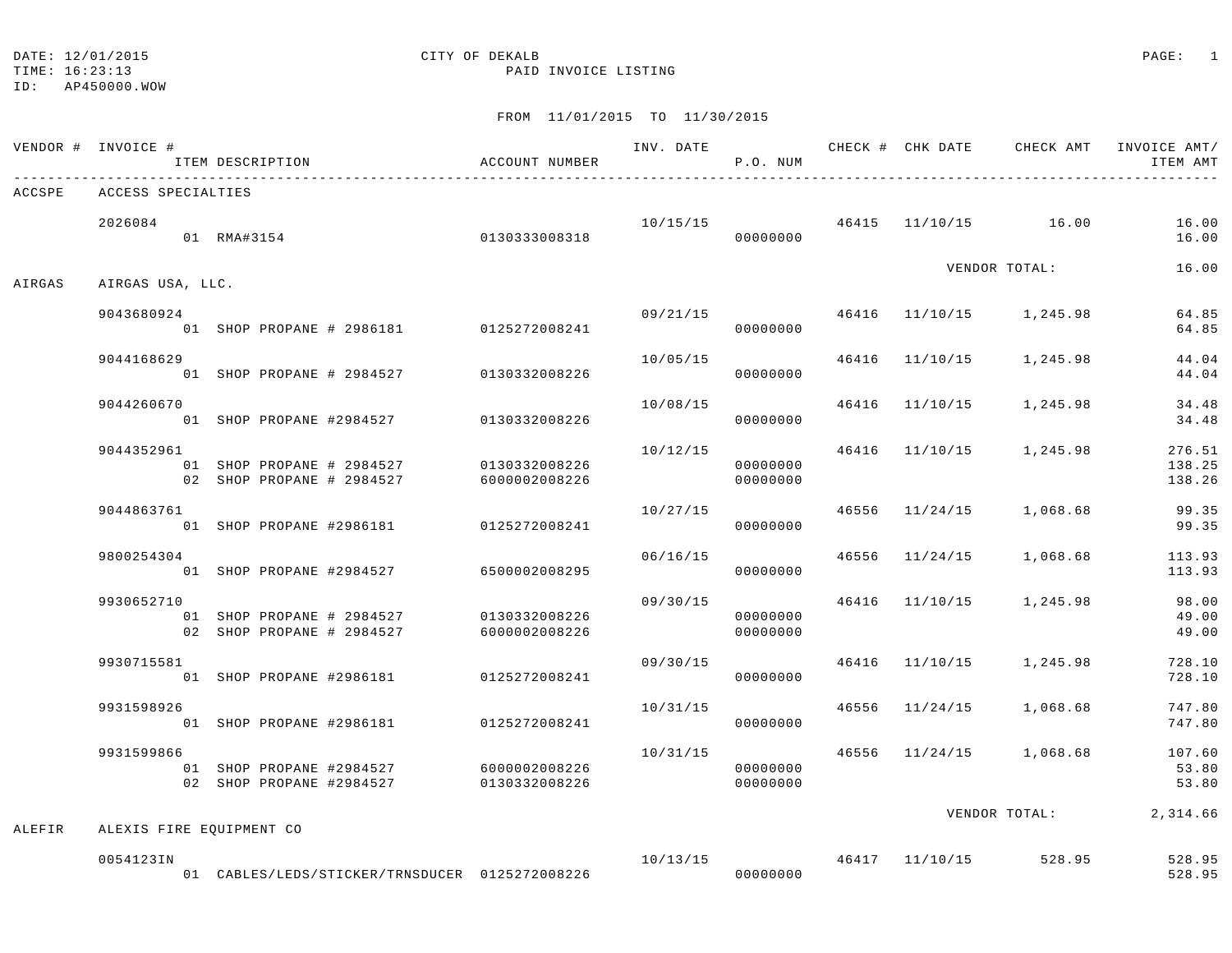DATE: 12/01/2015 CITY OF DEKALB
TIME: 16:23:13 PAID INVOICE LISTING
ID: AP450000.WOW

FROM 11/01/2015 TO 11/30/2015

| VENDOR # | INVOICE # / ITEM DESCRIPTION | ACCOUNT NUMBER | INV. DATE | P.O. NUM | CHECK # | CHK DATE | CHECK AMT | INVOICE AMT/ ITEM AMT |
|---|---|---|---|---|---|---|---|---|
| ACCSPE | ACCESS SPECIALTIES | | | | | | | |
| | 2026084 | | 10/15/15 | | 46415 | 11/10/15 | 16.00 | 16.00 |
| | 01 RMA#3154 | 0130333008318 | | 00000000 | | | | 16.00 |
| | | | | | | | VENDOR TOTAL: | 16.00 |
| AIRGAS | AIRGAS USA, LLC. | | | | | | | |
| | 9043680924 | | 09/21/15 | | 46416 | 11/10/15 | 1,245.98 | 64.85 |
| | 01 SHOP PROPANE # 2986181 | 0125272008241 | | 00000000 | | | | 64.85 |
| | 9044168629 | | 10/05/15 | | 46416 | 11/10/15 | 1,245.98 | 44.04 |
| | 01 SHOP PROPANE # 2984527 | 0130332008226 | | 00000000 | | | | 44.04 |
| | 9044260670 | | 10/08/15 | | 46416 | 11/10/15 | 1,245.98 | 34.48 |
| | 01 SHOP PROPANE #2984527 | 0130332008226 | | 00000000 | | | | 34.48 |
| | 9044352961 | | 10/12/15 | | 46416 | 11/10/15 | 1,245.98 | 276.51 |
| | 01 SHOP PROPANE # 2984527 | 0130332008226 | | 00000000 | | | | 138.25 |
| | 02 SHOP PROPANE # 2984527 | 6000002008226 | | 00000000 | | | | 138.26 |
| | 9044863761 | | 10/27/15 | | 46556 | 11/24/15 | 1,068.68 | 99.35 |
| | 01 SHOP PROPANE #2986181 | 0125272008241 | | 00000000 | | | | 99.35 |
| | 9800254304 | | 06/16/15 | | 46556 | 11/24/15 | 1,068.68 | 113.93 |
| | 01 SHOP PROPANE #2984527 | 6500002008295 | | 00000000 | | | | 113.93 |
| | 9930652710 | | 09/30/15 | | 46416 | 11/10/15 | 1,245.98 | 98.00 |
| | 01 SHOP PROPANE # 2984527 | 0130332008226 | | 00000000 | | | | 49.00 |
| | 02 SHOP PROPANE # 2984527 | 6000002008226 | | 00000000 | | | | 49.00 |
| | 9930715581 | | 09/30/15 | | 46416 | 11/10/15 | 1,245.98 | 728.10 |
| | 01 SHOP PROPANE #2986181 | 0125272008241 | | 00000000 | | | | 728.10 |
| | 9931598926 | | 10/31/15 | | 46556 | 11/24/15 | 1,068.68 | 747.80 |
| | 01 SHOP PROPANE #2986181 | 0125272008241 | | 00000000 | | | | 747.80 |
| | 9931599866 | | 10/31/15 | | 46556 | 11/24/15 | 1,068.68 | 107.60 |
| | 01 SHOP PROPANE #2984527 | 6000002008226 | | 00000000 | | | | 53.80 |
| | 02 SHOP PROPANE #2984527 | 0130332008226 | | 00000000 | | | | 53.80 |
| | | | | | | | VENDOR TOTAL: | 2,314.66 |
| ALEFIR | ALEXIS FIRE EQUIPMENT CO | | | | | | | |
| | 0054123IN | | 10/13/15 | | 46417 | 11/10/15 | 528.95 | 528.95 |
| | 01 CABLES/LEDS/STICKER/TRNSDUCER | 0125272008226 | | 00000000 | | | | 528.95 |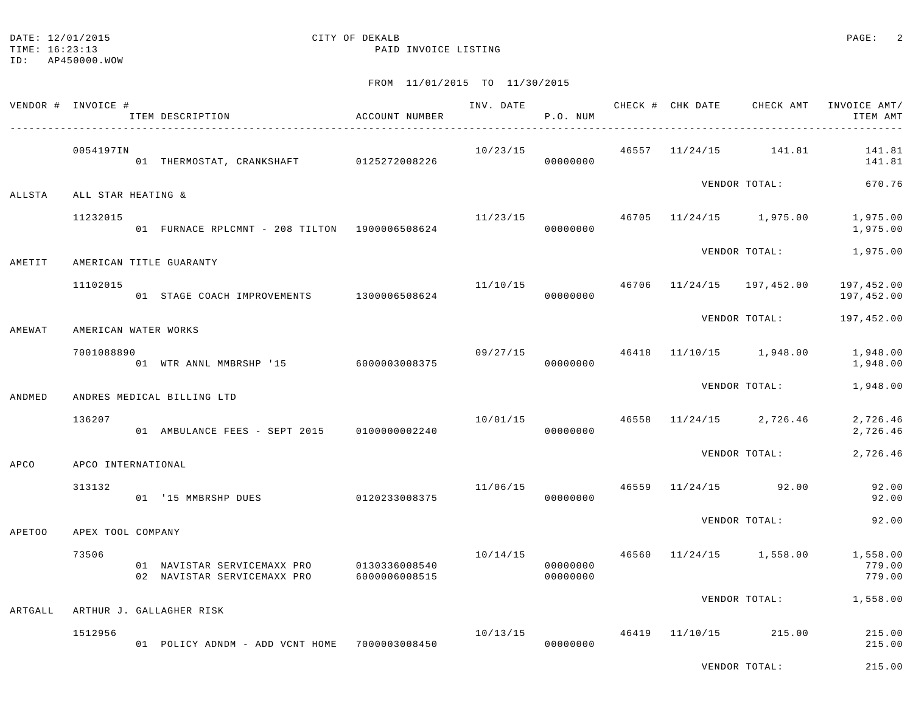DATE: 12/01/2015 CITY OF DEKALB
TIME: 16:23:13 PAID INVOICE LISTING
ID: AP450000.WOW

FROM 11/01/2015 TO 11/30/2015

| VENDOR # | INVOICE # / ITEM DESCRIPTION | ACCOUNT NUMBER | INV. DATE | P.O. NUM | CHECK # | CHK DATE | CHECK AMT | INVOICE AMT/ ITEM AMT |
|---|---|---|---|---|---|---|---|---|
| | 0054197IN | | 10/23/15 | | 46557 | 11/24/15 | 141.81 | 141.81 |
| | 01 THERMOSTAT, CRANKSHAFT | 0125272008226 | | 00000000 | | | | 141.81 |
| | | | | | | VENDOR TOTAL: | | 670.76 |
| ALLSTA | ALL STAR HEATING & | | | | | | | |
| | 11232015 | | 11/23/15 | | 46705 | 11/24/15 | 1,975.00 | 1,975.00 |
| | 01 FURNACE RPLCMNT - 208 TILTON | 1900006508624 | | 00000000 | | | | 1,975.00 |
| | | | | | | VENDOR TOTAL: | | 1,975.00 |
| AMETIT | AMERICAN TITLE GUARANTY | | | | | | | |
| | 11102015 | | 11/10/15 | | 46706 | 11/24/15 | 197,452.00 | 197,452.00 |
| | 01 STAGE COACH IMPROVEMENTS | 1300006508624 | | 00000000 | | | | 197,452.00 |
| | | | | | | VENDOR TOTAL: | | 197,452.00 |
| AMEWAT | AMERICAN WATER WORKS | | | | | | | |
| | 7001088890 | | 09/27/15 | | 46418 | 11/10/15 | 1,948.00 | 1,948.00 |
| | 01 WTR ANNL MMBRSHP '15 | 6000003008375 | | 00000000 | | | | 1,948.00 |
| | | | | | | VENDOR TOTAL: | | 1,948.00 |
| ANDMED | ANDRES MEDICAL BILLING LTD | | | | | | | |
| | 136207 | | 10/01/15 | | 46558 | 11/24/15 | 2,726.46 | 2,726.46 |
| | 01 AMBULANCE FEES - SEPT 2015 | 0100000002240 | | 00000000 | | | | 2,726.46 |
| | | | | | | VENDOR TOTAL: | | 2,726.46 |
| APCO | APCO INTERNATIONAL | | | | | | | |
| | 313132 | | 11/06/15 | | 46559 | 11/24/15 | 92.00 | 92.00 |
| | 01 '15 MMBRSHP DUES | 0120233008375 | | 00000000 | | | | 92.00 |
| | | | | | | VENDOR TOTAL: | | 92.00 |
| APETOO | APEX TOOL COMPANY | | | | | | | |
| | 73506 | | 10/14/15 | | 46560 | 11/24/15 | 1,558.00 | 1,558.00 |
| | 01 NAVISTAR SERVICEMAXX PRO | 0130336008540 | | 00000000 | | | | 779.00 |
| | 02 NAVISTAR SERVICEMAXX PRO | 6000006008515 | | 00000000 | | | | 779.00 |
| | | | | | | VENDOR TOTAL: | | 1,558.00 |
| ARTGALL | ARTHUR J. GALLAGHER RISK | | | | | | | |
| | 1512956 | | 10/13/15 | | 46419 | 11/10/15 | 215.00 | 215.00 |
| | 01 POLICY ADNDM - ADD VCNT HOME | 7000003008450 | | 00000000 | | | | 215.00 |
| | | | | | | VENDOR TOTAL: | | 215.00 |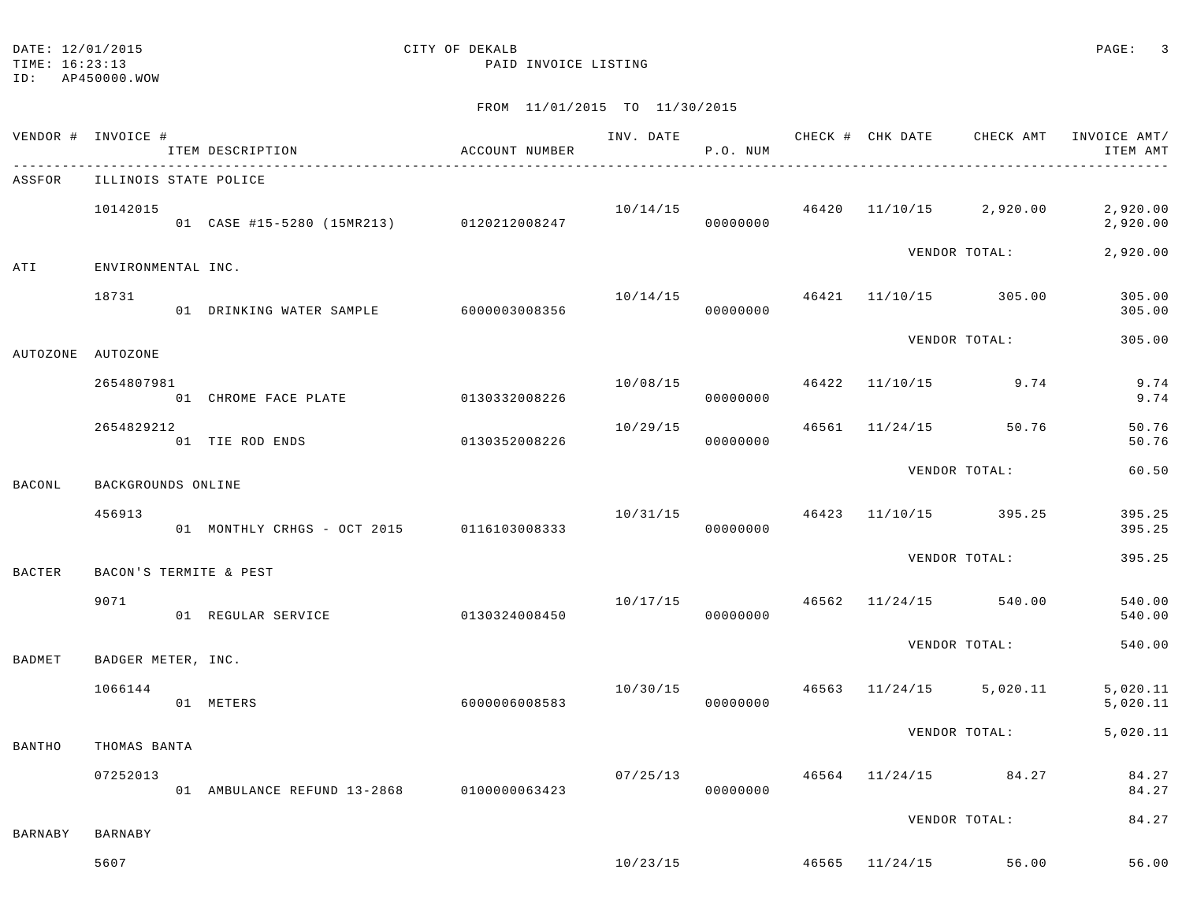DATE: 12/01/2015
TIME: 16:23:13
ID: AP450000.WOW

CITY OF DEKALB
PAID INVOICE LISTING

FROM 11/01/2015 TO 11/30/2015

| VENDOR # | INVOICE # / ITEM DESCRIPTION | ACCOUNT NUMBER | INV. DATE | P.O. NUM | CHECK # | CHK DATE | CHECK AMT | INVOICE AMT/ ITEM AMT |
|---|---|---|---|---|---|---|---|---|
| ASSFOR | ILLINOIS STATE POLICE | | | | | | | |
| | 10142015 | | 10/14/15 | | 46420 | 11/10/15 | 2,920.00 | 2,920.00 |
| | 01 CASE #15-5280 (15MR213) | 0120212008247 | | 00000000 | | | | 2,920.00 |
| | | | | | | VENDOR TOTAL: | | 2,920.00 |
| ATI | ENVIRONMENTAL INC. | | | | | | | |
| | 18731 | | 10/14/15 | | 46421 | 11/10/15 | 305.00 | 305.00 |
| | 01 DRINKING WATER SAMPLE | 6000003008356 | | 00000000 | | | | 305.00 |
| | | | | | | VENDOR TOTAL: | | 305.00 |
| AUTOZONE | AUTOZONE | | | | | | | |
| | 2654807981 | | 10/08/15 | | 46422 | 11/10/15 | 9.74 | 9.74 |
| | 01 CHROME FACE PLATE | 0130332008226 | | 00000000 | | | | 9.74 |
| | 2654829212 | | 10/29/15 | | 46561 | 11/24/15 | 50.76 | 50.76 |
| | 01 TIE ROD ENDS | 0130352008226 | | 00000000 | | | | 50.76 |
| | | | | | | VENDOR TOTAL: | | 60.50 |
| BACONL | BACKGROUNDS ONLINE | | | | | | | |
| | 456913 | | 10/31/15 | | 46423 | 11/10/15 | 395.25 | 395.25 |
| | 01 MONTHLY CRHGS - OCT 2015 | 0116103008333 | | 00000000 | | | | 395.25 |
| | | | | | | VENDOR TOTAL: | | 395.25 |
| BACTER | BACON'S TERMITE & PEST | | | | | | | |
| | 9071 | | 10/17/15 | | 46562 | 11/24/15 | 540.00 | 540.00 |
| | 01 REGULAR SERVICE | 0130324008450 | | 00000000 | | | | 540.00 |
| | | | | | | VENDOR TOTAL: | | 540.00 |
| BADMET | BADGER METER, INC. | | | | | | | |
| | 1066144 | | 10/30/15 | | 46563 | 11/24/15 | 5,020.11 | 5,020.11 |
| | 01 METERS | 6000006008583 | | 00000000 | | | | 5,020.11 |
| | | | | | | VENDOR TOTAL: | | 5,020.11 |
| BANTHO | THOMAS BANTA | | | | | | | |
| | 07252013 | | 07/25/13 | | 46564 | 11/24/15 | 84.27 | 84.27 |
| | 01 AMBULANCE REFUND 13-2868 | 0100000063423 | | 00000000 | | | | 84.27 |
| | | | | | | VENDOR TOTAL: | | 84.27 |
| BARNABY | BARNABY | | | | | | | |
| | 5607 | | 10/23/15 | | 46565 | 11/24/15 | 56.00 | 56.00 |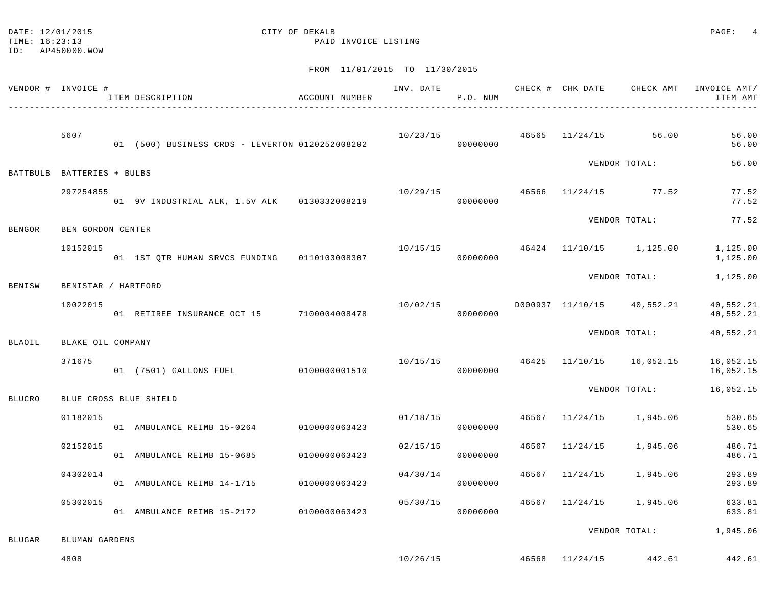DATE: 12/01/2015 CITY OF DEKALB
TIME: 16:23:13 PAID INVOICE LISTING
ID: AP450000.WOW

FROM 11/01/2015 TO 11/30/2015

| VENDOR # | INVOICE # / ITEM DESCRIPTION | ACCOUNT NUMBER | INV. DATE | P.O. NUM | CHECK # | CHK DATE | CHECK AMT | INVOICE AMT/ ITEM AMT |
|---|---|---|---|---|---|---|---|---|
| | 5607 | | 10/23/15 | | 46565 | 11/24/15 | 56.00 | 56.00 |
| | 01 (500) BUSINESS CRDS - LEVERTON | 0120252008202 | | 00000000 | | | | 56.00 |
| | | | | | | VENDOR TOTAL: | | 56.00 |
| BATTBULB | BATTERIES + BULBS | | | | | | | |
| | 297254855 | | 10/29/15 | | 46566 | 11/24/15 | 77.52 | 77.52 |
| | 01 9V INDUSTRIAL ALK, 1.5V ALK | 0130332008219 | | 00000000 | | | | 77.52 |
| | | | | | | VENDOR TOTAL: | | 77.52 |
| BENGOR | BEN GORDON CENTER | | | | | | | |
| | 10152015 | | 10/15/15 | | 46424 | 11/10/15 | 1,125.00 | 1,125.00 |
| | 01 1ST QTR HUMAN SRVCS FUNDING | 0110103008307 | | 00000000 | | | | 1,125.00 |
| | | | | | | VENDOR TOTAL: | | 1,125.00 |
| BENISW | BENISTAR / HARTFORD | | | | | | | |
| | 10022015 | | 10/02/15 | | D000937 | 11/10/15 | 40,552.21 | 40,552.21 |
| | 01 RETIREE INSURANCE OCT 15 | 7100004008478 | | 00000000 | | | | 40,552.21 |
| | | | | | | VENDOR TOTAL: | | 40,552.21 |
| BLAOIL | BLAKE OIL COMPANY | | | | | | | |
| | 371675 | | 10/15/15 | | 46425 | 11/10/15 | 16,052.15 | 16,052.15 |
| | 01 (7501) GALLONS FUEL | 0100000001510 | | 00000000 | | | | 16,052.15 |
| | | | | | | VENDOR TOTAL: | | 16,052.15 |
| BLUCRO | BLUE CROSS BLUE SHIELD | | | | | | | |
| | 01182015 | | 01/18/15 | | 46567 | 11/24/15 | 1,945.06 | 530.65 |
| | 01 AMBULANCE REIMB 15-0264 | 0100000063423 | | 00000000 | | | | 530.65 |
| | 02152015 | | 02/15/15 | | 46567 | 11/24/15 | 1,945.06 | 486.71 |
| | 01 AMBULANCE REIMB 15-0685 | 0100000063423 | | 00000000 | | | | 486.71 |
| | 04302014 | | 04/30/14 | | 46567 | 11/24/15 | 1,945.06 | 293.89 |
| | 01 AMBULANCE REIMB 14-1715 | 0100000063423 | | 00000000 | | | | 293.89 |
| | 05302015 | | 05/30/15 | | 46567 | 11/24/15 | 1,945.06 | 633.81 |
| | 01 AMBULANCE REIMB 15-2172 | 0100000063423 | | 00000000 | | | | 633.81 |
| | | | | | | VENDOR TOTAL: | | 1,945.06 |
| BLUGAR | BLUMAN GARDENS | | | | | | | |
| | 4808 | | 10/26/15 | | 46568 | 11/24/15 | 442.61 | 442.61 |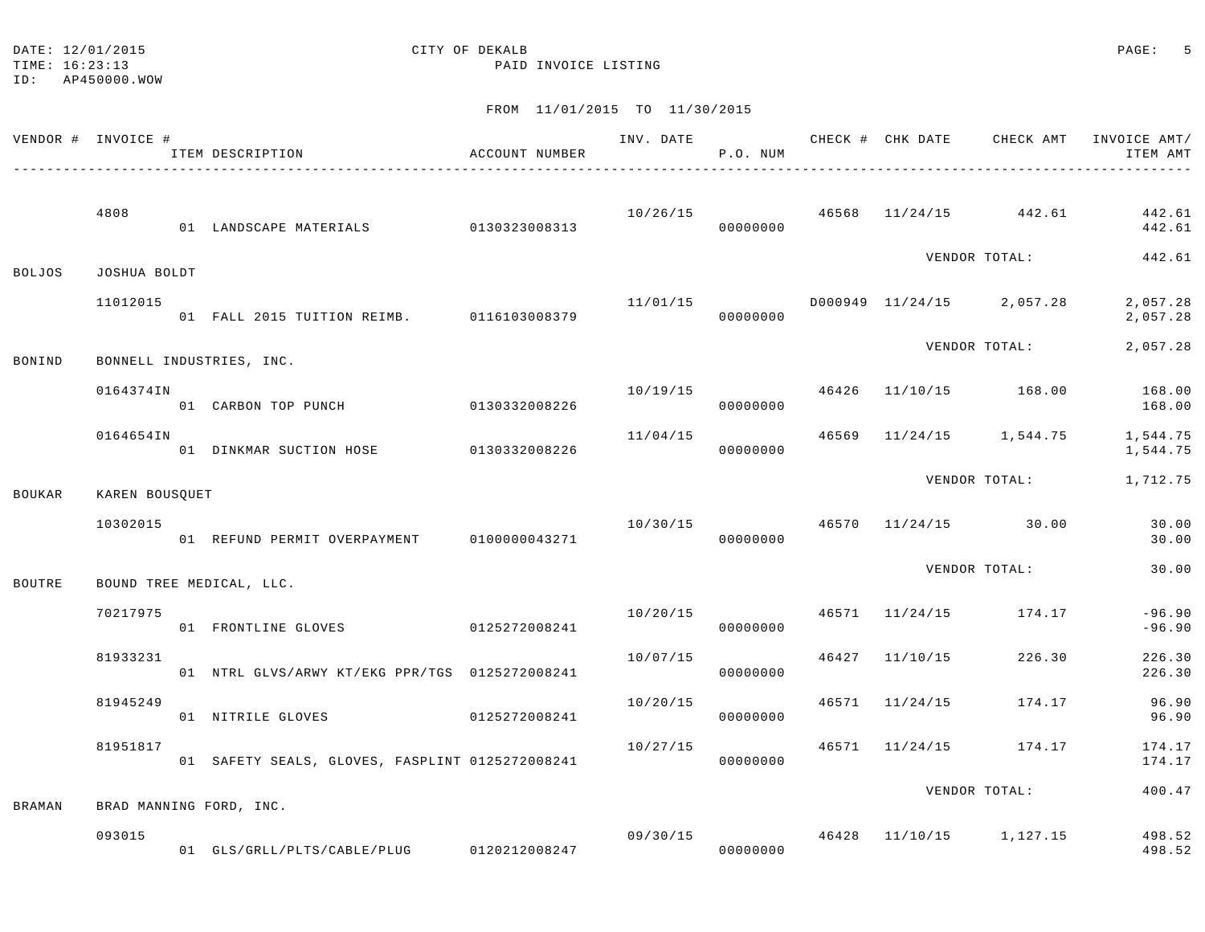DATE: 12/01/2015 CITY OF DEKALB
TIME: 16:23:13 PAID INVOICE LISTING
ID: AP450000.WOW

FROM 11/01/2015 TO 11/30/2015

| VENDOR # | INVOICE # / ITEM DESCRIPTION | ACCOUNT NUMBER | INV. DATE | P.O. NUM | CHECK # | CHK DATE | CHECK AMT | INVOICE AMT/ ITEM AMT |
|---|---|---|---|---|---|---|---|---|
| | 4808 | | 10/26/15 | | 46568 | 11/24/15 | 442.61 | 442.61 |
| | 01 LANDSCAPE MATERIALS | 0130323008313 | | 00000000 | | | | 442.61 |
| | | | | | | VENDOR TOTAL: | | 442.61 |
| BOLJOS | JOSHUA BOLDT | | | | | | | |
| | 11012015 | | 11/01/15 | | D000949 | 11/24/15 | 2,057.28 | 2,057.28 |
| | 01 FALL 2015 TUITION REIMB. | 0116103008379 | | 00000000 | | | | 2,057.28 |
| | | | | | | VENDOR TOTAL: | | 2,057.28 |
| BONIND | BONNELL INDUSTRIES, INC. | | | | | | | |
| | 0164374IN | | 10/19/15 | | 46426 | 11/10/15 | 168.00 | 168.00 |
| | 01 CARBON TOP PUNCH | 0130332008226 | | 00000000 | | | | 168.00 |
| | 0164654IN | | 11/04/15 | | 46569 | 11/24/15 | 1,544.75 | 1,544.75 |
| | 01 DINKMAR SUCTION HOSE | 0130332008226 | | 00000000 | | | | 1,544.75 |
| | | | | | | VENDOR TOTAL: | | 1,712.75 |
| BOUKAR | KAREN BOUSQUET | | | | | | | |
| | 10302015 | | 10/30/15 | | 46570 | 11/24/15 | 30.00 | 30.00 |
| | 01 REFUND PERMIT OVERPAYMENT | 0100000043271 | | 00000000 | | | | 30.00 |
| | | | | | | VENDOR TOTAL: | | 30.00 |
| BOUTRE | BOUND TREE MEDICAL, LLC. | | | | | | | |
| | 70217975 | | 10/20/15 | | 46571 | 11/24/15 | 174.17 | -96.90 |
| | 01 FRONTLINE GLOVES | 0125272008241 | | 00000000 | | | | -96.90 |
| | 81933231 | | 10/07/15 | | 46427 | 11/10/15 | 226.30 | 226.30 |
| | 01 NTRL GLVS/ARWY KT/EKG PPR/TGS | 0125272008241 | | 00000000 | | | | 226.30 |
| | 81945249 | | 10/20/15 | | 46571 | 11/24/15 | 174.17 | 96.90 |
| | 01 NITRILE GLOVES | 0125272008241 | | 00000000 | | | | 96.90 |
| | 81951817 | | 10/27/15 | | 46571 | 11/24/15 | 174.17 | 174.17 |
| | 01 SAFETY SEALS, GLOVES, FASPLINT | 0125272008241 | | 00000000 | | | | 174.17 |
| | | | | | | VENDOR TOTAL: | | 400.47 |
| BRAMAN | BRAD MANNING FORD, INC. | | | | | | | |
| | 093015 | | 09/30/15 | | 46428 | 11/10/15 | 1,127.15 | 498.52 |
| | 01 GLS/GRLL/PLTS/CABLE/PLUG | 0120212008247 | | 00000000 | | | | 498.52 |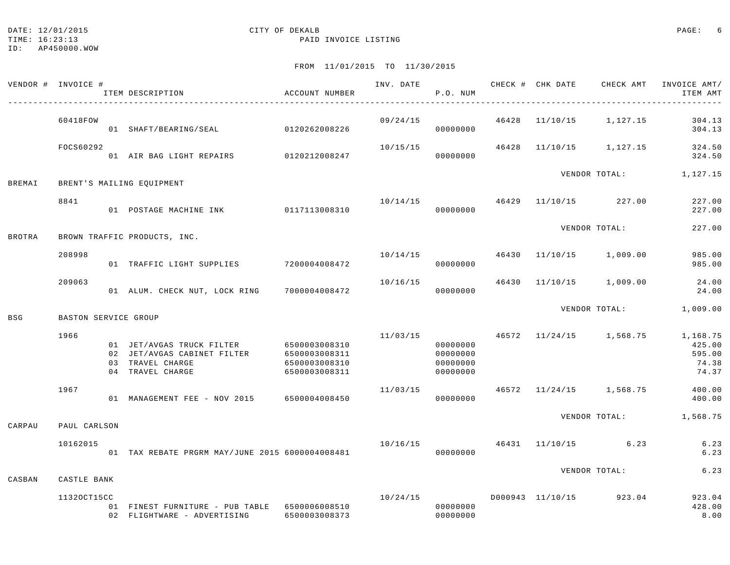CITY OF DEKALB
PAID INVOICE LISTING

FROM 11/01/2015 TO 11/30/2015

| VENDOR # | INVOICE # / ITEM DESCRIPTION | ACCOUNT NUMBER | INV. DATE | P.O. NUM | CHECK # | CHK DATE | CHECK AMT | INVOICE AMT/ ITEM AMT |
|---|---|---|---|---|---|---|---|---|
| | 60418FOW | | 09/24/15 | | 46428 | 11/10/15 | 1,127.15 | 304.13 |
| | 01 SHAFT/BEARING/SEAL | 0120262008226 | | 00000000 | | | | 304.13 |
| | FOCS60292 | | 10/15/15 | | 46428 | 11/10/15 | 1,127.15 | 324.50 |
| | 01 AIR BAG LIGHT REPAIRS | 0120212008247 | | 00000000 | | | | 324.50 |
| | | | | | | VENDOR TOTAL: | | 1,127.15 |
| BREMAI | BRENT'S MAILING EQUIPMENT | | | | | | | |
| | 8841 | | 10/14/15 | | 46429 | 11/10/15 | 227.00 | 227.00 |
| | 01 POSTAGE MACHINE INK | 0117113008310 | | 00000000 | | | | 227.00 |
| | | | | | | VENDOR TOTAL: | | 227.00 |
| BROTRA | BROWN TRAFFIC PRODUCTS, INC. | | | | | | | |
| | 208998 | | 10/14/15 | | 46430 | 11/10/15 | 1,009.00 | 985.00 |
| | 01 TRAFFIC LIGHT SUPPLIES | 7200004008472 | | 00000000 | | | | 985.00 |
| | 209063 | | 10/16/15 | | 46430 | 11/10/15 | 1,009.00 | 24.00 |
| | 01 ALUM. CHECK NUT, LOCK RING | 7000004008472 | | 00000000 | | | | 24.00 |
| | | | | | | VENDOR TOTAL: | | 1,009.00 |
| BSG | BASTON SERVICE GROUP | | | | | | | |
| | 1966 | | 11/03/15 | | 46572 | 11/24/15 | 1,568.75 | 1,168.75 |
| | 01 JET/AVGAS TRUCK FILTER | 6500003008310 | | 00000000 | | | | 425.00 |
| | 02 JET/AVGAS CABINET FILTER | 6500003008311 | | 00000000 | | | | 595.00 |
| | 03 TRAVEL CHARGE | 6500003008310 | | 00000000 | | | | 74.38 |
| | 04 TRAVEL CHARGE | 6500003008311 | | 00000000 | | | | 74.37 |
| | 1967 | | 11/03/15 | | 46572 | 11/24/15 | 1,568.75 | 400.00 |
| | 01 MANAGEMENT FEE - NOV 2015 | 6500004008450 | | 00000000 | | | | 400.00 |
| | | | | | | VENDOR TOTAL: | | 1,568.75 |
| CARPAU | PAUL CARLSON | | | | | | | |
| | 10162015 | | 10/16/15 | | 46431 | 11/10/15 | 6.23 | 6.23 |
| | 01 TAX REBATE PRGRM MAY/JUNE 2015 | 6000004008481 | | 00000000 | | | | 6.23 |
| | | | | | | VENDOR TOTAL: | | 6.23 |
| CASBAN | CASTLE BANK | | | | | | | |
| | 1132OCT15CC | | 10/24/15 | | D000943 | 11/10/15 | 923.04 | 923.04 |
| | 01 FINEST FURNITURE - PUB TABLE | 6500006008510 | | 00000000 | | | | 428.00 |
| | 02 FLIGHTWARE - ADVERTISING | 6500003008373 | | 00000000 | | | | 8.00 |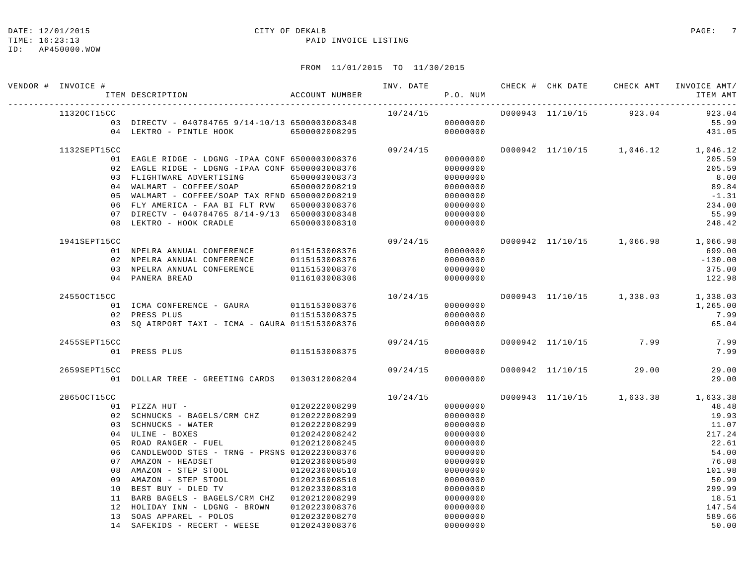DATE: 12/01/2015 CITY OF DEKALB
TIME: 16:23:13 PAID INVOICE LISTING
ID: AP450000.WOW

FROM 11/01/2015 TO 11/30/2015

| VENDOR # | INVOICE # / ITEM DESCRIPTION | ACCOUNT NUMBER | INV. DATE | P.O. NUM | CHECK # | CHK DATE | CHECK AMT | INVOICE AMT/ ITEM AMT |
|---|---|---|---|---|---|---|---|---|
| | 1132OCT15CC | | 10/24/15 | | D000943 | 11/10/15 | 923.04 | 923.04 |
| | 03 DIRECTV - 040784765 9/14-10/13 | 6500003008348 | | 00000000 | | | | 55.99 |
| | 04 LEKTRO - PINTLE HOOK | 6500002008295 | | 00000000 | | | | 431.05 |
| | 1132SEPT15CC | | 09/24/15 | | D000942 | 11/10/15 | 1,046.12 | 1,046.12 |
| | 01 EAGLE RIDGE - LDGNG -IPAA CONF | 6500003008376 | | 00000000 | | | | 205.59 |
| | 02 EAGLE RIDGE - LDGNG -IPAA CONF | 6500003008376 | | 00000000 | | | | 205.59 |
| | 03 FLIGHTWARE ADVERTISING | 6500003008373 | | 00000000 | | | | 8.00 |
| | 04 WALMART - COFFEE/SOAP | 6500002008219 | | 00000000 | | | | 89.84 |
| | 05 WALMART - COFFEE/SOAP TAX RFND | 6500002008219 | | 00000000 | | | | -1.31 |
| | 06 FLY AMERICA - FAA BI FLT RVW | 6500003008376 | | 00000000 | | | | 234.00 |
| | 07 DIRECTV - 040784765 8/14-9/13 | 6500003008348 | | 00000000 | | | | 55.99 |
| | 08 LEKTRO - HOOK CRADLE | 6500003008310 | | 00000000 | | | | 248.42 |
| | 1941SEPT15CC | | 09/24/15 | | D000942 | 11/10/15 | 1,066.98 | 1,066.98 |
| | 01 NPELRA ANNUAL CONFERENCE | 0115153008376 | | 00000000 | | | | 699.00 |
| | 02 NPELRA ANNUAL CONFERENCE | 0115153008376 | | 00000000 | | | | -130.00 |
| | 03 NPELRA ANNUAL CONFERENCE | 0115153008376 | | 00000000 | | | | 375.00 |
| | 04 PANERA BREAD | 0116103008306 | | 00000000 | | | | 122.98 |
| | 2455OCT15CC | | 10/24/15 | | D000943 | 11/10/15 | 1,338.03 | 1,338.03 |
| | 01 ICMA CONFERENCE - GAURA | 0115153008376 | | 00000000 | | | | 1,265.00 |
| | 02 PRESS PLUS | 0115153008375 | | 00000000 | | | | 7.99 |
| | 03 SQ AIRPORT TAXI - ICMA - GAURA | 0115153008376 | | 00000000 | | | | 65.04 |
| | 2455SEPT15CC | | 09/24/15 | | D000942 | 11/10/15 | 7.99 | 7.99 |
| | 01 PRESS PLUS | 0115153008375 | | 00000000 | | | | 7.99 |
| | 2659SEPT15CC | | 09/24/15 | | D000942 | 11/10/15 | 29.00 | 29.00 |
| | 01 DOLLAR TREE - GREETING CARDS | 0130312008204 | | 00000000 | | | | 29.00 |
| | 2865OCT15CC | | 10/24/15 | | D000943 | 11/10/15 | 1,633.38 | 1,633.38 |
| | 01 PIZZA HUT - | 0120222008299 | | 00000000 | | | | 48.48 |
| | 02 SCHNUCKS - BAGELS/CRM CHZ | 0120222008299 | | 00000000 | | | | 19.93 |
| | 03 SCHNUCKS - WATER | 0120222008299 | | 00000000 | | | | 11.07 |
| | 04 ULINE - BOXES | 0120242008242 | | 00000000 | | | | 217.24 |
| | 05 ROAD RANGER - FUEL | 0120212008245 | | 00000000 | | | | 22.61 |
| | 06 CANDLEWOOD STES - TRNG - PRSNS | 0120223008376 | | 00000000 | | | | 54.00 |
| | 07 AMAZON - HEADSET | 0120236008580 | | 00000000 | | | | 76.08 |
| | 08 AMAZON - STEP STOOL | 0120236008510 | | 00000000 | | | | 101.98 |
| | 09 AMAZON - STEP STOOL | 0120236008510 | | 00000000 | | | | 50.99 |
| | 10 BEST BUY - DLED TV | 0120233008310 | | 00000000 | | | | 299.99 |
| | 11 BARB BAGELS - BAGELS/CRM CHZ | 0120212008299 | | 00000000 | | | | 18.51 |
| | 12 HOLIDAY INN - LDGNG - BROWN | 0120223008376 | | 00000000 | | | | 147.54 |
| | 13 SOAS APPAREL - POLOS | 0120232008270 | | 00000000 | | | | 589.66 |
| | 14 SAFEKIDS - RECERT - WEESE | 0120243008376 | | 00000000 | | | | 50.00 |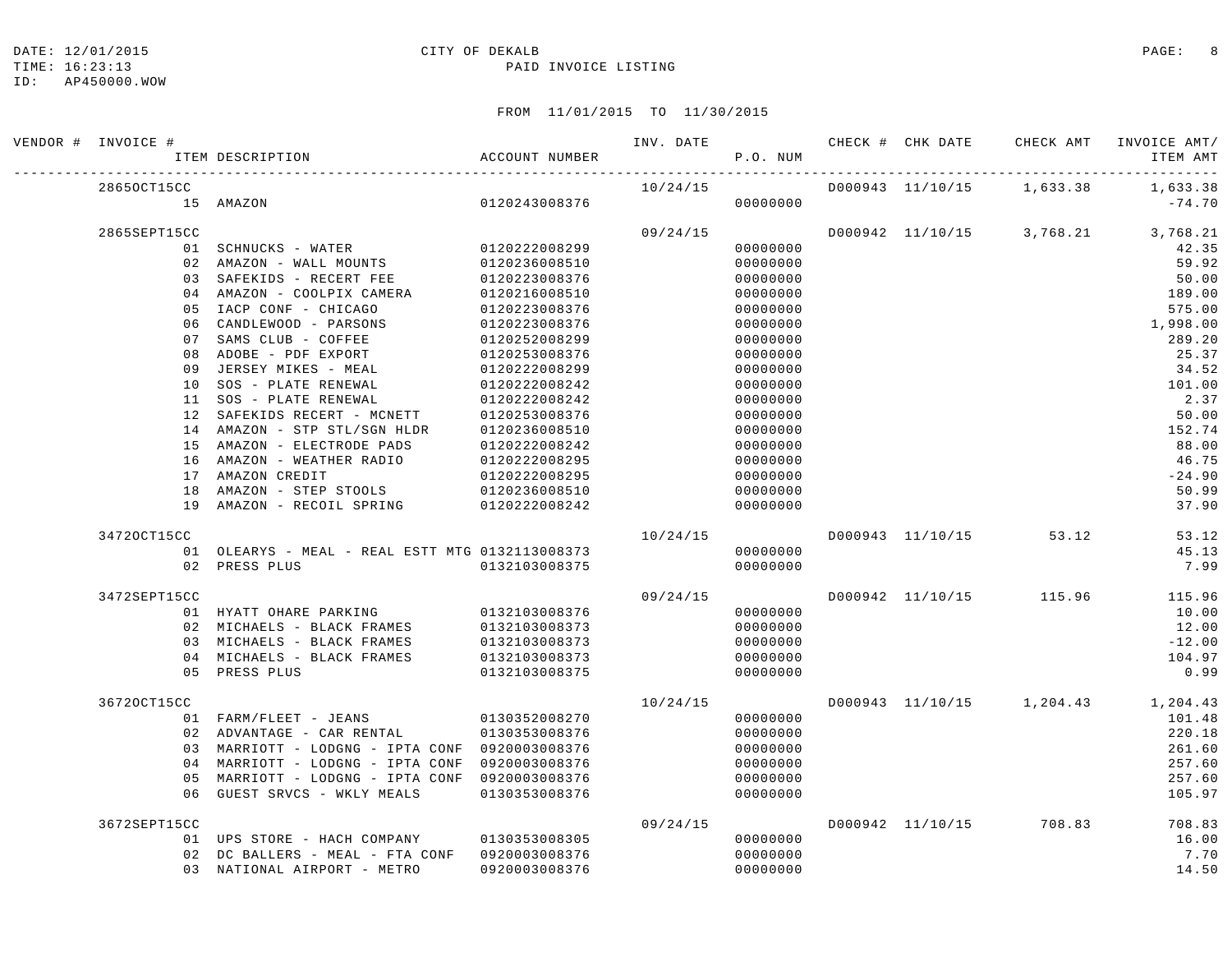DATE: 12/01/2015 CITY OF DEKALB
TIME: 16:23:13 PAID INVOICE LISTING
ID: AP450000.WOW

FROM 11/01/2015 TO 11/30/2015

| VENDOR # | INVOICE # / ITEM DESCRIPTION | ACCOUNT NUMBER | INV. DATE | P.O. NUM | CHECK # | CHK DATE | CHECK AMT | INVOICE AMT/ ITEM AMT |
|---|---|---|---|---|---|---|---|---|
| | 2865OCT15CC | | 10/24/15 | | D000943 | 11/10/15 | 1,633.38 | 1,633.38 |
| | 15 AMAZON | 0120243008376 | | 00000000 | | | | -74.70 |
| | 2865SEPT15CC | | 09/24/15 | | D000942 | 11/10/15 | 3,768.21 | 3,768.21 |
| | 01 SCHNUCKS - WATER | 0120222008299 | | 00000000 | | | | 42.35 |
| | 02 AMAZON - WALL MOUNTS | 0120236008510 | | 00000000 | | | | 59.92 |
| | 03 SAFEKIDS - RECERT FEE | 0120223008376 | | 00000000 | | | | 50.00 |
| | 04 AMAZON - COOLPIX CAMERA | 0120216008510 | | 00000000 | | | | 189.00 |
| | 05 IACP CONF - CHICAGO | 0120223008376 | | 00000000 | | | | 575.00 |
| | 06 CANDLEWOOD - PARSONS | 0120223008376 | | 00000000 | | | | 1,998.00 |
| | 07 SAMS CLUB - COFFEE | 0120252008299 | | 00000000 | | | | 289.20 |
| | 08 ADOBE - PDF EXPORT | 0120253008376 | | 00000000 | | | | 25.37 |
| | 09 JERSEY MIKES - MEAL | 0120222008299 | | 00000000 | | | | 34.52 |
| | 10 SOS - PLATE RENEWAL | 0120222008242 | | 00000000 | | | | 101.00 |
| | 11 SOS - PLATE RENEWAL | 0120222008242 | | 00000000 | | | | 2.37 |
| | 12 SAFEKIDS RECERT - MCNETT | 0120253008376 | | 00000000 | | | | 50.00 |
| | 14 AMAZON - STP STL/SGN HLDR | 0120236008510 | | 00000000 | | | | 152.74 |
| | 15 AMAZON - ELECTRODE PADS | 0120222008242 | | 00000000 | | | | 88.00 |
| | 16 AMAZON - WEATHER RADIO | 0120222008295 | | 00000000 | | | | 46.75 |
| | 17 AMAZON CREDIT | 0120222008295 | | 00000000 | | | | -24.90 |
| | 18 AMAZON - STEP STOOLS | 0120236008510 | | 00000000 | | | | 50.99 |
| | 19 AMAZON - RECOIL SPRING | 0120222008242 | | 00000000 | | | | 37.90 |
| | 3472OCT15CC | | 10/24/15 | | D000943 | 11/10/15 | 53.12 | 53.12 |
| | 01 OLEARYS - MEAL - REAL ESTT MTG | 0132113008373 | | 00000000 | | | | 45.13 |
| | 02 PRESS PLUS | 0132103008375 | | 00000000 | | | | 7.99 |
| | 3472SEPT15CC | | 09/24/15 | | D000942 | 11/10/15 | 115.96 | 115.96 |
| | 01 HYATT OHARE PARKING | 0132103008376 | | 00000000 | | | | 10.00 |
| | 02 MICHAELS - BLACK FRAMES | 0132103008373 | | 00000000 | | | | 12.00 |
| | 03 MICHAELS - BLACK FRAMES | 0132103008373 | | 00000000 | | | | -12.00 |
| | 04 MICHAELS - BLACK FRAMES | 0132103008373 | | 00000000 | | | | 104.97 |
| | 05 PRESS PLUS | 0132103008375 | | 00000000 | | | | 0.99 |
| | 3672OCT15CC | | 10/24/15 | | D000943 | 11/10/15 | 1,204.43 | 1,204.43 |
| | 01 FARM/FLEET - JEANS | 0130352008270 | | 00000000 | | | | 101.48 |
| | 02 ADVANTAGE - CAR RENTAL | 0130353008376 | | 00000000 | | | | 220.18 |
| | 03 MARRIOTT - LODGNG - IPTA CONF | 0920003008376 | | 00000000 | | | | 261.60 |
| | 04 MARRIOTT - LODGNG - IPTA CONF | 0920003008376 | | 00000000 | | | | 257.60 |
| | 05 MARRIOTT - LODGNG - IPTA CONF | 0920003008376 | | 00000000 | | | | 257.60 |
| | 06 GUEST SRVCS - WKLY MEALS | 0130353008376 | | 00000000 | | | | 105.97 |
| | 3672SEPT15CC | | 09/24/15 | | D000942 | 11/10/15 | 708.83 | 708.83 |
| | 01 UPS STORE - HACH COMPANY | 0130353008305 | | 00000000 | | | | 16.00 |
| | 02 DC BALLERS - MEAL - FTA CONF | 0920003008376 | | 00000000 | | | | 7.70 |
| | 03 NATIONAL AIRPORT - METRO | 0920003008376 | | 00000000 | | | | 14.50 |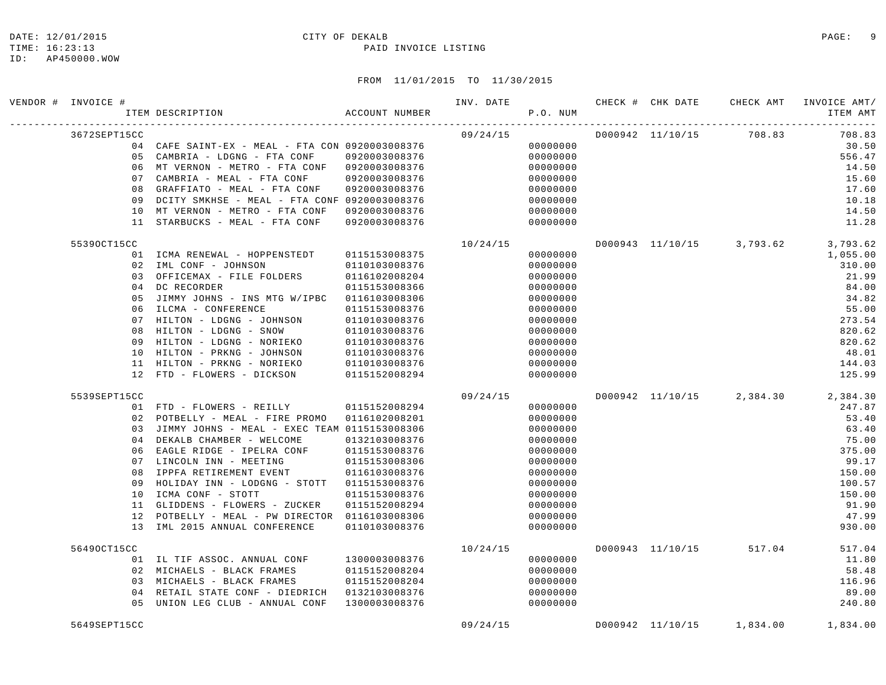DATE: 12/01/2015 CITY OF DEKALB
TIME: 16:23:13 PAID INVOICE LISTING
ID: AP450000.WOW

FROM 11/01/2015 TO 11/30/2015

| VENDOR # | INVOICE # / ITEM DESCRIPTION | ACCOUNT NUMBER | INV. DATE | P.O. NUM | CHECK # | CHK DATE | CHECK AMT | INVOICE AMT/ ITEM AMT |
|---|---|---|---|---|---|---|---|---|
| | 3672SEPT15CC | | 09/24/15 | | D000942 | 11/10/15 | 708.83 | 708.83 |
| | 04 CAFE SAINT-EX - MEAL - FTA CON | 0920003008376 | | 00000000 | | | | 30.50 |
| | 05 CAMBRIA - LDGNG - FTA CONF | 0920003008376 | | 00000000 | | | | 556.47 |
| | 06 MT VERNON - METRO - FTA CONF | 0920003008376 | | 00000000 | | | | 14.50 |
| | 07 CAMBRIA - MEAL - FTA CONF | 0920003008376 | | 00000000 | | | | 15.60 |
| | 08 GRAFFIATO - MEAL - FTA CONF | 0920003008376 | | 00000000 | | | | 17.60 |
| | 09 DCITY SMKHSE - MEAL - FTA CONF | 0920003008376 | | 00000000 | | | | 10.18 |
| | 10 MT VERNON - METRO - FTA CONF | 0920003008376 | | 00000000 | | | | 14.50 |
| | 11 STARBUCKS - MEAL - FTA CONF | 0920003008376 | | 00000000 | | | | 11.28 |
| | 5539OCT15CC | | 10/24/15 | | D000943 | 11/10/15 | 3,793.62 | 3,793.62 |
| | 01 ICMA RENEWAL - HOPPENSTEDT | 0115153008375 | | 00000000 | | | | 1,055.00 |
| | 02 IML CONF - JOHNSON | 0110103008376 | | 00000000 | | | | 310.00 |
| | 03 OFFICEMAX - FILE FOLDERS | 0116102008204 | | 00000000 | | | | 21.99 |
| | 04 DC RECORDER | 0115153008366 | | 00000000 | | | | 84.00 |
| | 05 JIMMY JOHNS - INS MTG W/IPBC | 0116103008306 | | 00000000 | | | | 34.82 |
| | 06 ILCMA - CONFERENCE | 0115153008376 | | 00000000 | | | | 55.00 |
| | 07 HILTON - LDGNG - JOHNSON | 0110103008376 | | 00000000 | | | | 273.54 |
| | 08 HILTON - LDGNG - SNOW | 0110103008376 | | 00000000 | | | | 820.62 |
| | 09 HILTON - LDGNG - NORIEKO | 0110103008376 | | 00000000 | | | | 820.62 |
| | 10 HILTON - PRKNG - JOHNSON | 0110103008376 | | 00000000 | | | | 48.01 |
| | 11 HILTON - PRKNG - NORIEKO | 0110103008376 | | 00000000 | | | | 144.03 |
| | 12 FTD - FLOWERS - DICKSON | 0115152008294 | | 00000000 | | | | 125.99 |
| | 5539SEPT15CC | | 09/24/15 | | D000942 | 11/10/15 | 2,384.30 | 2,384.30 |
| | 01 FTD - FLOWERS - REILLY | 0115152008294 | | 00000000 | | | | 247.87 |
| | 02 POTBELLY - MEAL - FIRE PROMO | 0116102008201 | | 00000000 | | | | 53.40 |
| | 03 JIMMY JOHNS - MEAL - EXEC TEAM | 0115153008306 | | 00000000 | | | | 63.40 |
| | 04 DEKALB CHAMBER - WELCOME | 0132103008376 | | 00000000 | | | | 75.00 |
| | 06 EAGLE RIDGE - IPELRA CONF | 0115153008376 | | 00000000 | | | | 375.00 |
| | 07 LINCOLN INN - MEETING | 0115153008306 | | 00000000 | | | | 99.17 |
| | 08 IPPFA RETIREMENT EVENT | 0116103008376 | | 00000000 | | | | 150.00 |
| | 09 HOLIDAY INN - LODGNG - STOTT | 0115153008376 | | 00000000 | | | | 100.57 |
| | 10 ICMA CONF - STOTT | 0115153008376 | | 00000000 | | | | 150.00 |
| | 11 GLIDDENS - FLOWERS - ZUCKER | 0115152008294 | | 00000000 | | | | 91.90 |
| | 12 POTBELLY - MEAL - PW DIRECTOR | 0116103008306 | | 00000000 | | | | 47.99 |
| | 13 IML 2015 ANNUAL CONFERENCE | 0110103008376 | | 00000000 | | | | 930.00 |
| | 5649OCT15CC | | 10/24/15 | | D000943 | 11/10/15 | 517.04 | 517.04 |
| | 01 IL TIF ASSOC. ANNUAL CONF | 1300003008376 | | 00000000 | | | | 11.80 |
| | 02 MICHAELS - BLACK FRAMES | 0115152008204 | | 00000000 | | | | 58.48 |
| | 03 MICHAELS - BLACK FRAMES | 0115152008204 | | 00000000 | | | | 116.96 |
| | 04 RETAIL STATE CONF - DIEDRICH | 0132103008376 | | 00000000 | | | | 89.00 |
| | 05 UNION LEG CLUB - ANNUAL CONF | 1300003008376 | | 00000000 | | | | 240.80 |
| | 5649SEPT15CC | | 09/24/15 | | D000942 | 11/10/15 | 1,834.00 | 1,834.00 |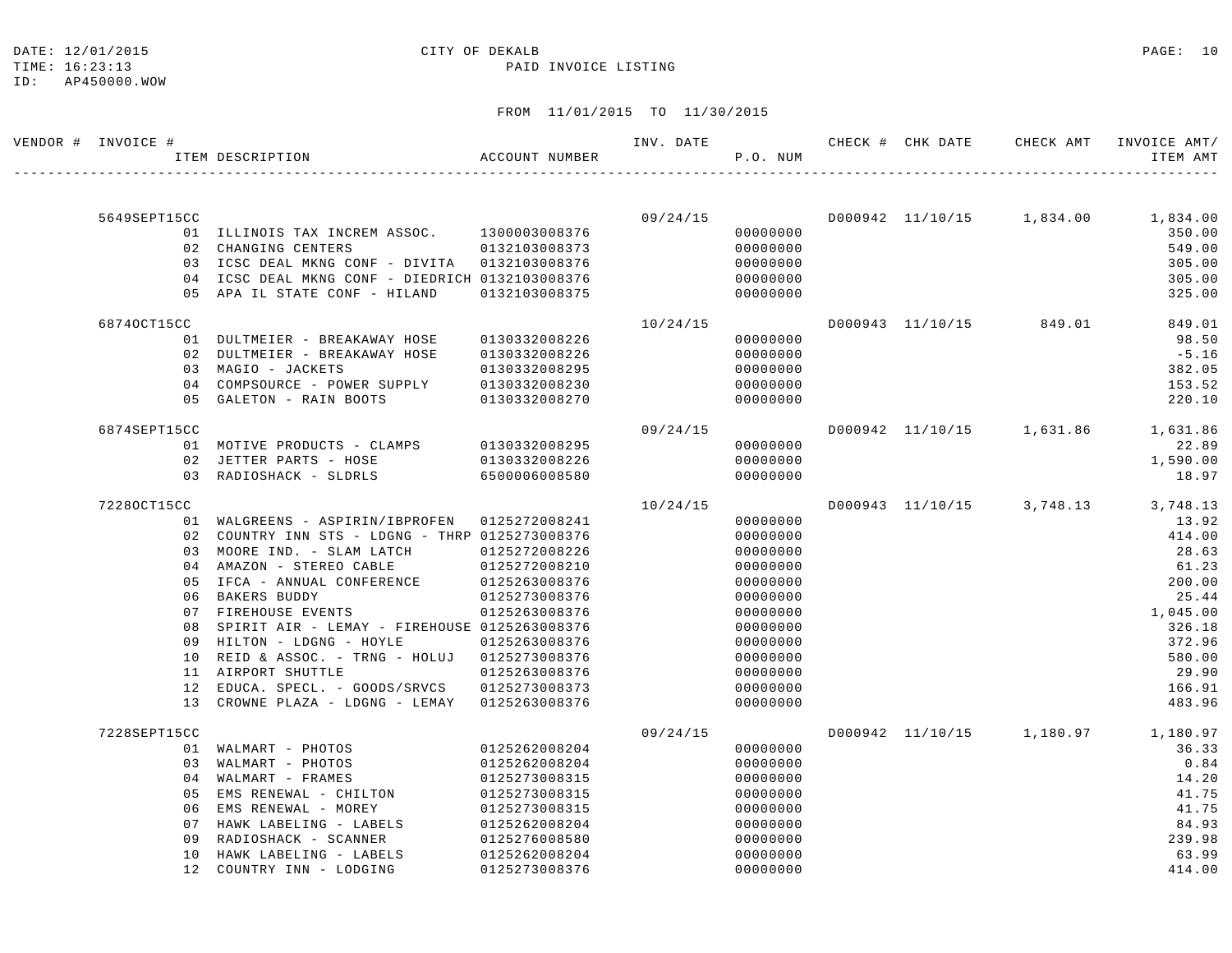CITY OF DEKALB
PAID INVOICE LISTING

DATE: 12/01/2015
TIME: 16:23:13
ID: AP450000.WOW

FROM 11/01/2015 TO 11/30/2015

| VENDOR # | INVOICE # / ITEM | ITEM DESCRIPTION | ACCOUNT NUMBER | INV. DATE | P.O. NUM | CHECK # | CHK DATE | CHECK AMT | INVOICE AMT/ ITEM AMT |
|---|---|---|---|---|---|---|---|---|---|
| | 5649SEPT15CC | | | 09/24/15 | | D000942 | 11/10/15 | 1,834.00 | 1,834.00 |
| | 01 | ILLINOIS TAX INCREM ASSOC. | 1300003008376 | | 00000000 | | | | 350.00 |
| | 02 | CHANGING CENTERS | 0132103008373 | | 00000000 | | | | 549.00 |
| | 03 | ICSC DEAL MKNG CONF - DIVITA | 0132103008376 | | 00000000 | | | | 305.00 |
| | 04 | ICSC DEAL MKNG CONF - DIEDRICH | 0132103008376 | | 00000000 | | | | 305.00 |
| | 05 | APA IL STATE CONF - HILAND | 0132103008375 | | 00000000 | | | | 325.00 |
| | 6874OCT15CC | | | 10/24/15 | | D000943 | 11/10/15 | 849.01 | 849.01 |
| | 01 | DULTMEIER - BREAKAWAY HOSE | 0130332008226 | | 00000000 | | | | 98.50 |
| | 02 | DULTMEIER - BREAKAWAY HOSE | 0130332008226 | | 00000000 | | | | -5.16 |
| | 03 | MAGIO - JACKETS | 0130332008295 | | 00000000 | | | | 382.05 |
| | 04 | COMPSOURCE - POWER SUPPLY | 0130332008230 | | 00000000 | | | | 153.52 |
| | 05 | GALETON - RAIN BOOTS | 0130332008270 | | 00000000 | | | | 220.10 |
| | 6874SEPT15CC | | | 09/24/15 | | D000942 | 11/10/15 | 1,631.86 | 1,631.86 |
| | 01 | MOTIVE PRODUCTS - CLAMPS | 0130332008295 | | 00000000 | | | | 22.89 |
| | 02 | JETTER PARTS - HOSE | 0130332008226 | | 00000000 | | | | 1,590.00 |
| | 03 | RADIOSHACK - SLDRLS | 6500006008580 | | 00000000 | | | | 18.97 |
| | 7228OCT15CC | | | 10/24/15 | | D000943 | 11/10/15 | 3,748.13 | 3,748.13 |
| | 01 | WALGREENS - ASPIRIN/IBPROFEN | 0125272008241 | | 00000000 | | | | 13.92 |
| | 02 | COUNTRY INN STS - LDGNG - THRP | 0125273008376 | | 00000000 | | | | 414.00 |
| | 03 | MOORE IND. - SLAM LATCH | 0125272008226 | | 00000000 | | | | 28.63 |
| | 04 | AMAZON - STEREO CABLE | 0125272008210 | | 00000000 | | | | 61.23 |
| | 05 | IFCA - ANNUAL CONFERENCE | 0125263008376 | | 00000000 | | | | 200.00 |
| | 06 | BAKERS BUDDY | 0125273008376 | | 00000000 | | | | 25.44 |
| | 07 | FIREHOUSE EVENTS | 0125263008376 | | 00000000 | | | | 1,045.00 |
| | 08 | SPIRIT AIR - LEMAY - FIREHOUSE | 0125263008376 | | 00000000 | | | | 326.18 |
| | 09 | HILTON - LDGNG - HOYLE | 0125263008376 | | 00000000 | | | | 372.96 |
| | 10 | REID & ASSOC. - TRNG - HOLUJ | 0125273008376 | | 00000000 | | | | 580.00 |
| | 11 | AIRPORT SHUTTLE | 0125263008376 | | 00000000 | | | | 29.90 |
| | 12 | EDUCA. SPECL. - GOODS/SRVCS | 0125273008373 | | 00000000 | | | | 166.91 |
| | 13 | CROWNE PLAZA - LDGNG - LEMAY | 0125263008376 | | 00000000 | | | | 483.96 |
| | 7228SEPT15CC | | | 09/24/15 | | D000942 | 11/10/15 | 1,180.97 | 1,180.97 |
| | 01 | WALMART - PHOTOS | 0125262008204 | | 00000000 | | | | 36.33 |
| | 03 | WALMART - PHOTOS | 0125262008204 | | 00000000 | | | | 0.84 |
| | 04 | WALMART - FRAMES | 0125273008315 | | 00000000 | | | | 14.20 |
| | 05 | EMS RENEWAL - CHILTON | 0125273008315 | | 00000000 | | | | 41.75 |
| | 06 | EMS RENEWAL - MOREY | 0125273008315 | | 00000000 | | | | 41.75 |
| | 07 | HAWK LABELING - LABELS | 0125262008204 | | 00000000 | | | | 84.93 |
| | 09 | RADIOSHACK - SCANNER | 0125276008580 | | 00000000 | | | | 239.98 |
| | 10 | HAWK LABELING - LABELS | 0125262008204 | | 00000000 | | | | 63.99 |
| | 12 | COUNTRY INN - LODGING | 0125273008376 | | 00000000 | | | | 414.00 |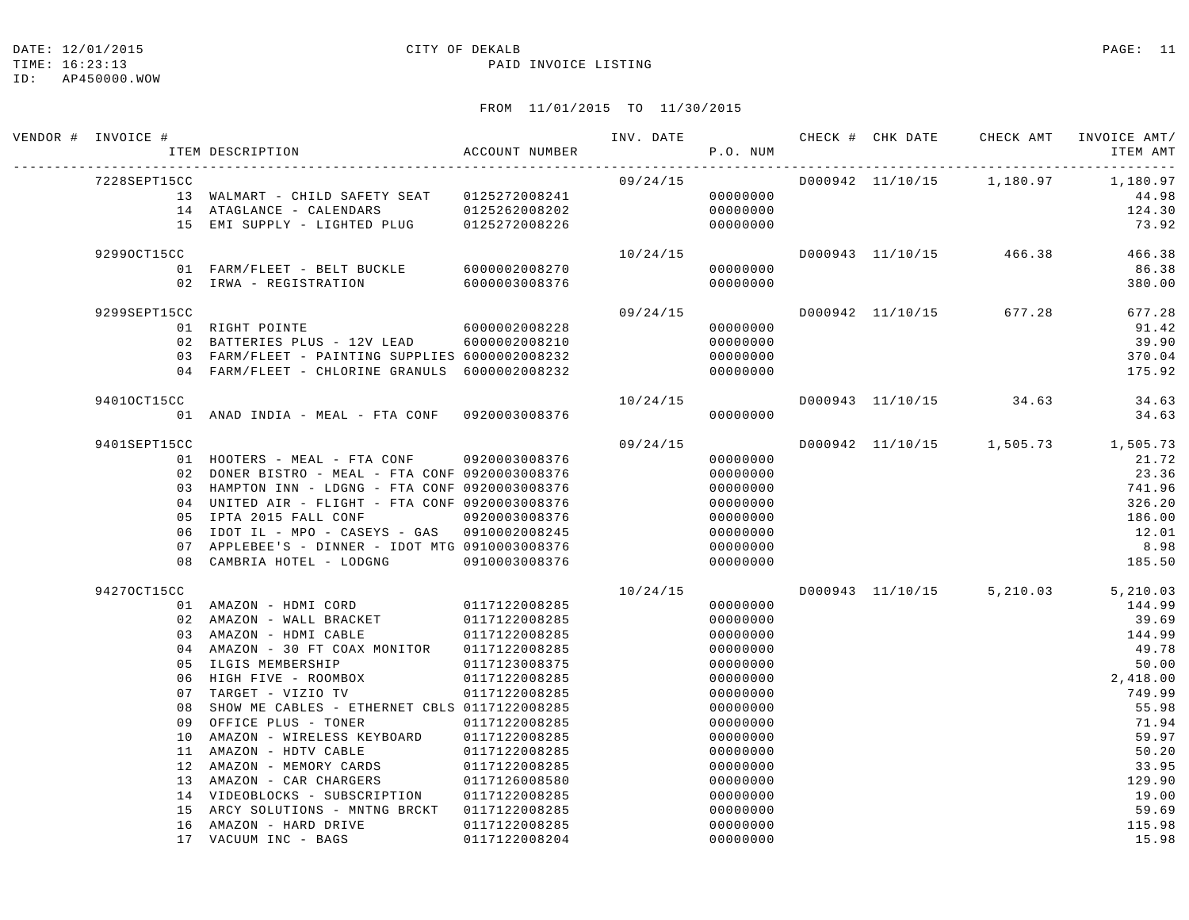DATE: 12/01/2015 CITY OF DEKALB
TIME: 16:23:13 PAID INVOICE LISTING
ID: AP450000.WOW

FROM 11/01/2015 TO 11/30/2015

| VENDOR # | INVOICE # / ITEM DESCRIPTION | ACCOUNT NUMBER | INV. DATE | P.O. NUM | CHECK # | CHK DATE | CHECK AMT | INVOICE AMT/ ITEM AMT |
|---|---|---|---|---|---|---|---|---|
| | 7228SEPT15CC | | 09/24/15 | | D000942 | 11/10/15 | 1,180.97 | 1,180.97 |
| | 13 WALMART - CHILD SAFETY SEAT | 0125272008241 | | 00000000 | | | | 44.98 |
| | 14 ATAGLANCE - CALENDARS | 0125262008202 | | 00000000 | | | | 124.30 |
| | 15 EMI SUPPLY - LIGHTED PLUG | 0125272008226 | | 00000000 | | | | 73.92 |
| | 9299OCT15CC | | 10/24/15 | | D000943 | 11/10/15 | 466.38 | 466.38 |
| | 01 FARM/FLEET - BELT BUCKLE | 6000002008270 | | 00000000 | | | | 86.38 |
| | 02 IRWA - REGISTRATION | 6000003008376 | | 00000000 | | | | 380.00 |
| | 9299SEPT15CC | | 09/24/15 | | D000942 | 11/10/15 | 677.28 | 677.28 |
| | 01 RIGHT POINTE | 6000002008228 | | 00000000 | | | | 91.42 |
| | 02 BATTERIES PLUS - 12V LEAD | 6000002008210 | | 00000000 | | | | 39.90 |
| | 03 FARM/FLEET - PAINTING SUPPLIES | 6000002008232 | | 00000000 | | | | 370.04 |
| | 04 FARM/FLEET - CHLORINE GRANULS | 6000002008232 | | 00000000 | | | | 175.92 |
| | 9401OCT15CC | | 10/24/15 | | D000943 | 11/10/15 | 34.63 | 34.63 |
| | 01 ANAD INDIA - MEAL - FTA CONF | 0920003008376 | | 00000000 | | | | 34.63 |
| | 9401SEPT15CC | | 09/24/15 | | D000942 | 11/10/15 | 1,505.73 | 1,505.73 |
| | 01 HOOTERS - MEAL - FTA CONF | 0920003008376 | | 00000000 | | | | 21.72 |
| | 02 DONER BISTRO - MEAL - FTA CONF | 0920003008376 | | 00000000 | | | | 23.36 |
| | 03 HAMPTON INN - LDGNG - FTA CONF | 0920003008376 | | 00000000 | | | | 741.96 |
| | 04 UNITED AIR - FLIGHT - FTA CONF | 0920003008376 | | 00000000 | | | | 326.20 |
| | 05 IPTA 2015 FALL CONF | 0920003008376 | | 00000000 | | | | 186.00 |
| | 06 IDOT IL - MPO - CASEYS - GAS | 0910002008245 | | 00000000 | | | | 12.01 |
| | 07 APPLEBEE'S - DINNER - IDOT MTG | 0910003008376 | | 00000000 | | | | 8.98 |
| | 08 CAMBRIA HOTEL - LODGNG | 0910003008376 | | 00000000 | | | | 185.50 |
| | 9427OCT15CC | | 10/24/15 | | D000943 | 11/10/15 | 5,210.03 | 5,210.03 |
| | 01 AMAZON - HDMI CORD | 0117122008285 | | 00000000 | | | | 144.99 |
| | 02 AMAZON - WALL BRACKET | 0117122008285 | | 00000000 | | | | 39.69 |
| | 03 AMAZON - HDMI CABLE | 0117122008285 | | 00000000 | | | | 144.99 |
| | 04 AMAZON - 30 FT COAX MONITOR | 0117122008285 | | 00000000 | | | | 49.78 |
| | 05 ILGIS MEMBERSHIP | 0117123008375 | | 00000000 | | | | 50.00 |
| | 06 HIGH FIVE - ROOMBOX | 0117122008285 | | 00000000 | | | | 2,418.00 |
| | 07 TARGET - VIZIO TV | 0117122008285 | | 00000000 | | | | 749.99 |
| | 08 SHOW ME CABLES - ETHERNET CBLS | 0117122008285 | | 00000000 | | | | 55.98 |
| | 09 OFFICE PLUS - TONER | 0117122008285 | | 00000000 | | | | 71.94 |
| | 10 AMAZON - WIRELESS KEYBOARD | 0117122008285 | | 00000000 | | | | 59.97 |
| | 11 AMAZON - HDTV CABLE | 0117122008285 | | 00000000 | | | | 50.20 |
| | 12 AMAZON - MEMORY CARDS | 0117122008285 | | 00000000 | | | | 33.95 |
| | 13 AMAZON - CAR CHARGERS | 0117126008580 | | 00000000 | | | | 129.90 |
| | 14 VIDEOBLOCKS - SUBSCRIPTION | 0117122008285 | | 00000000 | | | | 19.00 |
| | 15 ARCY SOLUTIONS - MNTNG BRCKT | 0117122008285 | | 00000000 | | | | 59.69 |
| | 16 AMAZON - HARD DRIVE | 0117122008285 | | 00000000 | | | | 115.98 |
| | 17 VACUUM INC - BAGS | 0117122008204 | | 00000000 | | | | 15.98 |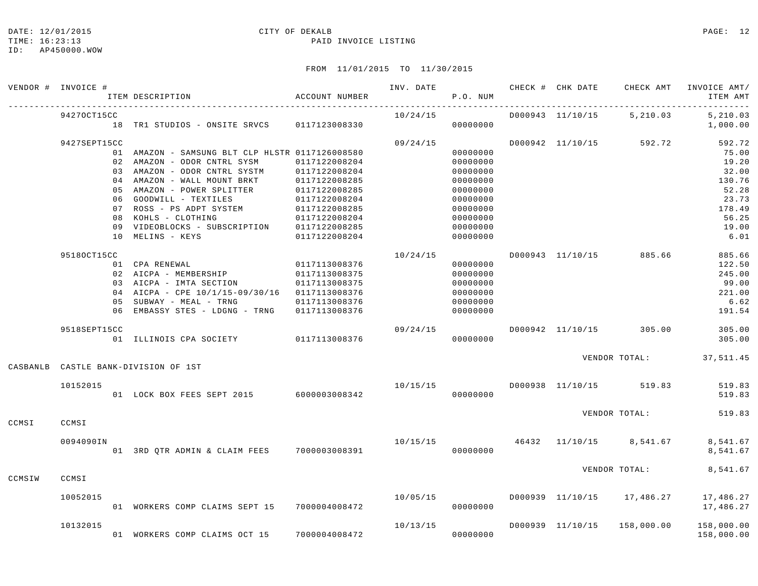CITY OF DEKALB
PAID INVOICE LISTING

DATE: 12/01/2015
TIME: 16:23:13
ID: AP450000.WOW

FROM 11/01/2015 TO 11/30/2015

| VENDOR # | INVOICE # / ITEM DESCRIPTION | ACCOUNT NUMBER | INV. DATE | P.O. NUM | CHECK # | CHK DATE | CHECK AMT | INVOICE AMT/ ITEM AMT |
|---|---|---|---|---|---|---|---|---|
| | 9427OCT15CC | | 10/24/15 | | D000943 | 11/10/15 | 5,210.03 | 5,210.03 |
| | 18 TR1 STUDIOS - ONSITE SRVCS | 0117123008330 | | 00000000 | | | | 1,000.00 |
| | 9427SEPT15CC | | 09/24/15 | | D000942 | 11/10/15 | 592.72 | 592.72 |
| | 01 AMAZON - SAMSUNG BLT CLP HLSTR | 0117126008580 | | 00000000 | | | | 75.00 |
| | 02 AMAZON - ODOR CNTRL SYSM | 0117122008204 | | 00000000 | | | | 19.20 |
| | 03 AMAZON - ODOR CNTRL SYSTM | 0117122008204 | | 00000000 | | | | 32.00 |
| | 04 AMAZON - WALL MOUNT BRKT | 0117122008285 | | 00000000 | | | | 130.76 |
| | 05 AMAZON - POWER SPLITTER | 0117122008285 | | 00000000 | | | | 52.28 |
| | 06 GOODWILL - TEXTILES | 0117122008204 | | 00000000 | | | | 23.73 |
| | 07 ROSS - PS ADPT SYSTEM | 0117122008285 | | 00000000 | | | | 178.49 |
| | 08 KOHLS - CLOTHING | 0117122008204 | | 00000000 | | | | 56.25 |
| | 09 VIDEOBLOCKS - SUBSCRIPTION | 0117122008285 | | 00000000 | | | | 19.00 |
| | 10 MELINS - KEYS | 0117122008204 | | 00000000 | | | | 6.01 |
| | 9518OCT15CC | | 10/24/15 | | D000943 | 11/10/15 | 885.66 | 885.66 |
| | 01 CPA RENEWAL | 0117113008376 | | 00000000 | | | | 122.50 |
| | 02 AICPA - MEMBERSHIP | 0117113008375 | | 00000000 | | | | 245.00 |
| | 03 AICPA - IMTA SECTION | 0117113008375 | | 00000000 | | | | 99.00 |
| | 04 AICPA - CPE 10/1/15-09/30/16 | 0117113008376 | | 00000000 | | | | 221.00 |
| | 05 SUBWAY - MEAL - TRNG | 0117113008376 | | 00000000 | | | | 6.62 |
| | 06 EMBASSY STES - LDGNG - TRNG | 0117113008376 | | 00000000 | | | | 191.54 |
| | 9518SEPT15CC | | 09/24/15 | | D000942 | 11/10/15 | 305.00 | 305.00 |
| | 01 ILLINOIS CPA SOCIETY | 0117113008376 | | 00000000 | | | | 305.00 |
| | | | | | | | VENDOR TOTAL: | 37,511.45 |
| CASBANLB | CASTLE BANK-DIVISION OF 1ST | | | | | | | |
| | 10152015 | | 10/15/15 | | D000938 | 11/10/15 | 519.83 | 519.83 |
| | 01 LOCK BOX FEES SEPT 2015 | 6000003008342 | | 00000000 | | | | 519.83 |
| | | | | | | | VENDOR TOTAL: | 519.83 |
| CCMSI | CCMSI | | | | | | | |
| | 0094090IN | | 10/15/15 | | 46432 | 11/10/15 | 8,541.67 | 8,541.67 |
| | 01 3RD QTR ADMIN & CLAIM FEES | 7000003008391 | | 00000000 | | | | 8,541.67 |
| | | | | | | | VENDOR TOTAL: | 8,541.67 |
| CCMSIW | CCMSI | | | | | | | |
| | 10052015 | | 10/05/15 | | D000939 | 11/10/15 | 17,486.27 | 17,486.27 |
| | 01 WORKERS COMP CLAIMS SEPT 15 | 7000004008472 | | 00000000 | | | | 17,486.27 |
| | 10132015 | | 10/13/15 | | D000939 | 11/10/15 | 158,000.00 | 158,000.00 |
| | 01 WORKERS COMP CLAIMS OCT 15 | 7000004008472 | | 00000000 | | | | 158,000.00 |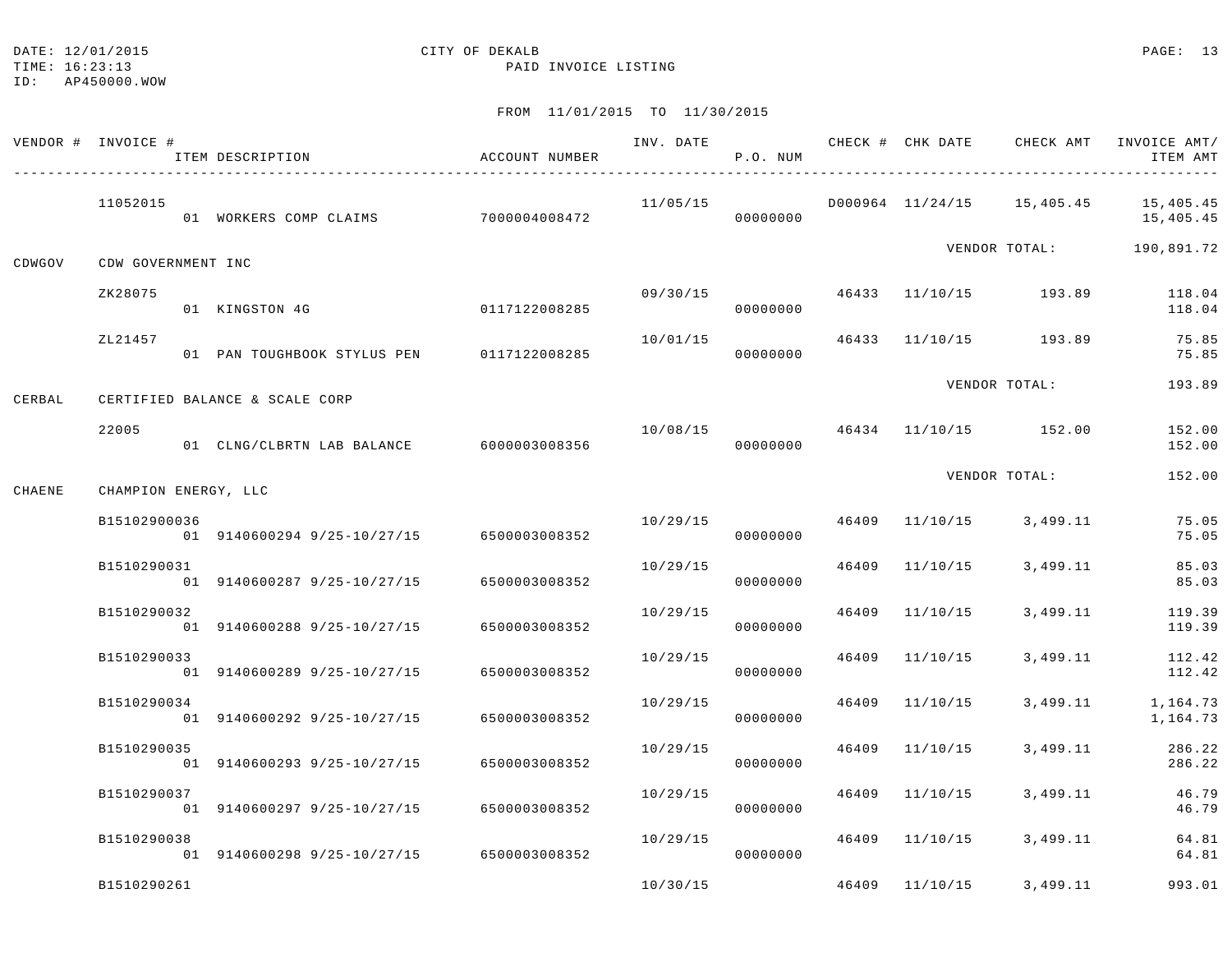DATE: 12/01/2015
TIME: 16:23:13
ID: AP450000.WOW

CITY OF DEKALB
PAID INVOICE LISTING

FROM 11/01/2015 TO 11/30/2015

| VENDOR # | INVOICE # / ITEM DESCRIPTION | ACCOUNT NUMBER | INV. DATE | P.O. NUM | CHECK # | CHK DATE | CHECK AMT | INVOICE AMT/ ITEM AMT |
|---|---|---|---|---|---|---|---|---|
| | 11052015 | | 11/05/15 | | D000964 | 11/24/15 | 15,405.45 | 15,405.45 |
| | 01 WORKERS COMP CLAIMS | 7000004008472 | | 00000000 | | | | 15,405.45 |
| | | | | | | VENDOR TOTAL: | | 190,891.72 |
| CDWGOV | CDW GOVERNMENT INC | | | | | | | |
| | ZK28075 | | 09/30/15 | | 46433 | 11/10/15 | 193.89 | 118.04 |
| | 01 KINGSTON 4G | 0117122008285 | | 00000000 | | | | 118.04 |
| | ZL21457 | | 10/01/15 | | 46433 | 11/10/15 | 193.89 | 75.85 |
| | 01 PAN TOUGHBOOK STYLUS PEN | 0117122008285 | | 00000000 | | | | 75.85 |
| | | | | | | VENDOR TOTAL: | | 193.89 |
| CERBAL | CERTIFIED BALANCE & SCALE CORP | | | | | | | |
| | 22005 | | 10/08/15 | | 46434 | 11/10/15 | 152.00 | 152.00 |
| | 01 CLNG/CLBRTN LAB BALANCE | 6000003008356 | | 00000000 | | | | 152.00 |
| | | | | | | VENDOR TOTAL: | | 152.00 |
| CHAENE | CHAMPION ENERGY, LLC | | | | | | | |
| | B15102900036 | | 10/29/15 | | 46409 | 11/10/15 | 3,499.11 | 75.05 |
| | 01 9140600294 9/25-10/27/15 | 6500003008352 | | 00000000 | | | | 75.05 |
| | B1510290031 | | 10/29/15 | | 46409 | 11/10/15 | 3,499.11 | 85.03 |
| | 01 9140600287 9/25-10/27/15 | 6500003008352 | | 00000000 | | | | 85.03 |
| | B1510290032 | | 10/29/15 | | 46409 | 11/10/15 | 3,499.11 | 119.39 |
| | 01 9140600288 9/25-10/27/15 | 6500003008352 | | 00000000 | | | | 119.39 |
| | B1510290033 | | 10/29/15 | | 46409 | 11/10/15 | 3,499.11 | 112.42 |
| | 01 9140600289 9/25-10/27/15 | 6500003008352 | | 00000000 | | | | 112.42 |
| | B1510290034 | | 10/29/15 | | 46409 | 11/10/15 | 3,499.11 | 1,164.73 |
| | 01 9140600292 9/25-10/27/15 | 6500003008352 | | 00000000 | | | | 1,164.73 |
| | B1510290035 | | 10/29/15 | | 46409 | 11/10/15 | 3,499.11 | 286.22 |
| | 01 9140600293 9/25-10/27/15 | 6500003008352 | | 00000000 | | | | 286.22 |
| | B1510290037 | | 10/29/15 | | 46409 | 11/10/15 | 3,499.11 | 46.79 |
| | 01 9140600297 9/25-10/27/15 | 6500003008352 | | 00000000 | | | | 46.79 |
| | B1510290038 | | 10/29/15 | | 46409 | 11/10/15 | 3,499.11 | 64.81 |
| | 01 9140600298 9/25-10/27/15 | 6500003008352 | | 00000000 | | | | 64.81 |
| | B1510290261 | | 10/30/15 | | 46409 | 11/10/15 | 3,499.11 | 993.01 |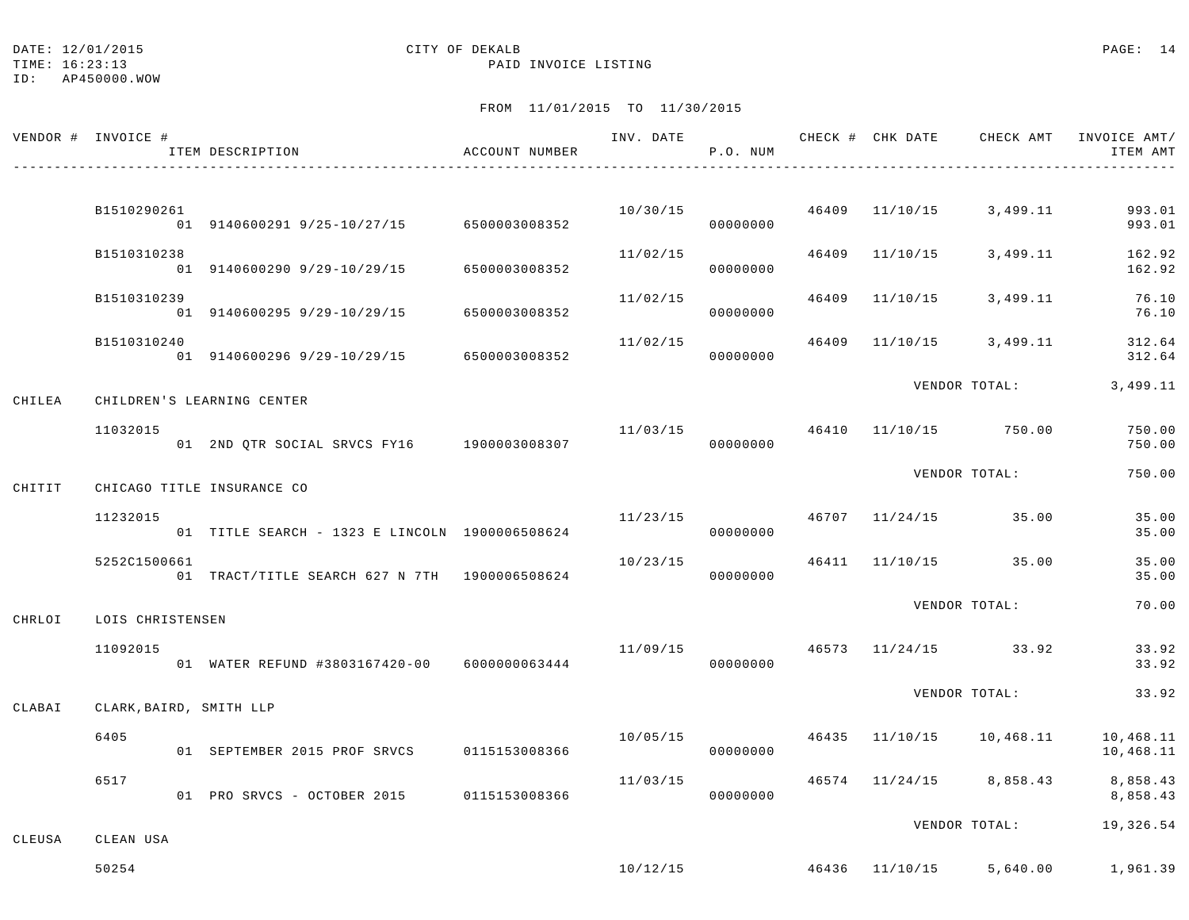DATE: 12/01/2015 CITY OF DEKALB
TIME: 16:23:13 PAID INVOICE LISTING
ID: AP450000.WOW

FROM 11/01/2015 TO 11/30/2015

| VENDOR # | INVOICE # / ITEM DESCRIPTION | ACCOUNT NUMBER | INV. DATE | P.O. NUM | CHECK # | CHK DATE | CHECK AMT | INVOICE AMT/ ITEM AMT |
|---|---|---|---|---|---|---|---|---|
| | B1510290261 | | 10/30/15 | | 46409 | 11/10/15 | 3,499.11 | 993.01 |
| | 01 9140600291 9/25-10/27/15 | 6500003008352 | | 00000000 | | | | 993.01 |
| | B1510310238 | | 11/02/15 | | 46409 | 11/10/15 | 3,499.11 | 162.92 |
| | 01 9140600290 9/29-10/29/15 | 6500003008352 | | 00000000 | | | | 162.92 |
| | B1510310239 | | 11/02/15 | | 46409 | 11/10/15 | 3,499.11 | 76.10 |
| | 01 9140600295 9/29-10/29/15 | 6500003008352 | | 00000000 | | | | 76.10 |
| | B1510310240 | | 11/02/15 | | 46409 | 11/10/15 | 3,499.11 | 312.64 |
| | 01 9140600296 9/29-10/29/15 | 6500003008352 | | 00000000 | | | | 312.64 |
| | | | | | | | VENDOR TOTAL: | 3,499.11 |
| CHILEA | CHILDREN'S LEARNING CENTER | | | | | | | |
| | 11032015 | | 11/03/15 | | 46410 | 11/10/15 | 750.00 | 750.00 |
| | 01 2ND QTR SOCIAL SRVCS FY16 | 1900003008307 | | 00000000 | | | | 750.00 |
| | | | | | | | VENDOR TOTAL: | 750.00 |
| CHITIT | CHICAGO TITLE INSURANCE CO | | | | | | | |
| | 11232015 | | 11/23/15 | | 46707 | 11/24/15 | 35.00 | 35.00 |
| | 01 TITLE SEARCH - 1323 E LINCOLN | 1900006508624 | | 00000000 | | | | 35.00 |
| | 5252C1500661 | | 10/23/15 | | 46411 | 11/10/15 | 35.00 | 35.00 |
| | 01 TRACT/TITLE SEARCH 627 N 7TH | 1900006508624 | | 00000000 | | | | 35.00 |
| | | | | | | | VENDOR TOTAL: | 70.00 |
| CHRLOI | LOIS CHRISTENSEN | | | | | | | |
| | 11092015 | | 11/09/15 | | 46573 | 11/24/15 | 33.92 | 33.92 |
| | 01 WATER REFUND #3803167420-00 | 6000000063444 | | 00000000 | | | | 33.92 |
| | | | | | | | VENDOR TOTAL: | 33.92 |
| CLABAI | CLARK,BAIRD, SMITH LLP | | | | | | | |
| | 6405 | | 10/05/15 | | 46435 | 11/10/15 | 10,468.11 | 10,468.11 |
| | 01 SEPTEMBER 2015 PROF SRVCS | 0115153008366 | | 00000000 | | | | 10,468.11 |
| | 6517 | | 11/03/15 | | 46574 | 11/24/15 | 8,858.43 | 8,858.43 |
| | 01 PRO SRVCS - OCTOBER 2015 | 0115153008366 | | 00000000 | | | | 8,858.43 |
| | | | | | | | VENDOR TOTAL: | 19,326.54 |
| CLEUSA | CLEAN USA | | | | | | | |
| | 50254 | | 10/12/15 | | 46436 | 11/10/15 | 5,640.00 | 1,961.39 |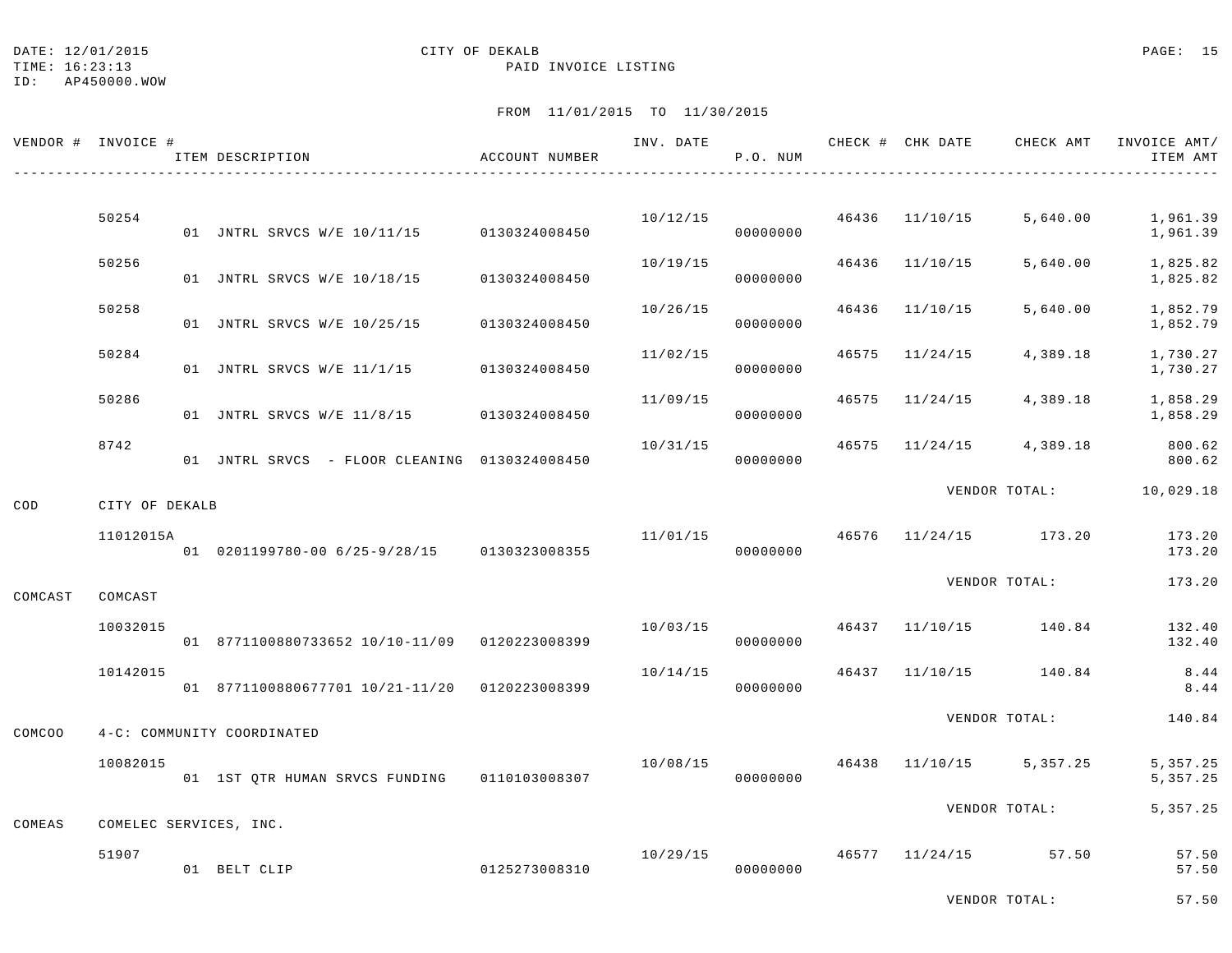DATE: 12/01/2015 CITY OF DEKALB
TIME: 16:23:13 PAID INVOICE LISTING
ID: AP450000.WOW

FROM 11/01/2015 TO 11/30/2015

| VENDOR # | INVOICE # | ITEM DESCRIPTION | ACCOUNT NUMBER | INV. DATE | P.O. NUM | CHECK # | CHK DATE | CHECK AMT | INVOICE AMT/ ITEM AMT |
|---|---|---|---|---|---|---|---|---|---|
| | 50254 | | | 10/12/15 | | 46436 | 11/10/15 | 5,640.00 | 1,961.39 |
| | | 01 JNTRL SRVCS W/E 10/11/15 | 0130324008450 | | 00000000 | | | | 1,961.39 |
| | 50256 | | | 10/19/15 | | 46436 | 11/10/15 | 5,640.00 | 1,825.82 |
| | | 01 JNTRL SRVCS W/E 10/18/15 | 0130324008450 | | 00000000 | | | | 1,825.82 |
| | 50258 | | | 10/26/15 | | 46436 | 11/10/15 | 5,640.00 | 1,852.79 |
| | | 01 JNTRL SRVCS W/E 10/25/15 | 0130324008450 | | 00000000 | | | | 1,852.79 |
| | 50284 | | | 11/02/15 | | 46575 | 11/24/15 | 4,389.18 | 1,730.27 |
| | | 01 JNTRL SRVCS W/E 11/1/15 | 0130324008450 | | 00000000 | | | | 1,730.27 |
| | 50286 | | | 11/09/15 | | 46575 | 11/24/15 | 4,389.18 | 1,858.29 |
| | | 01 JNTRL SRVCS W/E 11/8/15 | 0130324008450 | | 00000000 | | | | 1,858.29 |
| | 8742 | | | 10/31/15 | | 46575 | 11/24/15 | 4,389.18 | 800.62 |
| | | 01 JNTRL SRVCS - FLOOR CLEANING | 0130324008450 | | 00000000 | | | | 800.62 |
| | | | | | | | | VENDOR TOTAL: | 10,029.18 |
| COD | CITY OF DEKALB | | | | | | | | |
| | 11012015A | | | 11/01/15 | | 46576 | 11/24/15 | 173.20 | 173.20 |
| | | 01 0201199780-00 6/25-9/28/15 | 0130323008355 | | 00000000 | | | | 173.20 |
| | | | | | | | | VENDOR TOTAL: | 173.20 |
| COMCAST | COMCAST | | | | | | | | |
| | 10032015 | | | 10/03/15 | | 46437 | 11/10/15 | 140.84 | 132.40 |
| | | 01 8771100880733652 10/10-11/09 | 0120223008399 | | 00000000 | | | | 132.40 |
| | 10142015 | | | 10/14/15 | | 46437 | 11/10/15 | 140.84 | 8.44 |
| | | 01 8771100880677701 10/21-11/20 | 0120223008399 | | 00000000 | | | | 8.44 |
| | | | | | | | | VENDOR TOTAL: | 140.84 |
| COMCOO | 4-C: COMMUNITY COORDINATED | | | | | | | | |
| | 10082015 | | | 10/08/15 | | 46438 | 11/10/15 | 5,357.25 | 5,357.25 |
| | | 01 1ST QTR HUMAN SRVCS FUNDING | 0110103008307 | | 00000000 | | | | 5,357.25 |
| | | | | | | | | VENDOR TOTAL: | 5,357.25 |
| COMEAS | COMELEC SERVICES, INC. | | | | | | | | |
| | 51907 | | | 10/29/15 | | 46577 | 11/24/15 | 57.50 | 57.50 |
| | | 01 BELT CLIP | 0125273008310 | | 00000000 | | | | 57.50 |
| | | | | | | | | VENDOR TOTAL: | 57.50 |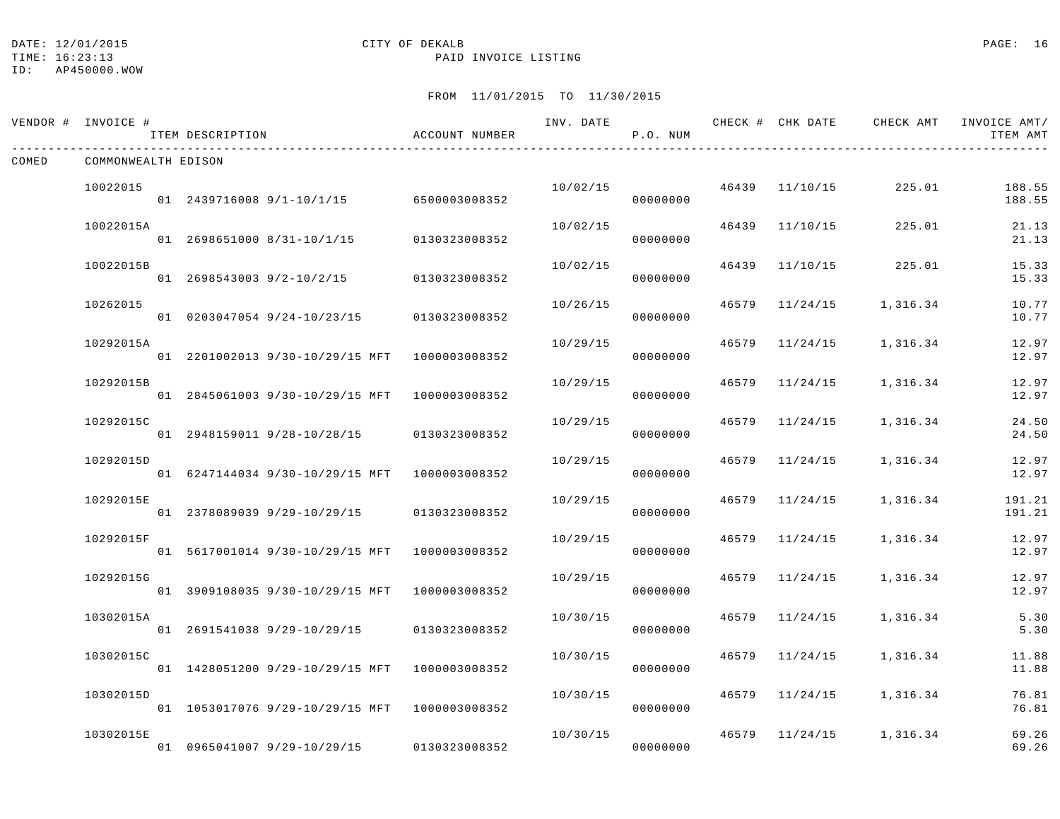DATE: 12/01/2015 CITY OF DEKALB
TIME: 16:23:13 PAID INVOICE LISTING
ID: AP450000.WOW

FROM 11/01/2015 TO 11/30/2015

| VENDOR # | INVOICE # / ITEM DESCRIPTION | ACCOUNT NUMBER | INV. DATE | P.O. NUM | CHECK # | CHK DATE | CHECK AMT | INVOICE AMT/ ITEM AMT |
|---|---|---|---|---|---|---|---|---|
| COMED | COMMONWEALTH EDISON | | | | | | | |
| | 10022015 | | 10/02/15 | | 46439 | 11/10/15 | 225.01 | 188.55 |
| | 01 2439716008 9/1-10/1/15 | 6500003008352 | | 00000000 | | | | 188.55 |
| | 10022015A | | 10/02/15 | | 46439 | 11/10/15 | 225.01 | 21.13 |
| | 01 2698651000 8/31-10/1/15 | 0130323008352 | | 00000000 | | | | 21.13 |
| | 10022015B | | 10/02/15 | | 46439 | 11/10/15 | 225.01 | 15.33 |
| | 01 2698543003 9/2-10/2/15 | 0130323008352 | | 00000000 | | | | 15.33 |
| | 10262015 | | 10/26/15 | | 46579 | 11/24/15 | 1,316.34 | 10.77 |
| | 01 0203047054 9/24-10/23/15 | 0130323008352 | | 00000000 | | | | 10.77 |
| | 10292015A | | 10/29/15 | | 46579 | 11/24/15 | 1,316.34 | 12.97 |
| | 01 2201002013 9/30-10/29/15 MFT | 1000003008352 | | 00000000 | | | | 12.97 |
| | 10292015B | | 10/29/15 | | 46579 | 11/24/15 | 1,316.34 | 12.97 |
| | 01 2845061003 9/30-10/29/15 MFT | 1000003008352 | | 00000000 | | | | 12.97 |
| | 10292015C | | 10/29/15 | | 46579 | 11/24/15 | 1,316.34 | 24.50 |
| | 01 2948159011 9/28-10/28/15 | 0130323008352 | | 00000000 | | | | 24.50 |
| | 10292015D | | 10/29/15 | | 46579 | 11/24/15 | 1,316.34 | 12.97 |
| | 01 6247144034 9/30-10/29/15 MFT | 1000003008352 | | 00000000 | | | | 12.97 |
| | 10292015E | | 10/29/15 | | 46579 | 11/24/15 | 1,316.34 | 191.21 |
| | 01 2378089039 9/29-10/29/15 | 0130323008352 | | 00000000 | | | | 191.21 |
| | 10292015F | | 10/29/15 | | 46579 | 11/24/15 | 1,316.34 | 12.97 |
| | 01 5617001014 9/30-10/29/15 MFT | 1000003008352 | | 00000000 | | | | 12.97 |
| | 10292015G | | 10/29/15 | | 46579 | 11/24/15 | 1,316.34 | 12.97 |
| | 01 3909108035 9/30-10/29/15 MFT | 1000003008352 | | 00000000 | | | | 12.97 |
| | 10302015A | | 10/30/15 | | 46579 | 11/24/15 | 1,316.34 | 5.30 |
| | 01 2691541038 9/29-10/29/15 | 0130323008352 | | 00000000 | | | | 5.30 |
| | 10302015C | | 10/30/15 | | 46579 | 11/24/15 | 1,316.34 | 11.88 |
| | 01 1428051200 9/29-10/29/15 MFT | 1000003008352 | | 00000000 | | | | 11.88 |
| | 10302015D | | 10/30/15 | | 46579 | 11/24/15 | 1,316.34 | 76.81 |
| | 01 1053017076 9/29-10/29/15 MFT | 1000003008352 | | 00000000 | | | | 76.81 |
| | 10302015E | | 10/30/15 | | 46579 | 11/24/15 | 1,316.34 | 69.26 |
| | 01 0965041007 9/29-10/29/15 | 0130323008352 | | 00000000 | | | | 69.26 |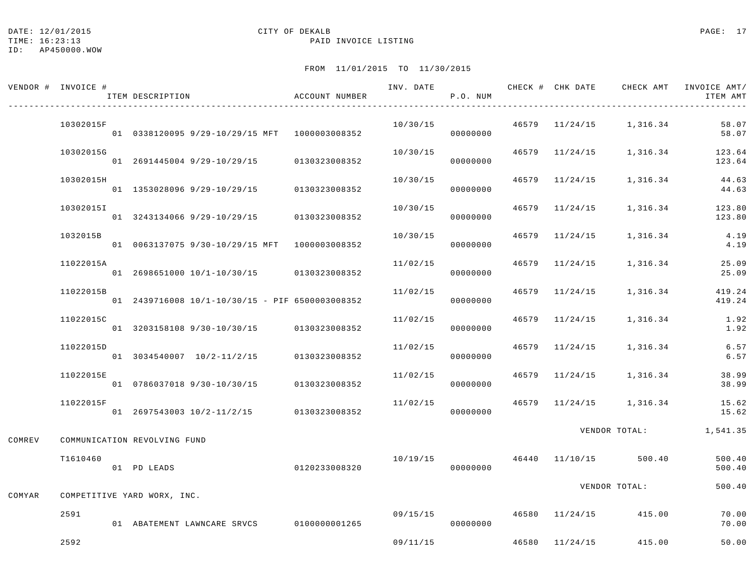DATE: 12/01/2015
TIME: 16:23:13
ID: AP450000.WOW

CITY OF DEKALB
PAID INVOICE LISTING

FROM 11/01/2015 TO 11/30/2015

| VENDOR # | INVOICE # / ITEM DESCRIPTION | ACCOUNT NUMBER | INV. DATE | P.O. NUM | CHECK # | CHK DATE | CHECK AMT | INVOICE AMT/ ITEM AMT |
|---|---|---|---|---|---|---|---|---|
| | 10302015F | | 10/30/15 | | 46579 | 11/24/15 | 1,316.34 | 58.07 |
| | 01 0338120095 9/29-10/29/15 MFT | 1000003008352 | | 00000000 | | | | 58.07 |
| | 10302015G | | 10/30/15 | | 46579 | 11/24/15 | 1,316.34 | 123.64 |
| | 01 2691445004 9/29-10/29/15 | 0130323008352 | | 00000000 | | | | 123.64 |
| | 10302015H | | 10/30/15 | | 46579 | 11/24/15 | 1,316.34 | 44.63 |
| | 01 1353028096 9/29-10/29/15 | 0130323008352 | | 00000000 | | | | 44.63 |
| | 10302015I | | 10/30/15 | | 46579 | 11/24/15 | 1,316.34 | 123.80 |
| | 01 3243134066 9/29-10/29/15 | 0130323008352 | | 00000000 | | | | 123.80 |
| | 1032015B | | 10/30/15 | | 46579 | 11/24/15 | 1,316.34 | 4.19 |
| | 01 0063137075 9/30-10/29/15 MFT | 1000003008352 | | 00000000 | | | | 4.19 |
| | 11022015A | | 11/02/15 | | 46579 | 11/24/15 | 1,316.34 | 25.09 |
| | 01 2698651000 10/1-10/30/15 | 0130323008352 | | 00000000 | | | | 25.09 |
| | 11022015B | | 11/02/15 | | 46579 | 11/24/15 | 1,316.34 | 419.24 |
| | 01 2439716008 10/1-10/30/15 - PIF | 6500003008352 | | 00000000 | | | | 419.24 |
| | 11022015C | | 11/02/15 | | 46579 | 11/24/15 | 1,316.34 | 1.92 |
| | 01 3203158108 9/30-10/30/15 | 0130323008352 | | 00000000 | | | | 1.92 |
| | 11022015D | | 11/02/15 | | 46579 | 11/24/15 | 1,316.34 | 6.57 |
| | 01 3034540007 10/2-11/2/15 | 0130323008352 | | 00000000 | | | | 6.57 |
| | 11022015E | | 11/02/15 | | 46579 | 11/24/15 | 1,316.34 | 38.99 |
| | 01 0786037018 9/30-10/30/15 | 0130323008352 | | 00000000 | | | | 38.99 |
| | 11022015F | | 11/02/15 | | 46579 | 11/24/15 | 1,316.34 | 15.62 |
| | 01 2697543003 10/2-11/2/15 | 0130323008352 | | 00000000 | | | | 15.62 |
| | | | | | | | VENDOR TOTAL: | 1,541.35 |
| COMREV | COMMUNICATION REVOLVING FUND | | | | | | | |
| | T1610460 | | 10/19/15 | | 46440 | 11/10/15 | 500.40 | 500.40 |
| | 01 PD LEADS | 0120233008320 | | 00000000 | | | | 500.40 |
| | | | | | | | VENDOR TOTAL: | 500.40 |
| COMYAR | COMPETITIVE YARD WORX, INC. | | | | | | | |
| | 2591 | | 09/15/15 | | 46580 | 11/24/15 | 415.00 | 70.00 |
| | 01 ABATEMENT LAWNCARE SRVCS | 0100000001265 | | 00000000 | | | | 70.00 |
| | 2592 | | 09/11/15 | | 46580 | 11/24/15 | 415.00 | 50.00 |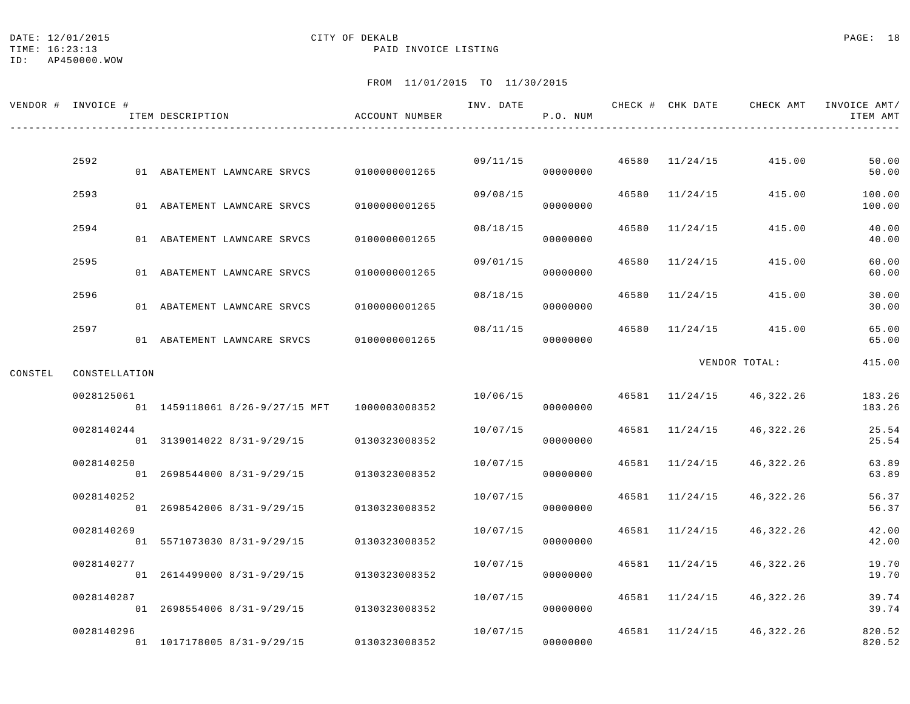DATE: 12/01/2015 CITY OF DEKALB
TIME: 16:23:13 PAID INVOICE LISTING
ID: AP450000.WOW

FROM 11/01/2015 TO 11/30/2015

| VENDOR # | INVOICE # | ITEM | ITEM DESCRIPTION | ACCOUNT NUMBER | INV. DATE | P.O. NUM | CHECK # | CHK DATE | CHECK AMT | INVOICE AMT/ ITEM AMT |
|---|---|---|---|---|---|---|---|---|---|---|
| | 2592 | | | | 09/11/15 | | 46580 | 11/24/15 | 415.00 | 50.00 |
| | | 01 | ABATEMENT LAWNCARE SRVCS | 0100000001265 | | 00000000 | | | | 50.00 |
| | 2593 | | | | 09/08/15 | | 46580 | 11/24/15 | 415.00 | 100.00 |
| | | 01 | ABATEMENT LAWNCARE SRVCS | 0100000001265 | | 00000000 | | | | 100.00 |
| | 2594 | | | | 08/18/15 | | 46580 | 11/24/15 | 415.00 | 40.00 |
| | | 01 | ABATEMENT LAWNCARE SRVCS | 0100000001265 | | 00000000 | | | | 40.00 |
| | 2595 | | | | 09/01/15 | | 46580 | 11/24/15 | 415.00 | 60.00 |
| | | 01 | ABATEMENT LAWNCARE SRVCS | 0100000001265 | | 00000000 | | | | 60.00 |
| | 2596 | | | | 08/18/15 | | 46580 | 11/24/15 | 415.00 | 30.00 |
| | | 01 | ABATEMENT LAWNCARE SRVCS | 0100000001265 | | 00000000 | | | | 30.00 |
| | 2597 | | | | 08/11/15 | | 46580 | 11/24/15 | 415.00 | 65.00 |
| | | 01 | ABATEMENT LAWNCARE SRVCS | 0100000001265 | | 00000000 | | | | 65.00 |
| | | | | | | | | | VENDOR TOTAL: | 415.00 |
| CONSTEL | CONSTELLATION | | | | | | | | | |
| | 0028125061 | | | | 10/06/15 | | 46581 | 11/24/15 | 46,322.26 | 183.26 |
| | | 01 | 1459118061 8/26-9/27/15 MFT | 1000003008352 | | 00000000 | | | | 183.26 |
| | 0028140244 | | | | 10/07/15 | | 46581 | 11/24/15 | 46,322.26 | 25.54 |
| | | 01 | 3139014022 8/31-9/29/15 | 0130323008352 | | 00000000 | | | | 25.54 |
| | 0028140250 | | | | 10/07/15 | | 46581 | 11/24/15 | 46,322.26 | 63.89 |
| | | 01 | 2698544000 8/31-9/29/15 | 0130323008352 | | 00000000 | | | | 63.89 |
| | 0028140252 | | | | 10/07/15 | | 46581 | 11/24/15 | 46,322.26 | 56.37 |
| | | 01 | 2698542006 8/31-9/29/15 | 0130323008352 | | 00000000 | | | | 56.37 |
| | 0028140269 | | | | 10/07/15 | | 46581 | 11/24/15 | 46,322.26 | 42.00 |
| | | 01 | 5571073030 8/31-9/29/15 | 0130323008352 | | 00000000 | | | | 42.00 |
| | 0028140277 | | | | 10/07/15 | | 46581 | 11/24/15 | 46,322.26 | 19.70 |
| | | 01 | 2614499000 8/31-9/29/15 | 0130323008352 | | 00000000 | | | | 19.70 |
| | 0028140287 | | | | 10/07/15 | | 46581 | 11/24/15 | 46,322.26 | 39.74 |
| | | 01 | 2698554006 8/31-9/29/15 | 0130323008352 | | 00000000 | | | | 39.74 |
| | 0028140296 | | | | 10/07/15 | | 46581 | 11/24/15 | 46,322.26 | 820.52 |
| | | 01 | 1017178005 8/31-9/29/15 | 0130323008352 | | 00000000 | | | | 820.52 |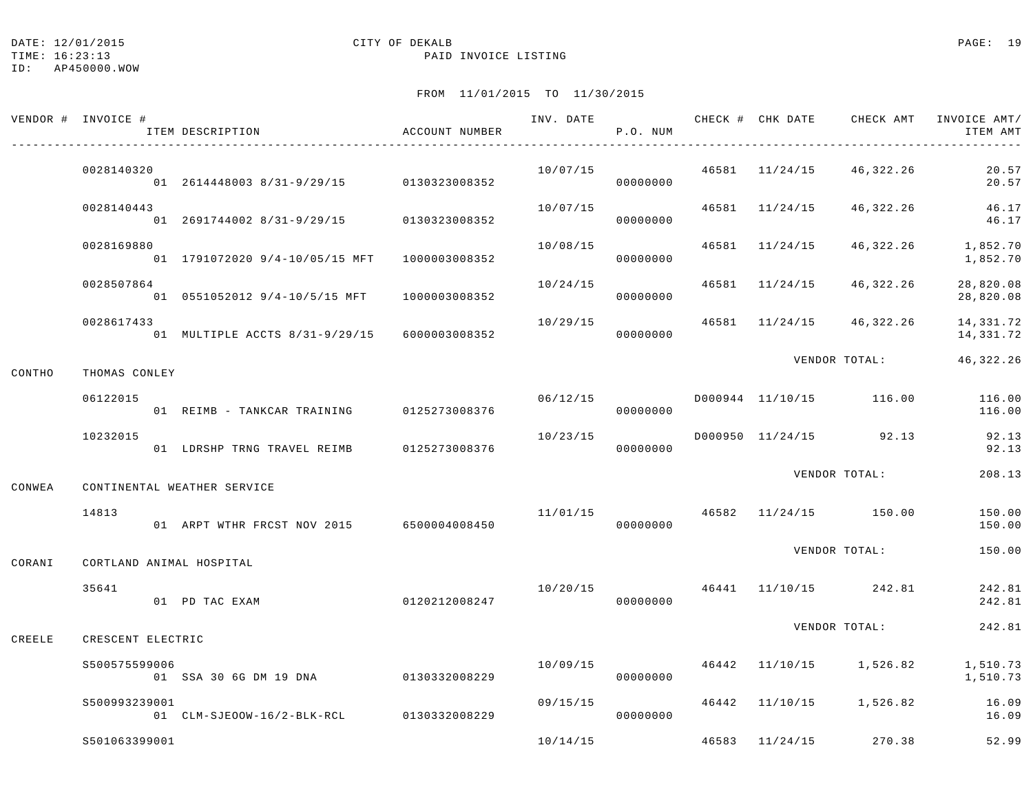DATE: 12/01/2015 CITY OF DEKALB
TIME: 16:23:13 PAID INVOICE LISTING
ID: AP450000.WOW

FROM 11/01/2015 TO 11/30/2015

| VENDOR # | INVOICE # / ITEM DESCRIPTION | ACCOUNT NUMBER | INV. DATE | P.O. NUM | CHECK # | CHK DATE | CHECK AMT | INVOICE AMT/ ITEM AMT |
|---|---|---|---|---|---|---|---|---|
| | 0028140320 | | 10/07/15 | | 46581 | 11/24/15 | 46,322.26 | 20.57 |
| | 01 2614448003 8/31-9/29/15 | 0130323008352 | | 00000000 | | | | 20.57 |
| | 0028140443 | | 10/07/15 | | 46581 | 11/24/15 | 46,322.26 | 46.17 |
| | 01 2691744002 8/31-9/29/15 | 0130323008352 | | 00000000 | | | | 46.17 |
| | 0028169880 | | 10/08/15 | | 46581 | 11/24/15 | 46,322.26 | 1,852.70 |
| | 01 1791072020 9/4-10/05/15 MFT | 1000003008352 | | 00000000 | | | | 1,852.70 |
| | 0028507864 | | 10/24/15 | | 46581 | 11/24/15 | 46,322.26 | 28,820.08 |
| | 01 0551052012 9/4-10/5/15 MFT | 1000003008352 | | 00000000 | | | | 28,820.08 |
| | 0028617433 | | 10/29/15 | | 46581 | 11/24/15 | 46,322.26 | 14,331.72 |
| | 01 MULTIPLE ACCTS 8/31-9/29/15 | 6000003008352 | | 00000000 | | | | 14,331.72 |
| | | | | | | | VENDOR TOTAL: | 46,322.26 |
| CONTHO | THOMAS CONLEY | | | | | | | |
| | 06122015 | | 06/12/15 | | D000944 | 11/10/15 | 116.00 | 116.00 |
| | 01 REIMB - TANKCAR TRAINING | 0125273008376 | | 00000000 | | | | 116.00 |
| | 10232015 | | 10/23/15 | | D000950 | 11/24/15 | 92.13 | 92.13 |
| | 01 LDRSHP TRNG TRAVEL REIMB | 0125273008376 | | 00000000 | | | | 92.13 |
| | | | | | | | VENDOR TOTAL: | 208.13 |
| CONWEA | CONTINENTAL WEATHER SERVICE | | | | | | | |
| | 14813 | | 11/01/15 | | 46582 | 11/24/15 | 150.00 | 150.00 |
| | 01 ARPT WTHR FRCST NOV 2015 | 6500004008450 | | 00000000 | | | | 150.00 |
| | | | | | | | VENDOR TOTAL: | 150.00 |
| CORANI | CORTLAND ANIMAL HOSPITAL | | | | | | | |
| | 35641 | | 10/20/15 | | 46441 | 11/10/15 | 242.81 | 242.81 |
| | 01 PD TAC EXAM | 0120212008247 | | 00000000 | | | | 242.81 |
| | | | | | | | VENDOR TOTAL: | 242.81 |
| CREELE | CRESCENT ELECTRIC | | | | | | | |
| | S500575599006 | | 10/09/15 | | 46442 | 11/10/15 | 1,526.82 | 1,510.73 |
| | 01 SSA 30 6G DM 19 DNA | 0130332008229 | | 00000000 | | | | 1,510.73 |
| | S500993239001 | | 09/15/15 | | 46442 | 11/10/15 | 1,526.82 | 16.09 |
| | 01 CLM-SJEOOW-16/2-BLK-RCL | 0130332008229 | | 00000000 | | | | 16.09 |
| | S501063399001 | | 10/14/15 | | 46583 | 11/24/15 | 270.38 | 52.99 |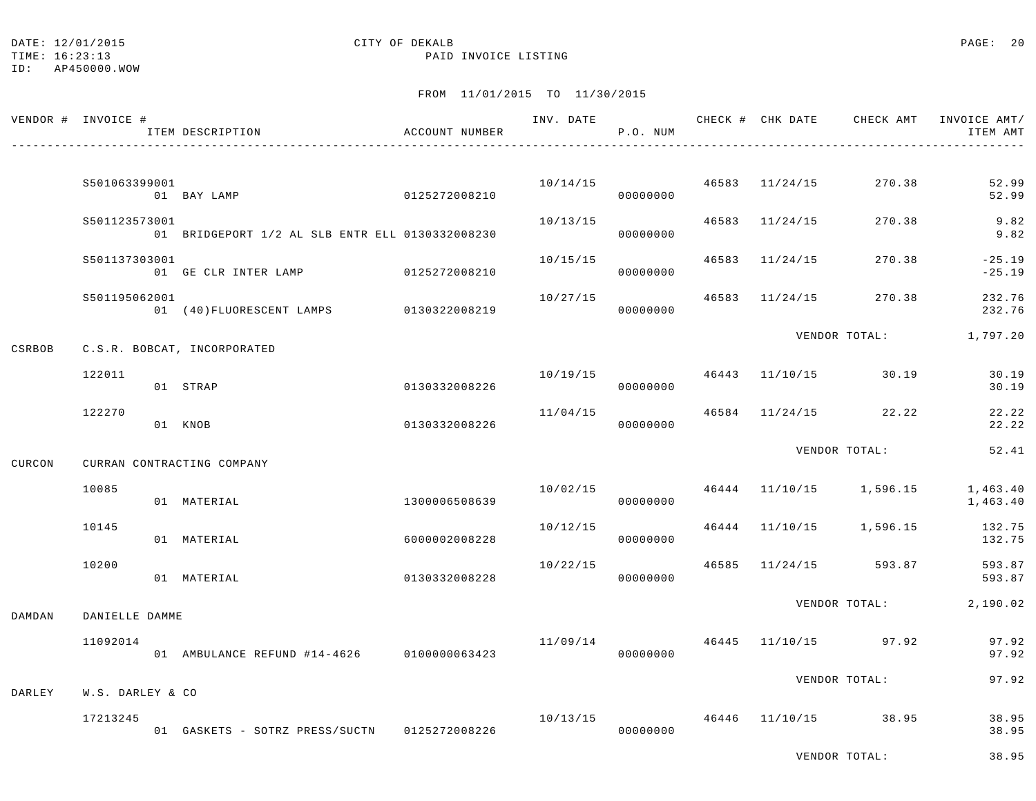DATE: 12/01/2015 CITY OF DEKALB
TIME: 16:23:13 PAID INVOICE LISTING
ID: AP450000.WOW

FROM 11/01/2015 TO 11/30/2015

| VENDOR # | INVOICE # / ITEM DESCRIPTION | ACCOUNT NUMBER | INV. DATE | P.O. NUM | CHECK # | CHK DATE | CHECK AMT | INVOICE AMT/ ITEM AMT |
|---|---|---|---|---|---|---|---|---|
| | S501063399001 | | 10/14/15 | | 46583 | 11/24/15 | 270.38 | 52.99 |
| | 01 BAY LAMP | 0125272008210 | | 00000000 | | | | 52.99 |
| | S501123573001 | | 10/13/15 | | 46583 | 11/24/15 | 270.38 | 9.82 |
| | 01 BRIDGEPORT 1/2 AL SLB ENTR ELL | 0130332008230 | | 00000000 | | | | 9.82 |
| | S501137303001 | | 10/15/15 | | 46583 | 11/24/15 | 270.38 | -25.19 |
| | 01 GE CLR INTER LAMP | 0125272008210 | | 00000000 | | | | -25.19 |
| | S501195062001 | | 10/27/15 | | 46583 | 11/24/15 | 270.38 | 232.76 |
| | 01 (40)FLUORESCENT LAMPS | 0130322008219 | | 00000000 | | | | 232.76 |
| | | | | | | | VENDOR TOTAL: | 1,797.20 |
| CSRBOB | C.S.R. BOBCAT, INCORPORATED | | | | | | | |
| | 122011 | | 10/19/15 | | 46443 | 11/10/15 | 30.19 | 30.19 |
| | 01 STRAP | 0130332008226 | | 00000000 | | | | 30.19 |
| | 122270 | | 11/04/15 | | 46584 | 11/24/15 | 22.22 | 22.22 |
| | 01 KNOB | 0130332008226 | | 00000000 | | | | 22.22 |
| | | | | | | | VENDOR TOTAL: | 52.41 |
| CURCON | CURRAN CONTRACTING COMPANY | | | | | | | |
| | 10085 | | 10/02/15 | | 46444 | 11/10/15 | 1,596.15 | 1,463.40 |
| | 01 MATERIAL | 1300006508639 | | 00000000 | | | | 1,463.40 |
| | 10145 | | 10/12/15 | | 46444 | 11/10/15 | 1,596.15 | 132.75 |
| | 01 MATERIAL | 6000002008228 | | 00000000 | | | | 132.75 |
| | 10200 | | 10/22/15 | | 46585 | 11/24/15 | 593.87 | 593.87 |
| | 01 MATERIAL | 0130332008228 | | 00000000 | | | | 593.87 |
| | | | | | | | VENDOR TOTAL: | 2,190.02 |
| DAMDAN | DANIELLE DAMME | | | | | | | |
| | 11092014 | | 11/09/14 | | 46445 | 11/10/15 | 97.92 | 97.92 |
| | 01 AMBULANCE REFUND #14-4626 | 0100000063423 | | 00000000 | | | | 97.92 |
| | | | | | | | VENDOR TOTAL: | 97.92 |
| DARLEY | W.S. DARLEY & CO | | | | | | | |
| | 17213245 | | 10/13/15 | | 46446 | 11/10/15 | 38.95 | 38.95 |
| | 01 GASKETS - SOTRZ PRESS/SUCTN | 0125272008226 | | 00000000 | | | | 38.95 |
| | | | | | | | VENDOR TOTAL: | 38.95 |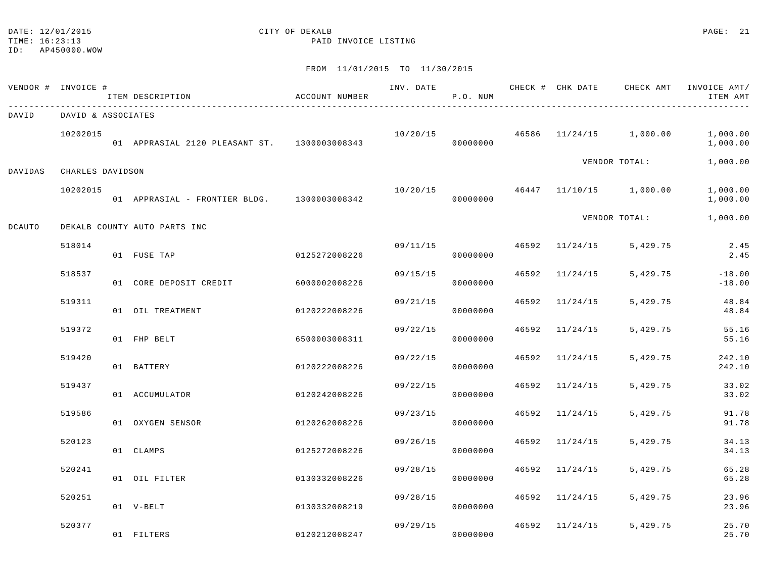DATE: 12/01/2015 CITY OF DEKALB
TIME: 16:23:13 PAID INVOICE LISTING
ID: AP450000.WOW

FROM 11/01/2015 TO 11/30/2015

| VENDOR # | INVOICE # / ITEM DESCRIPTION | ACCOUNT NUMBER | INV. DATE | P.O. NUM | CHECK # | CHK DATE | CHECK AMT | INVOICE AMT/ ITEM AMT |
|---|---|---|---|---|---|---|---|---|
| DAVID | DAVID & ASSOCIATES | | | | | | | |
| | 10202015 | | 10/20/15 | | 46586 | 11/24/15 | 1,000.00 | 1,000.00 |
| | 01 APPRASIAL 2120 PLEASANT ST. | 1300003008343 | | 00000000 | | | | 1,000.00 |
| | | | | | | | VENDOR TOTAL: | 1,000.00 |
| DAVIDAS | CHARLES DAVIDSON | | | | | | | |
| | 10202015 | | 10/20/15 | | 46447 | 11/10/15 | 1,000.00 | 1,000.00 |
| | 01 APPRASIAL - FRONTIER BLDG. | 1300003008342 | | 00000000 | | | | 1,000.00 |
| | | | | | | | VENDOR TOTAL: | 1,000.00 |
| DCAUTO | DEKALB COUNTY AUTO PARTS INC | | | | | | | |
| | 518014 | | 09/11/15 | | 46592 | 11/24/15 | 5,429.75 | 2.45 |
| | 01 FUSE TAP | 0125272008226 | | 00000000 | | | | 2.45 |
| | 518537 | | 09/15/15 | | 46592 | 11/24/15 | 5,429.75 | -18.00 |
| | 01 CORE DEPOSIT CREDIT | 6000002008226 | | 00000000 | | | | -18.00 |
| | 519311 | | 09/21/15 | | 46592 | 11/24/15 | 5,429.75 | 48.84 |
| | 01 OIL TREATMENT | 0120222008226 | | 00000000 | | | | 48.84 |
| | 519372 | | 09/22/15 | | 46592 | 11/24/15 | 5,429.75 | 55.16 |
| | 01 FHP BELT | 6500003008311 | | 00000000 | | | | 55.16 |
| | 519420 | | 09/22/15 | | 46592 | 11/24/15 | 5,429.75 | 242.10 |
| | 01 BATTERY | 0120222008226 | | 00000000 | | | | 242.10 |
| | 519437 | | 09/22/15 | | 46592 | 11/24/15 | 5,429.75 | 33.02 |
| | 01 ACCUMULATOR | 0120242008226 | | 00000000 | | | | 33.02 |
| | 519586 | | 09/23/15 | | 46592 | 11/24/15 | 5,429.75 | 91.78 |
| | 01 OXYGEN SENSOR | 0120262008226 | | 00000000 | | | | 91.78 |
| | 520123 | | 09/26/15 | | 46592 | 11/24/15 | 5,429.75 | 34.13 |
| | 01 CLAMPS | 0125272008226 | | 00000000 | | | | 34.13 |
| | 520241 | | 09/28/15 | | 46592 | 11/24/15 | 5,429.75 | 65.28 |
| | 01 OIL FILTER | 0130332008226 | | 00000000 | | | | 65.28 |
| | 520251 | | 09/28/15 | | 46592 | 11/24/15 | 5,429.75 | 23.96 |
| | 01 V-BELT | 0130332008219 | | 00000000 | | | | 23.96 |
| | 520377 | | 09/29/15 | | 46592 | 11/24/15 | 5,429.75 | 25.70 |
| | 01 FILTERS | 0120212008247 | | 00000000 | | | | 25.70 |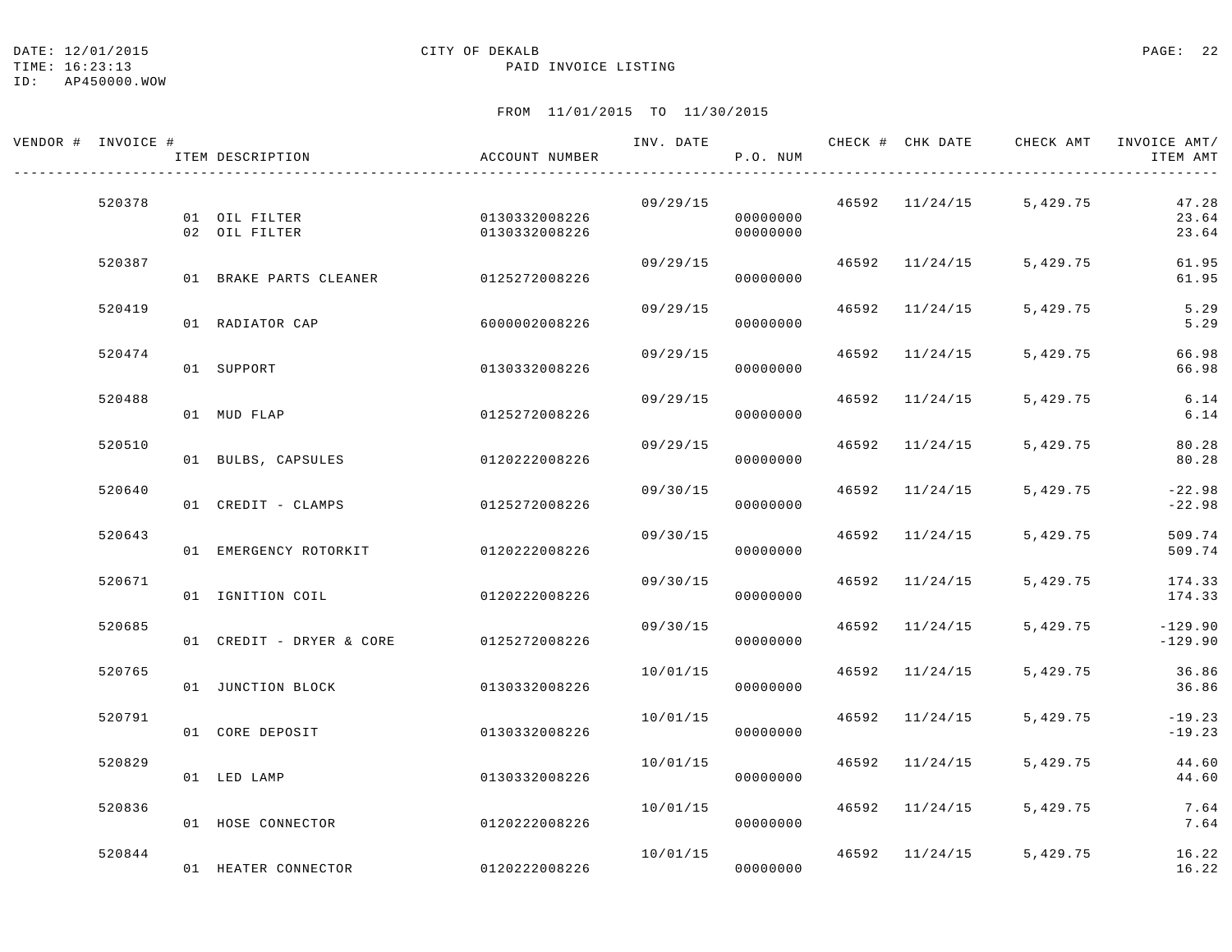DATE: 12/01/2015 CITY OF DEKALB
TIME: 16:23:13 PAID INVOICE LISTING
ID: AP450000.WOW

FROM 11/01/2015 TO 11/30/2015

| VENDOR # | INVOICE # | ITEM DESCRIPTION | ACCOUNT NUMBER | INV. DATE | P.O. NUM | CHECK # | CHK DATE | CHECK AMT | INVOICE AMT/ ITEM AMT |
|---|---|---|---|---|---|---|---|---|---|
| | 520378 | | | 09/29/15 | | 46592 | 11/24/15 | 5,429.75 | 47.28 |
| | | 01 OIL FILTER | 0130332008226 | | 00000000 | | | | 23.64 |
| | | 02 OIL FILTER | 0130332008226 | | 00000000 | | | | 23.64 |
| | 520387 | | | 09/29/15 | | 46592 | 11/24/15 | 5,429.75 | 61.95 |
| | | 01 BRAKE PARTS CLEANER | 0125272008226 | | 00000000 | | | | 61.95 |
| | 520419 | | | 09/29/15 | | 46592 | 11/24/15 | 5,429.75 | 5.29 |
| | | 01 RADIATOR CAP | 6000002008226 | | 00000000 | | | | 5.29 |
| | 520474 | | | 09/29/15 | | 46592 | 11/24/15 | 5,429.75 | 66.98 |
| | | 01 SUPPORT | 0130332008226 | | 00000000 | | | | 66.98 |
| | 520488 | | | 09/29/15 | | 46592 | 11/24/15 | 5,429.75 | 6.14 |
| | | 01 MUD FLAP | 0125272008226 | | 00000000 | | | | 6.14 |
| | 520510 | | | 09/29/15 | | 46592 | 11/24/15 | 5,429.75 | 80.28 |
| | | 01 BULBS, CAPSULES | 0120222008226 | | 00000000 | | | | 80.28 |
| | 520640 | | | 09/30/15 | | 46592 | 11/24/15 | 5,429.75 | -22.98 |
| | | 01 CREDIT - CLAMPS | 0125272008226 | | 00000000 | | | | -22.98 |
| | 520643 | | | 09/30/15 | | 46592 | 11/24/15 | 5,429.75 | 509.74 |
| | | 01 EMERGENCY ROTORKIT | 0120222008226 | | 00000000 | | | | 509.74 |
| | 520671 | | | 09/30/15 | | 46592 | 11/24/15 | 5,429.75 | 174.33 |
| | | 01 IGNITION COIL | 0120222008226 | | 00000000 | | | | 174.33 |
| | 520685 | | | 09/30/15 | | 46592 | 11/24/15 | 5,429.75 | -129.90 |
| | | 01 CREDIT - DRYER & CORE | 0125272008226 | | 00000000 | | | | -129.90 |
| | 520765 | | | 10/01/15 | | 46592 | 11/24/15 | 5,429.75 | 36.86 |
| | | 01 JUNCTION BLOCK | 0130332008226 | | 00000000 | | | | 36.86 |
| | 520791 | | | 10/01/15 | | 46592 | 11/24/15 | 5,429.75 | -19.23 |
| | | 01 CORE DEPOSIT | 0130332008226 | | 00000000 | | | | -19.23 |
| | 520829 | | | 10/01/15 | | 46592 | 11/24/15 | 5,429.75 | 44.60 |
| | | 01 LED LAMP | 0130332008226 | | 00000000 | | | | 44.60 |
| | 520836 | | | 10/01/15 | | 46592 | 11/24/15 | 5,429.75 | 7.64 |
| | | 01 HOSE CONNECTOR | 0120222008226 | | 00000000 | | | | 7.64 |
| | 520844 | | | 10/01/15 | | 46592 | 11/24/15 | 5,429.75 | 16.22 |
| | | 01 HEATER CONNECTOR | 0120222008226 | | 00000000 | | | | 16.22 |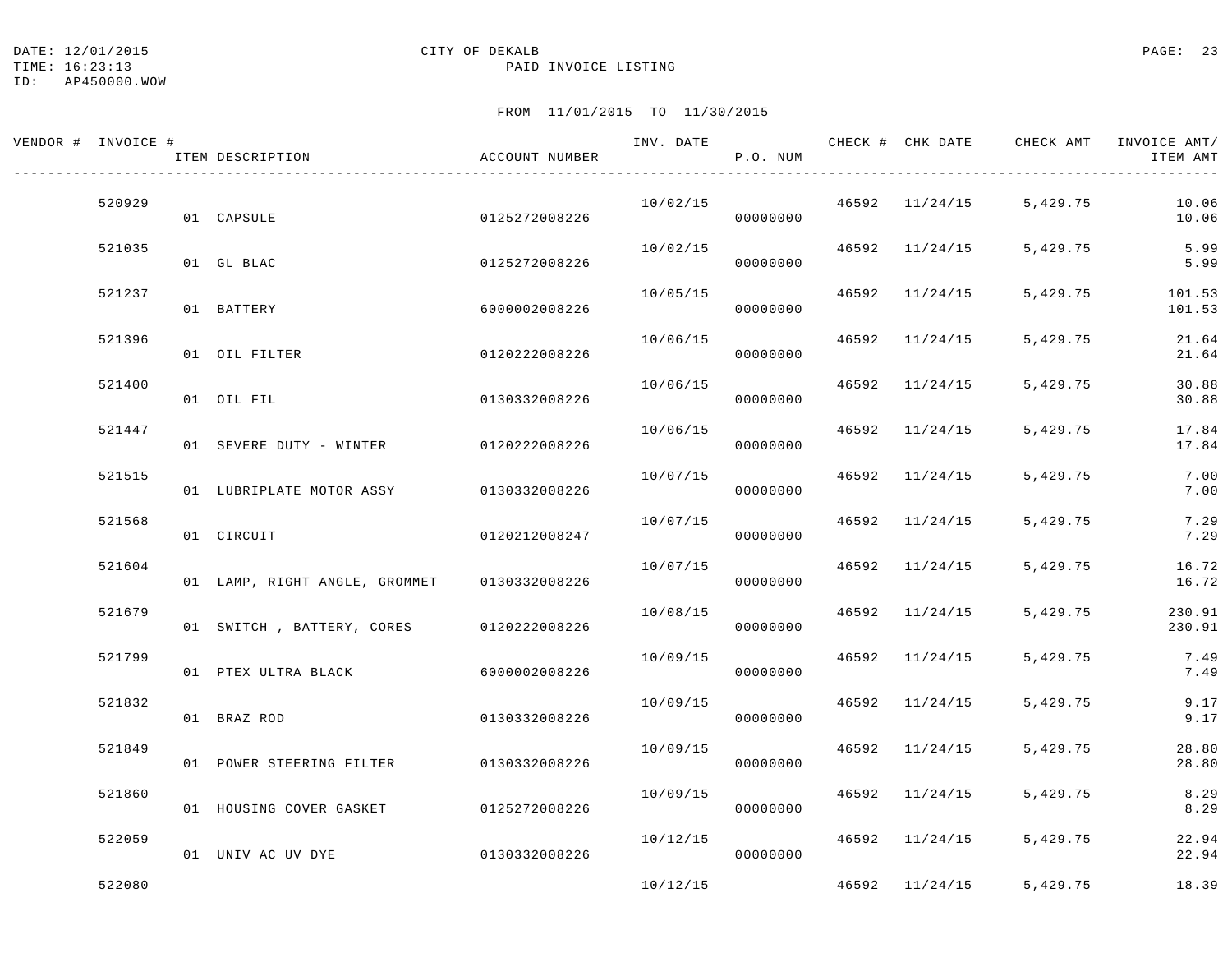DATE: 12/01/2015 CITY OF DEKALB
TIME: 16:23:13 PAID INVOICE LISTING
ID: AP450000.WOW

FROM 11/01/2015 TO 11/30/2015

| VENDOR # | INVOICE # | ITEM DESCRIPTION | ACCOUNT NUMBER | INV. DATE | P.O. NUM | CHECK # | CHK DATE | CHECK AMT | INVOICE AMT/ ITEM AMT |
|---|---|---|---|---|---|---|---|---|---|
| | 520929 | | | 10/02/15 | | 46592 | 11/24/15 | 5,429.75 | 10.06 |
| | | 01 CAPSULE | 0125272008226 | | 00000000 | | | | 10.06 |
| | 521035 | | | 10/02/15 | | 46592 | 11/24/15 | 5,429.75 | 5.99 |
| | | 01 GL BLAC | 0125272008226 | | 00000000 | | | | 5.99 |
| | 521237 | | | 10/05/15 | | 46592 | 11/24/15 | 5,429.75 | 101.53 |
| | | 01 BATTERY | 6000002008226 | | 00000000 | | | | 101.53 |
| | 521396 | | | 10/06/15 | | 46592 | 11/24/15 | 5,429.75 | 21.64 |
| | | 01 OIL FILTER | 0120222008226 | | 00000000 | | | | 21.64 |
| | 521400 | | | 10/06/15 | | 46592 | 11/24/15 | 5,429.75 | 30.88 |
| | | 01 OIL FIL | 0130332008226 | | 00000000 | | | | 30.88 |
| | 521447 | | | 10/06/15 | | 46592 | 11/24/15 | 5,429.75 | 17.84 |
| | | 01 SEVERE DUTY - WINTER | 0120222008226 | | 00000000 | | | | 17.84 |
| | 521515 | | | 10/07/15 | | 46592 | 11/24/15 | 5,429.75 | 7.00 |
| | | 01 LUBRIPLATE MOTOR ASSY | 0130332008226 | | 00000000 | | | | 7.00 |
| | 521568 | | | 10/07/15 | | 46592 | 11/24/15 | 5,429.75 | 7.29 |
| | | 01 CIRCUIT | 0120212008247 | | 00000000 | | | | 7.29 |
| | 521604 | | | 10/07/15 | | 46592 | 11/24/15 | 5,429.75 | 16.72 |
| | | 01 LAMP, RIGHT ANGLE, GROMMET | 0130332008226 | | 00000000 | | | | 16.72 |
| | 521679 | | | 10/08/15 | | 46592 | 11/24/15 | 5,429.75 | 230.91 |
| | | 01 SWITCH , BATTERY, CORES | 0120222008226 | | 00000000 | | | | 230.91 |
| | 521799 | | | 10/09/15 | | 46592 | 11/24/15 | 5,429.75 | 7.49 |
| | | 01 PTEX ULTRA BLACK | 6000002008226 | | 00000000 | | | | 7.49 |
| | 521832 | | | 10/09/15 | | 46592 | 11/24/15 | 5,429.75 | 9.17 |
| | | 01 BRAZ ROD | 0130332008226 | | 00000000 | | | | 9.17 |
| | 521849 | | | 10/09/15 | | 46592 | 11/24/15 | 5,429.75 | 28.80 |
| | | 01 POWER STEERING FILTER | 0130332008226 | | 00000000 | | | | 28.80 |
| | 521860 | | | 10/09/15 | | 46592 | 11/24/15 | 5,429.75 | 8.29 |
| | | 01 HOUSING COVER GASKET | 0125272008226 | | 00000000 | | | | 8.29 |
| | 522059 | | | 10/12/15 | | 46592 | 11/24/15 | 5,429.75 | 22.94 |
| | | 01 UNIV AC UV DYE | 0130332008226 | | 00000000 | | | | 22.94 |
| | 522080 | | | 10/12/15 | | 46592 | 11/24/15 | 5,429.75 | 18.39 |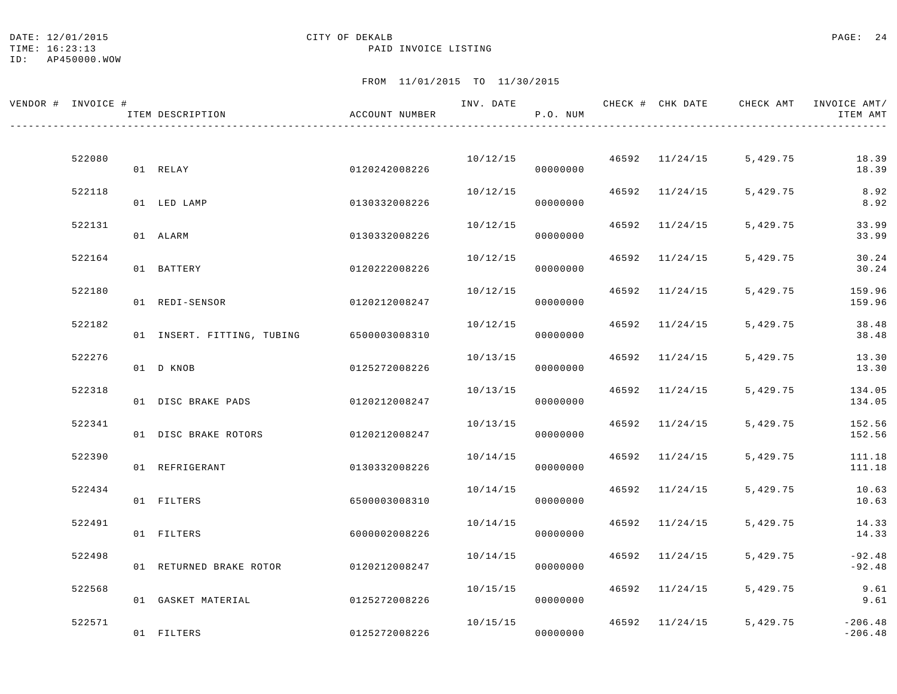DATE: 12/01/2015
TIME: 16:23:13
ID: AP450000.WOW

CITY OF DEKALB
PAID INVOICE LISTING

FROM 11/01/2015 TO 11/30/2015

| VENDOR # | INVOICE # | ITEM DESCRIPTION | ACCOUNT NUMBER | INV. DATE | P.O. NUM | CHECK # | CHK DATE | CHECK AMT | INVOICE AMT/ ITEM AMT |
|---|---|---|---|---|---|---|---|---|---|
| | 522080 | | | 10/12/15 | | 46592 | 11/24/15 | 5,429.75 | 18.39 |
| | | 01 RELAY | 0120242008226 | | 00000000 | | | | 18.39 |
| | 522118 | | | 10/12/15 | | 46592 | 11/24/15 | 5,429.75 | 8.92 |
| | | 01 LED LAMP | 0130332008226 | | 00000000 | | | | 8.92 |
| | 522131 | | | 10/12/15 | | 46592 | 11/24/15 | 5,429.75 | 33.99 |
| | | 01 ALARM | 0130332008226 | | 00000000 | | | | 33.99 |
| | 522164 | | | 10/12/15 | | 46592 | 11/24/15 | 5,429.75 | 30.24 |
| | | 01 BATTERY | 0120222008226 | | 00000000 | | | | 30.24 |
| | 522180 | | | 10/12/15 | | 46592 | 11/24/15 | 5,429.75 | 159.96 |
| | | 01 REDI-SENSOR | 0120212008247 | | 00000000 | | | | 159.96 |
| | 522182 | | | 10/12/15 | | 46592 | 11/24/15 | 5,429.75 | 38.48 |
| | | 01 INSERT. FITTING, TUBING | 6500003008310 | | 00000000 | | | | 38.48 |
| | 522276 | | | 10/13/15 | | 46592 | 11/24/15 | 5,429.75 | 13.30 |
| | | 01 D KNOB | 0125272008226 | | 00000000 | | | | 13.30 |
| | 522318 | | | 10/13/15 | | 46592 | 11/24/15 | 5,429.75 | 134.05 |
| | | 01 DISC BRAKE PADS | 0120212008247 | | 00000000 | | | | 134.05 |
| | 522341 | | | 10/13/15 | | 46592 | 11/24/15 | 5,429.75 | 152.56 |
| | | 01 DISC BRAKE ROTORS | 0120212008247 | | 00000000 | | | | 152.56 |
| | 522390 | | | 10/14/15 | | 46592 | 11/24/15 | 5,429.75 | 111.18 |
| | | 01 REFRIGERANT | 0130332008226 | | 00000000 | | | | 111.18 |
| | 522434 | | | 10/14/15 | | 46592 | 11/24/15 | 5,429.75 | 10.63 |
| | | 01 FILTERS | 6500003008310 | | 00000000 | | | | 10.63 |
| | 522491 | | | 10/14/15 | | 46592 | 11/24/15 | 5,429.75 | 14.33 |
| | | 01 FILTERS | 6000002008226 | | 00000000 | | | | 14.33 |
| | 522498 | | | 10/14/15 | | 46592 | 11/24/15 | 5,429.75 | -92.48 |
| | | 01 RETURNED BRAKE ROTOR | 0120212008247 | | 00000000 | | | | -92.48 |
| | 522568 | | | 10/15/15 | | 46592 | 11/24/15 | 5,429.75 | 9.61 |
| | | 01 GASKET MATERIAL | 0125272008226 | | 00000000 | | | | 9.61 |
| | 522571 | | | 10/15/15 | | 46592 | 11/24/15 | 5,429.75 | -206.48 |
| | | 01 FILTERS | 0125272008226 | | 00000000 | | | | -206.48 |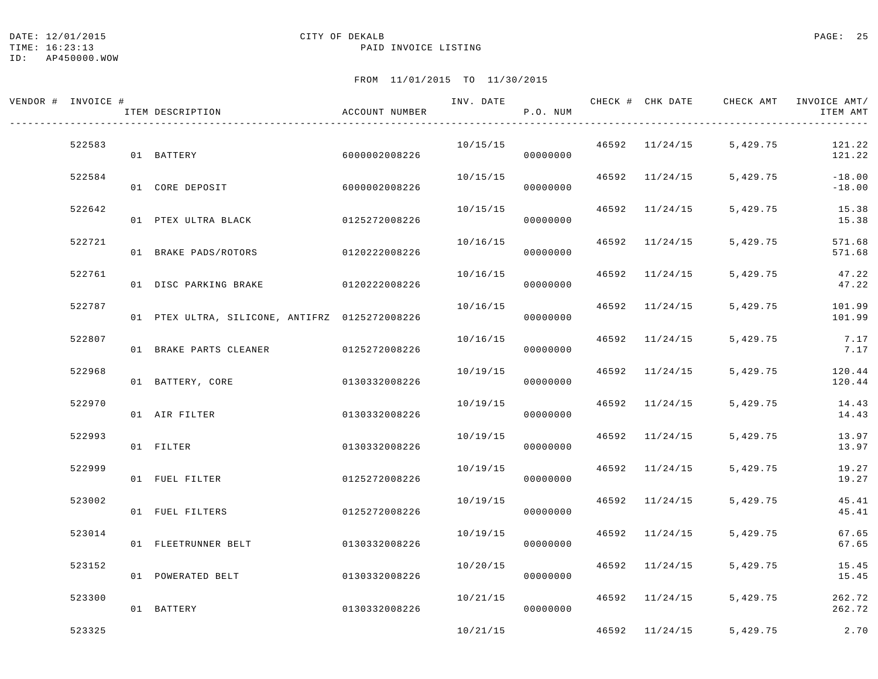DATE: 12/01/2015 CITY OF DEKALB
TIME: 16:23:13 PAID INVOICE LISTING
ID: AP450000.WOW

FROM 11/01/2015 TO 11/30/2015

| VENDOR # | INVOICE # | ITEM DESCRIPTION | ACCOUNT NUMBER | INV. DATE | P.O. NUM | CHECK # | CHK DATE | CHECK AMT | INVOICE AMT/ ITEM AMT |
|---|---|---|---|---|---|---|---|---|---|
| | 522583 | | | 10/15/15 | | 46592 | 11/24/15 | 5,429.75 | 121.22 |
| | | 01 BATTERY | 6000002008226 | | 00000000 | | | | 121.22 |
| | 522584 | | | 10/15/15 | | 46592 | 11/24/15 | 5,429.75 | -18.00 |
| | | 01 CORE DEPOSIT | 6000002008226 | | 00000000 | | | | -18.00 |
| | 522642 | | | 10/15/15 | | 46592 | 11/24/15 | 5,429.75 | 15.38 |
| | | 01 PTEX ULTRA BLACK | 0125272008226 | | 00000000 | | | | 15.38 |
| | 522721 | | | 10/16/15 | | 46592 | 11/24/15 | 5,429.75 | 571.68 |
| | | 01 BRAKE PADS/ROTORS | 0120222008226 | | 00000000 | | | | 571.68 |
| | 522761 | | | 10/16/15 | | 46592 | 11/24/15 | 5,429.75 | 47.22 |
| | | 01 DISC PARKING BRAKE | 0120222008226 | | 00000000 | | | | 47.22 |
| | 522787 | | | 10/16/15 | | 46592 | 11/24/15 | 5,429.75 | 101.99 |
| | | 01 PTEX ULTRA, SILICONE, ANTIFRZ | 0125272008226 | | 00000000 | | | | 101.99 |
| | 522807 | | | 10/16/15 | | 46592 | 11/24/15 | 5,429.75 | 7.17 |
| | | 01 BRAKE PARTS CLEANER | 0125272008226 | | 00000000 | | | | 7.17 |
| | 522968 | | | 10/19/15 | | 46592 | 11/24/15 | 5,429.75 | 120.44 |
| | | 01 BATTERY, CORE | 0130332008226 | | 00000000 | | | | 120.44 |
| | 522970 | | | 10/19/15 | | 46592 | 11/24/15 | 5,429.75 | 14.43 |
| | | 01 AIR FILTER | 0130332008226 | | 00000000 | | | | 14.43 |
| | 522993 | | | 10/19/15 | | 46592 | 11/24/15 | 5,429.75 | 13.97 |
| | | 01 FILTER | 0130332008226 | | 00000000 | | | | 13.97 |
| | 522999 | | | 10/19/15 | | 46592 | 11/24/15 | 5,429.75 | 19.27 |
| | | 01 FUEL FILTER | 0125272008226 | | 00000000 | | | | 19.27 |
| | 523002 | | | 10/19/15 | | 46592 | 11/24/15 | 5,429.75 | 45.41 |
| | | 01 FUEL FILTERS | 0125272008226 | | 00000000 | | | | 45.41 |
| | 523014 | | | 10/19/15 | | 46592 | 11/24/15 | 5,429.75 | 67.65 |
| | | 01 FLEETRUNNER BELT | 0130332008226 | | 00000000 | | | | 67.65 |
| | 523152 | | | 10/20/15 | | 46592 | 11/24/15 | 5,429.75 | 15.45 |
| | | 01 POWERATED BELT | 0130332008226 | | 00000000 | | | | 15.45 |
| | 523300 | | | 10/21/15 | | 46592 | 11/24/15 | 5,429.75 | 262.72 |
| | | 01 BATTERY | 0130332008226 | | 00000000 | | | | 262.72 |
| | 523325 | | | 10/21/15 | | 46592 | 11/24/15 | 5,429.75 | 2.70 |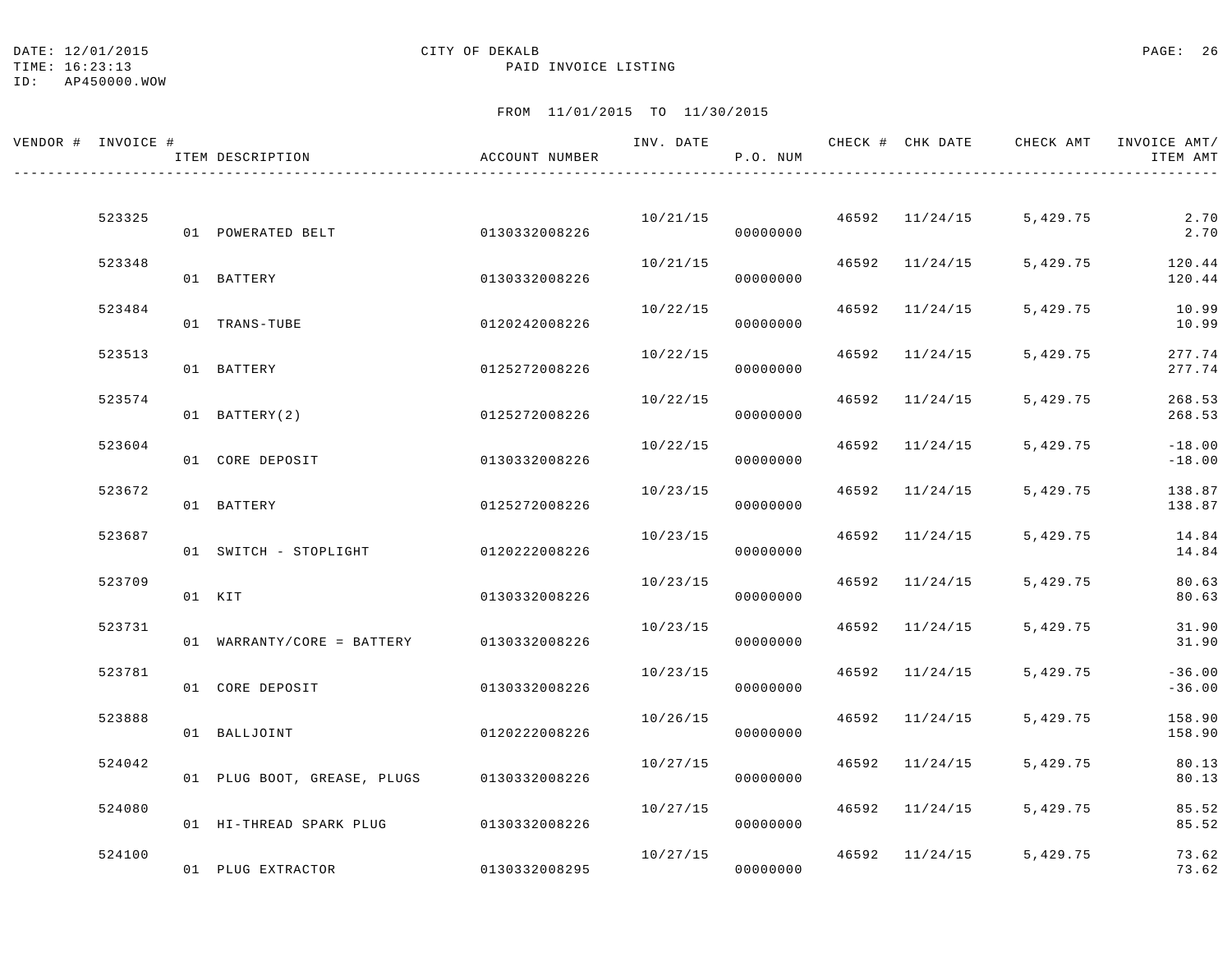DATE: 12/01/2015 CITY OF DEKALB
TIME: 16:23:13 PAID INVOICE LISTING
ID: AP450000.WOW

FROM 11/01/2015 TO 11/30/2015

| VENDOR # | INVOICE # | ITEM DESCRIPTION | ACCOUNT NUMBER | INV. DATE | P.O. NUM | CHECK # | CHK DATE | CHECK AMT | INVOICE AMT/ ITEM AMT |
|---|---|---|---|---|---|---|---|---|---|
| | 523325 | | | 10/21/15 | | 46592 | 11/24/15 | 5,429.75 | 2.70 |
| | | 01 POWERATED BELT | 0130332008226 | | 00000000 | | | | 2.70 |
| | 523348 | | | 10/21/15 | | 46592 | 11/24/15 | 5,429.75 | 120.44 |
| | | 01 BATTERY | 0130332008226 | | 00000000 | | | | 120.44 |
| | 523484 | | | 10/22/15 | | 46592 | 11/24/15 | 5,429.75 | 10.99 |
| | | 01 TRANS-TUBE | 0120242008226 | | 00000000 | | | | 10.99 |
| | 523513 | | | 10/22/15 | | 46592 | 11/24/15 | 5,429.75 | 277.74 |
| | | 01 BATTERY | 0125272008226 | | 00000000 | | | | 277.74 |
| | 523574 | | | 10/22/15 | | 46592 | 11/24/15 | 5,429.75 | 268.53 |
| | | 01 BATTERY(2) | 0125272008226 | | 00000000 | | | | 268.53 |
| | 523604 | | | 10/22/15 | | 46592 | 11/24/15 | 5,429.75 | -18.00 |
| | | 01 CORE DEPOSIT | 0130332008226 | | 00000000 | | | | -18.00 |
| | 523672 | | | 10/23/15 | | 46592 | 11/24/15 | 5,429.75 | 138.87 |
| | | 01 BATTERY | 0125272008226 | | 00000000 | | | | 138.87 |
| | 523687 | | | 10/23/15 | | 46592 | 11/24/15 | 5,429.75 | 14.84 |
| | | 01 SWITCH - STOPLIGHT | 0120222008226 | | 00000000 | | | | 14.84 |
| | 523709 | | | 10/23/15 | | 46592 | 11/24/15 | 5,429.75 | 80.63 |
| | | 01 KIT | 0130332008226 | | 00000000 | | | | 80.63 |
| | 523731 | | | 10/23/15 | | 46592 | 11/24/15 | 5,429.75 | 31.90 |
| | | 01 WARRANTY/CORE = BATTERY | 0130332008226 | | 00000000 | | | | 31.90 |
| | 523781 | | | 10/23/15 | | 46592 | 11/24/15 | 5,429.75 | -36.00 |
| | | 01 CORE DEPOSIT | 0130332008226 | | 00000000 | | | | -36.00 |
| | 523888 | | | 10/26/15 | | 46592 | 11/24/15 | 5,429.75 | 158.90 |
| | | 01 BALLJOINT | 0120222008226 | | 00000000 | | | | 158.90 |
| | 524042 | | | 10/27/15 | | 46592 | 11/24/15 | 5,429.75 | 80.13 |
| | | 01 PLUG BOOT, GREASE, PLUGS | 0130332008226 | | 00000000 | | | | 80.13 |
| | 524080 | | | 10/27/15 | | 46592 | 11/24/15 | 5,429.75 | 85.52 |
| | | 01 HI-THREAD SPARK PLUG | 0130332008226 | | 00000000 | | | | 85.52 |
| | 524100 | | | 10/27/15 | | 46592 | 11/24/15 | 5,429.75 | 73.62 |
| | | 01 PLUG EXTRACTOR | 0130332008295 | | 00000000 | | | | 73.62 |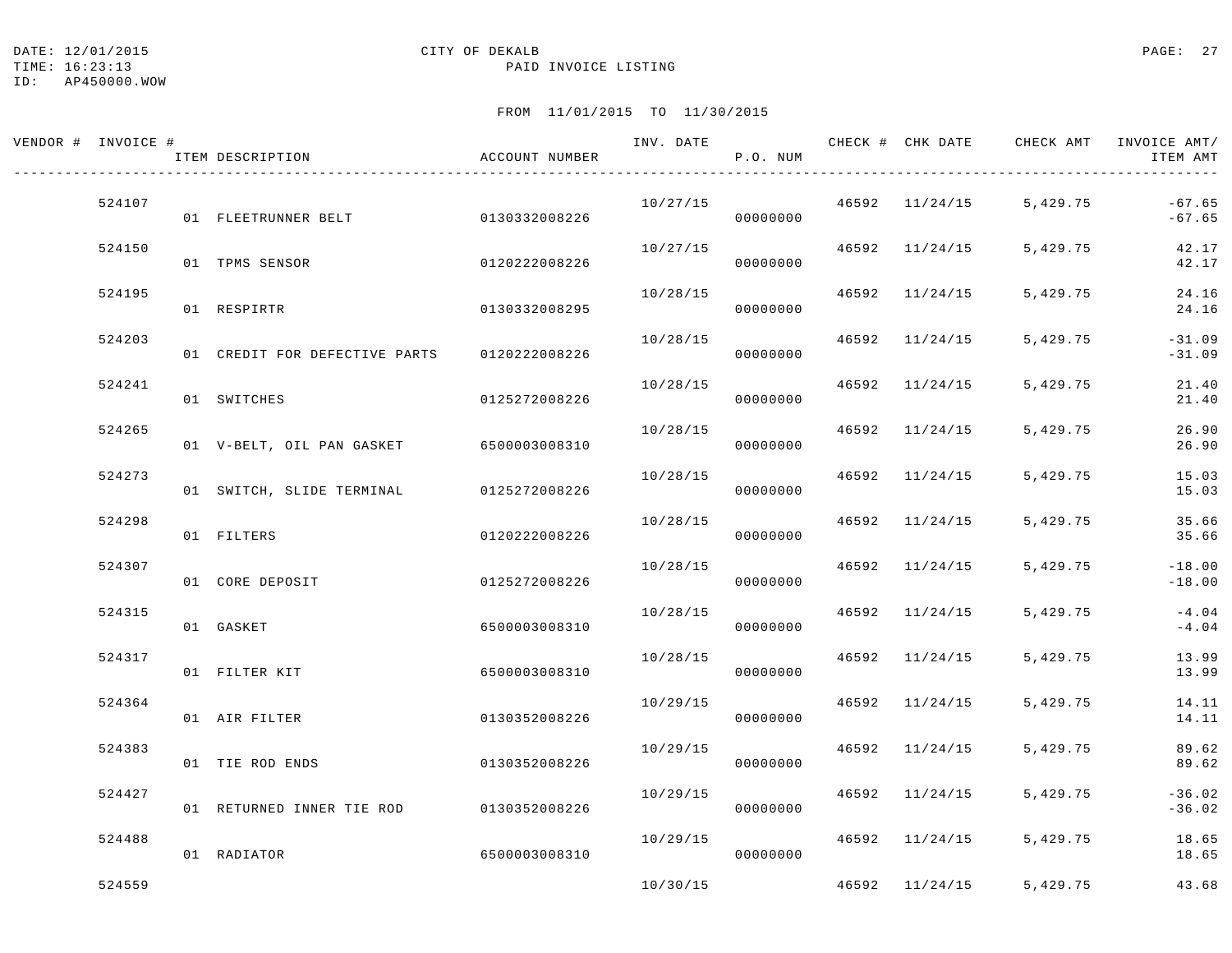DATE: 12/01/2015 CITY OF DEKALB
TIME: 16:23:13 PAID INVOICE LISTING
ID: AP450000.WOW

FROM 11/01/2015 TO 11/30/2015

| VENDOR # | INVOICE # | ITEM DESCRIPTION | ACCOUNT NUMBER | INV. DATE | P.O. NUM | CHECK # | CHK DATE | CHECK AMT | INVOICE AMT/ ITEM AMT |
|---|---|---|---|---|---|---|---|---|---|
| | 524107 | | | 10/27/15 | | 46592 | 11/24/15 | 5,429.75 | -67.65 |
| | | 01 FLEETRUNNER BELT | 0130332008226 | | 00000000 | | | | -67.65 |
| | 524150 | | | 10/27/15 | | 46592 | 11/24/15 | 5,429.75 | 42.17 |
| | | 01 TPMS SENSOR | 0120222008226 | | 00000000 | | | | 42.17 |
| | 524195 | | | 10/28/15 | | 46592 | 11/24/15 | 5,429.75 | 24.16 |
| | | 01 RESPIRTR | 0130332008295 | | 00000000 | | | | 24.16 |
| | 524203 | | | 10/28/15 | | 46592 | 11/24/15 | 5,429.75 | -31.09 |
| | | 01 CREDIT FOR DEFECTIVE PARTS | 0120222008226 | | 00000000 | | | | -31.09 |
| | 524241 | | | 10/28/15 | | 46592 | 11/24/15 | 5,429.75 | 21.40 |
| | | 01 SWITCHES | 0125272008226 | | 00000000 | | | | 21.40 |
| | 524265 | | | 10/28/15 | | 46592 | 11/24/15 | 5,429.75 | 26.90 |
| | | 01 V-BELT, OIL PAN GASKET | 6500003008310 | | 00000000 | | | | 26.90 |
| | 524273 | | | 10/28/15 | | 46592 | 11/24/15 | 5,429.75 | 15.03 |
| | | 01 SWITCH, SLIDE TERMINAL | 0125272008226 | | 00000000 | | | | 15.03 |
| | 524298 | | | 10/28/15 | | 46592 | 11/24/15 | 5,429.75 | 35.66 |
| | | 01 FILTERS | 0120222008226 | | 00000000 | | | | 35.66 |
| | 524307 | | | 10/28/15 | | 46592 | 11/24/15 | 5,429.75 | -18.00 |
| | | 01 CORE DEPOSIT | 0125272008226 | | 00000000 | | | | -18.00 |
| | 524315 | | | 10/28/15 | | 46592 | 11/24/15 | 5,429.75 | -4.04 |
| | | 01 GASKET | 6500003008310 | | 00000000 | | | | -4.04 |
| | 524317 | | | 10/28/15 | | 46592 | 11/24/15 | 5,429.75 | 13.99 |
| | | 01 FILTER KIT | 6500003008310 | | 00000000 | | | | 13.99 |
| | 524364 | | | 10/29/15 | | 46592 | 11/24/15 | 5,429.75 | 14.11 |
| | | 01 AIR FILTER | 0130352008226 | | 00000000 | | | | 14.11 |
| | 524383 | | | 10/29/15 | | 46592 | 11/24/15 | 5,429.75 | 89.62 |
| | | 01 TIE ROD ENDS | 0130352008226 | | 00000000 | | | | 89.62 |
| | 524427 | | | 10/29/15 | | 46592 | 11/24/15 | 5,429.75 | -36.02 |
| | | 01 RETURNED INNER TIE ROD | 0130352008226 | | 00000000 | | | | -36.02 |
| | 524488 | | | 10/29/15 | | 46592 | 11/24/15 | 5,429.75 | 18.65 |
| | | 01 RADIATOR | 6500003008310 | | 00000000 | | | | 18.65 |
| | 524559 | | | 10/30/15 | | 46592 | 11/24/15 | 5,429.75 | 43.68 |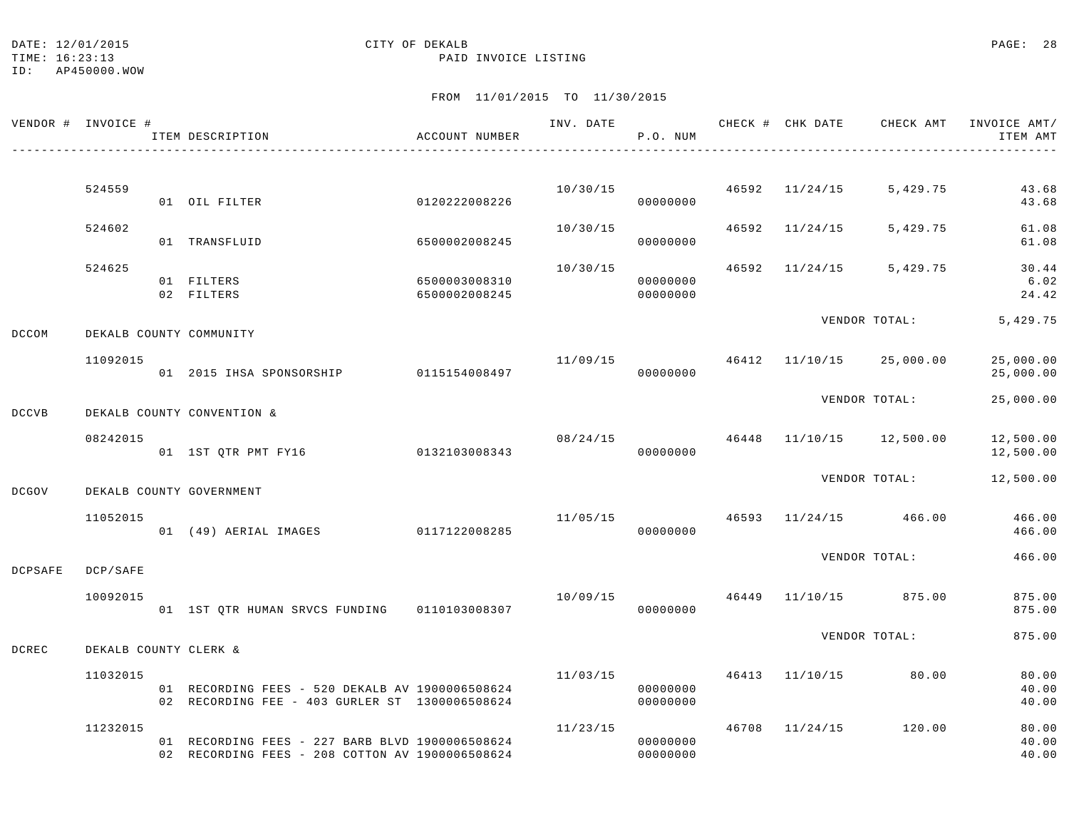DATE: 12/01/2015 CITY OF DEKALB
TIME: 16:23:13 PAID INVOICE LISTING
ID: AP450000.WOW

FROM 11/01/2015 TO 11/30/2015

| VENDOR # | INVOICE # | ITEM DESCRIPTION | ACCOUNT NUMBER | INV. DATE | P.O. NUM | CHECK # | CHK DATE | CHECK AMT | INVOICE AMT/ ITEM AMT |
|---|---|---|---|---|---|---|---|---|---|
| | 524559 | | | 10/30/15 | | 46592 | 11/24/15 | 5,429.75 | 43.68 |
| | | 01 OIL FILTER | 0120222008226 | | 00000000 | | | | 43.68 |
| | 524602 | | | 10/30/15 | | 46592 | 11/24/15 | 5,429.75 | 61.08 |
| | | 01 TRANSFLUID | 6500002008245 | | 00000000 | | | | 61.08 |
| | 524625 | | | 10/30/15 | | 46592 | 11/24/15 | 5,429.75 | 30.44 |
| | | 01 FILTERS | 6500003008310 | | 00000000 | | | | 6.02 |
| | | 02 FILTERS | 6500002008245 | | 00000000 | | | | 24.42 |
| | | | | | | | VENDOR TOTAL: | | 5,429.75 |
| DCCOM | DEKALB COUNTY COMMUNITY | | | | | | | | |
| | 11092015 | | | 11/09/15 | | 46412 | 11/10/15 | 25,000.00 | 25,000.00 |
| | | 01 2015 IHSA SPONSORSHIP | 0115154008497 | | 00000000 | | | | 25,000.00 |
| | | | | | | | VENDOR TOTAL: | | 25,000.00 |
| DCCVB | DEKALB COUNTY CONVENTION & | | | | | | | | |
| | 08242015 | | | 08/24/15 | | 46448 | 11/10/15 | 12,500.00 | 12,500.00 |
| | | 01 1ST QTR PMT FY16 | 0132103008343 | | 00000000 | | | | 12,500.00 |
| | | | | | | | VENDOR TOTAL: | | 12,500.00 |
| DCGOV | DEKALB COUNTY GOVERNMENT | | | | | | | | |
| | 11052015 | | | 11/05/15 | | 46593 | 11/24/15 | 466.00 | 466.00 |
| | | 01 (49) AERIAL IMAGES | 0117122008285 | | 00000000 | | | | 466.00 |
| | | | | | | | VENDOR TOTAL: | | 466.00 |
| DCPSAFE | DCP/SAFE | | | | | | | | |
| | 10092015 | | | 10/09/15 | | 46449 | 11/10/15 | 875.00 | 875.00 |
| | | 01 1ST QTR HUMAN SRVCS FUNDING | 0110103008307 | | 00000000 | | | | 875.00 |
| | | | | | | | VENDOR TOTAL: | | 875.00 |
| DCREC | DEKALB COUNTY CLERK & | | | | | | | | |
| | 11032015 | | | 11/03/15 | | 46413 | 11/10/15 | 80.00 | 80.00 |
| | | 01 RECORDING FEES - 520 DEKALB AV | 1900006508624 | | 00000000 | | | | 40.00 |
| | | 02 RECORDING FEE - 403 GURLER ST | 1300006508624 | | 00000000 | | | | 40.00 |
| | 11232015 | | | 11/23/15 | | 46708 | 11/24/15 | 120.00 | 80.00 |
| | | 01 RECORDING FEES - 227 BARB BLVD | 1900006508624 | | 00000000 | | | | 40.00 |
| | | 02 RECORDING FEES - 208 COTTON AV | 1900006508624 | | 00000000 | | | | 40.00 |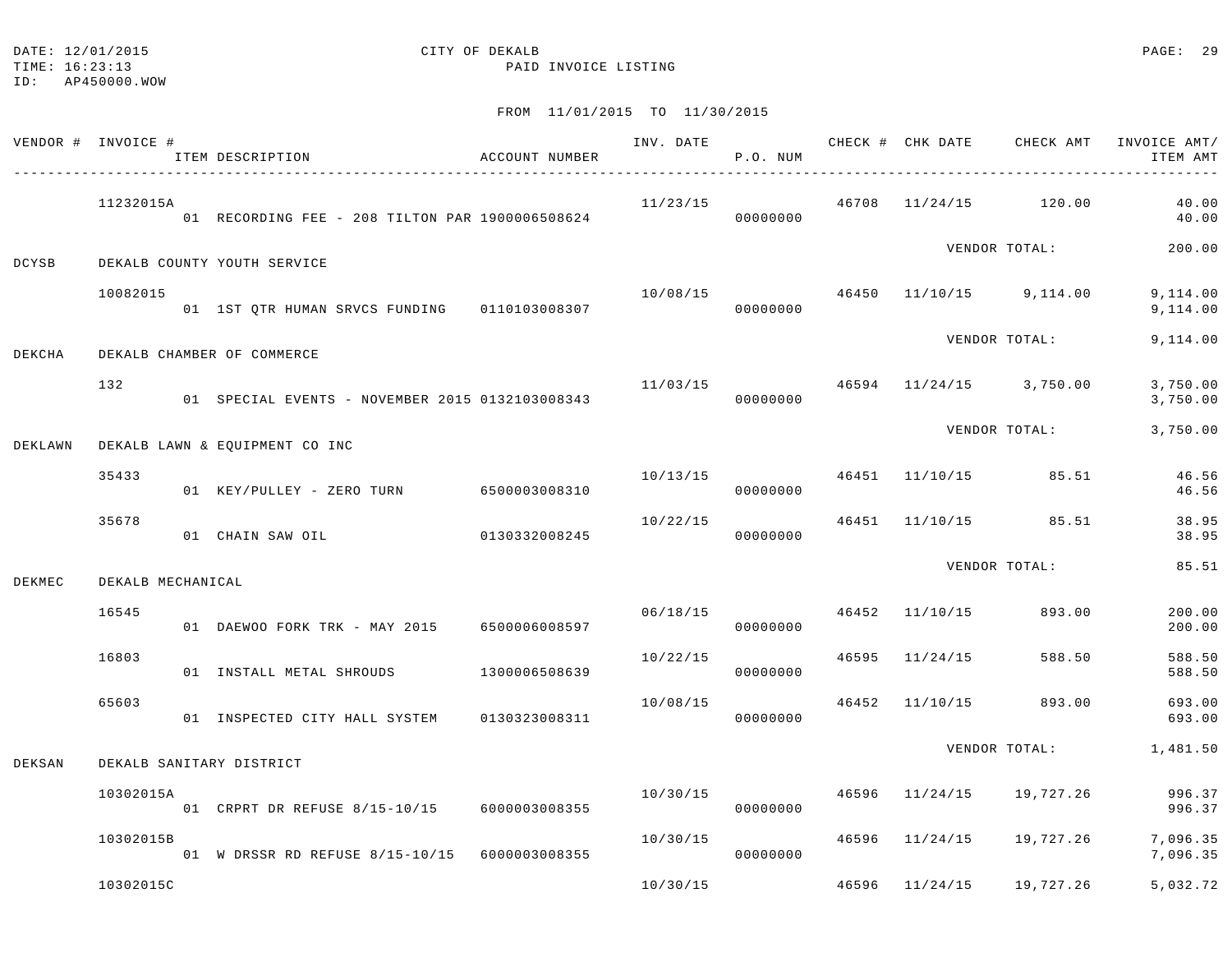DATE: 12/01/2015 CITY OF DEKALB
TIME: 16:23:13 PAID INVOICE LISTING
ID: AP450000.WOW

FROM 11/01/2015 TO 11/30/2015

| VENDOR # | INVOICE # / ITEM DESCRIPTION | ACCOUNT NUMBER | INV. DATE | P.O. NUM | CHECK # | CHK DATE | CHECK AMT | INVOICE AMT/ ITEM AMT |
|---|---|---|---|---|---|---|---|---|
| | 11232015A | | 11/23/15 | | 46708 | 11/24/15 | 120.00 | 40.00 |
| | 01 RECORDING FEE - 208 TILTON PAR | 1900006508624 | | 00000000 | | | | 40.00 |
| | | | | | | VENDOR TOTAL: | | 200.00 |
| DCYSB | DEKALB COUNTY YOUTH SERVICE | | | | | | | |
| | 10082015 | | 10/08/15 | | 46450 | 11/10/15 | 9,114.00 | 9,114.00 |
| | 01 1ST QTR HUMAN SRVCS FUNDING | 0110103008307 | | 00000000 | | | | 9,114.00 |
| | | | | | | VENDOR TOTAL: | | 9,114.00 |
| DEKCHA | DEKALB CHAMBER OF COMMERCE | | | | | | | |
| | 132 | | 11/03/15 | | 46594 | 11/24/15 | 3,750.00 | 3,750.00 |
| | 01 SPECIAL EVENTS - NOVEMBER 2015 | 0132103008343 | | 00000000 | | | | 3,750.00 |
| | | | | | | VENDOR TOTAL: | | 3,750.00 |
| DEKLAWN | DEKALB LAWN & EQUIPMENT CO INC | | | | | | | |
| | 35433 | | 10/13/15 | | 46451 | 11/10/15 | 85.51 | 46.56 |
| | 01 KEY/PULLEY - ZERO TURN | 6500003008310 | | 00000000 | | | | 46.56 |
| | 35678 | | 10/22/15 | | 46451 | 11/10/15 | 85.51 | 38.95 |
| | 01 CHAIN SAW OIL | 0130332008245 | | 00000000 | | | | 38.95 |
| | | | | | | VENDOR TOTAL: | | 85.51 |
| DEKMEC | DEKALB MECHANICAL | | | | | | | |
| | 16545 | | 06/18/15 | | 46452 | 11/10/15 | 893.00 | 200.00 |
| | 01 DAEWOO FORK TRK - MAY 2015 | 6500006008597 | | 00000000 | | | | 200.00 |
| | 16803 | | 10/22/15 | | 46595 | 11/24/15 | 588.50 | 588.50 |
| | 01 INSTALL METAL SHROUDS | 1300006508639 | | 00000000 | | | | 588.50 |
| | 65603 | | 10/08/15 | | 46452 | 11/10/15 | 893.00 | 693.00 |
| | 01 INSPECTED CITY HALL SYSTEM | 0130323008311 | | 00000000 | | | | 693.00 |
| | | | | | | VENDOR TOTAL: | | 1,481.50 |
| DEKSAN | DEKALB SANITARY DISTRICT | | | | | | | |
| | 10302015A | | 10/30/15 | | 46596 | 11/24/15 | 19,727.26 | 996.37 |
| | 01 CRPRT DR REFUSE 8/15-10/15 | 6000003008355 | | 00000000 | | | | 996.37 |
| | 10302015B | | 10/30/15 | | 46596 | 11/24/15 | 19,727.26 | 7,096.35 |
| | 01 W DRSSR RD REFUSE 8/15-10/15 | 6000003008355 | | 00000000 | | | | 7,096.35 |
| | 10302015C | | 10/30/15 | | 46596 | 11/24/15 | 19,727.26 | 5,032.72 |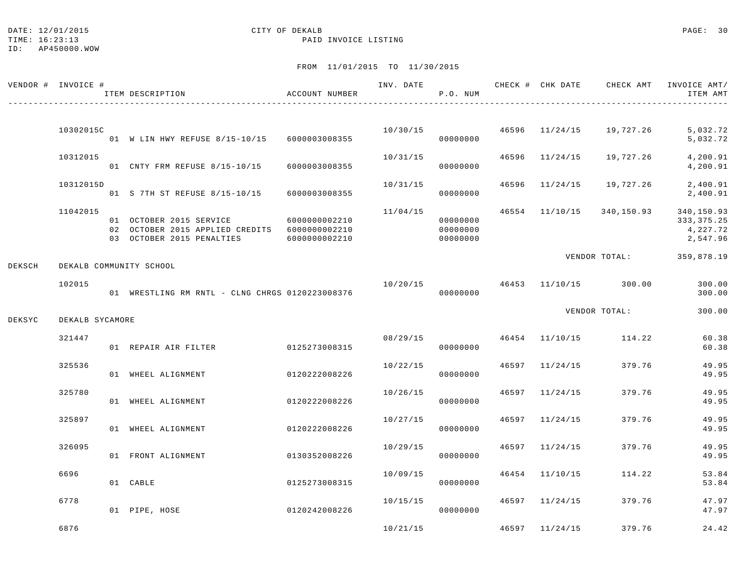DATE: 12/01/2015 CITY OF DEKALB
TIME: 16:23:13 PAID INVOICE LISTING
ID: AP450000.WOW

FROM 11/01/2015 TO 11/30/2015

| VENDOR # | INVOICE # / ITEM DESCRIPTION | ACCOUNT NUMBER | INV. DATE | P.O. NUM | CHECK # | CHK DATE | CHECK AMT | INVOICE AMT/ ITEM AMT |
|---|---|---|---|---|---|---|---|---|
| | 10302015C | | 10/30/15 | | 46596 | 11/24/15 | 19,727.26 | 5,032.72 |
| | 01 W LIN HWY REFUSE 8/15-10/15 | 6000003008355 | | 00000000 | | | | 5,032.72 |
| | 10312015 | | 10/31/15 | | 46596 | 11/24/15 | 19,727.26 | 4,200.91 |
| | 01 CNTY FRM REFUSE 8/15-10/15 | 6000003008355 | | 00000000 | | | | 4,200.91 |
| | 10312015D | | 10/31/15 | | 46596 | 11/24/15 | 19,727.26 | 2,400.91 |
| | 01 S 7TH ST REFUSE 8/15-10/15 | 6000003008355 | | 00000000 | | | | 2,400.91 |
| | 11042015 | | 11/04/15 | | 46554 | 11/10/15 | 340,150.93 | 340,150.93 |
| | 01 OCTOBER 2015 SERVICE | 6000000002210 | | 00000000 | | | | 333,375.25 |
| | 02 OCTOBER 2015 APPLIED CREDITS | 6000000002210 | | 00000000 | | | | 4,227.72 |
| | 03 OCTOBER 2015 PENALTIES | 6000000002210 | | 00000000 | | | | 2,547.96 |
| | | | | | | | VENDOR TOTAL: | 359,878.19 |
| DEKSCH | DEKALB COMMUNITY SCHOOL | | | | | | | |
| | 102015 | | 10/20/15 | | 46453 | 11/10/15 | 300.00 | 300.00 |
| | 01 WRESTLING RM RNTL - CLNG CHRGS | 0120223008376 | | 00000000 | | | | 300.00 |
| | | | | | | | VENDOR TOTAL: | 300.00 |
| DEKSYC | DEKALB SYCAMORE | | | | | | | |
| | 321447 | | 08/29/15 | | 46454 | 11/10/15 | 114.22 | 60.38 |
| | 01 REPAIR AIR FILTER | 0125273008315 | | 00000000 | | | | 60.38 |
| | 325536 | | 10/22/15 | | 46597 | 11/24/15 | 379.76 | 49.95 |
| | 01 WHEEL ALIGNMENT | 0120222008226 | | 00000000 | | | | 49.95 |
| | 325780 | | 10/26/15 | | 46597 | 11/24/15 | 379.76 | 49.95 |
| | 01 WHEEL ALIGNMENT | 0120222008226 | | 00000000 | | | | 49.95 |
| | 325897 | | 10/27/15 | | 46597 | 11/24/15 | 379.76 | 49.95 |
| | 01 WHEEL ALIGNMENT | 0120222008226 | | 00000000 | | | | 49.95 |
| | 326095 | | 10/29/15 | | 46597 | 11/24/15 | 379.76 | 49.95 |
| | 01 FRONT ALIGNMENT | 0130352008226 | | 00000000 | | | | 49.95 |
| | 6696 | | 10/09/15 | | 46454 | 11/10/15 | 114.22 | 53.84 |
| | 01 CABLE | 0125273008315 | | 00000000 | | | | 53.84 |
| | 6778 | | 10/15/15 | | 46597 | 11/24/15 | 379.76 | 47.97 |
| | 01 PIPE, HOSE | 0120242008226 | | 00000000 | | | | 47.97 |
| | 6876 | | 10/21/15 | | 46597 | 11/24/15 | 379.76 | 24.42 |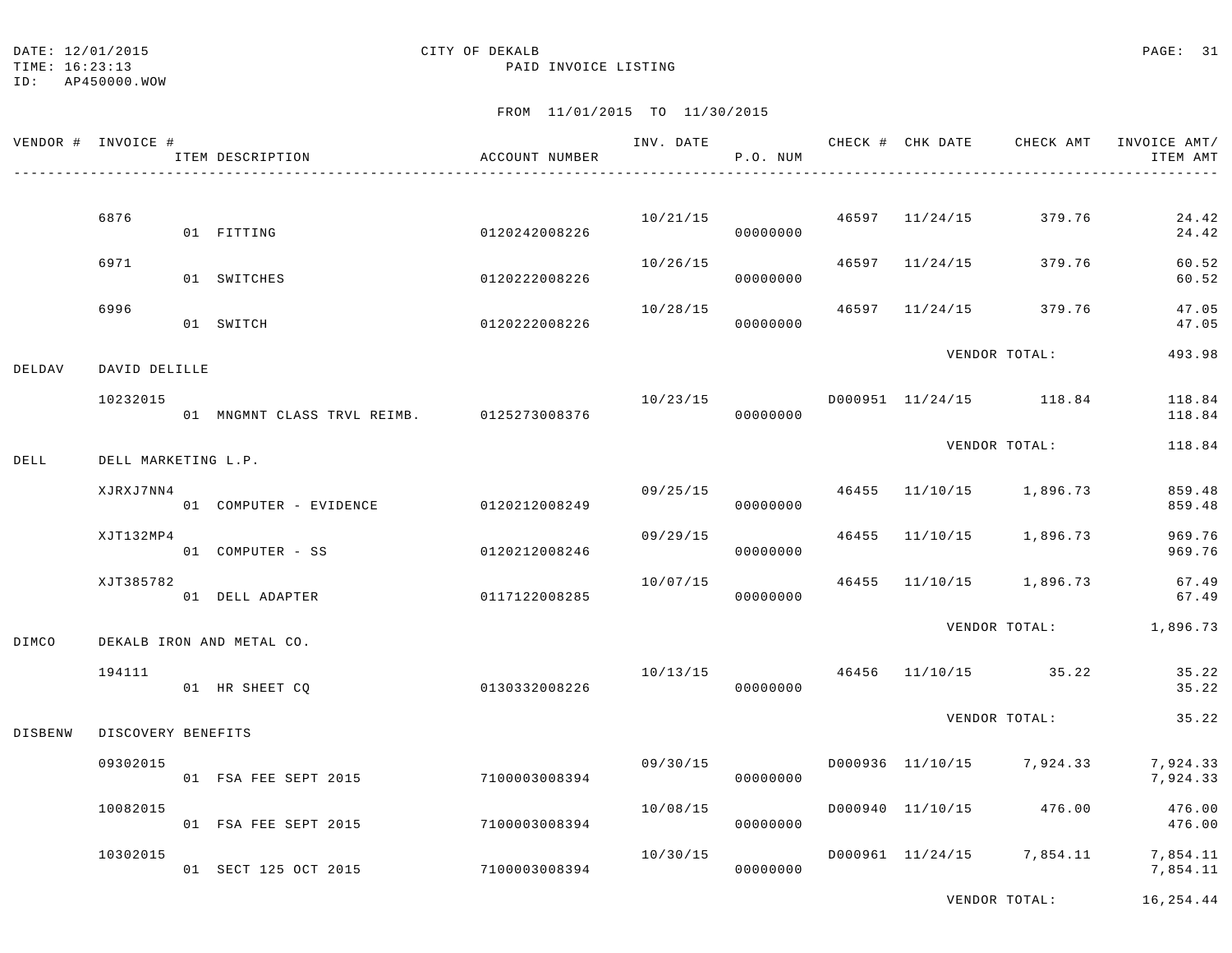CITY OF DEKALB
PAID INVOICE LISTING

FROM 11/01/2015 TO 11/30/2015

| VENDOR # | INVOICE # / ITEM DESCRIPTION | ACCOUNT NUMBER | INV. DATE | P.O. NUM | CHECK # | CHK DATE | CHECK AMT | INVOICE AMT/ ITEM AMT |
|---|---|---|---|---|---|---|---|---|
| | 6876 | | 10/21/15 | | 46597 | 11/24/15 | 379.76 | 24.42 |
| | 01 FITTING | 0120242008226 | | 00000000 | | | | 24.42 |
| | 6971 | | 10/26/15 | | 46597 | 11/24/15 | 379.76 | 60.52 |
| | 01 SWITCHES | 0120222008226 | | 00000000 | | | | 60.52 |
| | 6996 | | 10/28/15 | | 46597 | 11/24/15 | 379.76 | 47.05 |
| | 01 SWITCH | 0120222008226 | | 00000000 | | | | 47.05 |
| | | | | | | | VENDOR TOTAL: | 493.98 |
| DELDAV | DAVID DELILLE | | | | | | | |
| | 10232015 | | 10/23/15 | | D000951 | 11/24/15 | 118.84 | 118.84 |
| | 01 MNGMNT CLASS TRVL REIMB. | 0125273008376 | | 00000000 | | | | 118.84 |
| | | | | | | | VENDOR TOTAL: | 118.84 |
| DELL | DELL MARKETING L.P. | | | | | | | |
| | XJRXJ7NN4 | | 09/25/15 | | 46455 | 11/10/15 | 1,896.73 | 859.48 |
| | 01 COMPUTER - EVIDENCE | 0120212008249 | | 00000000 | | | | 859.48 |
| | XJT132MP4 | | 09/29/15 | | 46455 | 11/10/15 | 1,896.73 | 969.76 |
| | 01 COMPUTER - SS | 0120212008246 | | 00000000 | | | | 969.76 |
| | XJT385782 | | 10/07/15 | | 46455 | 11/10/15 | 1,896.73 | 67.49 |
| | 01 DELL ADAPTER | 0117122008285 | | 00000000 | | | | 67.49 |
| | | | | | | | VENDOR TOTAL: | 1,896.73 |
| DIMCO | DEKALB IRON AND METAL CO. | | | | | | | |
| | 194111 | | 10/13/15 | | 46456 | 11/10/15 | 35.22 | 35.22 |
| | 01 HR SHEET CQ | 0130332008226 | | 00000000 | | | | 35.22 |
| | | | | | | | VENDOR TOTAL: | 35.22 |
| DISBENW | DISCOVERY BENEFITS | | | | | | | |
| | 09302015 | | 09/30/15 | | D000936 | 11/10/15 | 7,924.33 | 7,924.33 |
| | 01 FSA FEE SEPT 2015 | 7100003008394 | | 00000000 | | | | 7,924.33 |
| | 10082015 | | 10/08/15 | | D000940 | 11/10/15 | 476.00 | 476.00 |
| | 01 FSA FEE SEPT 2015 | 7100003008394 | | 00000000 | | | | 476.00 |
| | 10302015 | | 10/30/15 | | D000961 | 11/24/15 | 7,854.11 | 7,854.11 |
| | 01 SECT 125 OCT 2015 | 7100003008394 | | 00000000 | | | | 7,854.11 |
| | | | | | | | VENDOR TOTAL: | 16,254.44 |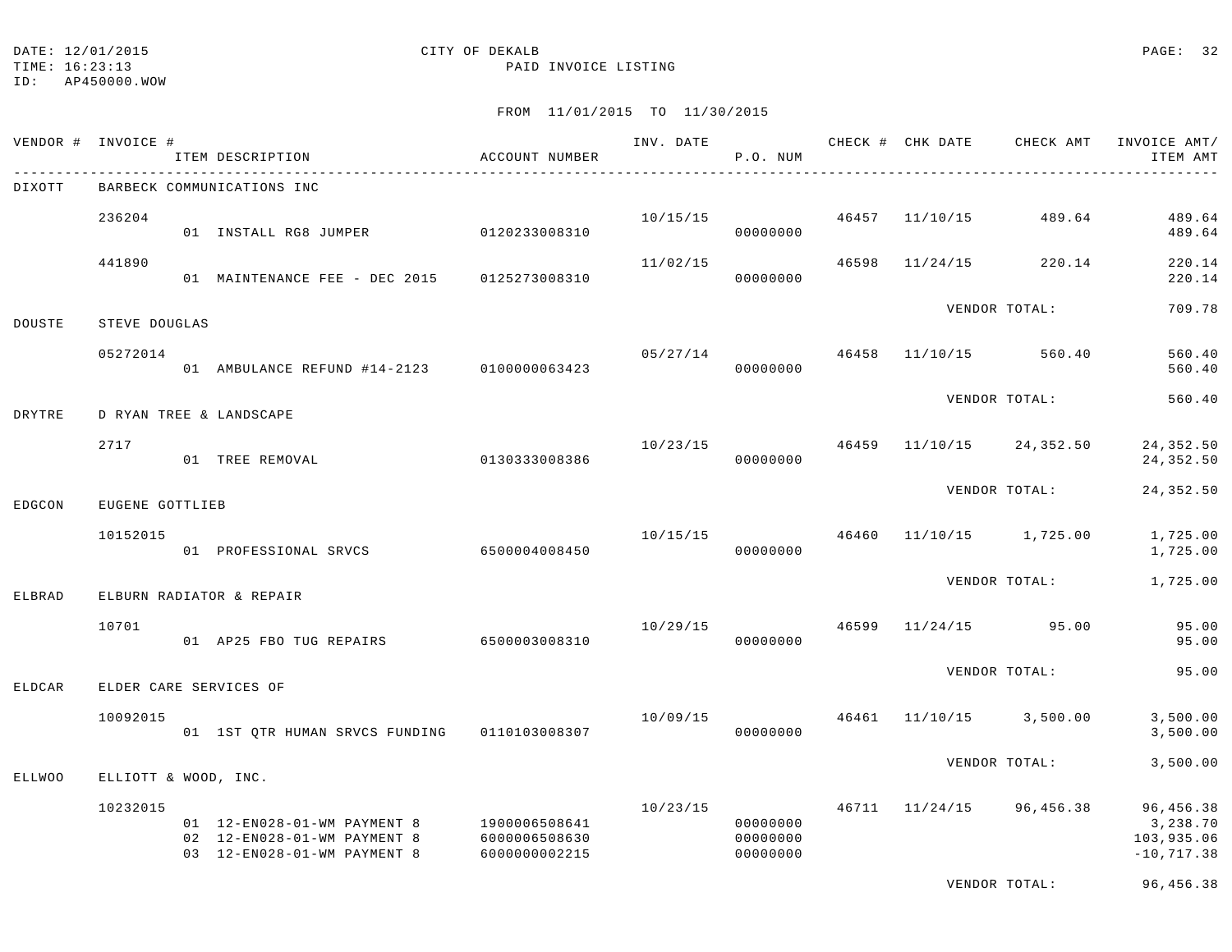DATE: 12/01/2015
TIME: 16:23:13
ID: AP450000.WOW

CITY OF DEKALB
PAID INVOICE LISTING

FROM 11/01/2015 TO 11/30/2015

| VENDOR # | INVOICE # / ITEM DESCRIPTION | ACCOUNT NUMBER | INV. DATE | P.O. NUM | CHECK # | CHK DATE | CHECK AMT | INVOICE AMT/ ITEM AMT |
|---|---|---|---|---|---|---|---|---|
| DIXOTT | BARBECK COMMUNICATIONS INC | | | | | | | |
| | 236204 | | 10/15/15 | | 46457 | 11/10/15 | 489.64 | 489.64 |
| | 01 INSTALL RG8 JUMPER | 0120233008310 | | 00000000 | | | | 489.64 |
| | 441890 | | 11/02/15 | | 46598 | 11/24/15 | 220.14 | 220.14 |
| | 01 MAINTENANCE FEE - DEC 2015 | 0125273008310 | | 00000000 | | | | 220.14 |
| | | | | | | | VENDOR TOTAL: | 709.78 |
| DOUSTE | STEVE DOUGLAS | | | | | | | |
| | 05272014 | | 05/27/14 | | 46458 | 11/10/15 | 560.40 | 560.40 |
| | 01 AMBULANCE REFUND #14-2123 | 0100000063423 | | 00000000 | | | | 560.40 |
| | | | | | | | VENDOR TOTAL: | 560.40 |
| DRYTRE | D RYAN TREE & LANDSCAPE | | | | | | | |
| | 2717 | | 10/23/15 | | 46459 | 11/10/15 | 24,352.50 | 24,352.50 |
| | 01 TREE REMOVAL | 0130333008386 | | 00000000 | | | | 24,352.50 |
| | | | | | | | VENDOR TOTAL: | 24,352.50 |
| EDGCON | EUGENE GOTTLIEB | | | | | | | |
| | 10152015 | | 10/15/15 | | 46460 | 11/10/15 | 1,725.00 | 1,725.00 |
| | 01 PROFESSIONAL SRVCS | 6500004008450 | | 00000000 | | | | 1,725.00 |
| | | | | | | | VENDOR TOTAL: | 1,725.00 |
| ELBRAD | ELBURN RADIATOR & REPAIR | | | | | | | |
| | 10701 | | 10/29/15 | | 46599 | 11/24/15 | 95.00 | 95.00 |
| | 01 AP25 FBO TUG REPAIRS | 6500003008310 | | 00000000 | | | | 95.00 |
| | | | | | | | VENDOR TOTAL: | 95.00 |
| ELDCAR | ELDER CARE SERVICES OF | | | | | | | |
| | 10092015 | | 10/09/15 | | 46461 | 11/10/15 | 3,500.00 | 3,500.00 |
| | 01 1ST QTR HUMAN SRVCS FUNDING | 0110103008307 | | 00000000 | | | | 3,500.00 |
| | | | | | | | VENDOR TOTAL: | 3,500.00 |
| ELLWOO | ELLIOTT & WOOD, INC. | | | | | | | |
| | 10232015 | | 10/23/15 | | 46711 | 11/24/15 | 96,456.38 | 96,456.38 |
| | 01 12-EN028-01-WM PAYMENT 8 | 1900006508641 | | 00000000 | | | | 3,238.70 |
| | 02 12-EN028-01-WM PAYMENT 8 | 6000006508630 | | 00000000 | | | | 103,935.06 |
| | 03 12-EN028-01-WM PAYMENT 8 | 6000000002215 | | 00000000 | | | | -10,717.38 |
| | | | | | | | VENDOR TOTAL: | 96,456.38 |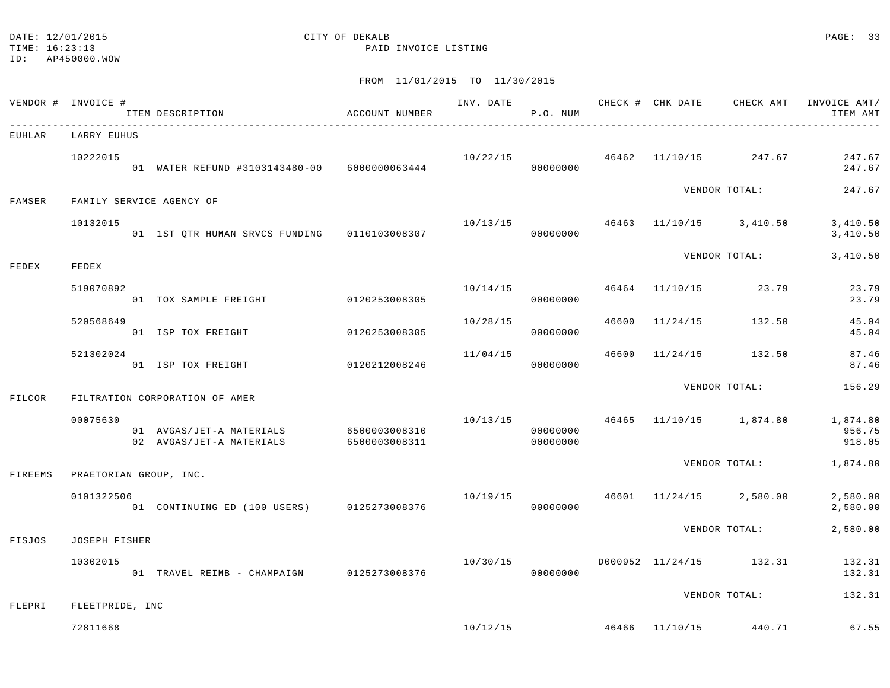DATE: 12/01/2015 CITY OF DEKALB
TIME: 16:23:13 PAID INVOICE LISTING
ID: AP450000.WOW

FROM 11/01/2015 TO 11/30/2015

| VENDOR # | INVOICE # / ITEM DESCRIPTION | ACCOUNT NUMBER | INV. DATE | P.O. NUM | CHECK # | CHK DATE | CHECK AMT | INVOICE AMT/ ITEM AMT |
|---|---|---|---|---|---|---|---|---|
| EUHLAR | LARRY EUHUS | | | | | | | |
| | 10222015 | | 10/22/15 | | 46462 | 11/10/15 | 247.67 | 247.67 |
| | 01 WATER REFUND #3103143480-00 | 6000000063444 | | 00000000 | | | | 247.67 |
| | | | | | | VENDOR TOTAL: | | 247.67 |
| FAMSER | FAMILY SERVICE AGENCY OF | | | | | | | |
| | 10132015 | | 10/13/15 | | 46463 | 11/10/15 | 3,410.50 | 3,410.50 |
| | 01 1ST QTR HUMAN SRVCS FUNDING | 0110103008307 | | 00000000 | | | | 3,410.50 |
| | | | | | | VENDOR TOTAL: | | 3,410.50 |
| FEDEX | FEDEX | | | | | | | |
| | 519070892 | | 10/14/15 | | 46464 | 11/10/15 | 23.79 | 23.79 |
| | 01 TOX SAMPLE FREIGHT | 0120253008305 | | 00000000 | | | | 23.79 |
| | 520568649 | | 10/28/15 | | 46600 | 11/24/15 | 132.50 | 45.04 |
| | 01 ISP TOX FREIGHT | 0120253008305 | | 00000000 | | | | 45.04 |
| | 521302024 | | 11/04/15 | | 46600 | 11/24/15 | 132.50 | 87.46 |
| | 01 ISP TOX FREIGHT | 0120212008246 | | 00000000 | | | | 87.46 |
| | | | | | | VENDOR TOTAL: | | 156.29 |
| FILCOR | FILTRATION CORPORATION OF AMER | | | | | | | |
| | 00075630 | | 10/13/15 | | 46465 | 11/10/15 | 1,874.80 | 1,874.80 |
| | 01 AVGAS/JET-A MATERIALS | 6500003008310 | | 00000000 | | | | 956.75 |
| | 02 AVGAS/JET-A MATERIALS | 6500003008311 | | 00000000 | | | | 918.05 |
| | | | | | | VENDOR TOTAL: | | 1,874.80 |
| FIREEMS | PRAETORIAN GROUP, INC. | | | | | | | |
| | 0101322506 | | 10/19/15 | | 46601 | 11/24/15 | 2,580.00 | 2,580.00 |
| | 01 CONTINUING ED (100 USERS) | 0125273008376 | | 00000000 | | | | 2,580.00 |
| | | | | | | VENDOR TOTAL: | | 2,580.00 |
| FISJOS | JOSEPH FISHER | | | | | | | |
| | 10302015 | | 10/30/15 | | D000952 | 11/24/15 | 132.31 | 132.31 |
| | 01 TRAVEL REIMB - CHAMPAIGN | 0125273008376 | | 00000000 | | | | 132.31 |
| | | | | | | VENDOR TOTAL: | | 132.31 |
| FLEPRI | FLEETPRIDE, INC | | | | | | | |
| | 72811668 | | 10/12/15 | | 46466 | 11/10/15 | 440.71 | 67.55 |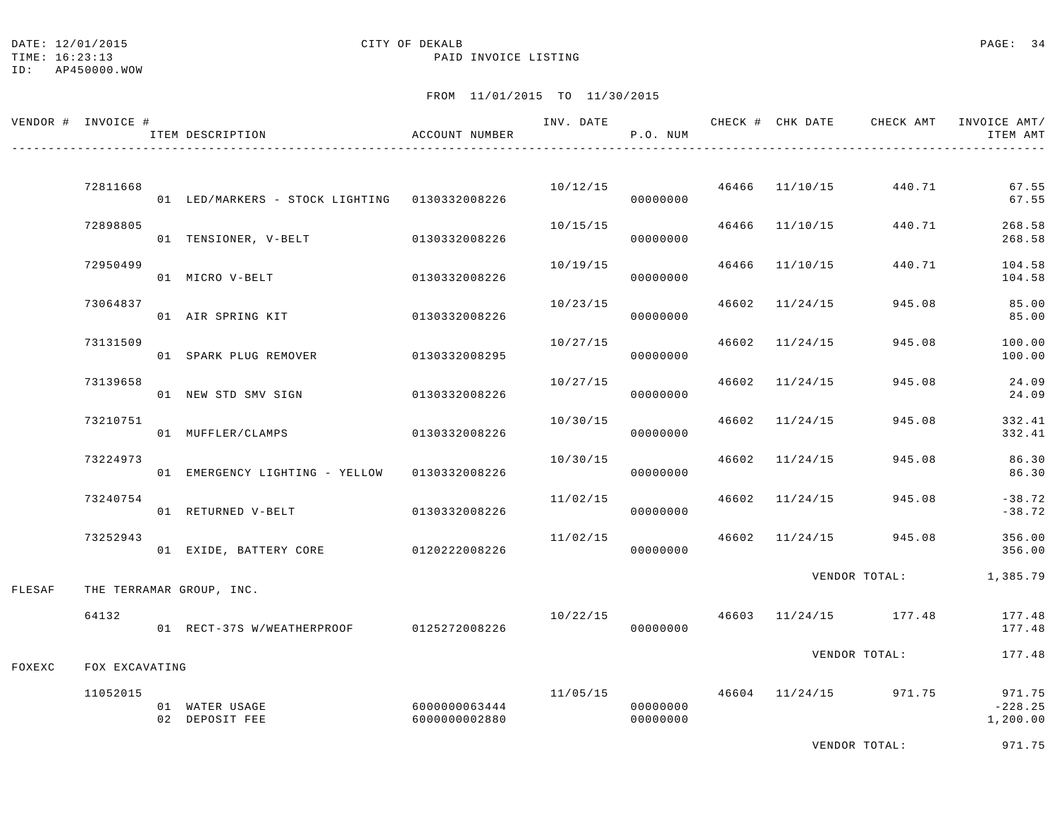CITY OF DEKALB
PAID INVOICE LISTING

DATE: 12/01/2015
TIME: 16:23:13
ID: AP450000.WOW

FROM 11/01/2015 TO 11/30/2015

| VENDOR # | INVOICE # | ITEM DESCRIPTION | ACCOUNT NUMBER | INV. DATE | P.O. NUM | CHECK # | CHK DATE | CHECK AMT | INVOICE AMT/ ITEM AMT |
|---|---|---|---|---|---|---|---|---|---|
| | 72811668 | | | 10/12/15 | | 46466 | 11/10/15 | 440.71 | 67.55 |
| | | 01 LED/MARKERS - STOCK LIGHTING | 0130332008226 | | 00000000 | | | | 67.55 |
| | 72898805 | | | 10/15/15 | | 46466 | 11/10/15 | 440.71 | 268.58 |
| | | 01 TENSIONER, V-BELT | 0130332008226 | | 00000000 | | | | 268.58 |
| | 72950499 | | | 10/19/15 | | 46466 | 11/10/15 | 440.71 | 104.58 |
| | | 01 MICRO V-BELT | 0130332008226 | | 00000000 | | | | 104.58 |
| | 73064837 | | | 10/23/15 | | 46602 | 11/24/15 | 945.08 | 85.00 |
| | | 01 AIR SPRING KIT | 0130332008226 | | 00000000 | | | | 85.00 |
| | 73131509 | | | 10/27/15 | | 46602 | 11/24/15 | 945.08 | 100.00 |
| | | 01 SPARK PLUG REMOVER | 0130332008295 | | 00000000 | | | | 100.00 |
| | 73139658 | | | 10/27/15 | | 46602 | 11/24/15 | 945.08 | 24.09 |
| | | 01 NEW STD SMV SIGN | 0130332008226 | | 00000000 | | | | 24.09 |
| | 73210751 | | | 10/30/15 | | 46602 | 11/24/15 | 945.08 | 332.41 |
| | | 01 MUFFLER/CLAMPS | 0130332008226 | | 00000000 | | | | 332.41 |
| | 73224973 | | | 10/30/15 | | 46602 | 11/24/15 | 945.08 | 86.30 |
| | | 01 EMERGENCY LIGHTING - YELLOW | 0130332008226 | | 00000000 | | | | 86.30 |
| | 73240754 | | | 11/02/15 | | 46602 | 11/24/15 | 945.08 | -38.72 |
| | | 01 RETURNED V-BELT | 0130332008226 | | 00000000 | | | | -38.72 |
| | 73252943 | | | 11/02/15 | | 46602 | 11/24/15 | 945.08 | 356.00 |
| | | 01 EXIDE, BATTERY CORE | 0120222008226 | | 00000000 | | | | 356.00 |
| | | | | | | | | VENDOR TOTAL: | 1,385.79 |
| FLESAF | THE TERRAMAR GROUP, INC. | | | | | | | | |
| | 64132 | | | 10/22/15 | | 46603 | 11/24/15 | 177.48 | 177.48 |
| | | 01 RECT-37S W/WEATHERPROOF | 0125272008226 | | 00000000 | | | | 177.48 |
| | | | | | | | | VENDOR TOTAL: | 177.48 |
| FOXEXC | FOX EXCAVATING | | | | | | | | |
| | 11052015 | | | 11/05/15 | | 46604 | 11/24/15 | 971.75 | 971.75 |
| | | 01 WATER USAGE | 6000000063444 | | 00000000 | | | | -228.25 |
| | | 02 DEPOSIT FEE | 6000000002880 | | 00000000 | | | | 1,200.00 |
| | | | | | | | | VENDOR TOTAL: | 971.75 |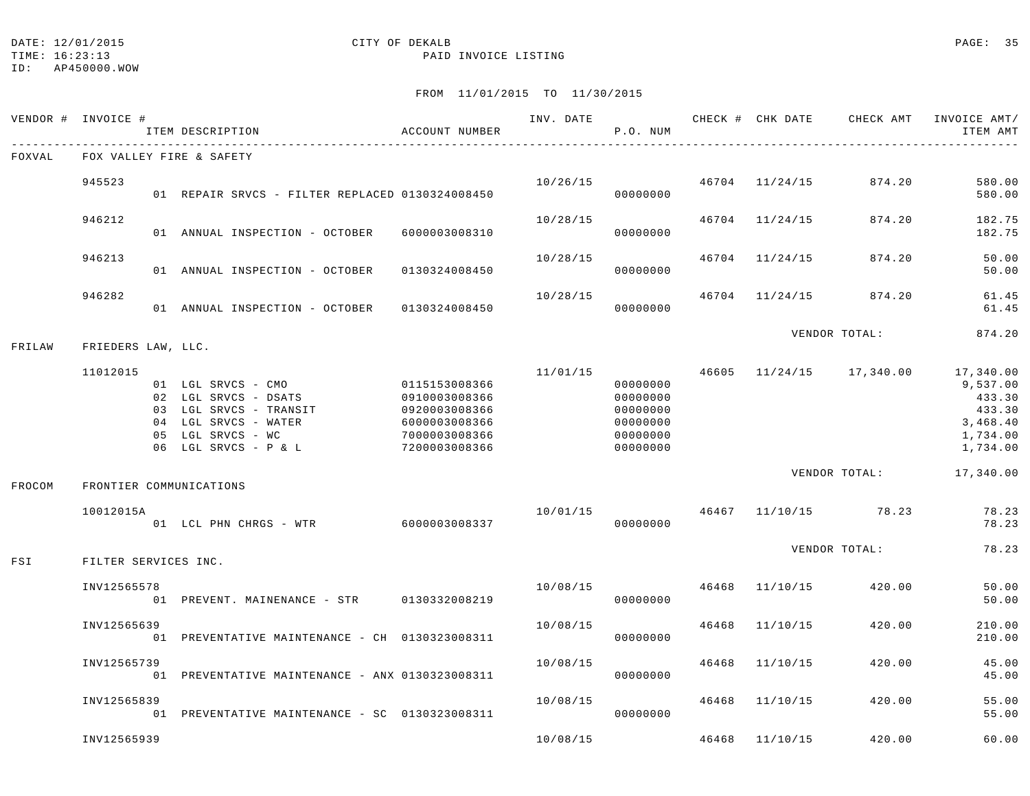DATE: 12/01/2015 CITY OF DEKALB
TIME: 16:23:13 PAID INVOICE LISTING
ID: AP450000.WOW

FROM 11/01/2015 TO 11/30/2015

| VENDOR # | INVOICE # / ITEM DESCRIPTION | ACCOUNT NUMBER | INV. DATE | P.O. NUM | CHECK # | CHK DATE | CHECK AMT | INVOICE AMT/ ITEM AMT |
|---|---|---|---|---|---|---|---|---|
| FOXVAL | FOX VALLEY FIRE & SAFETY | | | | | | | |
| | 945523 | | 10/26/15 | | 46704 | 11/24/15 | 874.20 | 580.00 |
| | 01 REPAIR SRVCS - FILTER REPLACED | 0130324008450 | | 00000000 | | | | 580.00 |
| | 946212 | | 10/28/15 | | 46704 | 11/24/15 | 874.20 | 182.75 |
| | 01 ANNUAL INSPECTION - OCTOBER | 6000003008310 | | 00000000 | | | | 182.75 |
| | 946213 | | 10/28/15 | | 46704 | 11/24/15 | 874.20 | 50.00 |
| | 01 ANNUAL INSPECTION - OCTOBER | 0130324008450 | | 00000000 | | | | 50.00 |
| | 946282 | | 10/28/15 | | 46704 | 11/24/15 | 874.20 | 61.45 |
| | 01 ANNUAL INSPECTION - OCTOBER | 0130324008450 | | 00000000 | | | | 61.45 |
| | | | | | | VENDOR TOTAL: | | 874.20 |
| FRILAW | FRIEDERS LAW, LLC. | | | | | | | |
| | 11012015 | | 11/01/15 | | 46605 | 11/24/15 | 17,340.00 | 17,340.00 |
| | 01 LGL SRVCS - CMO | 0115153008366 | | 00000000 | | | | 9,537.00 |
| | 02 LGL SRVCS - DSATS | 0910003008366 | | 00000000 | | | | 433.30 |
| | 03 LGL SRVCS - TRANSIT | 0920003008366 | | 00000000 | | | | 433.30 |
| | 04 LGL SRVCS - WATER | 6000003008366 | | 00000000 | | | | 3,468.40 |
| | 05 LGL SRVCS - WC | 7000003008366 | | 00000000 | | | | 1,734.00 |
| | 06 LGL SRVCS - P & L | 7200003008366 | | 00000000 | | | | 1,734.00 |
| | | | | | | VENDOR TOTAL: | | 17,340.00 |
| FROCOM | FRONTIER COMMUNICATIONS | | | | | | | |
| | 10012015A | | 10/01/15 | | 46467 | 11/10/15 | 78.23 | 78.23 |
| | 01 LCL PHN CHRGS - WTR | 6000003008337 | | 00000000 | | | | 78.23 |
| | | | | | | VENDOR TOTAL: | | 78.23 |
| FSI | FILTER SERVICES INC. | | | | | | | |
| | INV12565578 | | 10/08/15 | | 46468 | 11/10/15 | 420.00 | 50.00 |
| | 01 PREVENT. MAINENANCE - STR | 0130332008219 | | 00000000 | | | | 50.00 |
| | INV12565639 | | 10/08/15 | | 46468 | 11/10/15 | 420.00 | 210.00 |
| | 01 PREVENTATIVE MAINTENANCE - CH | 0130323008311 | | 00000000 | | | | 210.00 |
| | INV12565739 | | 10/08/15 | | 46468 | 11/10/15 | 420.00 | 45.00 |
| | 01 PREVENTATIVE MAINTENANCE - ANX | 0130323008311 | | 00000000 | | | | 45.00 |
| | INV12565839 | | 10/08/15 | | 46468 | 11/10/15 | 420.00 | 55.00 |
| | 01 PREVENTATIVE MAINTENANCE - SC | 0130323008311 | | 00000000 | | | | 55.00 |
| | INV12565939 | | 10/08/15 | | 46468 | 11/10/15 | 420.00 | 60.00 |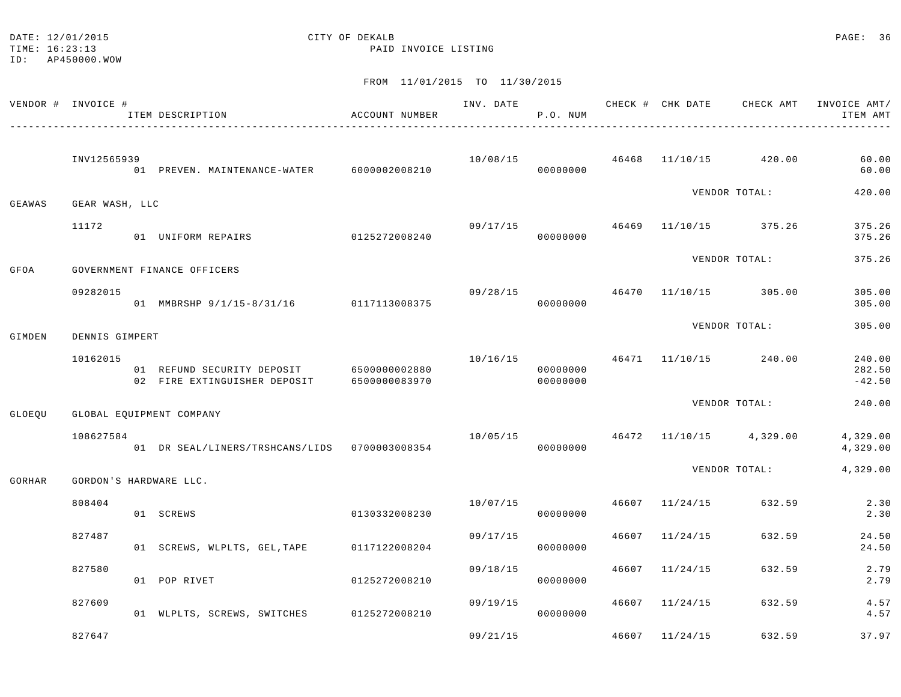DATE: 12/01/2015
TIME: 16:23:13
ID: AP450000.WOW

CITY OF DEKALB
PAID INVOICE LISTING

FROM 11/01/2015 TO 11/30/2015

| VENDOR # | INVOICE # / ITEM DESCRIPTION | ACCOUNT NUMBER | INV. DATE | P.O. NUM | CHECK # | CHK DATE | CHECK AMT | INVOICE AMT/ ITEM AMT |
|---|---|---|---|---|---|---|---|---|
| | INV12565939 | | 10/08/15 | | 46468 | 11/10/15 | 420.00 | 60.00 |
| | 01 PREVEN. MAINTENANCE-WATER | 6000002008210 | | 00000000 | | | | 60.00 |
| | | | | | | VENDOR TOTAL: | | 420.00 |
| GEAWAS | GEAR WASH, LLC | | | | | | | |
| | 11172 | | 09/17/15 | | 46469 | 11/10/15 | 375.26 | 375.26 |
| | 01 UNIFORM REPAIRS | 0125272008240 | | 00000000 | | | | 375.26 |
| | | | | | | VENDOR TOTAL: | | 375.26 |
| GFOA | GOVERNMENT FINANCE OFFICERS | | | | | | | |
| | 09282015 | | 09/28/15 | | 46470 | 11/10/15 | 305.00 | 305.00 |
| | 01 MMBRSHP 9/1/15-8/31/16 | 0117113008375 | | 00000000 | | | | 305.00 |
| | | | | | | VENDOR TOTAL: | | 305.00 |
| GIMDEN | DENNIS GIMPERT | | | | | | | |
| | 10162015 | | 10/16/15 | | 46471 | 11/10/15 | 240.00 | 240.00 |
| | 01 REFUND SECURITY DEPOSIT | 6500000002880 | | 00000000 | | | | 282.50 |
| | 02 FIRE EXTINGUISHER DEPOSIT | 6500000083970 | | 00000000 | | | | -42.50 |
| | | | | | | VENDOR TOTAL: | | 240.00 |
| GLOEQU | GLOBAL EQUIPMENT COMPANY | | | | | | | |
| | 108627584 | | 10/05/15 | | 46472 | 11/10/15 | 4,329.00 | 4,329.00 |
| | 01 DR SEAL/LINERS/TRSHCANS/LIDS | 0700003008354 | | 00000000 | | | | 4,329.00 |
| | | | | | | VENDOR TOTAL: | | 4,329.00 |
| GORHAR | GORDON'S HARDWARE LLC. | | | | | | | |
| | 808404 | | 10/07/15 | | 46607 | 11/24/15 | 632.59 | 2.30 |
| | 01 SCREWS | 0130332008230 | | 00000000 | | | | 2.30 |
| | 827487 | | 09/17/15 | | 46607 | 11/24/15 | 632.59 | 24.50 |
| | 01 SCREWS, WLPLTS, GEL,TAPE | 0117122008204 | | 00000000 | | | | 24.50 |
| | 827580 | | 09/18/15 | | 46607 | 11/24/15 | 632.59 | 2.79 |
| | 01 POP RIVET | 0125272008210 | | 00000000 | | | | 2.79 |
| | 827609 | | 09/19/15 | | 46607 | 11/24/15 | 632.59 | 4.57 |
| | 01 WLPLTS, SCREWS, SWITCHES | 0125272008210 | | 00000000 | | | | 4.57 |
| | 827647 | | 09/21/15 | | 46607 | 11/24/15 | 632.59 | 37.97 |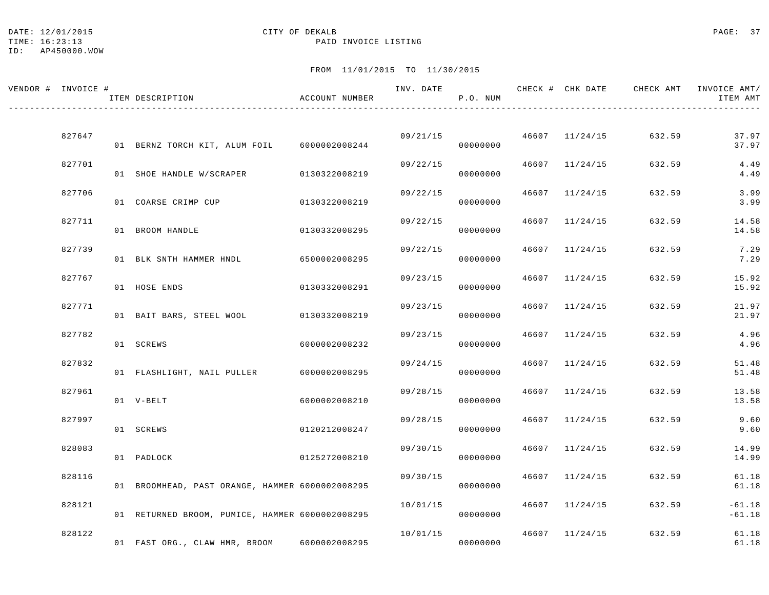DATE: 12/01/2015 CITY OF DEKALB
TIME: 16:23:13 PAID INVOICE LISTING
ID: AP450000.WOW

FROM 11/01/2015 TO 11/30/2015

| VENDOR # | INVOICE # | ITEM DESCRIPTION | ACCOUNT NUMBER | INV. DATE | P.O. NUM | CHECK # | CHK DATE | CHECK AMT | INVOICE AMT/ ITEM AMT |
|---|---|---|---|---|---|---|---|---|---|
| | 827647 | | | 09/21/15 | | 46607 | 11/24/15 | 632.59 | 37.97 |
| | | 01 BERNZ TORCH KIT, ALUM FOIL | 6000002008244 | | 00000000 | | | | 37.97 |
| | 827701 | | | 09/22/15 | | 46607 | 11/24/15 | 632.59 | 4.49 |
| | | 01 SHOE HANDLE W/SCRAPER | 0130322008219 | | 00000000 | | | | 4.49 |
| | 827706 | | | 09/22/15 | | 46607 | 11/24/15 | 632.59 | 3.99 |
| | | 01 COARSE CRIMP CUP | 0130322008219 | | 00000000 | | | | 3.99 |
| | 827711 | | | 09/22/15 | | 46607 | 11/24/15 | 632.59 | 14.58 |
| | | 01 BROOM HANDLE | 0130332008295 | | 00000000 | | | | 14.58 |
| | 827739 | | | 09/22/15 | | 46607 | 11/24/15 | 632.59 | 7.29 |
| | | 01 BLK SNTH HAMMER HNDL | 6500002008295 | | 00000000 | | | | 7.29 |
| | 827767 | | | 09/23/15 | | 46607 | 11/24/15 | 632.59 | 15.92 |
| | | 01 HOSE ENDS | 0130332008291 | | 00000000 | | | | 15.92 |
| | 827771 | | | 09/23/15 | | 46607 | 11/24/15 | 632.59 | 21.97 |
| | | 01 BAIT BARS, STEEL WOOL | 0130332008219 | | 00000000 | | | | 21.97 |
| | 827782 | | | 09/23/15 | | 46607 | 11/24/15 | 632.59 | 4.96 |
| | | 01 SCREWS | 6000002008232 | | 00000000 | | | | 4.96 |
| | 827832 | | | 09/24/15 | | 46607 | 11/24/15 | 632.59 | 51.48 |
| | | 01 FLASHLIGHT, NAIL PULLER | 6000002008295 | | 00000000 | | | | 51.48 |
| | 827961 | | | 09/28/15 | | 46607 | 11/24/15 | 632.59 | 13.58 |
| | | 01 V-BELT | 6000002008210 | | 00000000 | | | | 13.58 |
| | 827997 | | | 09/28/15 | | 46607 | 11/24/15 | 632.59 | 9.60 |
| | | 01 SCREWS | 0120212008247 | | 00000000 | | | | 9.60 |
| | 828083 | | | 09/30/15 | | 46607 | 11/24/15 | 632.59 | 14.99 |
| | | 01 PADLOCK | 0125272008210 | | 00000000 | | | | 14.99 |
| | 828116 | | | 09/30/15 | | 46607 | 11/24/15 | 632.59 | 61.18 |
| | | 01 BROOMHEAD, PAST ORANGE, HAMMER | 6000002008295 | | 00000000 | | | | 61.18 |
| | 828121 | | | 10/01/15 | | 46607 | 11/24/15 | 632.59 | -61.18 |
| | | 01 RETURNED BROOM, PUMICE, HAMMER | 6000002008295 | | 00000000 | | | | -61.18 |
| | 828122 | | | 10/01/15 | | 46607 | 11/24/15 | 632.59 | 61.18 |
| | | 01 FAST ORG., CLAW HMR, BROOM | 6000002008295 | | 00000000 | | | | 61.18 |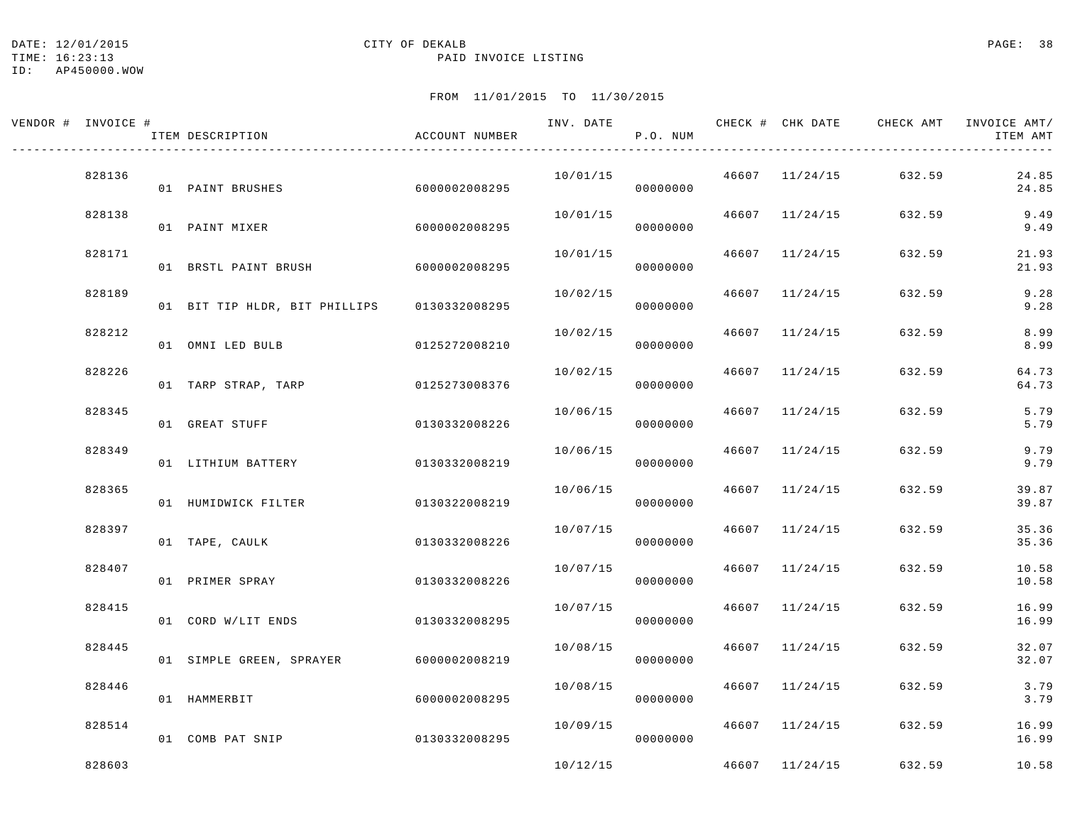DATE: 12/01/2015 CITY OF DEKALB
TIME: 16:23:13 PAID INVOICE LISTING
ID: AP450000.WOW

FROM 11/01/2015 TO 11/30/2015

| VENDOR # | INVOICE # | ITEM DESCRIPTION | ACCOUNT NUMBER | INV. DATE | P.O. NUM | CHECK # | CHK DATE | CHECK AMT | INVOICE AMT/ ITEM AMT |
|---|---|---|---|---|---|---|---|---|---|
| | 828136 | | | 10/01/15 | | 46607 | 11/24/15 | 632.59 | 24.85 |
| | | 01 PAINT BRUSHES | 6000002008295 | | 00000000 | | | | 24.85 |
| | 828138 | | | 10/01/15 | | 46607 | 11/24/15 | 632.59 | 9.49 |
| | | 01 PAINT MIXER | 6000002008295 | | 00000000 | | | | 9.49 |
| | 828171 | | | 10/01/15 | | 46607 | 11/24/15 | 632.59 | 21.93 |
| | | 01 BRSTL PAINT BRUSH | 6000002008295 | | 00000000 | | | | 21.93 |
| | 828189 | | | 10/02/15 | | 46607 | 11/24/15 | 632.59 | 9.28 |
| | | 01 BIT TIP HLDR, BIT PHILLIPS | 0130332008295 | | 00000000 | | | | 9.28 |
| | 828212 | | | 10/02/15 | | 46607 | 11/24/15 | 632.59 | 8.99 |
| | | 01 OMNI LED BULB | 0125272008210 | | 00000000 | | | | 8.99 |
| | 828226 | | | 10/02/15 | | 46607 | 11/24/15 | 632.59 | 64.73 |
| | | 01 TARP STRAP, TARP | 0125273008376 | | 00000000 | | | | 64.73 |
| | 828345 | | | 10/06/15 | | 46607 | 11/24/15 | 632.59 | 5.79 |
| | | 01 GREAT STUFF | 0130332008226 | | 00000000 | | | | 5.79 |
| | 828349 | | | 10/06/15 | | 46607 | 11/24/15 | 632.59 | 9.79 |
| | | 01 LITHIUM BATTERY | 0130332008219 | | 00000000 | | | | 9.79 |
| | 828365 | | | 10/06/15 | | 46607 | 11/24/15 | 632.59 | 39.87 |
| | | 01 HUMIDWICK FILTER | 0130322008219 | | 00000000 | | | | 39.87 |
| | 828397 | | | 10/07/15 | | 46607 | 11/24/15 | 632.59 | 35.36 |
| | | 01 TAPE, CAULK | 0130332008226 | | 00000000 | | | | 35.36 |
| | 828407 | | | 10/07/15 | | 46607 | 11/24/15 | 632.59 | 10.58 |
| | | 01 PRIMER SPRAY | 0130332008226 | | 00000000 | | | | 10.58 |
| | 828415 | | | 10/07/15 | | 46607 | 11/24/15 | 632.59 | 16.99 |
| | | 01 CORD W/LIT ENDS | 0130332008295 | | 00000000 | | | | 16.99 |
| | 828445 | | | 10/08/15 | | 46607 | 11/24/15 | 632.59 | 32.07 |
| | | 01 SIMPLE GREEN, SPRAYER | 6000002008219 | | 00000000 | | | | 32.07 |
| | 828446 | | | 10/08/15 | | 46607 | 11/24/15 | 632.59 | 3.79 |
| | | 01 HAMMERBIT | 6000002008295 | | 00000000 | | | | 3.79 |
| | 828514 | | | 10/09/15 | | 46607 | 11/24/15 | 632.59 | 16.99 |
| | | 01 COMB PAT SNIP | 0130332008295 | | 00000000 | | | | 16.99 |
| | 828603 | | | 10/12/15 | | 46607 | 11/24/15 | 632.59 | 10.58 |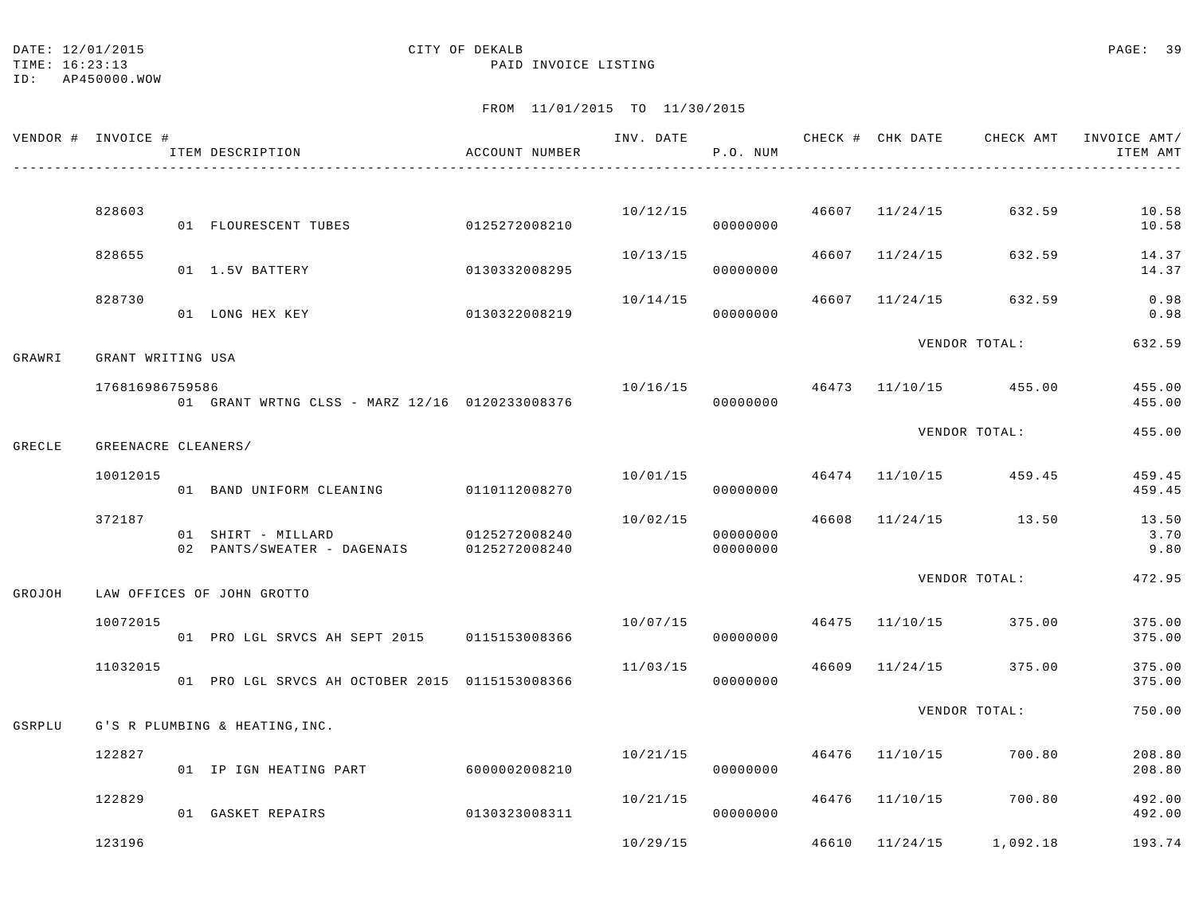DATE: 12/01/2015 CITY OF DEKALB
TIME: 16:23:13 PAID INVOICE LISTING
ID: AP450000.WOW

FROM 11/01/2015 TO 11/30/2015

| VENDOR # | INVOICE # | ITEM DESCRIPTION | ACCOUNT NUMBER | INV. DATE | P.O. NUM | CHECK # | CHK DATE | CHECK AMT | INVOICE AMT/ ITEM AMT |
|---|---|---|---|---|---|---|---|---|---|
| | 828603 | | | 10/12/15 | | 46607 | 11/24/15 | 632.59 | 10.58 |
| | | 01 FLOURESCENT TUBES | 0125272008210 | | 00000000 | | | | 10.58 |
| | 828655 | | | 10/13/15 | | 46607 | 11/24/15 | 632.59 | 14.37 |
| | | 01 1.5V BATTERY | 0130332008295 | | 00000000 | | | | 14.37 |
| | 828730 | | | 10/14/15 | | 46607 | 11/24/15 | 632.59 | 0.98 |
| | | 01 LONG HEX KEY | 0130322008219 | | 00000000 | | | | 0.98 |
| | | | | | | | | VENDOR TOTAL: | 632.59 |
| GRAWRI | GRANT WRITING USA | | | | | | | | |
| | 176816986759586 | | | 10/16/15 | | 46473 | 11/10/15 | 455.00 | 455.00 |
| | | 01 GRANT WRTNG CLSS - MARZ 12/16 | 0120233008376 | | 00000000 | | | | 455.00 |
| | | | | | | | | VENDOR TOTAL: | 455.00 |
| GRECLE | GREENACRE CLEANERS/ | | | | | | | | |
| | 10012015 | | | 10/01/15 | | 46474 | 11/10/15 | 459.45 | 459.45 |
| | | 01 BAND UNIFORM CLEANING | 0110112008270 | | 00000000 | | | | 459.45 |
| | 372187 | | | 10/02/15 | | 46608 | 11/24/15 | 13.50 | 13.50 |
| | | 01 SHIRT - MILLARD | 0125272008240 | | 00000000 | | | | 3.70 |
| | | 02 PANTS/SWEATER - DAGENAIS | 0125272008240 | | 00000000 | | | | 9.80 |
| | | | | | | | | VENDOR TOTAL: | 472.95 |
| GROJOH | LAW OFFICES OF JOHN GROTTO | | | | | | | | |
| | 10072015 | | | 10/07/15 | | 46475 | 11/10/15 | 375.00 | 375.00 |
| | | 01 PRO LGL SRVCS AH SEPT 2015 | 0115153008366 | | 00000000 | | | | 375.00 |
| | 11032015 | | | 11/03/15 | | 46609 | 11/24/15 | 375.00 | 375.00 |
| | | 01 PRO LGL SRVCS AH OCTOBER 2015 | 0115153008366 | | 00000000 | | | | 375.00 |
| | | | | | | | | VENDOR TOTAL: | 750.00 |
| GSRPLU | G'S R PLUMBING & HEATING,INC. | | | | | | | | |
| | 122827 | | | 10/21/15 | | 46476 | 11/10/15 | 700.80 | 208.80 |
| | | 01 IP IGN HEATING PART | 6000002008210 | | 00000000 | | | | 208.80 |
| | 122829 | | | 10/21/15 | | 46476 | 11/10/15 | 700.80 | 492.00 |
| | | 01 GASKET REPAIRS | 0130323008311 | | 00000000 | | | | 492.00 |
| | 123196 | | | 10/29/15 | | 46610 | 11/24/15 | 1,092.18 | 193.74 |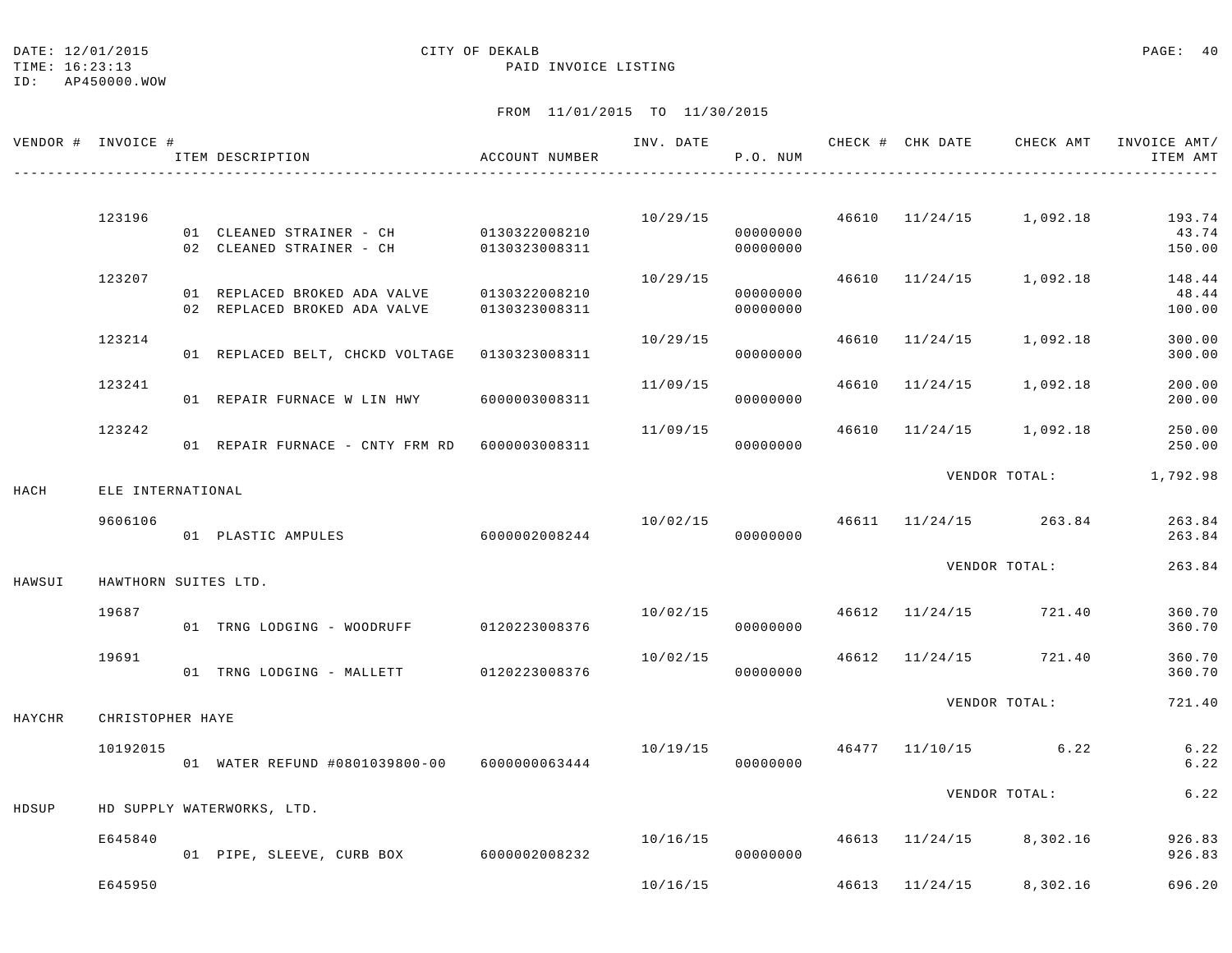DATE: 12/01/2015 CITY OF DEKALB
TIME: 16:23:13 PAID INVOICE LISTING
ID: AP450000.WOW

FROM 11/01/2015 TO 11/30/2015

| VENDOR # | INVOICE # | ITEM DESCRIPTION | ACCOUNT NUMBER | INV. DATE | P.O. NUM | CHECK # | CHK DATE | CHECK AMT | INVOICE AMT/ ITEM AMT |
|---|---|---|---|---|---|---|---|---|---|
| | 123196 | | | 10/29/15 | | 46610 | 11/24/15 | 1,092.18 | 193.74 |
| | | 01 CLEANED STRAINER - CH | 0130322008210 | | 00000000 | | | | 43.74 |
| | | 02 CLEANED STRAINER - CH | 0130323008311 | | 00000000 | | | | 150.00 |
| | 123207 | | | 10/29/15 | | 46610 | 11/24/15 | 1,092.18 | 148.44 |
| | | 01 REPLACED BROKED ADA VALVE | 0130322008210 | | 00000000 | | | | 48.44 |
| | | 02 REPLACED BROKED ADA VALVE | 0130323008311 | | 00000000 | | | | 100.00 |
| | 123214 | | | 10/29/15 | | 46610 | 11/24/15 | 1,092.18 | 300.00 |
| | | 01 REPLACED BELT, CHCKD VOLTAGE | 0130323008311 | | 00000000 | | | | 300.00 |
| | 123241 | | | 11/09/15 | | 46610 | 11/24/15 | 1,092.18 | 200.00 |
| | | 01 REPAIR FURNACE W LIN HWY | 6000003008311 | | 00000000 | | | | 200.00 |
| | 123242 | | | 11/09/15 | | 46610 | 11/24/15 | 1,092.18 | 250.00 |
| | | 01 REPAIR FURNACE - CNTY FRM RD | 6000003008311 | | 00000000 | | | | 250.00 |
| | | | | | | | VENDOR TOTAL: | | 1,792.98 |
| HACH | ELE INTERNATIONAL | | | | | | | | |
| | 9606106 | | | 10/02/15 | | 46611 | 11/24/15 | 263.84 | 263.84 |
| | | 01 PLASTIC AMPULES | 6000002008244 | | 00000000 | | | | 263.84 |
| | | | | | | | VENDOR TOTAL: | | 263.84 |
| HAWSUI | HAWTHORN SUITES LTD. | | | | | | | | |
| | 19687 | | | 10/02/15 | | 46612 | 11/24/15 | 721.40 | 360.70 |
| | | 01 TRNG LODGING - WOODRUFF | 0120223008376 | | 00000000 | | | | 360.70 |
| | 19691 | | | 10/02/15 | | 46612 | 11/24/15 | 721.40 | 360.70 |
| | | 01 TRNG LODGING - MALLETT | 0120223008376 | | 00000000 | | | | 360.70 |
| | | | | | | | VENDOR TOTAL: | | 721.40 |
| HAYCHR | CHRISTOPHER HAYE | | | | | | | | |
| | 10192015 | | | 10/19/15 | | 46477 | 11/10/15 | 6.22 | 6.22 |
| | | 01 WATER REFUND #0801039800-00 | 6000000063444 | | 00000000 | | | | 6.22 |
| | | | | | | | VENDOR TOTAL: | | 6.22 |
| HDSUP | HD SUPPLY WATERWORKS, LTD. | | | | | | | | |
| | E645840 | | | 10/16/15 | | 46613 | 11/24/15 | 8,302.16 | 926.83 |
| | | 01 PIPE, SLEEVE, CURB BOX | 6000002008232 | | 00000000 | | | | 926.83 |
| | E645950 | | | 10/16/15 | | 46613 | 11/24/15 | 8,302.16 | 696.20 |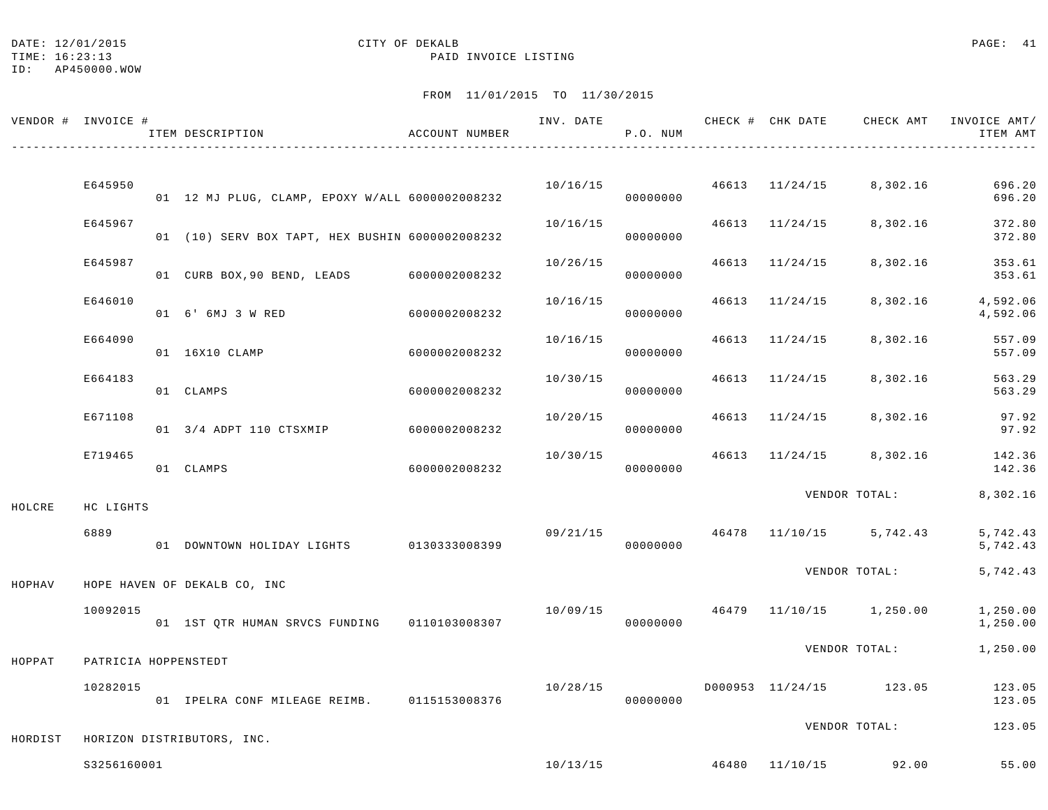DATE: 12/01/2015
TIME: 16:23:13
ID: AP450000.WOW

CITY OF DEKALB
PAID INVOICE LISTING

FROM 11/01/2015 TO 11/30/2015

| VENDOR # | INVOICE # / ITEM DESCRIPTION | ACCOUNT NUMBER | INV. DATE | P.O. NUM | CHECK # | CHK DATE | CHECK AMT | INVOICE AMT/ ITEM AMT |
|---|---|---|---|---|---|---|---|---|
| | E645950 | | 10/16/15 | | 46613 | 11/24/15 | 8,302.16 | 696.20 |
| | 01 12 MJ PLUG, CLAMP, EPOXY W/ALL | 6000002008232 | | 00000000 | | | | 696.20 |
| | E645967 | | 10/16/15 | | 46613 | 11/24/15 | 8,302.16 | 372.80 |
| | 01 (10) SERV BOX TAPT, HEX BUSHIN | 6000002008232 | | 00000000 | | | | 372.80 |
| | E645987 | | 10/26/15 | | 46613 | 11/24/15 | 8,302.16 | 353.61 |
| | 01 CURB BOX,90 BEND, LEADS | 6000002008232 | | 00000000 | | | | 353.61 |
| | E646010 | | 10/16/15 | | 46613 | 11/24/15 | 8,302.16 | 4,592.06 |
| | 01 6' 6MJ 3 W RED | 6000002008232 | | 00000000 | | | | 4,592.06 |
| | E664090 | | 10/16/15 | | 46613 | 11/24/15 | 8,302.16 | 557.09 |
| | 01 16X10 CLAMP | 6000002008232 | | 00000000 | | | | 557.09 |
| | E664183 | | 10/30/15 | | 46613 | 11/24/15 | 8,302.16 | 563.29 |
| | 01 CLAMPS | 6000002008232 | | 00000000 | | | | 563.29 |
| | E671108 | | 10/20/15 | | 46613 | 11/24/15 | 8,302.16 | 97.92 |
| | 01 3/4 ADPT 110 CTSXMIP | 6000002008232 | | 00000000 | | | | 97.92 |
| | E719465 | | 10/30/15 | | 46613 | 11/24/15 | 8,302.16 | 142.36 |
| | 01 CLAMPS | 6000002008232 | | 00000000 | | | | 142.36 |
| | | | | | | VENDOR TOTAL: | | 8,302.16 |
| HOLCRE | HC LIGHTS | | | | | | | |
| | 6889 | | 09/21/15 | | 46478 | 11/10/15 | 5,742.43 | 5,742.43 |
| | 01 DOWNTOWN HOLIDAY LIGHTS | 0130333008399 | | 00000000 | | | | 5,742.43 |
| | | | | | | VENDOR TOTAL: | | 5,742.43 |
| HOPHAV | HOPE HAVEN OF DEKALB CO, INC | | | | | | | |
| | 10092015 | | 10/09/15 | | 46479 | 11/10/15 | 1,250.00 | 1,250.00 |
| | 01 1ST QTR HUMAN SRVCS FUNDING | 0110103008307 | | 00000000 | | | | 1,250.00 |
| | | | | | | VENDOR TOTAL: | | 1,250.00 |
| HOPPAT | PATRICIA HOPPENSTEDT | | | | | | | |
| | 10282015 | | 10/28/15 | | D000953 | 11/24/15 | 123.05 | 123.05 |
| | 01 IPELRA CONF MILEAGE REIMB. | 0115153008376 | | 00000000 | | | | 123.05 |
| | | | | | | VENDOR TOTAL: | | 123.05 |
| HORDIST | HORIZON DISTRIBUTORS, INC. | | | | | | | |
| | S3256160001 | | 10/13/15 | | 46480 | 11/10/15 | 92.00 | 55.00 |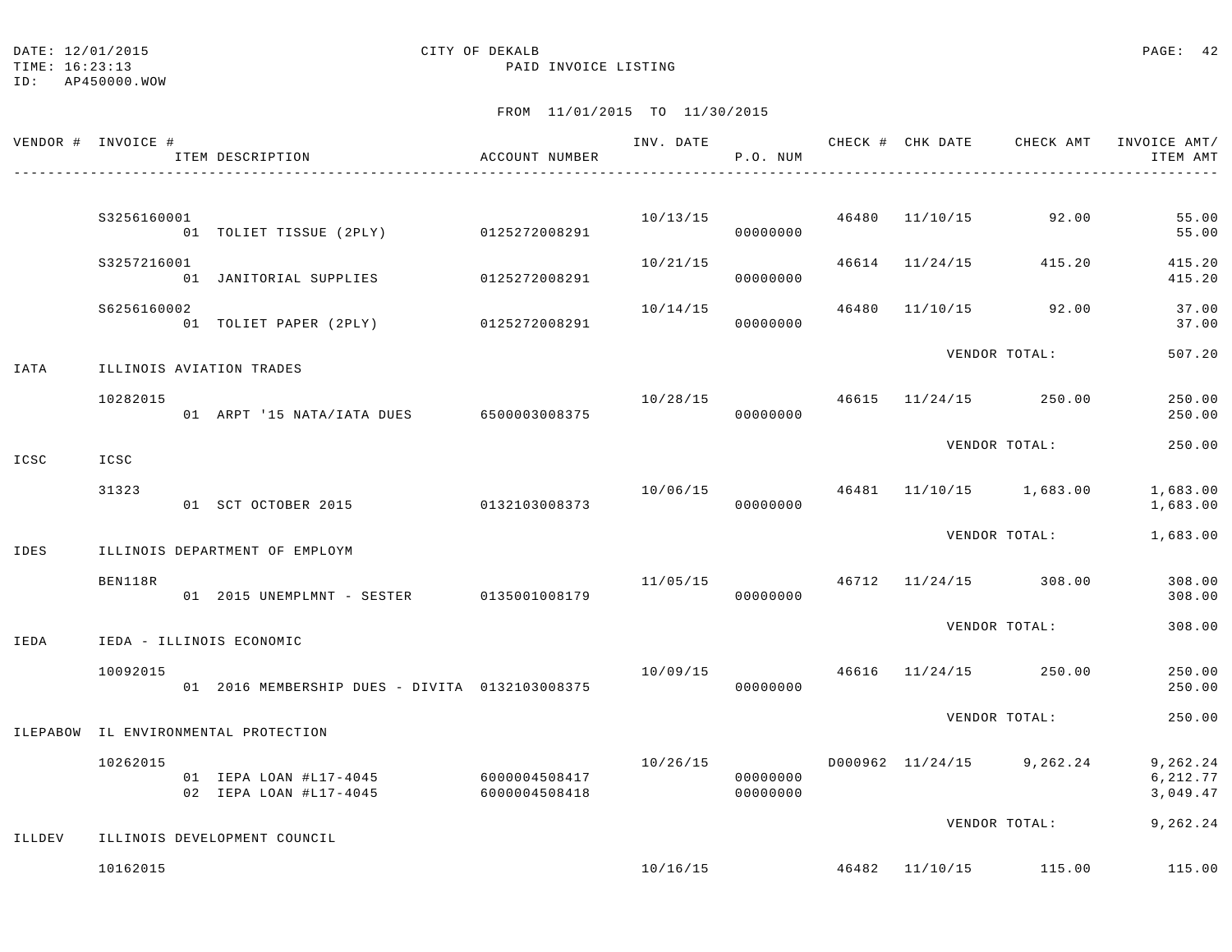DATE: 12/01/2015 CITY OF DEKALB
TIME: 16:23:13 PAID INVOICE LISTING
ID: AP450000.WOW

FROM 11/01/2015 TO 11/30/2015

| VENDOR # | INVOICE # / ITEM DESCRIPTION | ACCOUNT NUMBER | INV. DATE | P.O. NUM | CHECK # | CHK DATE | CHECK AMT | INVOICE AMT/ ITEM AMT |
|---|---|---|---|---|---|---|---|---|
| | S3256160001 | | 10/13/15 | | 46480 | 11/10/15 | 92.00 | 55.00 |
| | 01 TOLIET TISSUE (2PLY) | 0125272008291 | | 00000000 | | | | 55.00 |
| | S3257216001 | | 10/21/15 | | 46614 | 11/24/15 | 415.20 | 415.20 |
| | 01 JANITORIAL SUPPLIES | 0125272008291 | | 00000000 | | | | 415.20 |
| | S6256160002 | | 10/14/15 | | 46480 | 11/10/15 | 92.00 | 37.00 |
| | 01 TOLIET PAPER (2PLY) | 0125272008291 | | 00000000 | | | | 37.00 |
| | | | | | | VENDOR TOTAL: | | 507.20 |
| IATA | ILLINOIS AVIATION TRADES | | | | | | | |
| | 10282015 | | 10/28/15 | | 46615 | 11/24/15 | 250.00 | 250.00 |
| | 01 ARPT '15 NATA/IATA DUES | 6500003008375 | | 00000000 | | | | 250.00 |
| | | | | | | VENDOR TOTAL: | | 250.00 |
| ICSC | ICSC | | | | | | | |
| | 31323 | | 10/06/15 | | 46481 | 11/10/15 | 1,683.00 | 1,683.00 |
| | 01 SCT OCTOBER 2015 | 0132103008373 | | 00000000 | | | | 1,683.00 |
| | | | | | | VENDOR TOTAL: | | 1,683.00 |
| IDES | ILLINOIS DEPARTMENT OF EMPLOYM | | | | | | | |
| | BEN118R | | 11/05/15 | | 46712 | 11/24/15 | 308.00 | 308.00 |
| | 01 2015 UNEMPLMNT - SESTER | 0135001008179 | | 00000000 | | | | 308.00 |
| | | | | | | VENDOR TOTAL: | | 308.00 |
| IEDA | IEDA - ILLINOIS ECONOMIC | | | | | | | |
| | 10092015 | | 10/09/15 | | 46616 | 11/24/15 | 250.00 | 250.00 |
| | 01 2016 MEMBERSHIP DUES - DIVITA | 0132103008375 | | 00000000 | | | | 250.00 |
| | | | | | | VENDOR TOTAL: | | 250.00 |
| ILEPABOW | IL ENVIRONMENTAL PROTECTION | | | | | | | |
| | 10262015 | | 10/26/15 | | D000962 | 11/24/15 | 9,262.24 | 9,262.24 |
| | 01 IEPA LOAN #L17-4045 | 6000004508417 | | 00000000 | | | | 6,212.77 |
| | 02 IEPA LOAN #L17-4045 | 6000004508418 | | 00000000 | | | | 3,049.47 |
| | | | | | | VENDOR TOTAL: | | 9,262.24 |
| ILLDEV | ILLINOIS DEVELOPMENT COUNCIL | | | | | | | |
| | 10162015 | | 10/16/15 | | 46482 | 11/10/15 | 115.00 | 115.00 |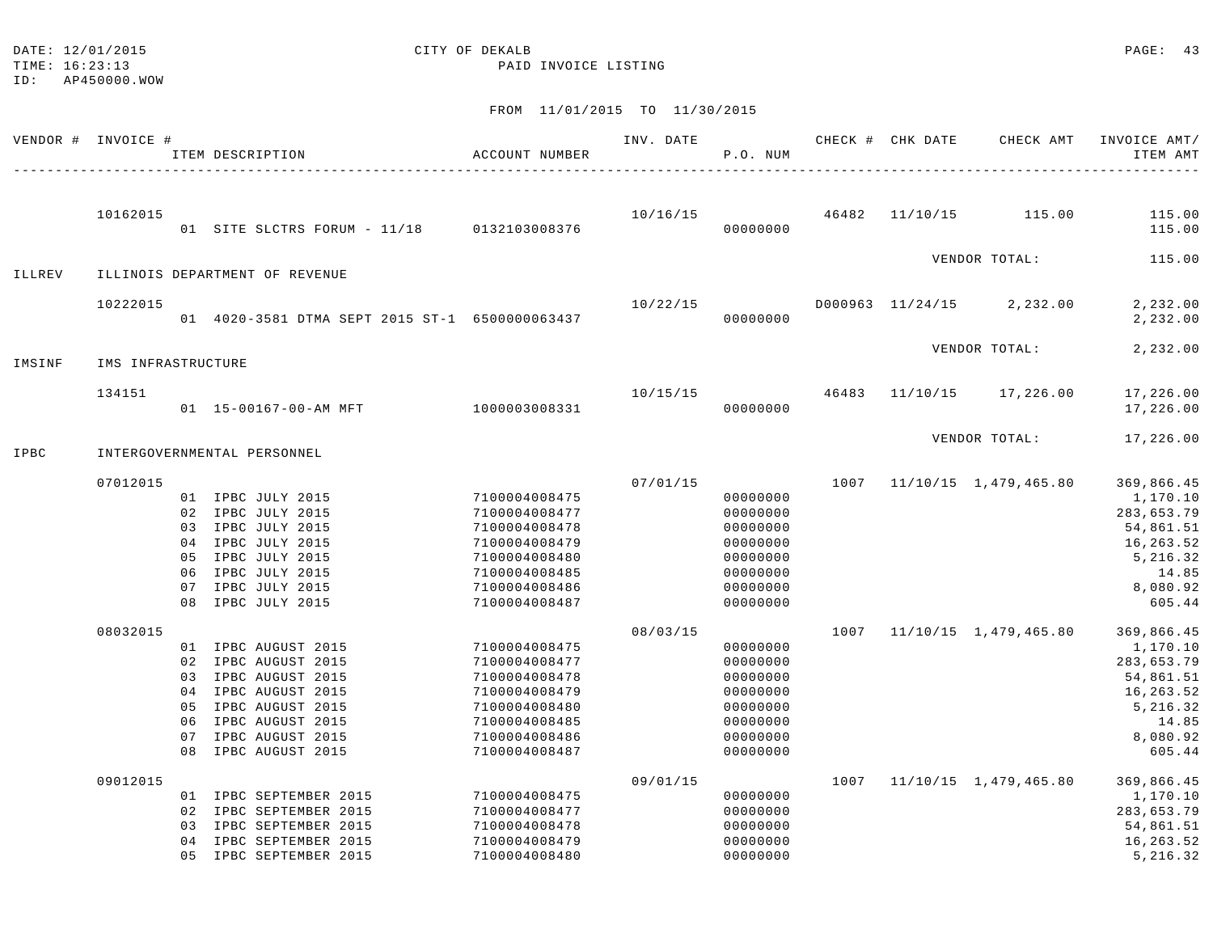DATE: 12/01/2015 CITY OF DEKALB
TIME: 16:23:13 PAID INVOICE LISTING
ID: AP450000.WOW

FROM 11/01/2015 TO 11/30/2015

| VENDOR # | INVOICE # / ITEM DESCRIPTION | ACCOUNT NUMBER | INV. DATE | P.O. NUM | CHECK # | CHK DATE | CHECK AMT | INVOICE AMT/ ITEM AMT |
|---|---|---|---|---|---|---|---|---|
| | 10162015 | | 10/16/15 | | 46482 | 11/10/15 | 115.00 | 115.00 |
| | 01 SITE SLCTRS FORUM - 11/18 | 0132103008376 | | 00000000 | | | | 115.00 |
| | | | | | | | VENDOR TOTAL: | 115.00 |
| ILLREV | ILLINOIS DEPARTMENT OF REVENUE | | | | | | | |
| | 10222015 | | 10/22/15 | | D000963 | 11/24/15 | 2,232.00 | 2,232.00 |
| | 01 4020-3581 DTMA SEPT 2015 ST-1 | 6500000063437 | | 00000000 | | | | 2,232.00 |
| | | | | | | | VENDOR TOTAL: | 2,232.00 |
| IMSINF | IMS INFRASTRUCTURE | | | | | | | |
| | 134151 | | 10/15/15 | | 46483 | 11/10/15 | 17,226.00 | 17,226.00 |
| | 01 15-00167-00-AM MFT | 1000003008331 | | 00000000 | | | | 17,226.00 |
| | | | | | | | VENDOR TOTAL: | 17,226.00 |
| IPBC | INTERGOVERNMENTAL PERSONNEL | | | | | | | |
| | 07012015 | | 07/01/15 | | 1007 | 11/10/15 | 1,479,465.80 | 369,866.45 |
| | 01 IPBC JULY 2015 | 7100004008475 | | 00000000 | | | | 1,170.10 |
| | 02 IPBC JULY 2015 | 7100004008477 | | 00000000 | | | | 283,653.79 |
| | 03 IPBC JULY 2015 | 7100004008478 | | 00000000 | | | | 54,861.51 |
| | 04 IPBC JULY 2015 | 7100004008479 | | 00000000 | | | | 16,263.52 |
| | 05 IPBC JULY 2015 | 7100004008480 | | 00000000 | | | | 5,216.32 |
| | 06 IPBC JULY 2015 | 7100004008485 | | 00000000 | | | | 14.85 |
| | 07 IPBC JULY 2015 | 7100004008486 | | 00000000 | | | | 8,080.92 |
| | 08 IPBC JULY 2015 | 7100004008487 | | 00000000 | | | | 605.44 |
| | 08032015 | | 08/03/15 | | 1007 | 11/10/15 | 1,479,465.80 | 369,866.45 |
| | 01 IPBC AUGUST 2015 | 7100004008475 | | 00000000 | | | | 1,170.10 |
| | 02 IPBC AUGUST 2015 | 7100004008477 | | 00000000 | | | | 283,653.79 |
| | 03 IPBC AUGUST 2015 | 7100004008478 | | 00000000 | | | | 54,861.51 |
| | 04 IPBC AUGUST 2015 | 7100004008479 | | 00000000 | | | | 16,263.52 |
| | 05 IPBC AUGUST 2015 | 7100004008480 | | 00000000 | | | | 5,216.32 |
| | 06 IPBC AUGUST 2015 | 7100004008485 | | 00000000 | | | | 14.85 |
| | 07 IPBC AUGUST 2015 | 7100004008486 | | 00000000 | | | | 8,080.92 |
| | 08 IPBC AUGUST 2015 | 7100004008487 | | 00000000 | | | | 605.44 |
| | 09012015 | | 09/01/15 | | 1007 | 11/10/15 | 1,479,465.80 | 369,866.45 |
| | 01 IPBC SEPTEMBER 2015 | 7100004008475 | | 00000000 | | | | 1,170.10 |
| | 02 IPBC SEPTEMBER 2015 | 7100004008477 | | 00000000 | | | | 283,653.79 |
| | 03 IPBC SEPTEMBER 2015 | 7100004008478 | | 00000000 | | | | 54,861.51 |
| | 04 IPBC SEPTEMBER 2015 | 7100004008479 | | 00000000 | | | | 16,263.52 |
| | 05 IPBC SEPTEMBER 2015 | 7100004008480 | | 00000000 | | | | 5,216.32 |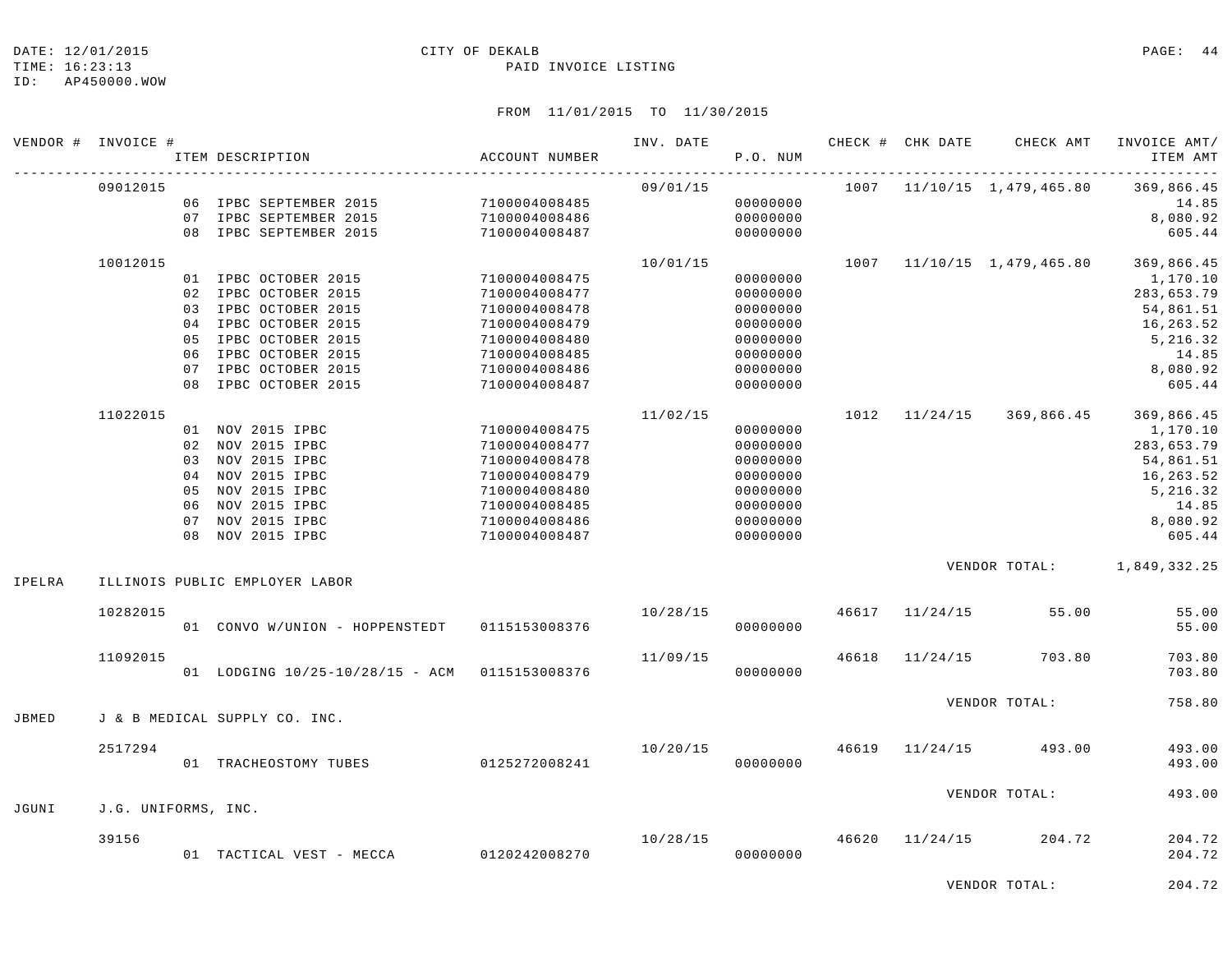CITY OF DEKALB
PAID INVOICE LISTING

FROM 11/01/2015 TO 11/30/2015

| VENDOR # | INVOICE # | ITEM DESCRIPTION | ACCOUNT NUMBER | INV. DATE | P.O. NUM | CHECK # | CHK DATE | CHECK AMT | INVOICE AMT/ ITEM AMT |
|---|---|---|---|---|---|---|---|---|---|
| | 09012015 | | | 09/01/15 | | 1007 | 11/10/15 | 1,479,465.80 | 369,866.45 |
| | | 06 IPBC SEPTEMBER 2015 | 7100004008485 | | 00000000 | | | | 14.85 |
| | | 07 IPBC SEPTEMBER 2015 | 7100004008486 | | 00000000 | | | | 8,080.92 |
| | | 08 IPBC SEPTEMBER 2015 | 7100004008487 | | 00000000 | | | | 605.44 |
| | 10012015 | | | 10/01/15 | | 1007 | 11/10/15 | 1,479,465.80 | 369,866.45 |
| | | 01 IPBC OCTOBER 2015 | 7100004008475 | | 00000000 | | | | 1,170.10 |
| | | 02 IPBC OCTOBER 2015 | 7100004008477 | | 00000000 | | | | 283,653.79 |
| | | 03 IPBC OCTOBER 2015 | 7100004008478 | | 00000000 | | | | 54,861.51 |
| | | 04 IPBC OCTOBER 2015 | 7100004008479 | | 00000000 | | | | 16,263.52 |
| | | 05 IPBC OCTOBER 2015 | 7100004008480 | | 00000000 | | | | 5,216.32 |
| | | 06 IPBC OCTOBER 2015 | 7100004008485 | | 00000000 | | | | 14.85 |
| | | 07 IPBC OCTOBER 2015 | 7100004008486 | | 00000000 | | | | 8,080.92 |
| | | 08 IPBC OCTOBER 2015 | 7100004008487 | | 00000000 | | | | 605.44 |
| | 11022015 | | | 11/02/15 | | 1012 | 11/24/15 | 369,866.45 | 369,866.45 |
| | | 01 NOV 2015 IPBC | 7100004008475 | | 00000000 | | | | 1,170.10 |
| | | 02 NOV 2015 IPBC | 7100004008477 | | 00000000 | | | | 283,653.79 |
| | | 03 NOV 2015 IPBC | 7100004008478 | | 00000000 | | | | 54,861.51 |
| | | 04 NOV 2015 IPBC | 7100004008479 | | 00000000 | | | | 16,263.52 |
| | | 05 NOV 2015 IPBC | 7100004008480 | | 00000000 | | | | 5,216.32 |
| | | 06 NOV 2015 IPBC | 7100004008485 | | 00000000 | | | | 14.85 |
| | | 07 NOV 2015 IPBC | 7100004008486 | | 00000000 | | | | 8,080.92 |
| | | 08 NOV 2015 IPBC | 7100004008487 | | 00000000 | | | | 605.44 |
| | | | | | | | | VENDOR TOTAL: | 1,849,332.25 |
| IPELRA | ILLINOIS PUBLIC EMPLOYER LABOR | | | | | | | | |
| | 10282015 | | | 10/28/15 | | 46617 | 11/24/15 | 55.00 | 55.00 |
| | | 01 CONVO W/UNION - HOPPENSTEDT | 0115153008376 | | 00000000 | | | | 55.00 |
| | 11092015 | | | 11/09/15 | | 46618 | 11/24/15 | 703.80 | 703.80 |
| | | 01 LODGING 10/25-10/28/15 - ACM | 0115153008376 | | 00000000 | | | | 703.80 |
| | | | | | | | | VENDOR TOTAL: | 758.80 |
| JBMED | J & B MEDICAL SUPPLY CO. INC. | | | | | | | | |
| | 2517294 | | | 10/20/15 | | 46619 | 11/24/15 | 493.00 | 493.00 |
| | | 01 TRACHEOSTOMY TUBES | 0125272008241 | | 00000000 | | | | 493.00 |
| | | | | | | | | VENDOR TOTAL: | 493.00 |
| JGUNI | J.G. UNIFORMS, INC. | | | | | | | | |
| | 39156 | | | 10/28/15 | | 46620 | 11/24/15 | 204.72 | 204.72 |
| | | 01 TACTICAL VEST - MECCA | 0120242008270 | | 00000000 | | | | 204.72 |
| | | | | | | | | VENDOR TOTAL: | 204.72 |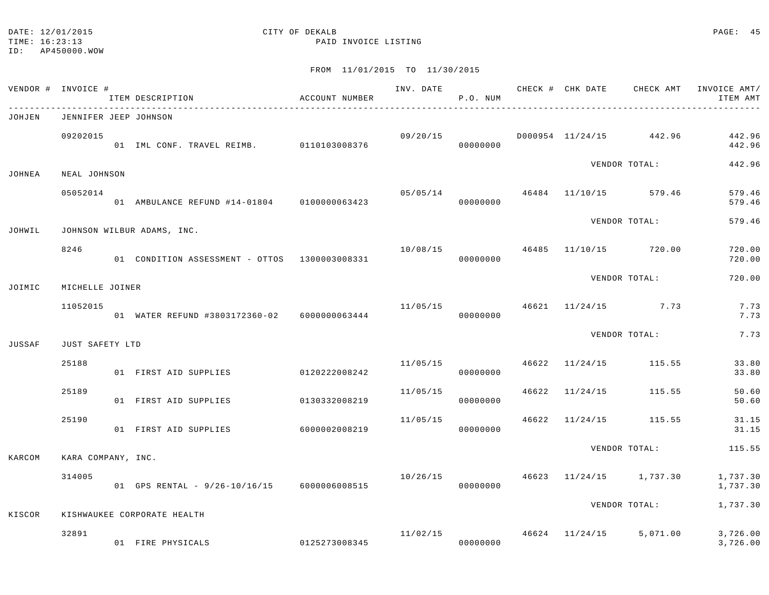DATE: 12/01/2015 CITY OF DEKALB
TIME: 16:23:13 PAID INVOICE LISTING
ID: AP450000.WOW

FROM 11/01/2015 TO 11/30/2015

| VENDOR # | INVOICE # / ITEM DESCRIPTION | ACCOUNT NUMBER | INV. DATE | P.O. NUM | CHECK # | CHK DATE | CHECK AMT | INVOICE AMT/ ITEM AMT |
|---|---|---|---|---|---|---|---|---|
| JOHJEN | JENNIFER JEEP JOHNSON | | | | | | | |
| | 09202015 | | 09/20/15 | | D000954 | 11/24/15 | 442.96 | 442.96 |
| | 01 IML CONF. TRAVEL REIMB. | 0110103008376 | | 00000000 | | | | 442.96 |
| | | | | | | VENDOR TOTAL: | | 442.96 |
| JOHNEA | NEAL JOHNSON | | | | | | | |
| | 05052014 | | 05/05/14 | | 46484 | 11/10/15 | 579.46 | 579.46 |
| | 01 AMBULANCE REFUND #14-01804 | 0100000063423 | | 00000000 | | | | 579.46 |
| | | | | | | VENDOR TOTAL: | | 579.46 |
| JOHWIL | JOHNSON WILBUR ADAMS, INC. | | | | | | | |
| | 8246 | | 10/08/15 | | 46485 | 11/10/15 | 720.00 | 720.00 |
| | 01 CONDITION ASSESSMENT - OTTOS | 1300003008331 | | 00000000 | | | | 720.00 |
| | | | | | | VENDOR TOTAL: | | 720.00 |
| JOIMIC | MICHELLE JOINER | | | | | | | |
| | 11052015 | | 11/05/15 | | 46621 | 11/24/15 | 7.73 | 7.73 |
| | 01 WATER REFUND #3803172360-02 | 6000000063444 | | 00000000 | | | | 7.73 |
| | | | | | | VENDOR TOTAL: | | 7.73 |
| JUSSAF | JUST SAFETY LTD | | | | | | | |
| | 25188 | | 11/05/15 | | 46622 | 11/24/15 | 115.55 | 33.80 |
| | 01 FIRST AID SUPPLIES | 0120222008242 | | 00000000 | | | | 33.80 |
| | 25189 | | 11/05/15 | | 46622 | 11/24/15 | 115.55 | 50.60 |
| | 01 FIRST AID SUPPLIES | 0130332008219 | | 00000000 | | | | 50.60 |
| | 25190 | | 11/05/15 | | 46622 | 11/24/15 | 115.55 | 31.15 |
| | 01 FIRST AID SUPPLIES | 6000002008219 | | 00000000 | | | | 31.15 |
| | | | | | | VENDOR TOTAL: | | 115.55 |
| KARCOM | KARA COMPANY, INC. | | | | | | | |
| | 314005 | | 10/26/15 | | 46623 | 11/24/15 | 1,737.30 | 1,737.30 |
| | 01 GPS RENTAL - 9/26-10/16/15 | 6000006008515 | | 00000000 | | | | 1,737.30 |
| | | | | | | VENDOR TOTAL: | | 1,737.30 |
| KISCOR | KISHWAUKEE CORPORATE HEALTH | | | | | | | |
| | 32891 | | 11/02/15 | | 46624 | 11/24/15 | 5,071.00 | 3,726.00 |
| | 01 FIRE PHYSICALS | 0125273008345 | | 00000000 | | | | 3,726.00 |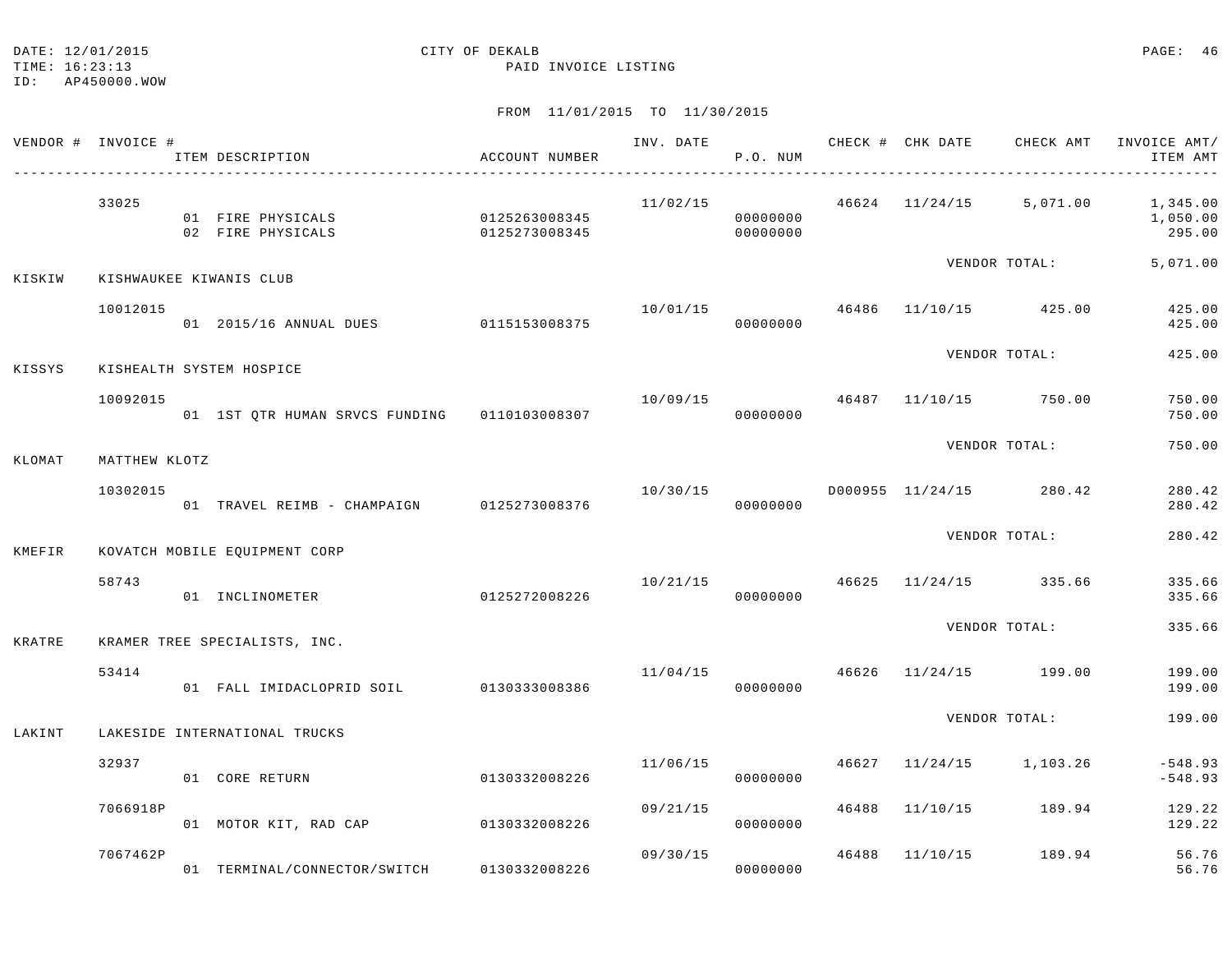DATE: 12/01/2015 CITY OF DEKALB
TIME: 16:23:13 PAID INVOICE LISTING
ID: AP450000.WOW

FROM 11/01/2015 TO 11/30/2015

| VENDOR # | INVOICE # | ITEM DESCRIPTION | ACCOUNT NUMBER | INV. DATE | P.O. NUM | CHECK # | CHK DATE | CHECK AMT | INVOICE AMT/ ITEM AMT |
|---|---|---|---|---|---|---|---|---|---|
| | 33025 | | | 11/02/15 | | 46624 | 11/24/15 | 5,071.00 | 1,345.00 |
| | | 01 FIRE PHYSICALS | 0125263008345 | | 00000000 | | | | 1,050.00 |
| | | 02 FIRE PHYSICALS | 0125273008345 | | 00000000 | | | | 295.00 |
| | | | | | | | VENDOR TOTAL: | | 5,071.00 |
| KISKIW | KISHWAUKEE KIWANIS CLUB | | | | | | | | |
| | 10012015 | | | 10/01/15 | | 46486 | 11/10/15 | 425.00 | 425.00 |
| | | 01 2015/16 ANNUAL DUES | 0115153008375 | | 00000000 | | | | 425.00 |
| | | | | | | | VENDOR TOTAL: | | 425.00 |
| KISSYS | KISHEALTH SYSTEM HOSPICE | | | | | | | | |
| | 10092015 | | | 10/09/15 | | 46487 | 11/10/15 | 750.00 | 750.00 |
| | | 01 1ST QTR HUMAN SRVCS FUNDING | 0110103008307 | | 00000000 | | | | 750.00 |
| | | | | | | | VENDOR TOTAL: | | 750.00 |
| KLOMAT | MATTHEW KLOTZ | | | | | | | | |
| | 10302015 | | | 10/30/15 | | D000955 | 11/24/15 | 280.42 | 280.42 |
| | | 01 TRAVEL REIMB - CHAMPAIGN | 0125273008376 | | 00000000 | | | | 280.42 |
| | | | | | | | VENDOR TOTAL: | | 280.42 |
| KMEFIR | KOVATCH MOBILE EQUIPMENT CORP | | | | | | | | |
| | 58743 | | | 10/21/15 | | 46625 | 11/24/15 | 335.66 | 335.66 |
| | | 01 INCLINOMETER | 0125272008226 | | 00000000 | | | | 335.66 |
| | | | | | | | VENDOR TOTAL: | | 335.66 |
| KRATRE | KRAMER TREE SPECIALISTS, INC. | | | | | | | | |
| | 53414 | | | 11/04/15 | | 46626 | 11/24/15 | 199.00 | 199.00 |
| | | 01 FALL IMIDACLOPRID SOIL | 0130333008386 | | 00000000 | | | | 199.00 |
| | | | | | | | VENDOR TOTAL: | | 199.00 |
| LAKINT | LAKESIDE INTERNATIONAL TRUCKS | | | | | | | | |
| | 32937 | | | 11/06/15 | | 46627 | 11/24/15 | 1,103.26 | -548.93 |
| | | 01 CORE RETURN | 0130332008226 | | 00000000 | | | | -548.93 |
| | 7066918P | | | 09/21/15 | | 46488 | 11/10/15 | 189.94 | 129.22 |
| | | 01 MOTOR KIT, RAD CAP | 0130332008226 | | 00000000 | | | | 129.22 |
| | 7067462P | | | 09/30/15 | | 46488 | 11/10/15 | 189.94 | 56.76 |
| | | 01 TERMINAL/CONNECTOR/SWITCH | 0130332008226 | | 00000000 | | | | 56.76 |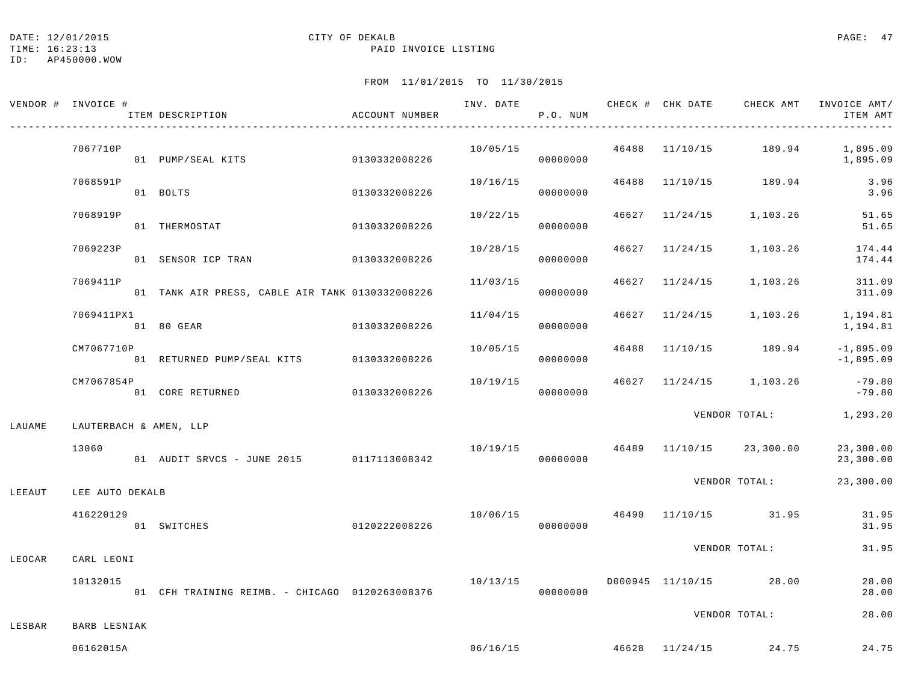DATE: 12/01/2015 CITY OF DEKALB
TIME: 16:23:13 PAID INVOICE LISTING
ID: AP450000.WOW

FROM 11/01/2015 TO 11/30/2015

| VENDOR # | INVOICE # / ITEM DESCRIPTION | ACCOUNT NUMBER | INV. DATE | P.O. NUM | CHECK # | CHK DATE | CHECK AMT | INVOICE AMT/ ITEM AMT |
|---|---|---|---|---|---|---|---|---|
| | 7067710P | | 10/05/15 | | 46488 | 11/10/15 | 189.94 | 1,895.09 |
| | 01 PUMP/SEAL KITS | 0130332008226 | | 00000000 | | | | 1,895.09 |
| | 7068591P | | 10/16/15 | | 46488 | 11/10/15 | 189.94 | 3.96 |
| | 01 BOLTS | 0130332008226 | | 00000000 | | | | 3.96 |
| | 7068919P | | 10/22/15 | | 46627 | 11/24/15 | 1,103.26 | 51.65 |
| | 01 THERMOSTAT | 0130332008226 | | 00000000 | | | | 51.65 |
| | 7069223P | | 10/28/15 | | 46627 | 11/24/15 | 1,103.26 | 174.44 |
| | 01 SENSOR ICP TRAN | 0130332008226 | | 00000000 | | | | 174.44 |
| | 7069411P | | 11/03/15 | | 46627 | 11/24/15 | 1,103.26 | 311.09 |
| | 01 TANK AIR PRESS, CABLE AIR TANK | 0130332008226 | | 00000000 | | | | 311.09 |
| | 7069411PX1 | | 11/04/15 | | 46627 | 11/24/15 | 1,103.26 | 1,194.81 |
| | 01 80 GEAR | 0130332008226 | | 00000000 | | | | 1,194.81 |
| | CM7067710P | | 10/05/15 | | 46488 | 11/10/15 | 189.94 | -1,895.09 |
| | 01 RETURNED PUMP/SEAL KITS | 0130332008226 | | 00000000 | | | | -1,895.09 |
| | CM7067854P | | 10/19/15 | | 46627 | 11/24/15 | 1,103.26 | -79.80 |
| | 01 CORE RETURNED | 0130332008226 | | 00000000 | | | | -79.80 |
| | | | | | | | VENDOR TOTAL: | 1,293.20 |
| LAUAME | LAUTERBACH & AMEN, LLP | | | | | | | |
| | 13060 | | 10/19/15 | | 46489 | 11/10/15 | 23,300.00 | 23,300.00 |
| | 01 AUDIT SRVCS - JUNE 2015 | 0117113008342 | | 00000000 | | | | 23,300.00 |
| | | | | | | | VENDOR TOTAL: | 23,300.00 |
| LEEAUT | LEE AUTO DEKALB | | | | | | | |
| | 416220129 | | 10/06/15 | | 46490 | 11/10/15 | 31.95 | 31.95 |
| | 01 SWITCHES | 0120222008226 | | 00000000 | | | | 31.95 |
| | | | | | | | VENDOR TOTAL: | 31.95 |
| LEOCAR | CARL LEONI | | | | | | | |
| | 10132015 | | 10/13/15 | | D000945 | 11/10/15 | 28.00 | 28.00 |
| | 01 CFH TRAINING REIMB. - CHICAGO | 0120263008376 | | 00000000 | | | | 28.00 |
| | | | | | | | VENDOR TOTAL: | 28.00 |
| LESBAR | BARB LESNIAK | | | | | | | |
| | 06162015A | | 06/16/15 | | 46628 | 11/24/15 | 24.75 | 24.75 |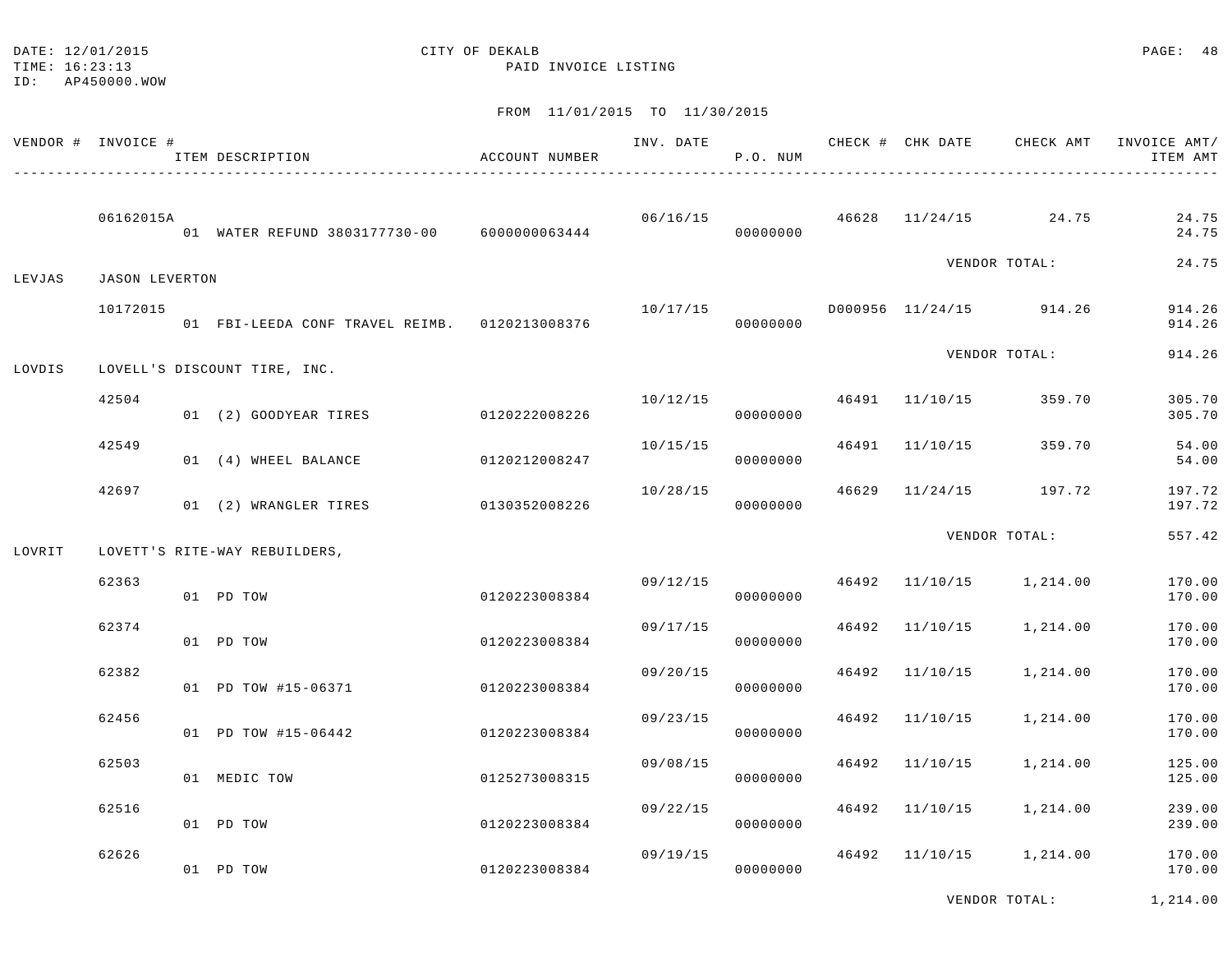DATE: 12/01/2015 CITY OF DEKALB
TIME: 16:23:13 PAID INVOICE LISTING
ID: AP450000.WOW

FROM 11/01/2015 TO 11/30/2015

| VENDOR # | INVOICE # / ITEM DESCRIPTION | ACCOUNT NUMBER | INV. DATE | P.O. NUM | CHECK # | CHK DATE | CHECK AMT | INVOICE AMT/ ITEM AMT |
|---|---|---|---|---|---|---|---|---|
| | 06162015A | | 06/16/15 | | 46628 | 11/24/15 | 24.75 | 24.75 |
| | 01 WATER REFUND 3803177730-00 | 6000000063444 | | 00000000 | | | | 24.75 |
| | | | | | | | VENDOR TOTAL: | 24.75 |
| LEVJAS | JASON LEVERTON | | | | | | | |
| | 10172015 | | 10/17/15 | | D000956 | 11/24/15 | 914.26 | 914.26 |
| | 01 FBI-LEEDA CONF TRAVEL REIMB. | 0120213008376 | | 00000000 | | | | 914.26 |
| | | | | | | | VENDOR TOTAL: | 914.26 |
| LOVDIS | LOVELL'S DISCOUNT TIRE, INC. | | | | | | | |
| | 42504 | | 10/12/15 | | 46491 | 11/10/15 | 359.70 | 305.70 |
| | 01 (2) GOODYEAR TIRES | 0120222008226 | | 00000000 | | | | 305.70 |
| | 42549 | | 10/15/15 | | 46491 | 11/10/15 | 359.70 | 54.00 |
| | 01 (4) WHEEL BALANCE | 0120212008247 | | 00000000 | | | | 54.00 |
| | 42697 | | 10/28/15 | | 46629 | 11/24/15 | 197.72 | 197.72 |
| | 01 (2) WRANGLER TIRES | 0130352008226 | | 00000000 | | | | 197.72 |
| | | | | | | | VENDOR TOTAL: | 557.42 |
| LOVRIT | LOVETT'S RITE-WAY REBUILDERS, | | | | | | | |
| | 62363 | | 09/12/15 | | 46492 | 11/10/15 | 1,214.00 | 170.00 |
| | 01 PD TOW | 0120223008384 | | 00000000 | | | | 170.00 |
| | 62374 | | 09/17/15 | | 46492 | 11/10/15 | 1,214.00 | 170.00 |
| | 01 PD TOW | 0120223008384 | | 00000000 | | | | 170.00 |
| | 62382 | | 09/20/15 | | 46492 | 11/10/15 | 1,214.00 | 170.00 |
| | 01 PD TOW #15-06371 | 0120223008384 | | 00000000 | | | | 170.00 |
| | 62456 | | 09/23/15 | | 46492 | 11/10/15 | 1,214.00 | 170.00 |
| | 01 PD TOW #15-06442 | 0120223008384 | | 00000000 | | | | 170.00 |
| | 62503 | | 09/08/15 | | 46492 | 11/10/15 | 1,214.00 | 125.00 |
| | 01 MEDIC TOW | 0125273008315 | | 00000000 | | | | 125.00 |
| | 62516 | | 09/22/15 | | 46492 | 11/10/15 | 1,214.00 | 239.00 |
| | 01 PD TOW | 0120223008384 | | 00000000 | | | | 239.00 |
| | 62626 | | 09/19/15 | | 46492 | 11/10/15 | 1,214.00 | 170.00 |
| | 01 PD TOW | 0120223008384 | | 00000000 | | | | 170.00 |
| | | | | | | | VENDOR TOTAL: | 1,214.00 |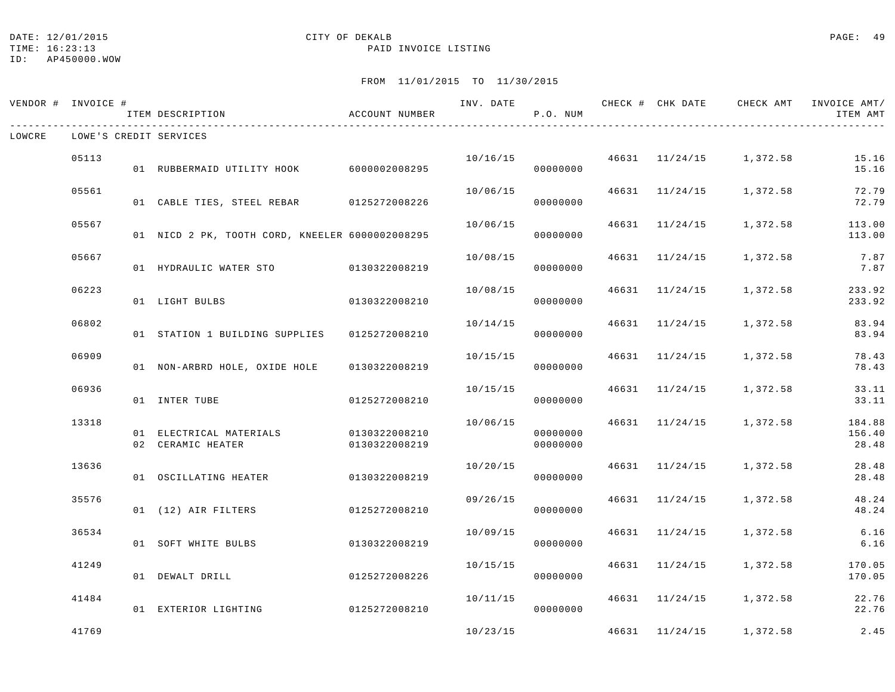DATE: 12/01/2015 CITY OF DEKALB
TIME: 16:23:13 PAID INVOICE LISTING
ID: AP450000.WOW

FROM 11/01/2015 TO 11/30/2015

| VENDOR # | INVOICE # | ITEM DESCRIPTION | ACCOUNT NUMBER | INV. DATE | P.O. NUM | CHECK # | CHK DATE | CHECK AMT | INVOICE AMT/ ITEM AMT |
|---|---|---|---|---|---|---|---|---|---|
| LOWCRE | LOWE'S CREDIT SERVICES | | | | | | | | |
| | 05113 | | | 10/16/15 | | 46631 | 11/24/15 | 1,372.58 | 15.16 |
| | | 01 RUBBERMAID UTILITY HOOK | 6000002008295 | | 00000000 | | | | 15.16 |
| | 05561 | | | 10/06/15 | | 46631 | 11/24/15 | 1,372.58 | 72.79 |
| | | 01 CABLE TIES, STEEL REBAR | 0125272008226 | | 00000000 | | | | 72.79 |
| | 05567 | | | 10/06/15 | | 46631 | 11/24/15 | 1,372.58 | 113.00 |
| | | 01 NICD 2 PK, TOOTH CORD, KNEELER | 6000002008295 | | 00000000 | | | | 113.00 |
| | 05667 | | | 10/08/15 | | 46631 | 11/24/15 | 1,372.58 | 7.87 |
| | | 01 HYDRAULIC WATER STO | 0130322008219 | | 00000000 | | | | 7.87 |
| | 06223 | | | 10/08/15 | | 46631 | 11/24/15 | 1,372.58 | 233.92 |
| | | 01 LIGHT BULBS | 0130322008210 | | 00000000 | | | | 233.92 |
| | 06802 | | | 10/14/15 | | 46631 | 11/24/15 | 1,372.58 | 83.94 |
| | | 01 STATION 1 BUILDING SUPPLIES | 0125272008210 | | 00000000 | | | | 83.94 |
| | 06909 | | | 10/15/15 | | 46631 | 11/24/15 | 1,372.58 | 78.43 |
| | | 01 NON-ARBRD HOLE, OXIDE HOLE | 0130322008219 | | 00000000 | | | | 78.43 |
| | 06936 | | | 10/15/15 | | 46631 | 11/24/15 | 1,372.58 | 33.11 |
| | | 01 INTER TUBE | 0125272008210 | | 00000000 | | | | 33.11 |
| | 13318 | | | 10/06/15 | | 46631 | 11/24/15 | 1,372.58 | 184.88 |
| | | 01 ELECTRICAL MATERIALS | 0130322008210 | | 00000000 | | | | 156.40 |
| | | 02 CERAMIC HEATER | 0130322008219 | | 00000000 | | | | 28.48 |
| | 13636 | | | 10/20/15 | | 46631 | 11/24/15 | 1,372.58 | 28.48 |
| | | 01 OSCILLATING HEATER | 0130322008219 | | 00000000 | | | | 28.48 |
| | 35576 | | | 09/26/15 | | 46631 | 11/24/15 | 1,372.58 | 48.24 |
| | | 01 (12) AIR FILTERS | 0125272008210 | | 00000000 | | | | 48.24 |
| | 36534 | | | 10/09/15 | | 46631 | 11/24/15 | 1,372.58 | 6.16 |
| | | 01 SOFT WHITE BULBS | 0130322008219 | | 00000000 | | | | 6.16 |
| | 41249 | | | 10/15/15 | | 46631 | 11/24/15 | 1,372.58 | 170.05 |
| | | 01 DEWALT DRILL | 0125272008226 | | 00000000 | | | | 170.05 |
| | 41484 | | | 10/11/15 | | 46631 | 11/24/15 | 1,372.58 | 22.76 |
| | | 01 EXTERIOR LIGHTING | 0125272008210 | | 00000000 | | | | 22.76 |
| | 41769 | | | 10/23/15 | | 46631 | 11/24/15 | 1,372.58 | 2.45 |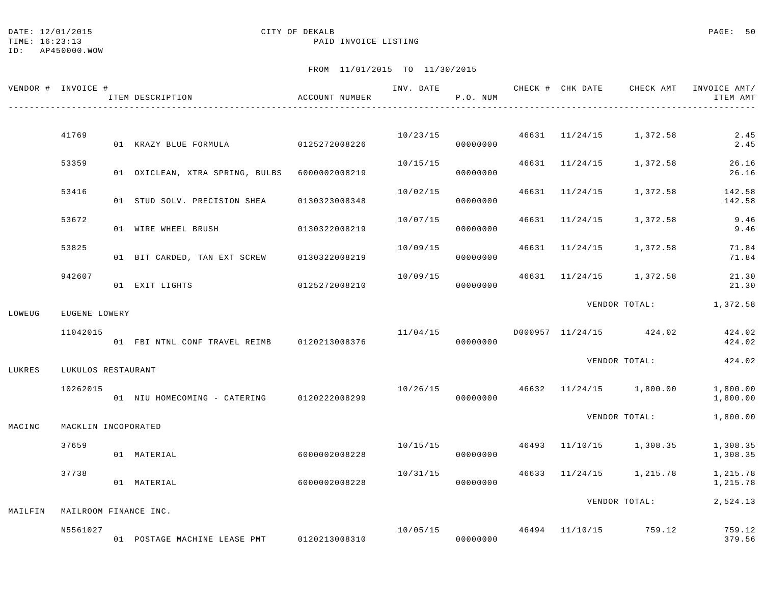DATE: 12/01/2015 CITY OF DEKALB
TIME: 16:23:13 PAID INVOICE LISTING
ID: AP450000.WOW

FROM 11/01/2015 TO 11/30/2015

| VENDOR # | INVOICE # / ITEM DESCRIPTION | ACCOUNT NUMBER | INV. DATE | P.O. NUM | CHECK # | CHK DATE | CHECK AMT | INVOICE AMT/ ITEM AMT |
|---|---|---|---|---|---|---|---|---|
| | 41769 | | 10/23/15 | | 46631 | 11/24/15 | 1,372.58 | 2.45 |
| | 01 KRAZY BLUE FORMULA | 0125272008226 | | 00000000 | | | | 2.45 |
| | 53359 | | 10/15/15 | | 46631 | 11/24/15 | 1,372.58 | 26.16 |
| | 01 OXICLEAN, XTRA SPRING, BULBS | 6000002008219 | | 00000000 | | | | 26.16 |
| | 53416 | | 10/02/15 | | 46631 | 11/24/15 | 1,372.58 | 142.58 |
| | 01 STUD SOLV. PRECISION SHEA | 0130323008348 | | 00000000 | | | | 142.58 |
| | 53672 | | 10/07/15 | | 46631 | 11/24/15 | 1,372.58 | 9.46 |
| | 01 WIRE WHEEL BRUSH | 0130322008219 | | 00000000 | | | | 9.46 |
| | 53825 | | 10/09/15 | | 46631 | 11/24/15 | 1,372.58 | 71.84 |
| | 01 BIT CARDED, TAN EXT SCREW | 0130322008219 | | 00000000 | | | | 71.84 |
| | 942607 | | 10/09/15 | | 46631 | 11/24/15 | 1,372.58 | 21.30 |
| | 01 EXIT LIGHTS | 0125272008210 | | 00000000 | | | | 21.30 |
| | | | | | | | VENDOR TOTAL: | 1,372.58 |
| LOWEUG | EUGENE LOWERY | | | | | | | |
| | 11042015 | | 11/04/15 | | D000957 | 11/24/15 | 424.02 | 424.02 |
| | 01 FBI NTNL CONF TRAVEL REIMB | 0120213008376 | | 00000000 | | | | 424.02 |
| | | | | | | | VENDOR TOTAL: | 424.02 |
| LUKRES | LUKULOS RESTAURANT | | | | | | | |
| | 10262015 | | 10/26/15 | | 46632 | 11/24/15 | 1,800.00 | 1,800.00 |
| | 01 NIU HOMECOMING - CATERING | 0120222008299 | | 00000000 | | | | 1,800.00 |
| | | | | | | | VENDOR TOTAL: | 1,800.00 |
| MACINC | MACKLIN INCOPORATED | | | | | | | |
| | 37659 | | 10/15/15 | | 46493 | 11/10/15 | 1,308.35 | 1,308.35 |
| | 01 MATERIAL | 6000002008228 | | 00000000 | | | | 1,308.35 |
| | 37738 | | 10/31/15 | | 46633 | 11/24/15 | 1,215.78 | 1,215.78 |
| | 01 MATERIAL | 6000002008228 | | 00000000 | | | | 1,215.78 |
| | | | | | | | VENDOR TOTAL: | 2,524.13 |
| MAILFIN | MAILROOM FINANCE INC. | | | | | | | |
| | N5561027 | | 10/05/15 | | 46494 | 11/10/15 | 759.12 | 759.12 |
| | 01 POSTAGE MACHINE LEASE PMT | 0120213008310 | | 00000000 | | | | 379.56 |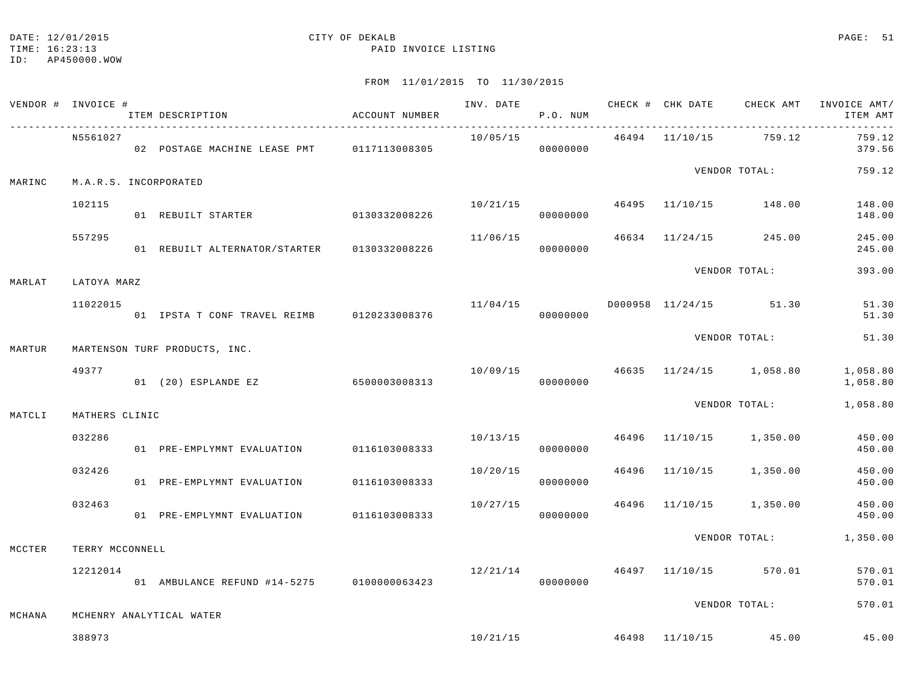DATE: 12/01/2015 CITY OF DEKALB
TIME: 16:23:13 PAID INVOICE LISTING
ID: AP450000.WOW

FROM 11/01/2015 TO 11/30/2015

| VENDOR # | INVOICE # / ITEM DESCRIPTION | ACCOUNT NUMBER | INV. DATE | P.O. NUM | CHECK # | CHK DATE | CHECK AMT | INVOICE AMT/ ITEM AMT |
|---|---|---|---|---|---|---|---|---|
| | N5561027 | | 10/05/15 | | 46494 | 11/10/15 | 759.12 | 759.12 |
| | 02 POSTAGE MACHINE LEASE PMT | 0117113008305 | | 00000000 | | | | 379.56 |
| | | | | | | VENDOR TOTAL: | | 759.12 |
| MARINC | M.A.R.S. INCORPORATED | | | | | | | |
| | 102115 | | 10/21/15 | | 46495 | 11/10/15 | 148.00 | 148.00 |
| | 01 REBUILT STARTER | 0130332008226 | | 00000000 | | | | 148.00 |
| | 557295 | | 11/06/15 | | 46634 | 11/24/15 | 245.00 | 245.00 |
| | 01 REBUILT ALTERNATOR/STARTER | 0130332008226 | | 00000000 | | | | 245.00 |
| | | | | | | VENDOR TOTAL: | | 393.00 |
| MARLAT | LATOYA MARZ | | | | | | | |
| | 11022015 | | 11/04/15 | | D000958 | 11/24/15 | 51.30 | 51.30 |
| | 01 IPSTA T CONF TRAVEL REIMB | 0120233008376 | | 00000000 | | | | 51.30 |
| | | | | | | VENDOR TOTAL: | | 51.30 |
| MARTUR | MARTENSON TURF PRODUCTS, INC. | | | | | | | |
| | 49377 | | 10/09/15 | | 46635 | 11/24/15 | 1,058.80 | 1,058.80 |
| | 01 (20) ESPLANDE EZ | 6500003008313 | | 00000000 | | | | 1,058.80 |
| | | | | | | VENDOR TOTAL: | | 1,058.80 |
| MATCLI | MATHERS CLINIC | | | | | | | |
| | 032286 | | 10/13/15 | | 46496 | 11/10/15 | 1,350.00 | 450.00 |
| | 01 PRE-EMPLYMNT EVALUATION | 0116103008333 | | 00000000 | | | | 450.00 |
| | 032426 | | 10/20/15 | | 46496 | 11/10/15 | 1,350.00 | 450.00 |
| | 01 PRE-EMPLYMNT EVALUATION | 0116103008333 | | 00000000 | | | | 450.00 |
| | 032463 | | 10/27/15 | | 46496 | 11/10/15 | 1,350.00 | 450.00 |
| | 01 PRE-EMPLYMNT EVALUATION | 0116103008333 | | 00000000 | | | | 450.00 |
| | | | | | | VENDOR TOTAL: | | 1,350.00 |
| MCCTER | TERRY MCCONNELL | | | | | | | |
| | 12212014 | | 12/21/14 | | 46497 | 11/10/15 | 570.01 | 570.01 |
| | 01 AMBULANCE REFUND #14-5275 | 0100000063423 | | 00000000 | | | | 570.01 |
| | | | | | | VENDOR TOTAL: | | 570.01 |
| MCHANA | MCHENRY ANALYTICAL WATER | | | | | | | |
| | 388973 | | 10/21/15 | | 46498 | 11/10/15 | 45.00 | 45.00 |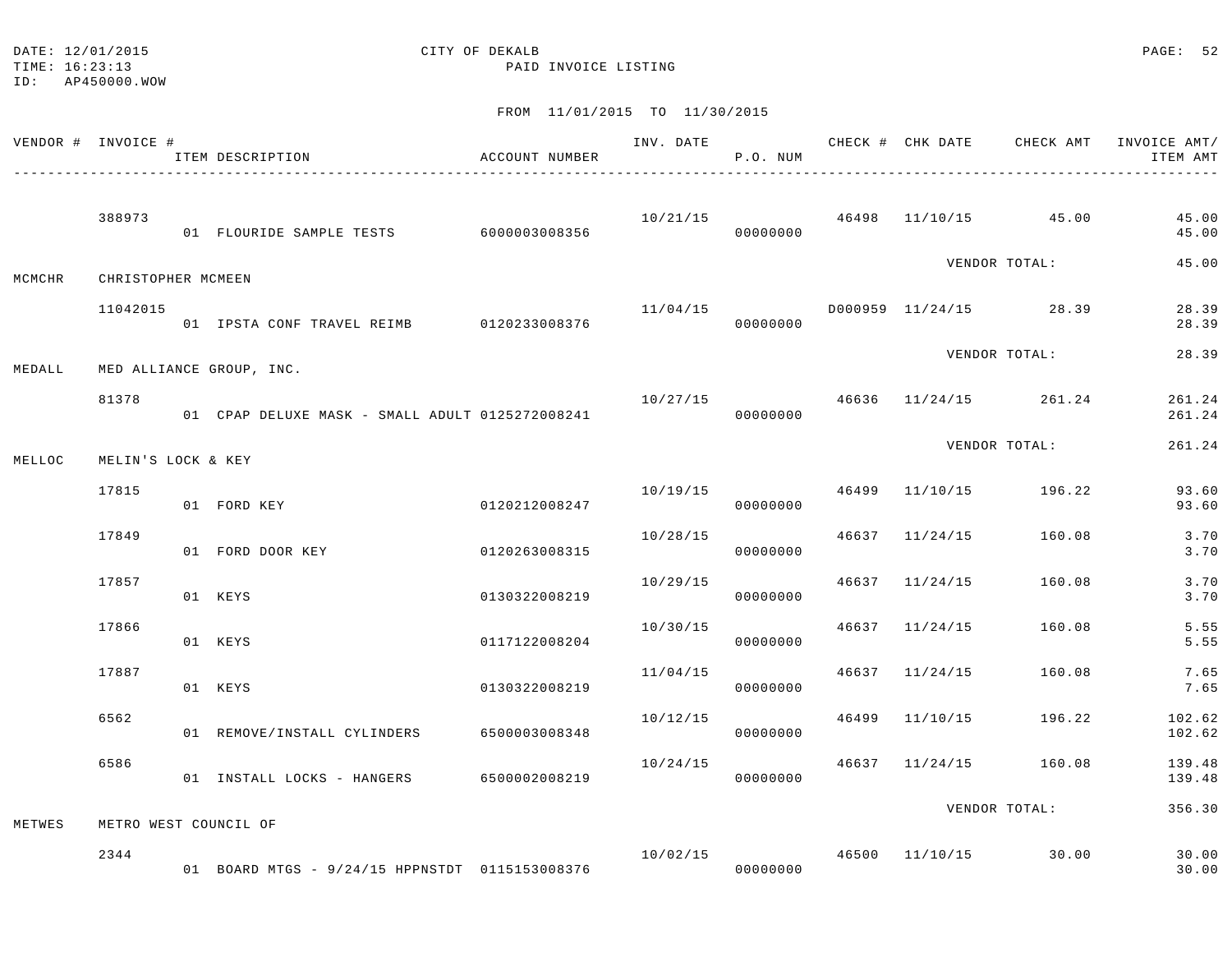DATE: 12/01/2015 CITY OF DEKALB
TIME: 16:23:13 PAID INVOICE LISTING
ID: AP450000.WOW

FROM 11/01/2015 TO 11/30/2015

| VENDOR # | INVOICE # | ITEM DESCRIPTION | ACCOUNT NUMBER | INV. DATE | P.O. NUM | CHECK # | CHK DATE | CHECK AMT | INVOICE AMT/ ITEM AMT |
|---|---|---|---|---|---|---|---|---|---|
| | 388973 | | | 10/21/15 | | 46498 | 11/10/15 | 45.00 | 45.00 |
| | | 01 FLOURIDE SAMPLE TESTS | 6000003008356 | | 00000000 | | | | 45.00 |
| | | | | | | | VENDOR TOTAL: | | 45.00 |
| MCMCHR | CHRISTOPHER MCMEEN | | | | | | | | |
| | 11042015 | | | 11/04/15 | | D000959 | 11/24/15 | 28.39 | 28.39 |
| | | 01 IPSTA CONF TRAVEL REIMB | 0120233008376 | | 00000000 | | | | 28.39 |
| | | | | | | | VENDOR TOTAL: | | 28.39 |
| MEDALL | MED ALLIANCE GROUP, INC. | | | | | | | | |
| | 81378 | | | 10/27/15 | | 46636 | 11/24/15 | 261.24 | 261.24 |
| | | 01 CPAP DELUXE MASK - SMALL ADULT | 0125272008241 | | 00000000 | | | | 261.24 |
| | | | | | | | VENDOR TOTAL: | | 261.24 |
| MELLOC | MELIN'S LOCK & KEY | | | | | | | | |
| | 17815 | | | 10/19/15 | | 46499 | 11/10/15 | 196.22 | 93.60 |
| | | 01 FORD KEY | 0120212008247 | | 00000000 | | | | 93.60 |
| | 17849 | | | 10/28/15 | | 46637 | 11/24/15 | 160.08 | 3.70 |
| | | 01 FORD DOOR KEY | 0120263008315 | | 00000000 | | | | 3.70 |
| | 17857 | | | 10/29/15 | | 46637 | 11/24/15 | 160.08 | 3.70 |
| | | 01 KEYS | 0130322008219 | | 00000000 | | | | 3.70 |
| | 17866 | | | 10/30/15 | | 46637 | 11/24/15 | 160.08 | 5.55 |
| | | 01 KEYS | 0117122008204 | | 00000000 | | | | 5.55 |
| | 17887 | | | 11/04/15 | | 46637 | 11/24/15 | 160.08 | 7.65 |
| | | 01 KEYS | 0130322008219 | | 00000000 | | | | 7.65 |
| | 6562 | | | 10/12/15 | | 46499 | 11/10/15 | 196.22 | 102.62 |
| | | 01 REMOVE/INSTALL CYLINDERS | 6500003008348 | | 00000000 | | | | 102.62 |
| | 6586 | | | 10/24/15 | | 46637 | 11/24/15 | 160.08 | 139.48 |
| | | 01 INSTALL LOCKS - HANGERS | 6500002008219 | | 00000000 | | | | 139.48 |
| | | | | | | | VENDOR TOTAL: | | 356.30 |
| METWES | METRO WEST COUNCIL OF | | | | | | | | |
| | 2344 | | | 10/02/15 | | 46500 | 11/10/15 | 30.00 | 30.00 |
| | | 01 BOARD MTGS - 9/24/15 HPPNSTDT | 0115153008376 | | 00000000 | | | | 30.00 |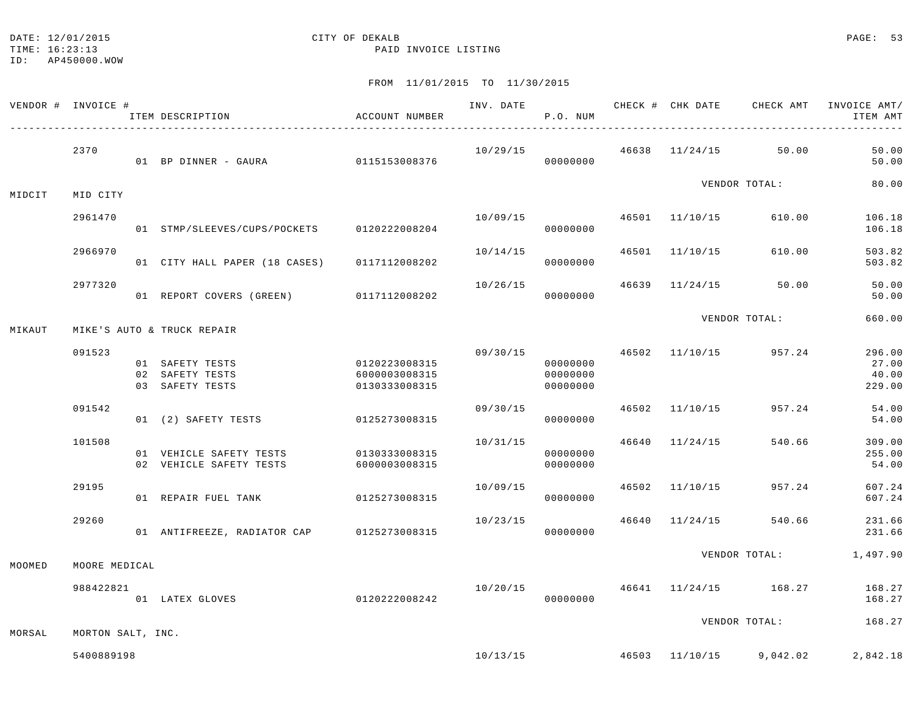DATE: 12/01/2015 CITY OF DEKALB
TIME: 16:23:13 PAID INVOICE LISTING
ID: AP450000.WOW

FROM 11/01/2015 TO 11/30/2015

| VENDOR # | INVOICE # | ITEM DESCRIPTION | ACCOUNT NUMBER | INV. DATE | P.O. NUM | CHECK # | CHK DATE | CHECK AMT | INVOICE AMT/ ITEM AMT |
|---|---|---|---|---|---|---|---|---|---|
| | 2370 | | | 10/29/15 | | 46638 | 11/24/15 | 50.00 | 50.00 |
| | | 01 BP DINNER - GAURA | 0115153008376 | | 00000000 | | | | 50.00 |
| | | | | | | | VENDOR TOTAL: | | 80.00 |
| MIDCIT | MID CITY | | | | | | | | |
| | 2961470 | | | 10/09/15 | | 46501 | 11/10/15 | 610.00 | 106.18 |
| | | 01 STMP/SLEEVES/CUPS/POCKETS | 0120222008204 | | 00000000 | | | | 106.18 |
| | 2966970 | | | 10/14/15 | | 46501 | 11/10/15 | 610.00 | 503.82 |
| | | 01 CITY HALL PAPER (18 CASES) | 0117112008202 | | 00000000 | | | | 503.82 |
| | 2977320 | | | 10/26/15 | | 46639 | 11/24/15 | 50.00 | 50.00 |
| | | 01 REPORT COVERS (GREEN) | 0117112008202 | | 00000000 | | | | 50.00 |
| | | | | | | | VENDOR TOTAL: | | 660.00 |
| MIKAUT | MIKE'S AUTO & TRUCK REPAIR | | | | | | | | |
| | 091523 | | | 09/30/15 | | 46502 | 11/10/15 | 957.24 | 296.00 |
| | | 01 SAFETY TESTS | 0120223008315 | | 00000000 | | | | 27.00 |
| | | 02 SAFETY TESTS | 6000003008315 | | 00000000 | | | | 40.00 |
| | | 03 SAFETY TESTS | 0130333008315 | | 00000000 | | | | 229.00 |
| | 091542 | | | 09/30/15 | | 46502 | 11/10/15 | 957.24 | 54.00 |
| | | 01 (2) SAFETY TESTS | 0125273008315 | | 00000000 | | | | 54.00 |
| | 101508 | | | 10/31/15 | | 46640 | 11/24/15 | 540.66 | 309.00 |
| | | 01 VEHICLE SAFETY TESTS | 0130333008315 | | 00000000 | | | | 255.00 |
| | | 02 VEHICLE SAFETY TESTS | 6000003008315 | | 00000000 | | | | 54.00 |
| | 29195 | | | 10/09/15 | | 46502 | 11/10/15 | 957.24 | 607.24 |
| | | 01 REPAIR FUEL TANK | 0125273008315 | | 00000000 | | | | 607.24 |
| | 29260 | | | 10/23/15 | | 46640 | 11/24/15 | 540.66 | 231.66 |
| | | 01 ANTIFREEZE, RADIATOR CAP | 0125273008315 | | 00000000 | | | | 231.66 |
| | | | | | | | VENDOR TOTAL: | | 1,497.90 |
| MOOMED | MOORE MEDICAL | | | | | | | | |
| | 988422821 | | | 10/20/15 | | 46641 | 11/24/15 | 168.27 | 168.27 |
| | | 01 LATEX GLOVES | 0120222008242 | | 00000000 | | | | 168.27 |
| | | | | | | | VENDOR TOTAL: | | 168.27 |
| MORSAL | MORTON SALT, INC. | | | | | | | | |
| | 5400889198 | | | 10/13/15 | | 46503 | 11/10/15 | 9,042.02 | 2,842.18 |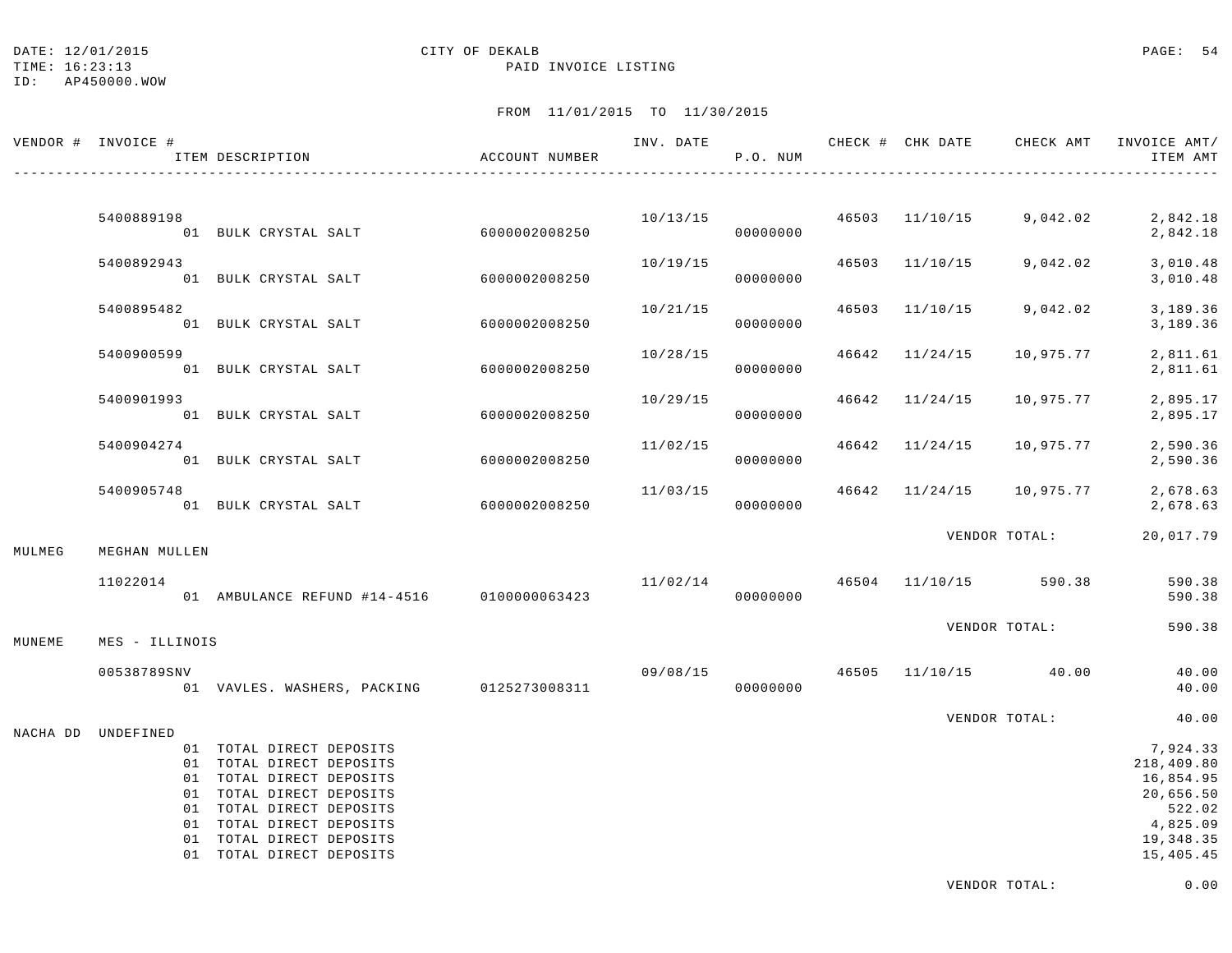DATE: 12/01/2015 CITY OF DEKALB
TIME: 16:23:13 PAID INVOICE LISTING
ID: AP450000.WOW

FROM 11/01/2015 TO 11/30/2015

| VENDOR # | INVOICE # / ITEM DESCRIPTION | ACCOUNT NUMBER | INV. DATE | P.O. NUM | CHECK # | CHK DATE | CHECK AMT | INVOICE AMT/ ITEM AMT |
|---|---|---|---|---|---|---|---|---|
| | 5400889198 | | 10/13/15 | | 46503 | 11/10/15 | 9,042.02 | 2,842.18 |
| | 01 BULK CRYSTAL SALT | 6000002008250 | | 00000000 | | | | 2,842.18 |
| | 5400892943 | | 10/19/15 | | 46503 | 11/10/15 | 9,042.02 | 3,010.48 |
| | 01 BULK CRYSTAL SALT | 6000002008250 | | 00000000 | | | | 3,010.48 |
| | 5400895482 | | 10/21/15 | | 46503 | 11/10/15 | 9,042.02 | 3,189.36 |
| | 01 BULK CRYSTAL SALT | 6000002008250 | | 00000000 | | | | 3,189.36 |
| | 5400900599 | | 10/28/15 | | 46642 | 11/24/15 | 10,975.77 | 2,811.61 |
| | 01 BULK CRYSTAL SALT | 6000002008250 | | 00000000 | | | | 2,811.61 |
| | 5400901993 | | 10/29/15 | | 46642 | 11/24/15 | 10,975.77 | 2,895.17 |
| | 01 BULK CRYSTAL SALT | 6000002008250 | | 00000000 | | | | 2,895.17 |
| | 5400904274 | | 11/02/15 | | 46642 | 11/24/15 | 10,975.77 | 2,590.36 |
| | 01 BULK CRYSTAL SALT | 6000002008250 | | 00000000 | | | | 2,590.36 |
| | 5400905748 | | 11/03/15 | | 46642 | 11/24/15 | 10,975.77 | 2,678.63 |
| | 01 BULK CRYSTAL SALT | 6000002008250 | | 00000000 | | | | 2,678.63 |
| | | | | | | | VENDOR TOTAL: | 20,017.79 |
| MULMEG | MEGHAN MULLEN | | | | | | | |
| | 11022014 | | 11/02/14 | | 46504 | 11/10/15 | 590.38 | 590.38 |
| | 01 AMBULANCE REFUND #14-4516 | 0100000063423 | | 00000000 | | | | 590.38 |
| | | | | | | | VENDOR TOTAL: | 590.38 |
| MUNEME | MES - ILLINOIS | | | | | | | |
| | 00538789SNV | | 09/08/15 | | 46505 | 11/10/15 | 40.00 | 40.00 |
| | 01 VAVLES. WASHERS, PACKING | 0125273008311 | | 00000000 | | | | 40.00 |
| | | | | | | | VENDOR TOTAL: | 40.00 |
| NACHA DD | UNDEFINED | | | | | | | |
| | 01 TOTAL DIRECT DEPOSITS | | | | | | | 7,924.33 |
| | 01 TOTAL DIRECT DEPOSITS | | | | | | | 218,409.80 |
| | 01 TOTAL DIRECT DEPOSITS | | | | | | | 16,854.95 |
| | 01 TOTAL DIRECT DEPOSITS | | | | | | | 20,656.50 |
| | 01 TOTAL DIRECT DEPOSITS | | | | | | | 522.02 |
| | 01 TOTAL DIRECT DEPOSITS | | | | | | | 4,825.09 |
| | 01 TOTAL DIRECT DEPOSITS | | | | | | | 19,348.35 |
| | 01 TOTAL DIRECT DEPOSITS | | | | | | | 15,405.45 |
| | | | | | | | VENDOR TOTAL: | 0.00 |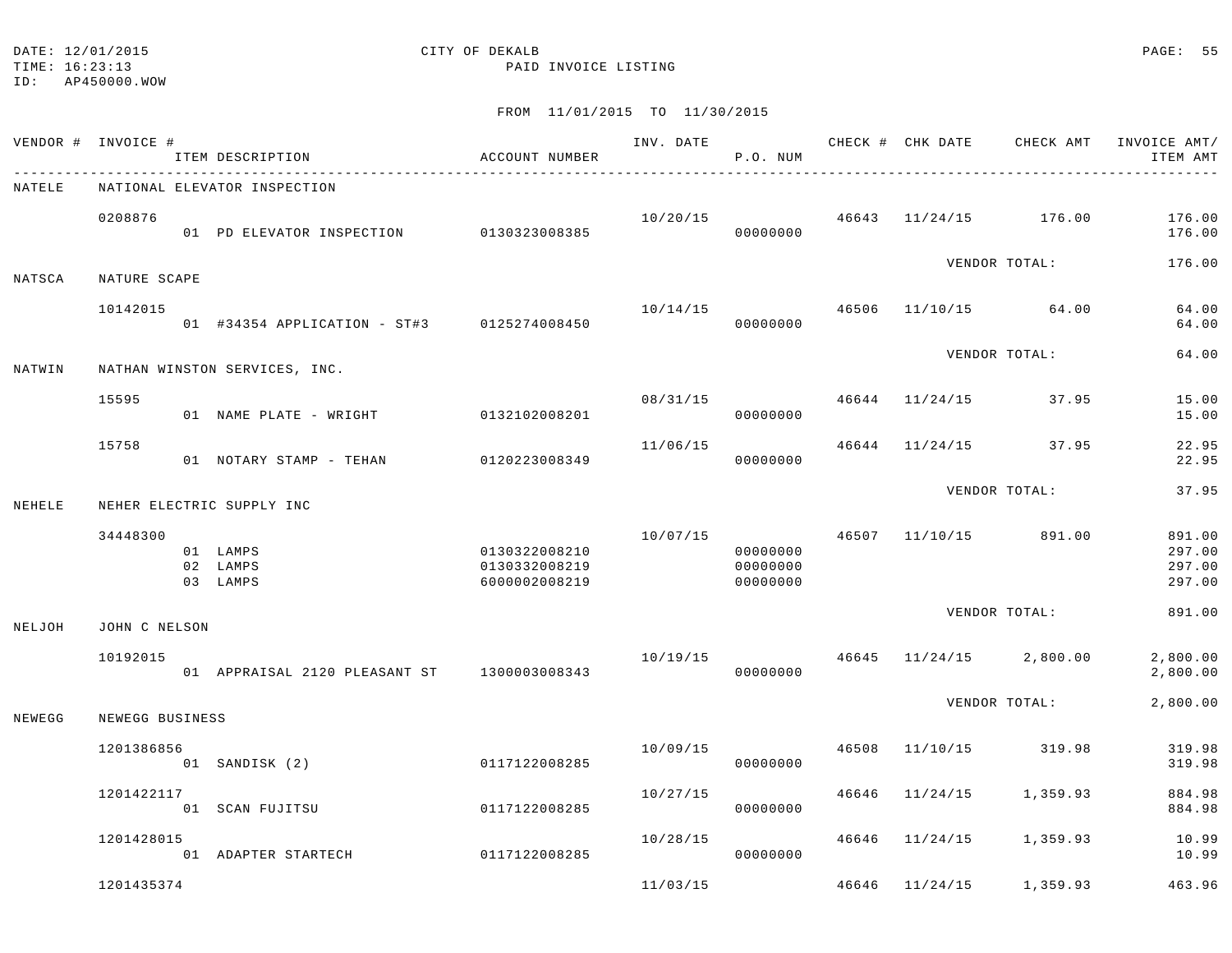DATE: 12/01/2015
TIME: 16:23:13
ID: AP450000.WOW

CITY OF DEKALB
PAID INVOICE LISTING

FROM 11/01/2015 TO 11/30/2015

| VENDOR # | INVOICE # / ITEM DESCRIPTION | ACCOUNT NUMBER | INV. DATE | P.O. NUM | CHECK # | CHK DATE | CHECK AMT | INVOICE AMT/ ITEM AMT |
|---|---|---|---|---|---|---|---|---|
| NATELE | NATIONAL ELEVATOR INSPECTION | | | | | | | |
| | 0208876 | | 10/20/15 | | 46643 | 11/24/15 | 176.00 | 176.00 |
| | 01 PD ELEVATOR INSPECTION | 0130323008385 | | 00000000 | | | | 176.00 |
| | | | | | | VENDOR TOTAL: | | 176.00 |
| NATSCA | NATURE SCAPE | | | | | | | |
| | 10142015 | | 10/14/15 | | 46506 | 11/10/15 | 64.00 | 64.00 |
| | 01 #34354 APPLICATION - ST#3 | 0125274008450 | | 00000000 | | | | 64.00 |
| | | | | | | VENDOR TOTAL: | | 64.00 |
| NATWIN | NATHAN WINSTON SERVICES, INC. | | | | | | | |
| | 15595 | | 08/31/15 | | 46644 | 11/24/15 | 37.95 | 15.00 |
| | 01 NAME PLATE - WRIGHT | 0132102008201 | | 00000000 | | | | 15.00 |
| | 15758 | | 11/06/15 | | 46644 | 11/24/15 | 37.95 | 22.95 |
| | 01 NOTARY STAMP - TEHAN | 0120223008349 | | 00000000 | | | | 22.95 |
| | | | | | | VENDOR TOTAL: | | 37.95 |
| NEHELE | NEHER ELECTRIC SUPPLY INC | | | | | | | |
| | 34448300 | | 10/07/15 | | 46507 | 11/10/15 | 891.00 | 891.00 |
| | 01 LAMPS | 0130322008210 | | 00000000 | | | | 297.00 |
| | 02 LAMPS | 0130332008219 | | 00000000 | | | | 297.00 |
| | 03 LAMPS | 6000002008219 | | 00000000 | | | | 297.00 |
| | | | | | | VENDOR TOTAL: | | 891.00 |
| NELJOH | JOHN C NELSON | | | | | | | |
| | 10192015 | | 10/19/15 | | 46645 | 11/24/15 | 2,800.00 | 2,800.00 |
| | 01 APPRAISAL 2120 PLEASANT ST | 1300003008343 | | 00000000 | | | | 2,800.00 |
| | | | | | | VENDOR TOTAL: | | 2,800.00 |
| NEWEGG | NEWEGG BUSINESS | | | | | | | |
| | 1201386856 | | 10/09/15 | | 46508 | 11/10/15 | 319.98 | 319.98 |
| | 01 SANDISK (2) | 0117122008285 | | 00000000 | | | | 319.98 |
| | 1201422117 | | 10/27/15 | | 46646 | 11/24/15 | 1,359.93 | 884.98 |
| | 01 SCAN FUJITSU | 0117122008285 | | 00000000 | | | | 884.98 |
| | 1201428015 | | 10/28/15 | | 46646 | 11/24/15 | 1,359.93 | 10.99 |
| | 01 ADAPTER STARTECH | 0117122008285 | | 00000000 | | | | 10.99 |
| | 1201435374 | | 11/03/15 | | 46646 | 11/24/15 | 1,359.93 | 463.96 |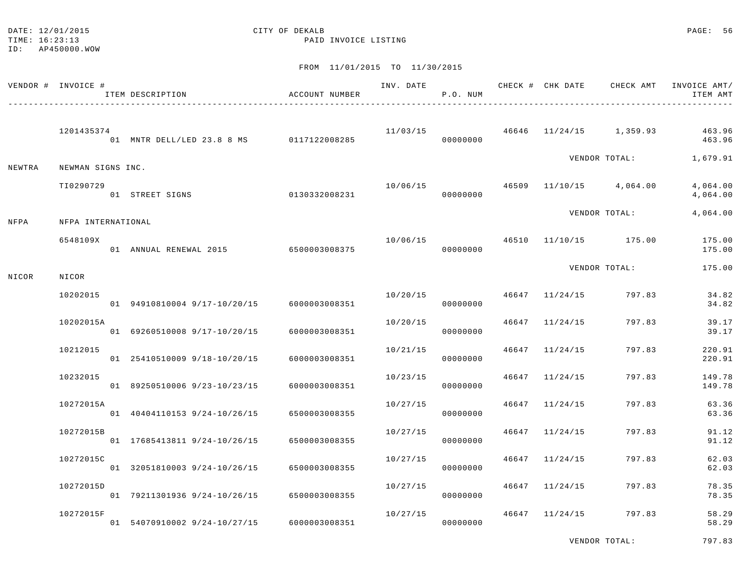DATE: 12/01/2015  
TIME: 16:23:13  
ID: AP450000.WOW

CITY OF DEKALB  
PAID INVOICE LISTING

FROM 11/01/2015 TO 11/30/2015

| VENDOR # | INVOICE # / ITEM DESCRIPTION | ACCOUNT NUMBER | INV. DATE | P.O. NUM | CHECK # | CHK DATE | CHECK AMT | INVOICE AMT/ ITEM AMT |
|---|---|---|---|---|---|---|---|---|
| | 1201435374 | | 11/03/15 | | 46646 | 11/24/15 | 1,359.93 | 463.96 |
| | 01 MNTR DELL/LED 23.8 8 MS | 0117122008285 | | 00000000 | | | | 463.96 |
| | | | | | | | VENDOR TOTAL: | 1,679.91 |
| NEWTRA | NEWMAN SIGNS INC. | | | | | | | |
| | TI0290729 | | 10/06/15 | | 46509 | 11/10/15 | 4,064.00 | 4,064.00 |
| | 01 STREET SIGNS | 0130332008231 | | 00000000 | | | | 4,064.00 |
| | | | | | | | VENDOR TOTAL: | 4,064.00 |
| NFPA | NFPA INTERNATIONAL | | | | | | | |
| | 6548109X | | 10/06/15 | | 46510 | 11/10/15 | 175.00 | 175.00 |
| | 01 ANNUAL RENEWAL 2015 | 6500003008375 | | 00000000 | | | | 175.00 |
| | | | | | | | VENDOR TOTAL: | 175.00 |
| NICOR | NICOR | | | | | | | |
| | 10202015 | | 10/20/15 | | 46647 | 11/24/15 | 797.83 | 34.82 |
| | 01 94910810004 9/17-10/20/15 | 6000003008351 | | 00000000 | | | | 34.82 |
| | 10202015A | | 10/20/15 | | 46647 | 11/24/15 | 797.83 | 39.17 |
| | 01 69260510008 9/17-10/20/15 | 6000003008351 | | 00000000 | | | | 39.17 |
| | 10212015 | | 10/21/15 | | 46647 | 11/24/15 | 797.83 | 220.91 |
| | 01 25410510009 9/18-10/20/15 | 6000003008351 | | 00000000 | | | | 220.91 |
| | 10232015 | | 10/23/15 | | 46647 | 11/24/15 | 797.83 | 149.78 |
| | 01 89250510006 9/23-10/23/15 | 6000003008351 | | 00000000 | | | | 149.78 |
| | 10272015A | | 10/27/15 | | 46647 | 11/24/15 | 797.83 | 63.36 |
| | 01 40404110153 9/24-10/26/15 | 6500003008355 | | 00000000 | | | | 63.36 |
| | 10272015B | | 10/27/15 | | 46647 | 11/24/15 | 797.83 | 91.12 |
| | 01 17685413811 9/24-10/26/15 | 6500003008355 | | 00000000 | | | | 91.12 |
| | 10272015C | | 10/27/15 | | 46647 | 11/24/15 | 797.83 | 62.03 |
| | 01 32051810003 9/24-10/26/15 | 6500003008355 | | 00000000 | | | | 62.03 |
| | 10272015D | | 10/27/15 | | 46647 | 11/24/15 | 797.83 | 78.35 |
| | 01 79211301936 9/24-10/26/15 | 6500003008355 | | 00000000 | | | | 78.35 |
| | 10272015F | | 10/27/15 | | 46647 | 11/24/15 | 797.83 | 58.29 |
| | 01 54070910002 9/24-10/27/15 | 6000003008351 | | 00000000 | | | | 58.29 |
| | | | | | | | VENDOR TOTAL: | 797.83 |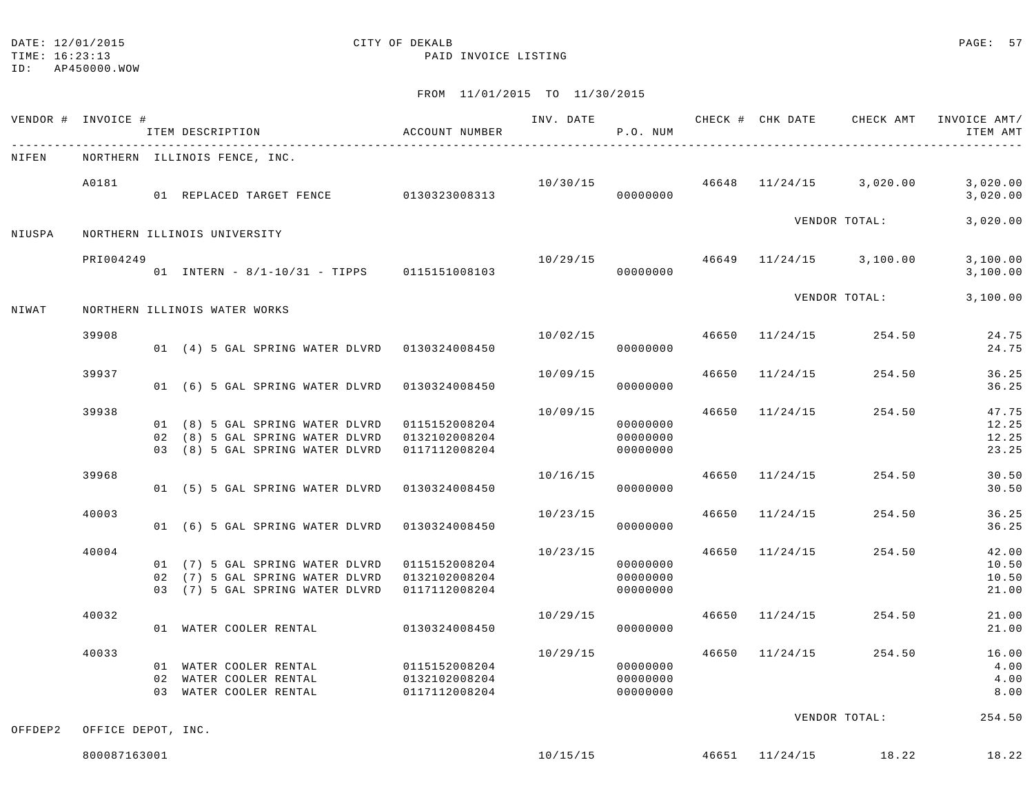DATE: 12/01/2015 CITY OF DEKALB
TIME: 16:23:13 PAID INVOICE LISTING
ID: AP450000.WOW

FROM 11/01/2015 TO 11/30/2015

| VENDOR # | INVOICE # | ITEM DESCRIPTION | ACCOUNT NUMBER | INV. DATE | P.O. NUM | CHECK # | CHK DATE | CHECK AMT | INVOICE AMT/ ITEM AMT |
|---|---|---|---|---|---|---|---|---|---|
| NIFEN | NORTHERN ILLINOIS FENCE, INC. | | | | | | | | |
| | A0181 | | | 10/30/15 | | 46648 | 11/24/15 | 3,020.00 | 3,020.00 |
| | | 01 REPLACED TARGET FENCE | 0130323008313 | | 00000000 | | | | 3,020.00 |
| | | | | | | | VENDOR TOTAL: | | 3,020.00 |
| NIUSPA | NORTHERN ILLINOIS UNIVERSITY | | | | | | | | |
| | PRI004249 | | | 10/29/15 | | 46649 | 11/24/15 | 3,100.00 | 3,100.00 |
| | | 01 INTERN - 8/1-10/31 - TIPPS | 0115151008103 | | 00000000 | | | | 3,100.00 |
| | | | | | | | VENDOR TOTAL: | | 3,100.00 |
| NIWAT | NORTHERN ILLINOIS WATER WORKS | | | | | | | | |
| | 39908 | | | 10/02/15 | | 46650 | 11/24/15 | 254.50 | 24.75 |
| | | 01 (4) 5 GAL SPRING WATER DLVRD | 0130324008450 | | 00000000 | | | | 24.75 |
| | 39937 | | | 10/09/15 | | 46650 | 11/24/15 | 254.50 | 36.25 |
| | | 01 (6) 5 GAL SPRING WATER DLVRD | 0130324008450 | | 00000000 | | | | 36.25 |
| | 39938 | | | 10/09/15 | | 46650 | 11/24/15 | 254.50 | 47.75 |
| | | 01 (8) 5 GAL SPRING WATER DLVRD | 0115152008204 | | 00000000 | | | | 12.25 |
| | | 02 (8) 5 GAL SPRING WATER DLVRD | 0132102008204 | | 00000000 | | | | 12.25 |
| | | 03 (8) 5 GAL SPRING WATER DLVRD | 0117112008204 | | 00000000 | | | | 23.25 |
| | 39968 | | | 10/16/15 | | 46650 | 11/24/15 | 254.50 | 30.50 |
| | | 01 (5) 5 GAL SPRING WATER DLVRD | 0130324008450 | | 00000000 | | | | 30.50 |
| | 40003 | | | 10/23/15 | | 46650 | 11/24/15 | 254.50 | 36.25 |
| | | 01 (6) 5 GAL SPRING WATER DLVRD | 0130324008450 | | 00000000 | | | | 36.25 |
| | 40004 | | | 10/23/15 | | 46650 | 11/24/15 | 254.50 | 42.00 |
| | | 01 (7) 5 GAL SPRING WATER DLVRD | 0115152008204 | | 00000000 | | | | 10.50 |
| | | 02 (7) 5 GAL SPRING WATER DLVRD | 0132102008204 | | 00000000 | | | | 10.50 |
| | | 03 (7) 5 GAL SPRING WATER DLVRD | 0117112008204 | | 00000000 | | | | 21.00 |
| | 40032 | | | 10/29/15 | | 46650 | 11/24/15 | 254.50 | 21.00 |
| | | 01 WATER COOLER RENTAL | 0130324008450 | | 00000000 | | | | 21.00 |
| | 40033 | | | 10/29/15 | | 46650 | 11/24/15 | 254.50 | 16.00 |
| | | 01 WATER COOLER RENTAL | 0115152008204 | | 00000000 | | | | 4.00 |
| | | 02 WATER COOLER RENTAL | 0132102008204 | | 00000000 | | | | 4.00 |
| | | 03 WATER COOLER RENTAL | 0117112008204 | | 00000000 | | | | 8.00 |
| | | | | | | | VENDOR TOTAL: | | 254.50 |
| OFFDEP2 | OFFICE DEPOT, INC. | | | | | | | | |
| | 800087163001 | | | 10/15/15 | | 46651 | 11/24/15 | 18.22 | 18.22 |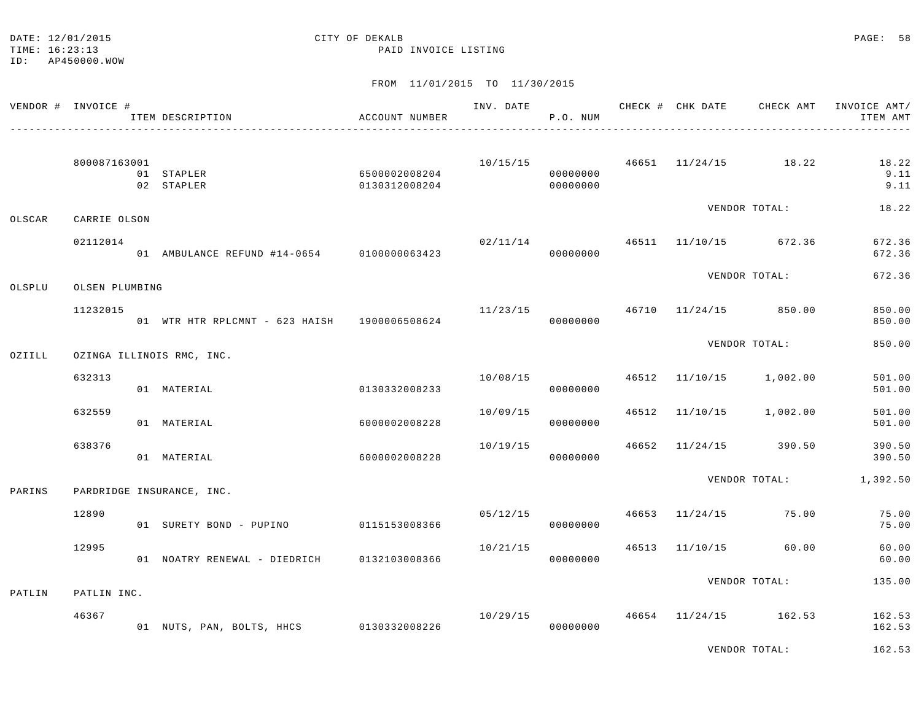DATE: 12/01/2015
TIME: 16:23:13
ID: AP450000.WOW

CITY OF DEKALB
PAID INVOICE LISTING

FROM 11/01/2015 TO 11/30/2015

| VENDOR # | INVOICE # / ITEM DESCRIPTION | ACCOUNT NUMBER | INV. DATE | P.O. NUM | CHECK # | CHK DATE | CHECK AMT | INVOICE AMT/ ITEM AMT |
|---|---|---|---|---|---|---|---|---|
| | 800087163001 | | 10/15/15 | | 46651 | 11/24/15 | 18.22 | 18.22 |
| | 01 STAPLER | 6500002008204 | | 00000000 | | | | 9.11 |
| | 02 STAPLER | 0130312008204 | | 00000000 | | | | 9.11 |
| | | | | | | VENDOR TOTAL: | | 18.22 |
| OLSCAR | CARRIE OLSON | | | | | | | |
| | 02112014 | | 02/11/14 | | 46511 | 11/10/15 | 672.36 | 672.36 |
| | 01 AMBULANCE REFUND #14-0654 | 0100000063423 | | 00000000 | | | | 672.36 |
| | | | | | | VENDOR TOTAL: | | 672.36 |
| OLSPLU | OLSEN PLUMBING | | | | | | | |
| | 11232015 | | 11/23/15 | | 46710 | 11/24/15 | 850.00 | 850.00 |
| | 01 WTR HTR RPLCMNT - 623 HAISH | 1900006508624 | | 00000000 | | | | 850.00 |
| | | | | | | VENDOR TOTAL: | | 850.00 |
| OZIILL | OZINGA ILLINOIS RMC, INC. | | | | | | | |
| | 632313 | | 10/08/15 | | 46512 | 11/10/15 | 1,002.00 | 501.00 |
| | 01 MATERIAL | 0130332008233 | | 00000000 | | | | 501.00 |
| | 632559 | | 10/09/15 | | 46512 | 11/10/15 | 1,002.00 | 501.00 |
| | 01 MATERIAL | 6000002008228 | | 00000000 | | | | 501.00 |
| | 638376 | | 10/19/15 | | 46652 | 11/24/15 | 390.50 | 390.50 |
| | 01 MATERIAL | 6000002008228 | | 00000000 | | | | 390.50 |
| | | | | | | VENDOR TOTAL: | | 1,392.50 |
| PARINS | PARDRIDGE INSURANCE, INC. | | | | | | | |
| | 12890 | | 05/12/15 | | 46653 | 11/24/15 | 75.00 | 75.00 |
| | 01 SURETY BOND - PUPINO | 0115153008366 | | 00000000 | | | | 75.00 |
| | 12995 | | 10/21/15 | | 46513 | 11/10/15 | 60.00 | 60.00 |
| | 01 NOATRY RENEWAL - DIEDRICH | 0132103008366 | | 00000000 | | | | 60.00 |
| | | | | | | VENDOR TOTAL: | | 135.00 |
| PATLIN | PATLIN INC. | | | | | | | |
| | 46367 | | 10/29/15 | | 46654 | 11/24/15 | 162.53 | 162.53 |
| | 01 NUTS, PAN, BOLTS, HHCS | 0130332008226 | | 00000000 | | | | 162.53 |
| | | | | | | VENDOR TOTAL: | | 162.53 |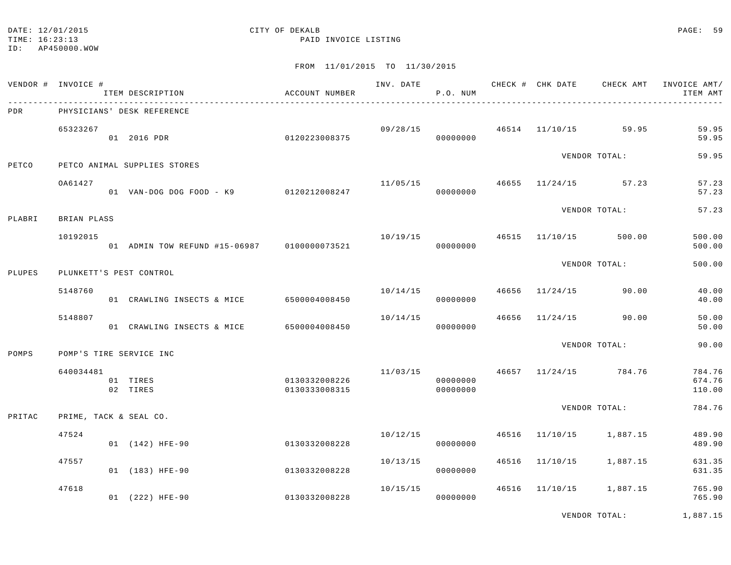DATE: 12/01/2015
TIME: 16:23:13
ID: AP450000.WOW

CITY OF DEKALB
PAID INVOICE LISTING

FROM 11/01/2015 TO 11/30/2015

| VENDOR # | INVOICE # / ITEM DESCRIPTION | ACCOUNT NUMBER | INV. DATE | P.O. NUM | CHECK # | CHK DATE | CHECK AMT | INVOICE AMT/ ITEM AMT |
|---|---|---|---|---|---|---|---|---|
| PDR | PHYSICIANS' DESK REFERENCE | | | | | | | |
| | 65323267 | | 09/28/15 | | 46514 | 11/10/15 | 59.95 | 59.95 |
| | 01 2016 PDR | 0120223008375 | | 00000000 | | | | 59.95 |
| | | | | | | VENDOR TOTAL: | | 59.95 |
| PETCO | PETCO ANIMAL SUPPLIES STORES | | | | | | | |
| | 0A61427 | | 11/05/15 | | 46655 | 11/24/15 | 57.23 | 57.23 |
| | 01 VAN-DOG DOG FOOD - K9 | 0120212008247 | | 00000000 | | | | 57.23 |
| | | | | | | VENDOR TOTAL: | | 57.23 |
| PLABRI | BRIAN PLASS | | | | | | | |
| | 10192015 | | 10/19/15 | | 46515 | 11/10/15 | 500.00 | 500.00 |
| | 01 ADMIN TOW REFUND #15-06987 | 0100000073521 | | 00000000 | | | | 500.00 |
| | | | | | | VENDOR TOTAL: | | 500.00 |
| PLUPES | PLUNKETT'S PEST CONTROL | | | | | | | |
| | 5148760 | | 10/14/15 | | 46656 | 11/24/15 | 90.00 | 40.00 |
| | 01 CRAWLING INSECTS & MICE | 6500004008450 | | 00000000 | | | | 40.00 |
| | 5148807 | | 10/14/15 | | 46656 | 11/24/15 | 90.00 | 50.00 |
| | 01 CRAWLING INSECTS & MICE | 6500004008450 | | 00000000 | | | | 50.00 |
| | | | | | | VENDOR TOTAL: | | 90.00 |
| POMPS | POMP'S TIRE SERVICE INC | | | | | | | |
| | 640034481 | | 11/03/15 | | 46657 | 11/24/15 | 784.76 | 784.76 |
| | 01 TIRES | 0130332008226 | | 00000000 | | | | 674.76 |
| | 02 TIRES | 0130333008315 | | 00000000 | | | | 110.00 |
| | | | | | | VENDOR TOTAL: | | 784.76 |
| PRITAC | PRIME, TACK & SEAL CO. | | | | | | | |
| | 47524 | | 10/12/15 | | 46516 | 11/10/15 | 1,887.15 | 489.90 |
| | 01 (142) HFE-90 | 0130332008228 | | 00000000 | | | | 489.90 |
| | 47557 | | 10/13/15 | | 46516 | 11/10/15 | 1,887.15 | 631.35 |
| | 01 (183) HFE-90 | 0130332008228 | | 00000000 | | | | 631.35 |
| | 47618 | | 10/15/15 | | 46516 | 11/10/15 | 1,887.15 | 765.90 |
| | 01 (222) HFE-90 | 0130332008228 | | 00000000 | | | | 765.90 |
| | | | | | | VENDOR TOTAL: | | 1,887.15 |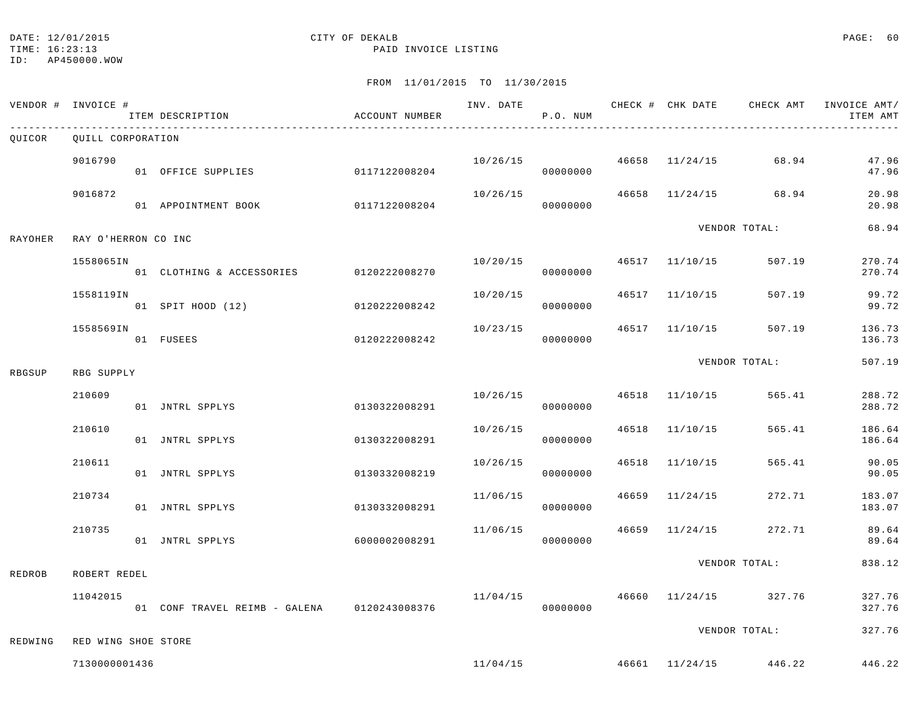DATE: 12/01/2015 CITY OF DEKALB
TIME: 16:23:13 PAID INVOICE LISTING
ID: AP450000.WOW

FROM 11/01/2015 TO 11/30/2015

| VENDOR # | INVOICE # / ITEM DESCRIPTION | ACCOUNT NUMBER | INV. DATE | P.O. NUM | CHECK # | CHK DATE | CHECK AMT | INVOICE AMT/ ITEM AMT |
|---|---|---|---|---|---|---|---|---|
| QUICOR | QUILL CORPORATION | | | | | | | |
| | 9016790 | | 10/26/15 | | 46658 | 11/24/15 | 68.94 | 47.96 |
| | 01 OFFICE SUPPLIES | 0117122008204 | | 00000000 | | | | 47.96 |
| | 9016872 | | 10/26/15 | | 46658 | 11/24/15 | 68.94 | 20.98 |
| | 01 APPOINTMENT BOOK | 0117122008204 | | 00000000 | | | | 20.98 |
| | | | | | | VENDOR TOTAL: | | 68.94 |
| RAYOHER | RAY O'HERRON CO INC | | | | | | | |
| | 1558065IN | | 10/20/15 | | 46517 | 11/10/15 | 507.19 | 270.74 |
| | 01 CLOTHING & ACCESSORIES | 0120222008270 | | 00000000 | | | | 270.74 |
| | 1558119IN | | 10/20/15 | | 46517 | 11/10/15 | 507.19 | 99.72 |
| | 01 SPIT HOOD (12) | 0120222008242 | | 00000000 | | | | 99.72 |
| | 1558569IN | | 10/23/15 | | 46517 | 11/10/15 | 507.19 | 136.73 |
| | 01 FUSEES | 0120222008242 | | 00000000 | | | | 136.73 |
| | | | | | | VENDOR TOTAL: | | 507.19 |
| RBGSUP | RBG SUPPLY | | | | | | | |
| | 210609 | | 10/26/15 | | 46518 | 11/10/15 | 565.41 | 288.72 |
| | 01 JNTRL SPPLYS | 0130322008291 | | 00000000 | | | | 288.72 |
| | 210610 | | 10/26/15 | | 46518 | 11/10/15 | 565.41 | 186.64 |
| | 01 JNTRL SPPLYS | 0130322008291 | | 00000000 | | | | 186.64 |
| | 210611 | | 10/26/15 | | 46518 | 11/10/15 | 565.41 | 90.05 |
| | 01 JNTRL SPPLYS | 0130332008219 | | 00000000 | | | | 90.05 |
| | 210734 | | 11/06/15 | | 46659 | 11/24/15 | 272.71 | 183.07 |
| | 01 JNTRL SPPLYS | 0130332008291 | | 00000000 | | | | 183.07 |
| | 210735 | | 11/06/15 | | 46659 | 11/24/15 | 272.71 | 89.64 |
| | 01 JNTRL SPPLYS | 6000002008291 | | 00000000 | | | | 89.64 |
| | | | | | | VENDOR TOTAL: | | 838.12 |
| REDROB | ROBERT REDEL | | | | | | | |
| | 11042015 | | 11/04/15 | | 46660 | 11/24/15 | 327.76 | 327.76 |
| | 01 CONF TRAVEL REIMB - GALENA | 0120243008376 | | 00000000 | | | | 327.76 |
| | | | | | | VENDOR TOTAL: | | 327.76 |
| REDWING | RED WING SHOE STORE | | | | | | | |
| | 7130000001436 | | 11/04/15 | | 46661 | 11/24/15 | 446.22 | 446.22 |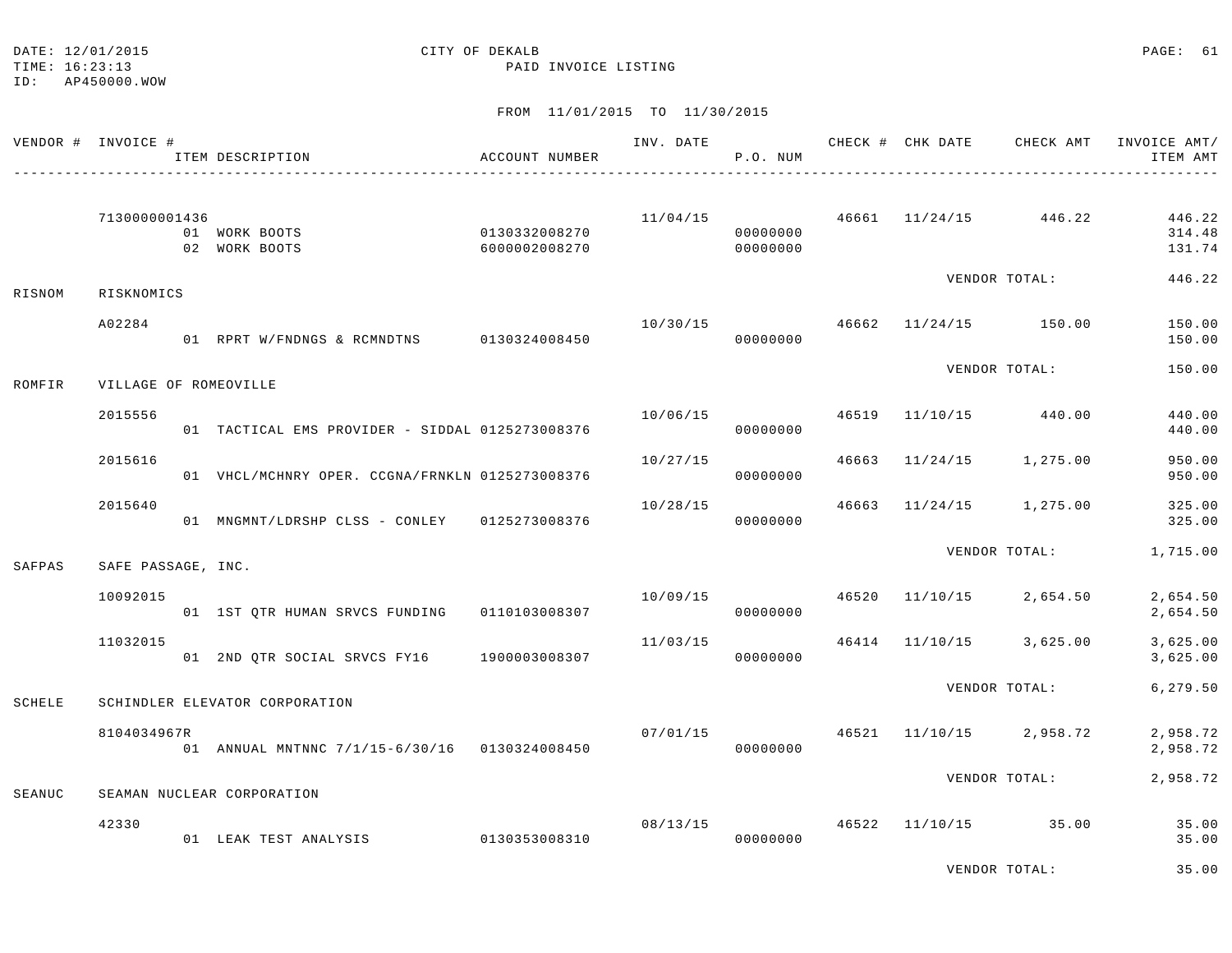CITY OF DEKALB
PAID INVOICE LISTING

DATE: 12/01/2015
TIME: 16:23:13
ID: AP450000.WOW

FROM 11/01/2015 TO 11/30/2015

| VENDOR # | INVOICE # | ITEM DESCRIPTION | ACCOUNT NUMBER | INV. DATE | P.O. NUM | CHECK # | CHK DATE | CHECK AMT | INVOICE AMT/ ITEM AMT |
|---|---|---|---|---|---|---|---|---|---|
| | 7130000001436 | | | 11/04/15 | | 46661 | 11/24/15 | 446.22 | 446.22 |
| | | 01 WORK BOOTS | 0130332008270 | | 00000000 | | | | 314.48 |
| | | 02 WORK BOOTS | 6000002008270 | | 00000000 | | | | 131.74 |
| | | | | | | | VENDOR TOTAL: | | 446.22 |
| RISNOM | RISKNOMICS | | | | | | | | |
| | A02284 | | | 10/30/15 | | 46662 | 11/24/15 | 150.00 | 150.00 |
| | | 01 RPRT W/FNDNGS & RCMNDTNS | 0130324008450 | | 00000000 | | | | 150.00 |
| | | | | | | | VENDOR TOTAL: | | 150.00 |
| ROMFIR | VILLAGE OF ROMEOVILLE | | | | | | | | |
| | 2015556 | | | 10/06/15 | | 46519 | 11/10/15 | 440.00 | 440.00 |
| | | 01 TACTICAL EMS PROVIDER - SIDDAL | 0125273008376 | | 00000000 | | | | 440.00 |
| | 2015616 | | | 10/27/15 | | 46663 | 11/24/15 | 1,275.00 | 950.00 |
| | | 01 VHCL/MCHNRY OPER. CCGNA/FRNKLN | 0125273008376 | | 00000000 | | | | 950.00 |
| | 2015640 | | | 10/28/15 | | 46663 | 11/24/15 | 1,275.00 | 325.00 |
| | | 01 MNGMNT/LDRSHP CLSS - CONLEY | 0125273008376 | | 00000000 | | | | 325.00 |
| | | | | | | | VENDOR TOTAL: | | 1,715.00 |
| SAFPAS | SAFE PASSAGE, INC. | | | | | | | | |
| | 10092015 | | | 10/09/15 | | 46520 | 11/10/15 | 2,654.50 | 2,654.50 |
| | | 01 1ST QTR HUMAN SRVCS FUNDING | 0110103008307 | | 00000000 | | | | 2,654.50 |
| | 11032015 | | | 11/03/15 | | 46414 | 11/10/15 | 3,625.00 | 3,625.00 |
| | | 01 2ND QTR SOCIAL SRVCS FY16 | 1900003008307 | | 00000000 | | | | 3,625.00 |
| | | | | | | | VENDOR TOTAL: | | 6,279.50 |
| SCHELE | SCHINDLER ELEVATOR CORPORATION | | | | | | | | |
| | 8104034967R | | | 07/01/15 | | 46521 | 11/10/15 | 2,958.72 | 2,958.72 |
| | | 01 ANNUAL MNTNNC 7/1/15-6/30/16 | 0130324008450 | | 00000000 | | | | 2,958.72 |
| | | | | | | | VENDOR TOTAL: | | 2,958.72 |
| SEANUC | SEAMAN NUCLEAR CORPORATION | | | | | | | | |
| | 42330 | | | 08/13/15 | | 46522 | 11/10/15 | 35.00 | 35.00 |
| | | 01 LEAK TEST ANALYSIS | 0130353008310 | | 00000000 | | | | 35.00 |
| | | | | | | | VENDOR TOTAL: | | 35.00 |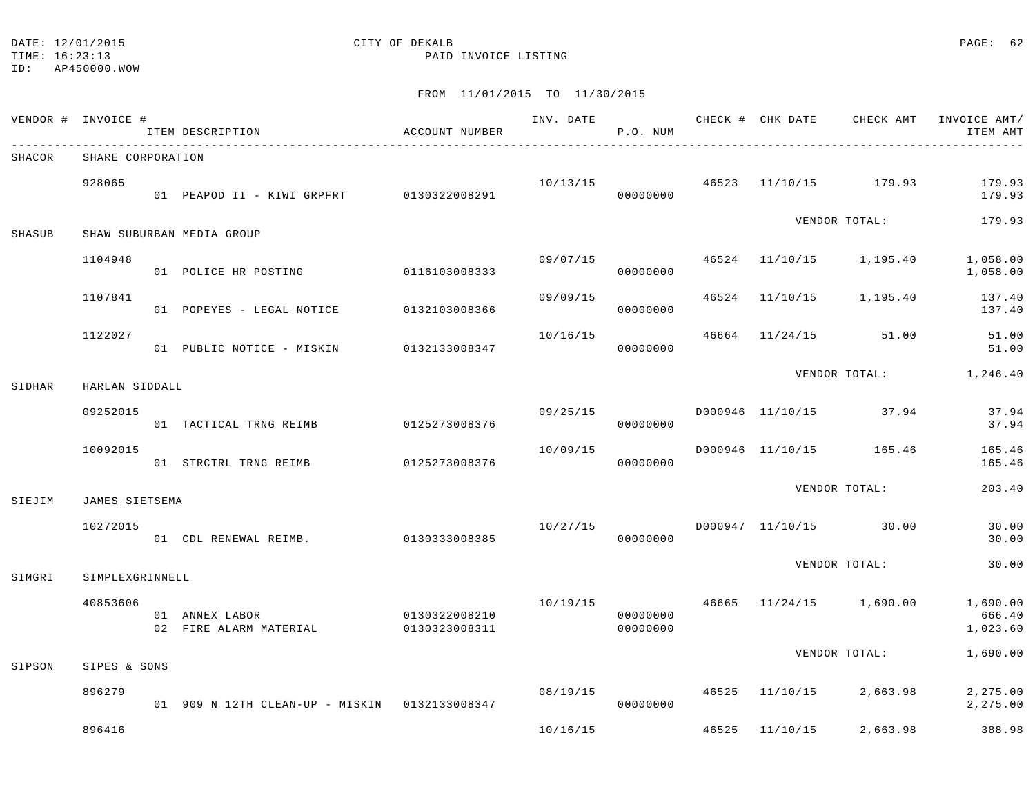DATE: 12/01/2015 CITY OF DEKALB
TIME: 16:23:13 PAID INVOICE LISTING
ID: AP450000.WOW

FROM 11/01/2015 TO 11/30/2015

| VENDOR # | INVOICE # / ITEM DESCRIPTION | ACCOUNT NUMBER | INV. DATE | P.O. NUM | CHECK # | CHK DATE | CHECK AMT | INVOICE AMT/ ITEM AMT |
|---|---|---|---|---|---|---|---|---|
| SHACOR | SHARE CORPORATION | | | | | | | |
| | 928065 | | 10/13/15 | | 46523 | 11/10/15 | 179.93 | 179.93 |
| | 01 PEAPOD II - KIWI GRPFRT | 0130322008291 | | 00000000 | | | | 179.93 |
| | | | | | | VENDOR TOTAL: | | 179.93 |
| SHASUB | SHAW SUBURBAN MEDIA GROUP | | | | | | | |
| | 1104948 | | 09/07/15 | | 46524 | 11/10/15 | 1,195.40 | 1,058.00 |
| | 01 POLICE HR POSTING | 0116103008333 | | 00000000 | | | | 1,058.00 |
| | 1107841 | | 09/09/15 | | 46524 | 11/10/15 | 1,195.40 | 137.40 |
| | 01 POPEYES - LEGAL NOTICE | 0132103008366 | | 00000000 | | | | 137.40 |
| | 1122027 | | 10/16/15 | | 46664 | 11/24/15 | 51.00 | 51.00 |
| | 01 PUBLIC NOTICE - MISKIN | 0132133008347 | | 00000000 | | | | 51.00 |
| | | | | | | VENDOR TOTAL: | | 1,246.40 |
| SIDHAR | HARLAN SIDDALL | | | | | | | |
| | 09252015 | | 09/25/15 | | D000946 | 11/10/15 | 37.94 | 37.94 |
| | 01 TACTICAL TRNG REIMB | 0125273008376 | | 00000000 | | | | 37.94 |
| | 10092015 | | 10/09/15 | | D000946 | 11/10/15 | 165.46 | 165.46 |
| | 01 STRCTRL TRNG REIMB | 0125273008376 | | 00000000 | | | | 165.46 |
| | | | | | | VENDOR TOTAL: | | 203.40 |
| SIEJIM | JAMES SIETSEMA | | | | | | | |
| | 10272015 | | 10/27/15 | | D000947 | 11/10/15 | 30.00 | 30.00 |
| | 01 CDL RENEWAL REIMB. | 0130333008385 | | 00000000 | | | | 30.00 |
| | | | | | | VENDOR TOTAL: | | 30.00 |
| SIMGRI | SIMPLEXGRINNELL | | | | | | | |
| | 40853606 | | 10/19/15 | | 46665 | 11/24/15 | 1,690.00 | 1,690.00 |
| | 01 ANNEX LABOR | 0130322008210 | | 00000000 | | | | 666.40 |
| | 02 FIRE ALARM MATERIAL | 0130323008311 | | 00000000 | | | | 1,023.60 |
| | | | | | | VENDOR TOTAL: | | 1,690.00 |
| SIPSON | SIPES & SONS | | | | | | | |
| | 896279 | | 08/19/15 | | 46525 | 11/10/15 | 2,663.98 | 2,275.00 |
| | 01 909 N 12TH CLEAN-UP - MISKIN | 0132133008347 | | 00000000 | | | | 2,275.00 |
| | 896416 | | 10/16/15 | | 46525 | 11/10/15 | 2,663.98 | 388.98 |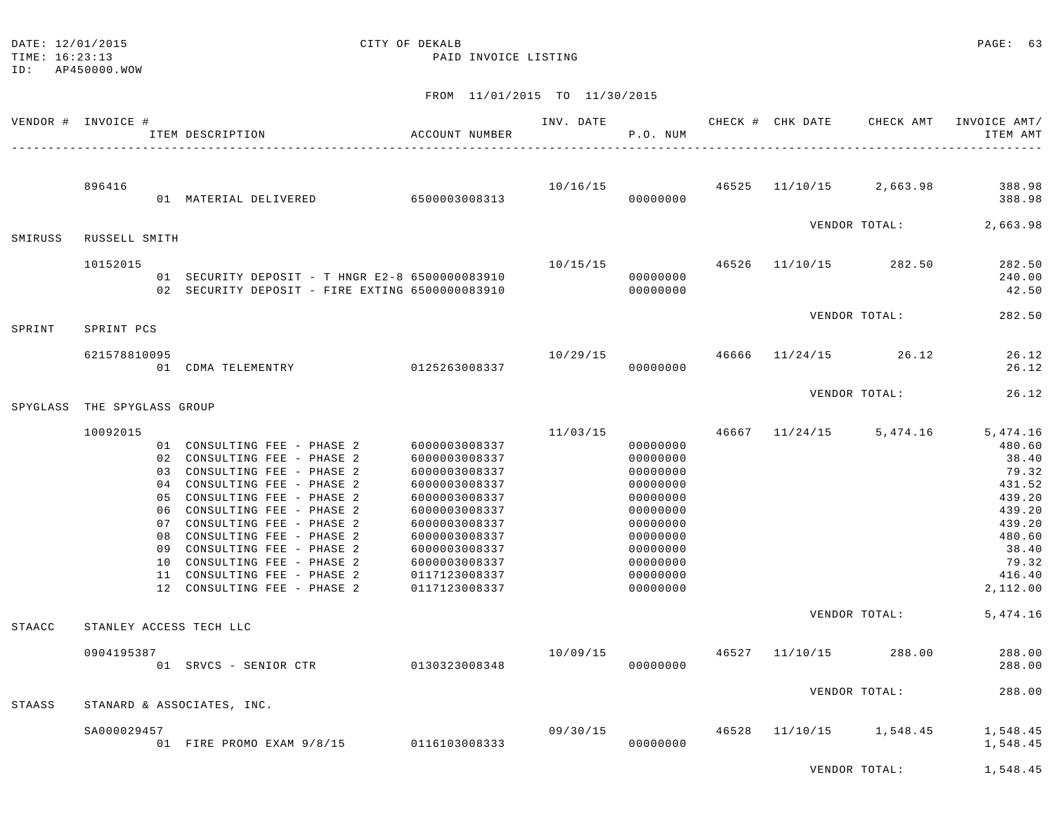DATE: 12/01/2015 CITY OF DEKALB
TIME: 16:23:13 PAID INVOICE LISTING
ID: AP450000.WOW

FROM 11/01/2015 TO 11/30/2015

| VENDOR # | INVOICE # / ITEM DESCRIPTION | ACCOUNT NUMBER | INV. DATE | P.O. NUM | CHECK # | CHK DATE | CHECK AMT | INVOICE AMT/ ITEM AMT |
|---|---|---|---|---|---|---|---|---|
| | 896416 | | 10/16/15 | | 46525 | 11/10/15 | 2,663.98 | 388.98 |
| | 01 MATERIAL DELIVERED | 6500003008313 | | 00000000 | | | | 388.98 |
| | | | | | | VENDOR TOTAL: | | 2,663.98 |
| SMIRUSS | RUSSELL SMITH | | | | | | | |
| | 10152015 | | 10/15/15 | | 46526 | 11/10/15 | 282.50 | 282.50 |
| | 01 SECURITY DEPOSIT - T HNGR E2-8 | 6500000083910 | | 00000000 | | | | 240.00 |
| | 02 SECURITY DEPOSIT - FIRE EXTING | 6500000083910 | | 00000000 | | | | 42.50 |
| | | | | | | VENDOR TOTAL: | | 282.50 |
| SPRINT | SPRINT PCS | | | | | | | |
| | 621578810095 | | 10/29/15 | | 46666 | 11/24/15 | 26.12 | 26.12 |
| | 01 CDMA TELEMENTRY | 0125263008337 | | 00000000 | | | | 26.12 |
| | | | | | | VENDOR TOTAL: | | 26.12 |
| SPYGLASS | THE SPYGLASS GROUP | | | | | | | |
| | 10092015 | | 11/03/15 | | 46667 | 11/24/15 | 5,474.16 | 5,474.16 |
| | 01 CONSULTING FEE - PHASE 2 | 6000003008337 | | 00000000 | | | | 480.60 |
| | 02 CONSULTING FEE - PHASE 2 | 6000003008337 | | 00000000 | | | | 38.40 |
| | 03 CONSULTING FEE - PHASE 2 | 6000003008337 | | 00000000 | | | | 79.32 |
| | 04 CONSULTING FEE - PHASE 2 | 6000003008337 | | 00000000 | | | | 431.52 |
| | 05 CONSULTING FEE - PHASE 2 | 6000003008337 | | 00000000 | | | | 439.20 |
| | 06 CONSULTING FEE - PHASE 2 | 6000003008337 | | 00000000 | | | | 439.20 |
| | 07 CONSULTING FEE - PHASE 2 | 6000003008337 | | 00000000 | | | | 439.20 |
| | 08 CONSULTING FEE - PHASE 2 | 6000003008337 | | 00000000 | | | | 480.60 |
| | 09 CONSULTING FEE - PHASE 2 | 6000003008337 | | 00000000 | | | | 38.40 |
| | 10 CONSULTING FEE - PHASE 2 | 6000003008337 | | 00000000 | | | | 79.32 |
| | 11 CONSULTING FEE - PHASE 2 | 0117123008337 | | 00000000 | | | | 416.40 |
| | 12 CONSULTING FEE - PHASE 2 | 0117123008337 | | 00000000 | | | | 2,112.00 |
| | | | | | | VENDOR TOTAL: | | 5,474.16 |
| STAACC | STANLEY ACCESS TECH LLC | | | | | | | |
| | 0904195387 | | 10/09/15 | | 46527 | 11/10/15 | 288.00 | 288.00 |
| | 01 SRVCS - SENIOR CTR | 0130323008348 | | 00000000 | | | | 288.00 |
| | | | | | | VENDOR TOTAL: | | 288.00 |
| STAASS | STANARD & ASSOCIATES, INC. | | | | | | | |
| | SA000029457 | | 09/30/15 | | 46528 | 11/10/15 | 1,548.45 | 1,548.45 |
| | 01 FIRE PROMO EXAM 9/8/15 | 0116103008333 | | 00000000 | | | | 1,548.45 |
| | | | | | | VENDOR TOTAL: | | 1,548.45 |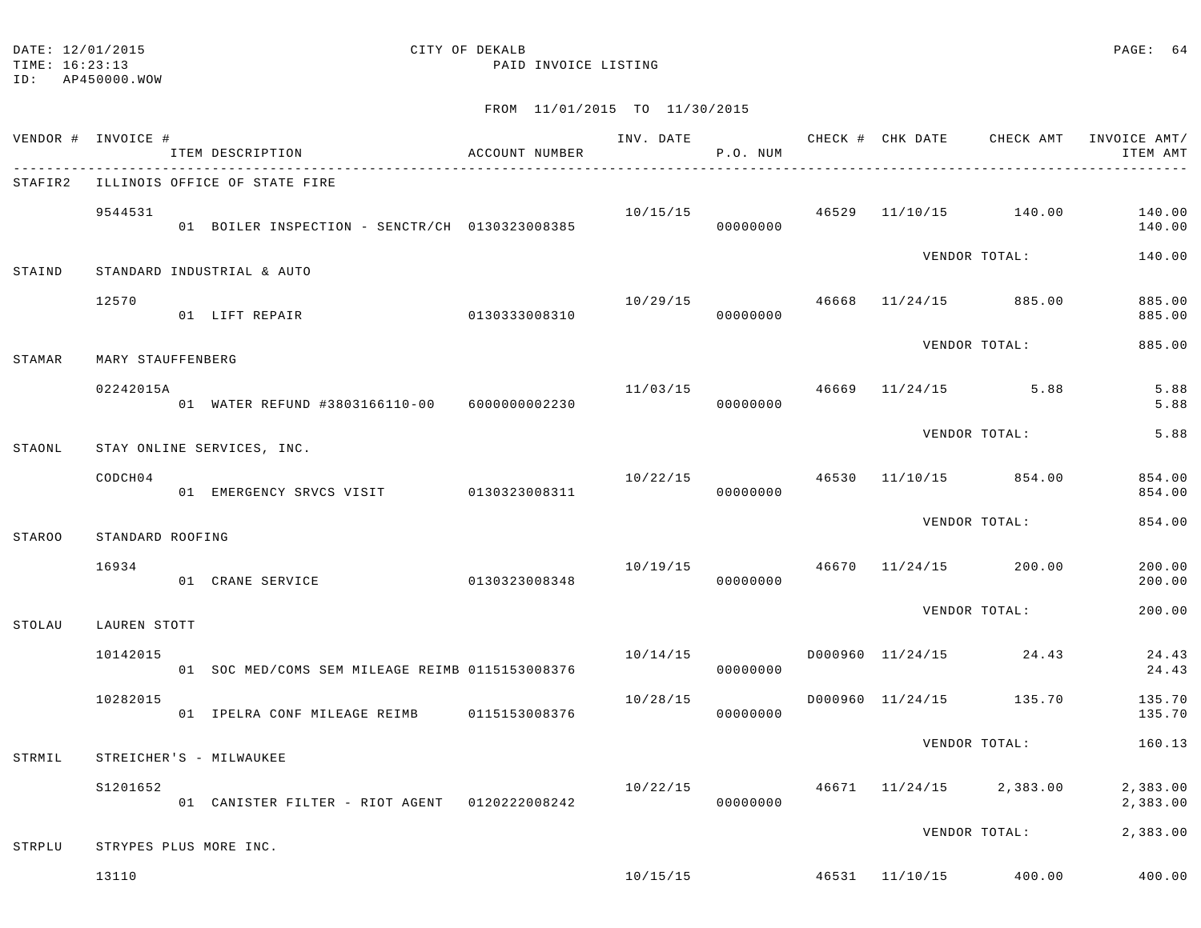DATE: 12/01/2015 CITY OF DEKALB
TIME: 16:23:13 PAID INVOICE LISTING
ID: AP450000.WOW

FROM 11/01/2015 TO 11/30/2015

| VENDOR # | INVOICE # / ITEM DESCRIPTION | ACCOUNT NUMBER | INV. DATE | P.O. NUM | CHECK # | CHK DATE | CHECK AMT | INVOICE AMT/ ITEM AMT |
|---|---|---|---|---|---|---|---|---|
| STAFIR2 | ILLINOIS OFFICE OF STATE FIRE | | | | | | | |
| | 9544531 | | 10/15/15 | | 46529 | 11/10/15 | 140.00 | 140.00 |
| | 01 BOILER INSPECTION - SENCTR/CH | 0130323008385 | | 00000000 | | | | 140.00 |
| | | | | | | VENDOR TOTAL: | | 140.00 |
| STAIND | STANDARD INDUSTRIAL & AUTO | | | | | | | |
| | 12570 | | 10/29/15 | | 46668 | 11/24/15 | 885.00 | 885.00 |
| | 01 LIFT REPAIR | 0130333008310 | | 00000000 | | | | 885.00 |
| | | | | | | VENDOR TOTAL: | | 885.00 |
| STAMAR | MARY STAUFFENBERG | | | | | | | |
| | 02242015A | | 11/03/15 | | 46669 | 11/24/15 | 5.88 | 5.88 |
| | 01 WATER REFUND #3803166110-00 | 6000000002230 | | 00000000 | | | | 5.88 |
| | | | | | | VENDOR TOTAL: | | 5.88 |
| STAONL | STAY ONLINE SERVICES, INC. | | | | | | | |
| | CODCH04 | | 10/22/15 | | 46530 | 11/10/15 | 854.00 | 854.00 |
| | 01 EMERGENCY SRVCS VISIT | 0130323008311 | | 00000000 | | | | 854.00 |
| | | | | | | VENDOR TOTAL: | | 854.00 |
| STAROO | STANDARD ROOFING | | | | | | | |
| | 16934 | | 10/19/15 | | 46670 | 11/24/15 | 200.00 | 200.00 |
| | 01 CRANE SERVICE | 0130323008348 | | 00000000 | | | | 200.00 |
| | | | | | | VENDOR TOTAL: | | 200.00 |
| STOLAU | LAUREN STOTT | | | | | | | |
| | 10142015 | | 10/14/15 | | D000960 | 11/24/15 | 24.43 | 24.43 |
| | 01 SOC MED/COMS SEM MILEAGE REIMB | 0115153008376 | | 00000000 | | | | 24.43 |
| | 10282015 | | 10/28/15 | | D000960 | 11/24/15 | 135.70 | 135.70 |
| | 01 IPELRA CONF MILEAGE REIMB | 0115153008376 | | 00000000 | | | | 135.70 |
| | | | | | | VENDOR TOTAL: | | 160.13 |
| STRMIL | STREICHER'S - MILWAUKEE | | | | | | | |
| | S1201652 | | 10/22/15 | | 46671 | 11/24/15 | 2,383.00 | 2,383.00 |
| | 01 CANISTER FILTER - RIOT AGENT | 0120222008242 | | 00000000 | | | | 2,383.00 |
| | | | | | | VENDOR TOTAL: | | 2,383.00 |
| STRPLU | STRYPES PLUS MORE INC. | | | | | | | |
| | 13110 | | 10/15/15 | | 46531 | 11/10/15 | 400.00 | 400.00 |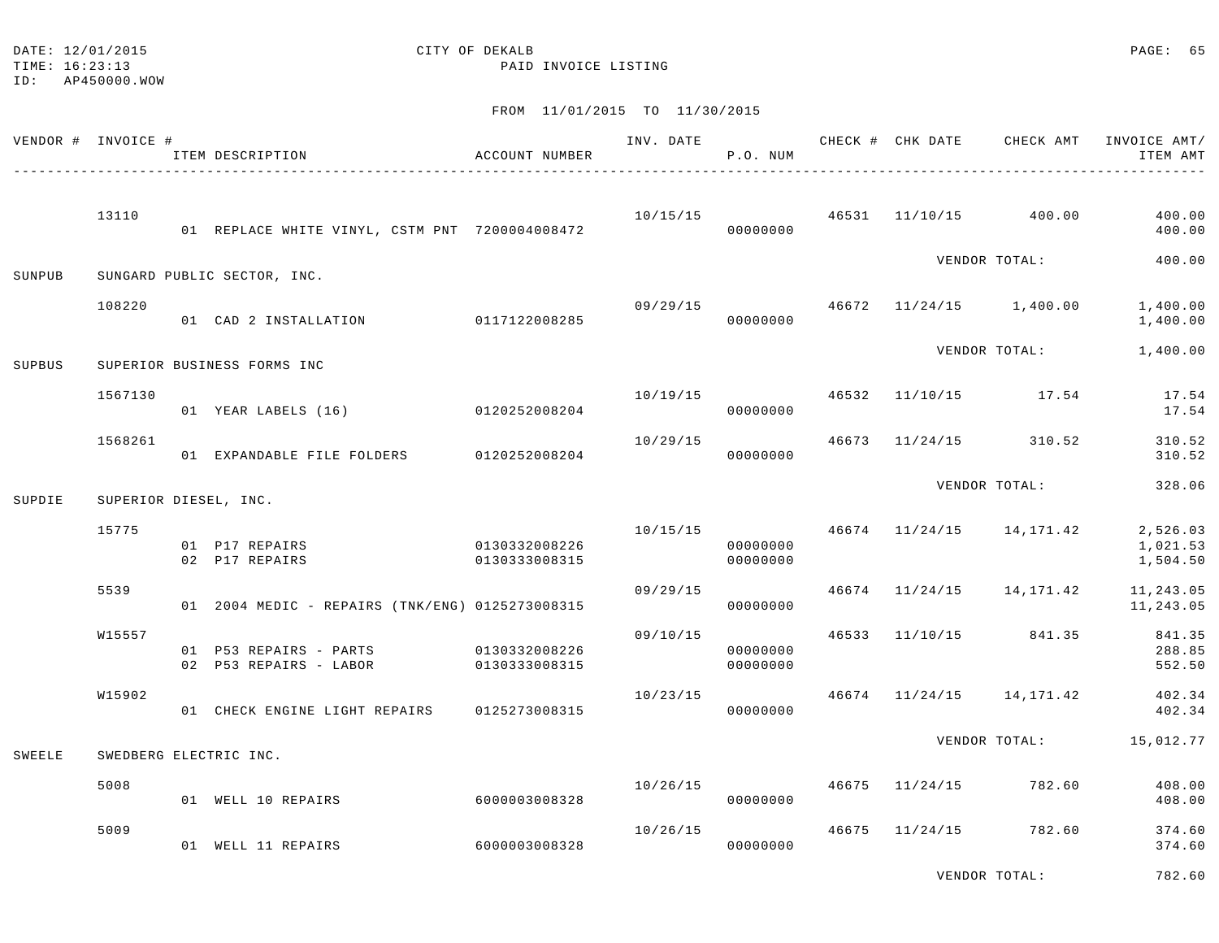DATE: 12/01/2015 CITY OF DEKALB
TIME: 16:23:13 PAID INVOICE LISTING
ID: AP450000.WOW

FROM 11/01/2015 TO 11/30/2015

| VENDOR # | INVOICE # | ITEM DESCRIPTION | ACCOUNT NUMBER | INV. DATE | P.O. NUM | CHECK # | CHK DATE | CHECK AMT | INVOICE AMT/ ITEM AMT |
|---|---|---|---|---|---|---|---|---|---|
| | 13110 | | | 10/15/15 | | 46531 | 11/10/15 | 400.00 | 400.00 |
| | | 01 REPLACE WHITE VINYL, CSTM PNT | 7200004008472 | | 00000000 | | | | 400.00 |
| | | | | | | | VENDOR TOTAL: | | 400.00 |
| SUNPUB | SUNGARD PUBLIC SECTOR, INC. | | | | | | | | |
| | 108220 | | | 09/29/15 | | 46672 | 11/24/15 | 1,400.00 | 1,400.00 |
| | | 01 CAD 2 INSTALLATION | 0117122008285 | | 00000000 | | | | 1,400.00 |
| | | | | | | | VENDOR TOTAL: | | 1,400.00 |
| SUPBUS | SUPERIOR BUSINESS FORMS INC | | | | | | | | |
| | 1567130 | | | 10/19/15 | | 46532 | 11/10/15 | 17.54 | 17.54 |
| | | 01 YEAR LABELS (16) | 0120252008204 | | 00000000 | | | | 17.54 |
| | 1568261 | | | 10/29/15 | | 46673 | 11/24/15 | 310.52 | 310.52 |
| | | 01 EXPANDABLE FILE FOLDERS | 0120252008204 | | 00000000 | | | | 310.52 |
| | | | | | | | VENDOR TOTAL: | | 328.06 |
| SUPDIE | SUPERIOR DIESEL, INC. | | | | | | | | |
| | 15775 | | | 10/15/15 | | 46674 | 11/24/15 | 14,171.42 | 2,526.03 |
| | | 01 P17 REPAIRS | 0130332008226 | | 00000000 | | | | 1,021.53 |
| | | 02 P17 REPAIRS | 0130333008315 | | 00000000 | | | | 1,504.50 |
| | 5539 | | | 09/29/15 | | 46674 | 11/24/15 | 14,171.42 | 11,243.05 |
| | | 01 2004 MEDIC - REPAIRS (TNK/ENG) | 0125273008315 | | 00000000 | | | | 11,243.05 |
| | W15557 | | | 09/10/15 | | 46533 | 11/10/15 | 841.35 | 841.35 |
| | | 01 P53 REPAIRS - PARTS | 0130332008226 | | 00000000 | | | | 288.85 |
| | | 02 P53 REPAIRS - LABOR | 0130333008315 | | 00000000 | | | | 552.50 |
| | W15902 | | | 10/23/15 | | 46674 | 11/24/15 | 14,171.42 | 402.34 |
| | | 01 CHECK ENGINE LIGHT REPAIRS | 0125273008315 | | 00000000 | | | | 402.34 |
| | | | | | | | VENDOR TOTAL: | | 15,012.77 |
| SWEELE | SWEDBERG ELECTRIC INC. | | | | | | | | |
| | 5008 | | | 10/26/15 | | 46675 | 11/24/15 | 782.60 | 408.00 |
| | | 01 WELL 10 REPAIRS | 6000003008328 | | 00000000 | | | | 408.00 |
| | 5009 | | | 10/26/15 | | 46675 | 11/24/15 | 782.60 | 374.60 |
| | | 01 WELL 11 REPAIRS | 6000003008328 | | 00000000 | | | | 374.60 |
| | | | | | | | VENDOR TOTAL: | | 782.60 |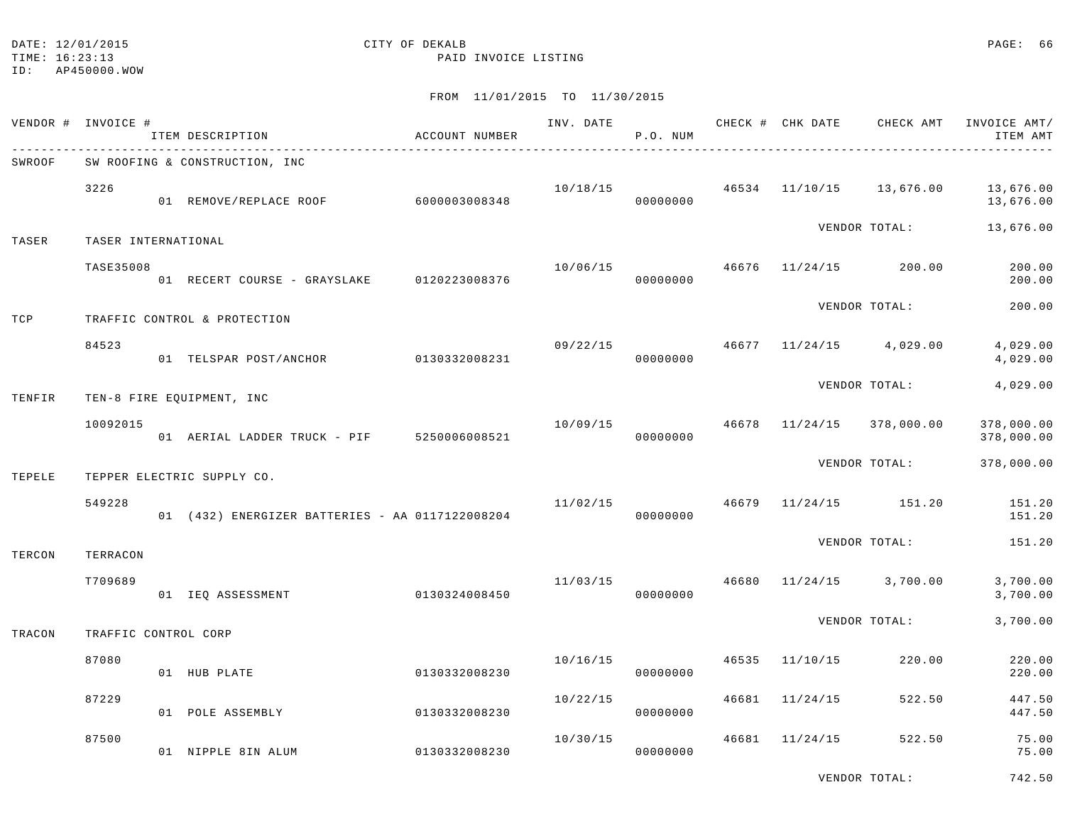DATE: 12/01/2015 CITY OF DEKALB
TIME: 16:23:13 PAID INVOICE LISTING
ID: AP450000.WOW

FROM 11/01/2015 TO 11/30/2015

| VENDOR # | INVOICE # / ITEM DESCRIPTION | ACCOUNT NUMBER | INV. DATE | P.O. NUM | CHECK # | CHK DATE | CHECK AMT | INVOICE AMT/ ITEM AMT |
|---|---|---|---|---|---|---|---|---|
| SWROOF | SW ROOFING & CONSTRUCTION, INC | | | | | | | |
| | 3226 | | 10/18/15 | | 46534 | 11/10/15 | 13,676.00 | 13,676.00 |
| | 01 REMOVE/REPLACE ROOF | 6000003008348 | | 00000000 | | | | 13,676.00 |
| | | | | | | VENDOR TOTAL: | | 13,676.00 |
| TASER | TASER INTERNATIONAL | | | | | | | |
| | TASE35008 | | 10/06/15 | | 46676 | 11/24/15 | 200.00 | 200.00 |
| | 01 RECERT COURSE - GRAYSLAKE | 0120223008376 | | 00000000 | | | | 200.00 |
| | | | | | | VENDOR TOTAL: | | 200.00 |
| TCP | TRAFFIC CONTROL & PROTECTION | | | | | | | |
| | 84523 | | 09/22/15 | | 46677 | 11/24/15 | 4,029.00 | 4,029.00 |
| | 01 TELSPAR POST/ANCHOR | 0130332008231 | | 00000000 | | | | 4,029.00 |
| | | | | | | VENDOR TOTAL: | | 4,029.00 |
| TENFIR | TEN-8 FIRE EQUIPMENT, INC | | | | | | | |
| | 10092015 | | 10/09/15 | | 46678 | 11/24/15 | 378,000.00 | 378,000.00 |
| | 01 AERIAL LADDER TRUCK - PIF | 5250006008521 | | 00000000 | | | | 378,000.00 |
| | | | | | | VENDOR TOTAL: | | 378,000.00 |
| TEPELE | TEPPER ELECTRIC SUPPLY CO. | | | | | | | |
| | 549228 | | 11/02/15 | | 46679 | 11/24/15 | 151.20 | 151.20 |
| | 01 (432) ENERGIZER BATTERIES - AA | 0117122008204 | | 00000000 | | | | 151.20 |
| | | | | | | VENDOR TOTAL: | | 151.20 |
| TERCON | TERRACON | | | | | | | |
| | T709689 | | 11/03/15 | | 46680 | 11/24/15 | 3,700.00 | 3,700.00 |
| | 01 IEQ ASSESSMENT | 0130324008450 | | 00000000 | | | | 3,700.00 |
| | | | | | | VENDOR TOTAL: | | 3,700.00 |
| TRACON | TRAFFIC CONTROL CORP | | | | | | | |
| | 87080 | | 10/16/15 | | 46535 | 11/10/15 | 220.00 | 220.00 |
| | 01 HUB PLATE | 0130332008230 | | 00000000 | | | | 220.00 |
| | 87229 | | 10/22/15 | | 46681 | 11/24/15 | 522.50 | 447.50 |
| | 01 POLE ASSEMBLY | 0130332008230 | | 00000000 | | | | 447.50 |
| | 87500 | | 10/30/15 | | 46681 | 11/24/15 | 522.50 | 75.00 |
| | 01 NIPPLE 8IN ALUM | 0130332008230 | | 00000000 | | | | 75.00 |
| | | | | | | VENDOR TOTAL: | | 742.50 |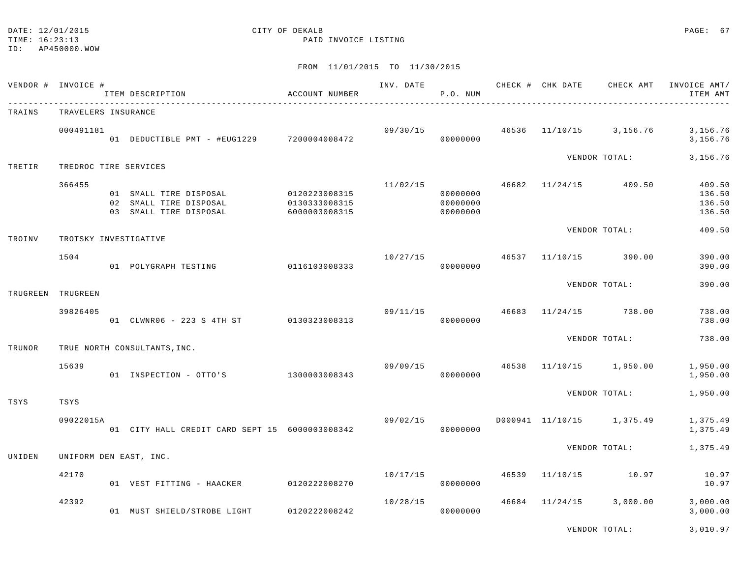DATE: 12/01/2015　　CITY OF DEKALB
TIME: 16:23:13　　PAID INVOICE LISTING
ID: AP450000.WOW

FROM 11/01/2015 TO 11/30/2015

| VENDOR # | INVOICE # | ITEM DESCRIPTION | ACCOUNT NUMBER | INV. DATE | P.O. NUM | CHECK # | CHK DATE | CHECK AMT | INVOICE AMT/ ITEM AMT |
|---|---|---|---|---|---|---|---|---|---|
| TRAINS | TRAVELERS INSURANCE | | | | | | | | |
| | 000491181 | | | 09/30/15 | | 46536 | 11/10/15 | 3,156.76 | 3,156.76 |
| | | 01 DEDUCTIBLE PMT - #EUG1229 | 7200004008472 | | 00000000 | | | | 3,156.76 |
| | | | | | | | VENDOR TOTAL: | | 3,156.76 |
| TRETIR | TREDROC TIRE SERVICES | | | | | | | | |
| | 366455 | | | 11/02/15 | | 46682 | 11/24/15 | 409.50 | 409.50 |
| | | 01 SMALL TIRE DISPOSAL | 0120223008315 | | 00000000 | | | | 136.50 |
| | | 02 SMALL TIRE DISPOSAL | 0130333008315 | | 00000000 | | | | 136.50 |
| | | 03 SMALL TIRE DISPOSAL | 6000003008315 | | 00000000 | | | | 136.50 |
| | | | | | | | VENDOR TOTAL: | | 409.50 |
| TROINV | TROTSKY INVESTIGATIVE | | | | | | | | |
| | 1504 | | | 10/27/15 | | 46537 | 11/10/15 | 390.00 | 390.00 |
| | | 01 POLYGRAPH TESTING | 0116103008333 | | 00000000 | | | | 390.00 |
| | | | | | | | VENDOR TOTAL: | | 390.00 |
| TRUGREEN | TRUGREEN | | | | | | | | |
| | 39826405 | | | 09/11/15 | | 46683 | 11/24/15 | 738.00 | 738.00 |
| | | 01 CLWNR06 - 223 S 4TH ST | 0130323008313 | | 00000000 | | | | 738.00 |
| | | | | | | | VENDOR TOTAL: | | 738.00 |
| TRUNOR | TRUE NORTH CONSULTANTS,INC. | | | | | | | | |
| | 15639 | | | 09/09/15 | | 46538 | 11/10/15 | 1,950.00 | 1,950.00 |
| | | 01 INSPECTION - OTTO'S | 1300003008343 | | 00000000 | | | | 1,950.00 |
| | | | | | | | VENDOR TOTAL: | | 1,950.00 |
| TSYS | TSYS | | | | | | | | |
| | 09022015A | | | 09/02/15 | | D000941 | 11/10/15 | 1,375.49 | 1,375.49 |
| | | 01 CITY HALL CREDIT CARD SEPT 15 | 6000003008342 | | 00000000 | | | | 1,375.49 |
| | | | | | | | VENDOR TOTAL: | | 1,375.49 |
| UNIDEN | UNIFORM DEN EAST, INC. | | | | | | | | |
| | 42170 | | | 10/17/15 | | 46539 | 11/10/15 | 10.97 | 10.97 |
| | | 01 VEST FITTING - HAACKER | 0120222008270 | | 00000000 | | | | 10.97 |
| | 42392 | | | 10/28/15 | | 46684 | 11/24/15 | 3,000.00 | 3,000.00 |
| | | 01 MUST SHIELD/STROBE LIGHT | 0120222008242 | | 00000000 | | | | 3,000.00 |
| | | | | | | | VENDOR TOTAL: | | 3,010.97 |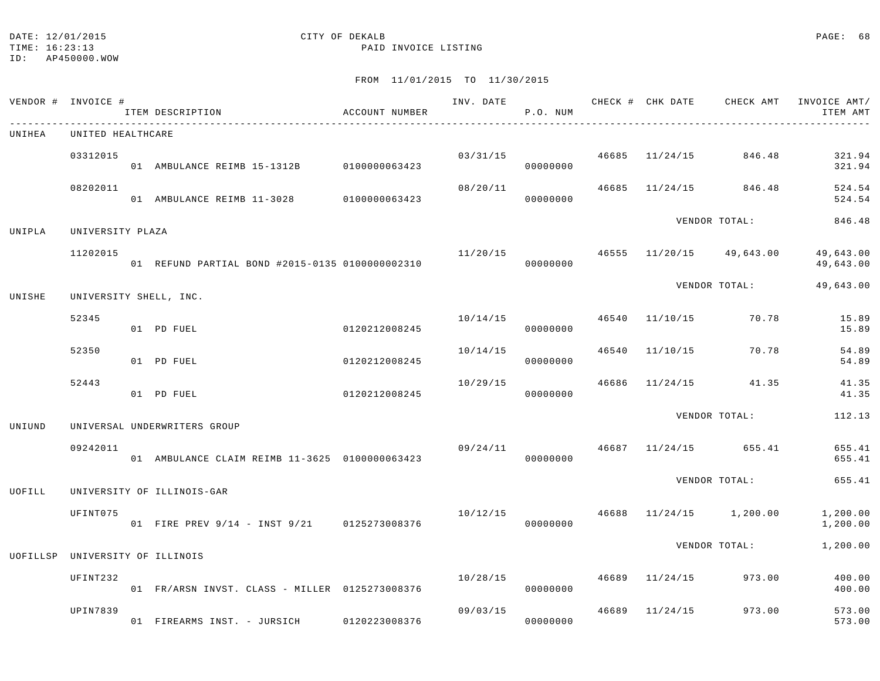DATE: 12/01/2015  
TIME: 16:23:13  
ID: AP450000.WOW

CITY OF DEKALB  
PAID INVOICE LISTING

FROM 11/01/2015 TO 11/30/2015

| VENDOR # | INVOICE # / ITEM DESCRIPTION | ACCOUNT NUMBER | INV. DATE | P.O. NUM | CHECK # | CHK DATE | CHECK AMT | INVOICE AMT/ ITEM AMT |
|---|---|---|---|---|---|---|---|---|
| UNIHEA | UNITED HEALTHCARE | | | | | | | |
| | 03312015 | | 03/31/15 | | 46685 | 11/24/15 | 846.48 | 321.94 |
| | 01 AMBULANCE REIMB 15-1312B | 0100000063423 | | 00000000 | | | | 321.94 |
| | 08202011 | | 08/20/11 | | 46685 | 11/24/15 | 846.48 | 524.54 |
| | 01 AMBULANCE REIMB 11-3028 | 0100000063423 | | 00000000 | | | | 524.54 |
| | | | | | | | VENDOR TOTAL: | 846.48 |
| UNIPLA | UNIVERSITY PLAZA | | | | | | | |
| | 11202015 | | 11/20/15 | | 46555 | 11/20/15 | 49,643.00 | 49,643.00 |
| | 01 REFUND PARTIAL BOND #2015-0135 | 0100000002310 | | 00000000 | | | | 49,643.00 |
| | | | | | | | VENDOR TOTAL: | 49,643.00 |
| UNISHE | UNIVERSITY SHELL, INC. | | | | | | | |
| | 52345 | | 10/14/15 | | 46540 | 11/10/15 | 70.78 | 15.89 |
| | 01 PD FUEL | 0120212008245 | | 00000000 | | | | 15.89 |
| | 52350 | | 10/14/15 | | 46540 | 11/10/15 | 70.78 | 54.89 |
| | 01 PD FUEL | 0120212008245 | | 00000000 | | | | 54.89 |
| | 52443 | | 10/29/15 | | 46686 | 11/24/15 | 41.35 | 41.35 |
| | 01 PD FUEL | 0120212008245 | | 00000000 | | | | 41.35 |
| | | | | | | | VENDOR TOTAL: | 112.13 |
| UNIUND | UNIVERSAL UNDERWRITERS GROUP | | | | | | | |
| | 09242011 | | 09/24/11 | | 46687 | 11/24/15 | 655.41 | 655.41 |
| | 01 AMBULANCE CLAIM REIMB 11-3625 | 0100000063423 | | 00000000 | | | | 655.41 |
| | | | | | | | VENDOR TOTAL: | 655.41 |
| UOFILL | UNIVERSITY OF ILLINOIS-GAR | | | | | | | |
| | UFINT075 | | 10/12/15 | | 46688 | 11/24/15 | 1,200.00 | 1,200.00 |
| | 01 FIRE PREV 9/14 - INST 9/21 | 0125273008376 | | 00000000 | | | | 1,200.00 |
| | | | | | | | VENDOR TOTAL: | 1,200.00 |
| UOFILLSP | UNIVERSITY OF ILLINOIS | | | | | | | |
| | UFINT232 | | 10/28/15 | | 46689 | 11/24/15 | 973.00 | 400.00 |
| | 01 FR/ARSN INVST. CLASS - MILLER | 0125273008376 | | 00000000 | | | | 400.00 |
| | UPIN7839 | | 09/03/15 | | 46689 | 11/24/15 | 973.00 | 573.00 |
| | 01 FIREARMS INST. - JURSICH | 0120223008376 | | 00000000 | | | | 573.00 |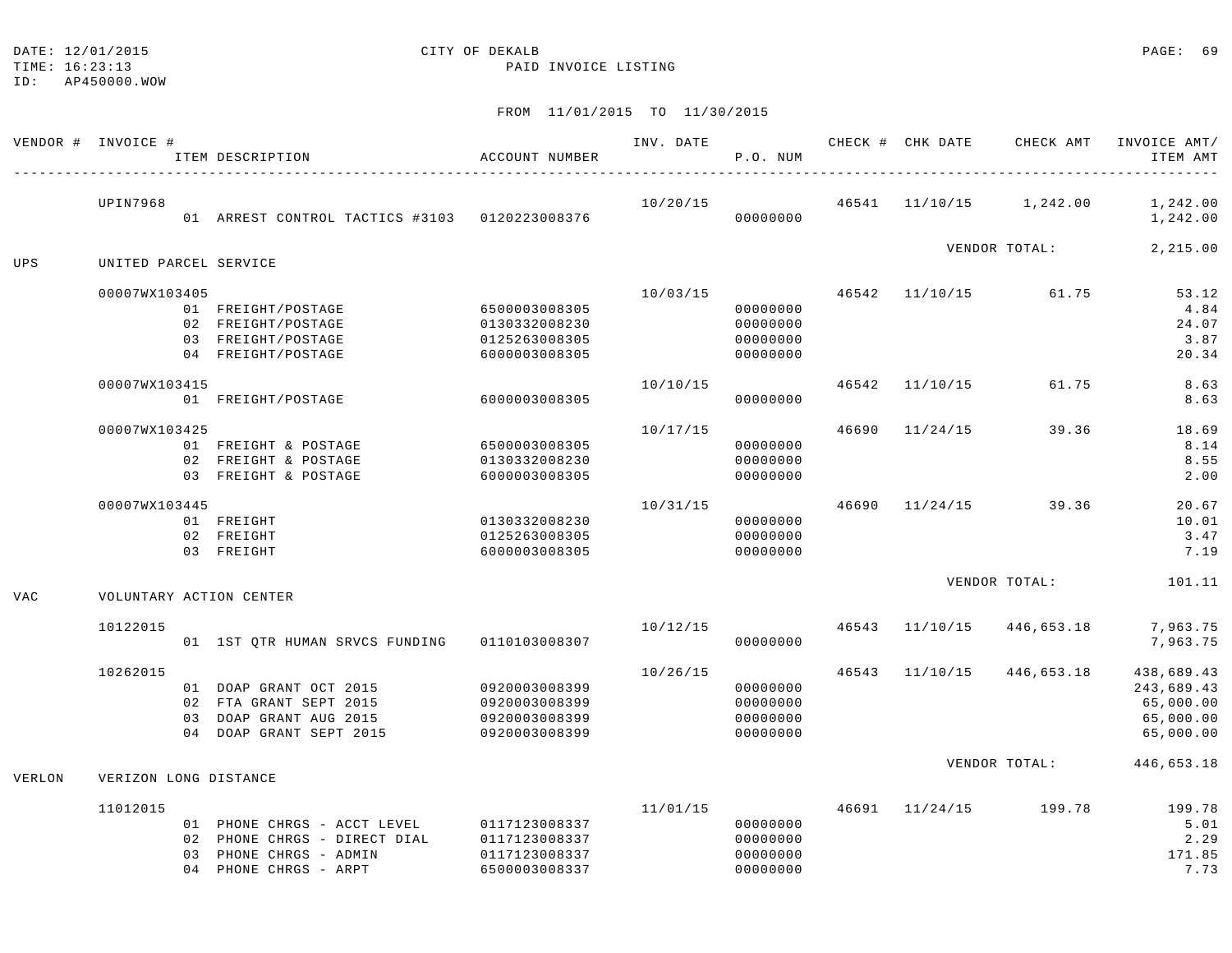DATE: 12/01/2015 CITY OF DEKALB
TIME: 16:23:13 PAID INVOICE LISTING
ID: AP450000.WOW

FROM 11/01/2015 TO 11/30/2015

| VENDOR # | INVOICE # / ITEM DESCRIPTION | ACCOUNT NUMBER | INV. DATE | P.O. NUM | CHECK # | CHK DATE | CHECK AMT | INVOICE AMT/ ITEM AMT |
|---|---|---|---|---|---|---|---|---|
| | UPIN7968 | | 10/20/15 | | 46541 | 11/10/15 | 1,242.00 | 1,242.00 |
| | 01 ARREST CONTROL TACTICS #3103 | 0120223008376 | | 00000000 | | | | 1,242.00 |
| | | | | | | VENDOR TOTAL: | | 2,215.00 |
| UPS | UNITED PARCEL SERVICE | | | | | | | |
| | 00007WX103405 | | 10/03/15 | | 46542 | 11/10/15 | 61.75 | 53.12 |
| | 01 FREIGHT/POSTAGE | 6500003008305 | | 00000000 | | | | 4.84 |
| | 02 FREIGHT/POSTAGE | 0130332008230 | | 00000000 | | | | 24.07 |
| | 03 FREIGHT/POSTAGE | 0125263008305 | | 00000000 | | | | 3.87 |
| | 04 FREIGHT/POSTAGE | 6000003008305 | | 00000000 | | | | 20.34 |
| | 00007WX103415 | | 10/10/15 | | 46542 | 11/10/15 | 61.75 | 8.63 |
| | 01 FREIGHT/POSTAGE | 6000003008305 | | 00000000 | | | | 8.63 |
| | 00007WX103425 | | 10/17/15 | | 46690 | 11/24/15 | 39.36 | 18.69 |
| | 01 FREIGHT & POSTAGE | 6500003008305 | | 00000000 | | | | 8.14 |
| | 02 FREIGHT & POSTAGE | 0130332008230 | | 00000000 | | | | 8.55 |
| | 03 FREIGHT & POSTAGE | 6000003008305 | | 00000000 | | | | 2.00 |
| | 00007WX103445 | | 10/31/15 | | 46690 | 11/24/15 | 39.36 | 20.67 |
| | 01 FREIGHT | 0130332008230 | | 00000000 | | | | 10.01 |
| | 02 FREIGHT | 0125263008305 | | 00000000 | | | | 3.47 |
| | 03 FREIGHT | 6000003008305 | | 00000000 | | | | 7.19 |
| | | | | | | VENDOR TOTAL: | | 101.11 |
| VAC | VOLUNTARY ACTION CENTER | | | | | | | |
| | 10122015 | | 10/12/15 | | 46543 | 11/10/15 | 446,653.18 | 7,963.75 |
| | 01 1ST QTR HUMAN SRVCS FUNDING | 0110103008307 | | 00000000 | | | | 7,963.75 |
| | 10262015 | | 10/26/15 | | 46543 | 11/10/15 | 446,653.18 | 438,689.43 |
| | 01 DOAP GRANT OCT 2015 | 0920003008399 | | 00000000 | | | | 243,689.43 |
| | 02 FTA GRANT SEPT 2015 | 0920003008399 | | 00000000 | | | | 65,000.00 |
| | 03 DOAP GRANT AUG 2015 | 0920003008399 | | 00000000 | | | | 65,000.00 |
| | 04 DOAP GRANT SEPT 2015 | 0920003008399 | | 00000000 | | | | 65,000.00 |
| | | | | | | VENDOR TOTAL: | | 446,653.18 |
| VERLON | VERIZON LONG DISTANCE | | | | | | | |
| | 11012015 | | 11/01/15 | | 46691 | 11/24/15 | 199.78 | 199.78 |
| | 01 PHONE CHRGS - ACCT LEVEL | 0117123008337 | | 00000000 | | | | 5.01 |
| | 02 PHONE CHRGS - DIRECT DIAL | 0117123008337 | | 00000000 | | | | 2.29 |
| | 03 PHONE CHRGS - ADMIN | 0117123008337 | | 00000000 | | | | 171.85 |
| | 04 PHONE CHRGS - ARPT | 6500003008337 | | 00000000 | | | | 7.73 |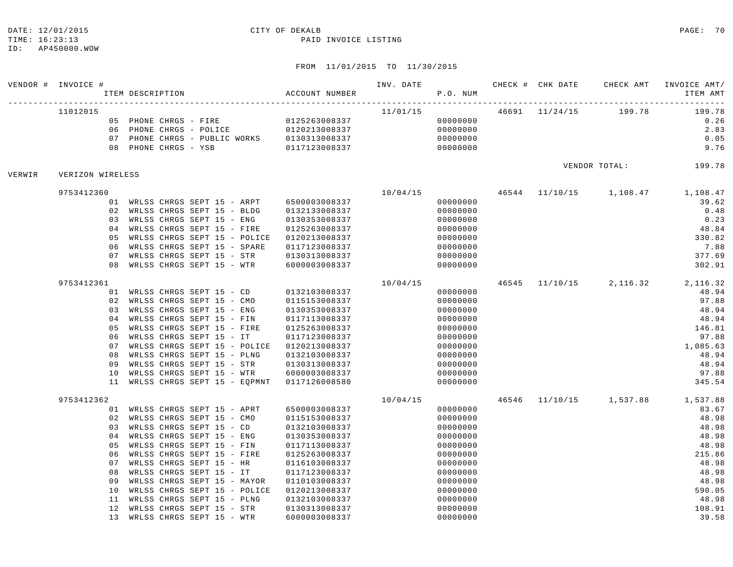DATE: 12/01/2015 CITY OF DEKALB
TIME: 16:23:13 PAID INVOICE LISTING
ID: AP450000.WOW

FROM 11/01/2015 TO 11/30/2015

| VENDOR # | INVOICE # / ITEM DESCRIPTION | ACCOUNT NUMBER | INV. DATE | P.O. NUM | CHECK # | CHK DATE | CHECK AMT | INVOICE AMT/ ITEM AMT |
|---|---|---|---|---|---|---|---|---|
| | 11012015 | | 11/01/15 | | 46691 | 11/24/15 | 199.78 | 199.78 |
| | 05 PHONE CHRGS - FIRE | 0125263008337 | | 00000000 | | | | 0.26 |
| | 06 PHONE CHRGS - POLICE | 0120213008337 | | 00000000 | | | | 2.83 |
| | 07 PHONE CHRGS - PUBLIC WORKS | 0130313008337 | | 00000000 | | | | 0.05 |
| | 08 PHONE CHRGS - YSB | 0117123008337 | | 00000000 | | | | 9.76 |
| | | | | | | VENDOR TOTAL: | | 199.78 |
| VERWIR | VERIZON WIRELESS | | | | | | | |
| | 9753412360 | | 10/04/15 | | 46544 | 11/10/15 | 1,108.47 | 1,108.47 |
| | 01 WRLSS CHRGS SEPT 15 - ARPT | 6500003008337 | | 00000000 | | | | 39.62 |
| | 02 WRLSS CHRGS SEPT 15 - BLDG | 0132133008337 | | 00000000 | | | | 0.48 |
| | 03 WRLSS CHRGS SEPT 15 - ENG | 0130353008337 | | 00000000 | | | | 0.23 |
| | 04 WRLSS CHRGS SEPT 15 - FIRE | 0125263008337 | | 00000000 | | | | 48.84 |
| | 05 WRLSS CHRGS SEPT 15 - POLICE | 0120213008337 | | 00000000 | | | | 330.82 |
| | 06 WRLSS CHRGS SEPT 15 - SPARE | 0117123008337 | | 00000000 | | | | 7.88 |
| | 07 WRLSS CHRGS SEPT 15 - STR | 0130313008337 | | 00000000 | | | | 377.69 |
| | 08 WRLSS CHRGS SEPT 15 - WTR | 6000003008337 | | 00000000 | | | | 302.91 |
| | 9753412361 | | 10/04/15 | | 46545 | 11/10/15 | 2,116.32 | 2,116.32 |
| | 01 WRLSS CHRGS SEPT 15 - CD | 0132103008337 | | 00000000 | | | | 48.94 |
| | 02 WRLSS CHRGS SEPT 15 - CMO | 0115153008337 | | 00000000 | | | | 97.88 |
| | 03 WRLSS CHRGS SEPT 15 - ENG | 0130353008337 | | 00000000 | | | | 48.94 |
| | 04 WRLSS CHRGS SEPT 15 - FIN | 0117113008337 | | 00000000 | | | | 48.94 |
| | 05 WRLSS CHRGS SEPT 15 - FIRE | 0125263008337 | | 00000000 | | | | 146.81 |
| | 06 WRLSS CHRGS SEPT 15 - IT | 0117123008337 | | 00000000 | | | | 97.88 |
| | 07 WRLSS CHRGS SEPT 15 - POLICE | 0120213008337 | | 00000000 | | | | 1,085.63 |
| | 08 WRLSS CHRGS SEPT 15 - PLNG | 0132103008337 | | 00000000 | | | | 48.94 |
| | 09 WRLSS CHRGS SEPT 15 - STR | 0130313008337 | | 00000000 | | | | 48.94 |
| | 10 WRLSS CHRGS SEPT 15 - WTR | 6000003008337 | | 00000000 | | | | 97.88 |
| | 11 WRLSS CHRGS SEPT 15 - EQPMNT | 0117126008580 | | 00000000 | | | | 345.54 |
| | 9753412362 | | 10/04/15 | | 46546 | 11/10/15 | 1,537.88 | 1,537.88 |
| | 01 WRLSS CHRGS SEPT 15 - APRT | 6500003008337 | | 00000000 | | | | 83.67 |
| | 02 WRLSS CHRGS SEPT 15 - CMO | 0115153008337 | | 00000000 | | | | 48.98 |
| | 03 WRLSS CHRGS SEPT 15 - CD | 0132103008337 | | 00000000 | | | | 48.98 |
| | 04 WRLSS CHRGS SEPT 15 - ENG | 0130353008337 | | 00000000 | | | | 48.98 |
| | 05 WRLSS CHRGS SEPT 15 - FIN | 0117113008337 | | 00000000 | | | | 48.98 |
| | 06 WRLSS CHRGS SEPT 15 - FIRE | 0125263008337 | | 00000000 | | | | 215.86 |
| | 07 WRLSS CHRGS SEPT 15 - HR | 0116103008337 | | 00000000 | | | | 48.98 |
| | 08 WRLSS CHRGS SEPT 15 - IT | 0117123008337 | | 00000000 | | | | 48.98 |
| | 09 WRLSS CHRGS SEPT 15 - MAYOR | 0110103008337 | | 00000000 | | | | 48.98 |
| | 10 WRLSS CHRGS SEPT 15 - POLICE | 0120213008337 | | 00000000 | | | | 590.05 |
| | 11 WRLSS CHRGS SEPT 15 - PLNG | 0132103008337 | | 00000000 | | | | 48.98 |
| | 12 WRLSS CHRGS SEPT 15 - STR | 0130313008337 | | 00000000 | | | | 108.91 |
| | 13 WRLSS CHRGS SEPT 15 - WTR | 6000003008337 | | 00000000 | | | | 39.58 |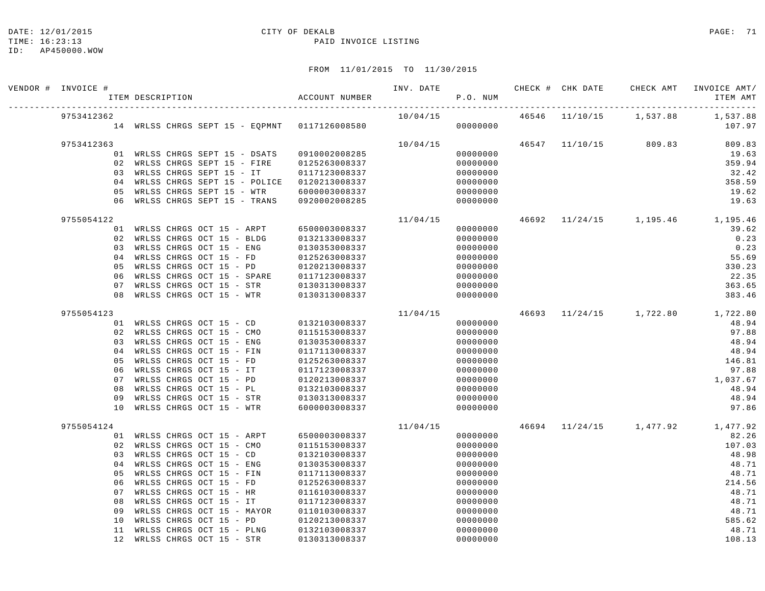CITY OF DEKALB

PAID INVOICE LISTING

DATE: 12/01/2015
TIME: 16:23:13
ID: AP450000.WOW

FROM 11/01/2015 TO 11/30/2015

| VENDOR # | INVOICE # | ITEM DESCRIPTION | ACCOUNT NUMBER | INV. DATE | P.O. NUM | CHECK # | CHK DATE | CHECK AMT | INVOICE AMT/ ITEM AMT |
|---|---|---|---|---|---|---|---|---|---|
| | 9753412362 | | | 10/04/15 | | 46546 | 11/10/15 | 1,537.88 | 1,537.88 |
| | | 14 WRLSS CHRGS SEPT 15 - EQPMNT | 0117126008580 | | 00000000 | | | | 107.97 |
| | 9753412363 | | | 10/04/15 | | 46547 | 11/10/15 | 809.83 | 809.83 |
| | | 01 WRLSS CHRGS SEPT 15 - DSATS | 0910002008285 | | 00000000 | | | | 19.63 |
| | | 02 WRLSS CHRGS SEPT 15 - FIRE | 0125263008337 | | 00000000 | | | | 359.94 |
| | | 03 WRLSS CHRGS SEPT 15 - IT | 0117123008337 | | 00000000 | | | | 32.42 |
| | | 04 WRLSS CHRGS SEPT 15 - POLICE | 0120213008337 | | 00000000 | | | | 358.59 |
| | | 05 WRLSS CHRGS SEPT 15 - WTR | 6000003008337 | | 00000000 | | | | 19.62 |
| | | 06 WRLSS CHRGS SEPT 15 - TRANS | 0920002008285 | | 00000000 | | | | 19.63 |
| | 9755054122 | | | 11/04/15 | | 46692 | 11/24/15 | 1,195.46 | 1,195.46 |
| | | 01 WRLSS CHRGS OCT 15 - ARPT | 6500003008337 | | 00000000 | | | | 39.62 |
| | | 02 WRLSS CHRGS OCT 15 - BLDG | 0132133008337 | | 00000000 | | | | 0.23 |
| | | 03 WRLSS CHRGS OCT 15 - ENG | 0130353008337 | | 00000000 | | | | 0.23 |
| | | 04 WRLSS CHRGS OCT 15 - FD | 0125263008337 | | 00000000 | | | | 55.69 |
| | | 05 WRLSS CHRGS OCT 15 - PD | 0120213008337 | | 00000000 | | | | 330.23 |
| | | 06 WRLSS CHRGS OCT 15 - SPARE | 0117123008337 | | 00000000 | | | | 22.35 |
| | | 07 WRLSS CHRGS OCT 15 - STR | 0130313008337 | | 00000000 | | | | 363.65 |
| | | 08 WRLSS CHRGS OCT 15 - WTR | 0130313008337 | | 00000000 | | | | 383.46 |
| | 9755054123 | | | 11/04/15 | | 46693 | 11/24/15 | 1,722.80 | 1,722.80 |
| | | 01 WRLSS CHRGS OCT 15 - CD | 0132103008337 | | 00000000 | | | | 48.94 |
| | | 02 WRLSS CHRGS OCT 15 - CMO | 0115153008337 | | 00000000 | | | | 97.88 |
| | | 03 WRLSS CHRGS OCT 15 - ENG | 0130353008337 | | 00000000 | | | | 48.94 |
| | | 04 WRLSS CHRGS OCT 15 - FIN | 0117113008337 | | 00000000 | | | | 48.94 |
| | | 05 WRLSS CHRGS OCT 15 - FD | 0125263008337 | | 00000000 | | | | 146.81 |
| | | 06 WRLSS CHRGS OCT 15 - IT | 0117123008337 | | 00000000 | | | | 97.88 |
| | | 07 WRLSS CHRGS OCT 15 - PD | 0120213008337 | | 00000000 | | | | 1,037.67 |
| | | 08 WRLSS CHRGS OCT 15 - PL | 0132103008337 | | 00000000 | | | | 48.94 |
| | | 09 WRLSS CHRGS OCT 15 - STR | 0130313008337 | | 00000000 | | | | 48.94 |
| | | 10 WRLSS CHRGS OCT 15 - WTR | 6000003008337 | | 00000000 | | | | 97.86 |
| | 9755054124 | | | 11/04/15 | | 46694 | 11/24/15 | 1,477.92 | 1,477.92 |
| | | 01 WRLSS CHRGS OCT 15 - ARPT | 6500003008337 | | 00000000 | | | | 82.26 |
| | | 02 WRLSS CHRGS OCT 15 - CMO | 0115153008337 | | 00000000 | | | | 107.03 |
| | | 03 WRLSS CHRGS OCT 15 - CD | 0132103008337 | | 00000000 | | | | 48.98 |
| | | 04 WRLSS CHRGS OCT 15 - ENG | 0130353008337 | | 00000000 | | | | 48.71 |
| | | 05 WRLSS CHRGS OCT 15 - FIN | 0117113008337 | | 00000000 | | | | 48.71 |
| | | 06 WRLSS CHRGS OCT 15 - FD | 0125263008337 | | 00000000 | | | | 214.56 |
| | | 07 WRLSS CHRGS OCT 15 - HR | 0116103008337 | | 00000000 | | | | 48.71 |
| | | 08 WRLSS CHRGS OCT 15 - IT | 0117123008337 | | 00000000 | | | | 48.71 |
| | | 09 WRLSS CHRGS OCT 15 - MAYOR | 0110103008337 | | 00000000 | | | | 48.71 |
| | | 10 WRLSS CHRGS OCT 15 - PD | 0120213008337 | | 00000000 | | | | 585.62 |
| | | 11 WRLSS CHRGS OCT 15 - PLNG | 0132103008337 | | 00000000 | | | | 48.71 |
| | | 12 WRLSS CHRGS OCT 15 - STR | 0130313008337 | | 00000000 | | | | 108.13 |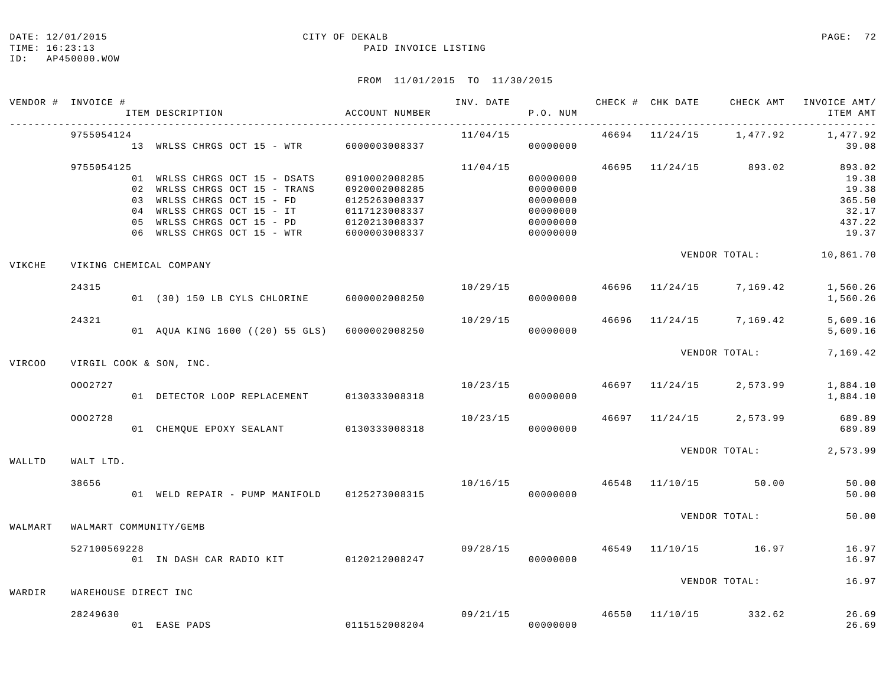DATE: 12/01/2015 CITY OF DEKALB
TIME: 16:23:13 PAID INVOICE LISTING
ID: AP450000.WOW

FROM 11/01/2015 TO 11/30/2015

| VENDOR # | INVOICE # / ITEM DESCRIPTION | ACCOUNT NUMBER | INV. DATE | P.O. NUM | CHECK # | CHK DATE | CHECK AMT | INVOICE AMT/ ITEM AMT |
|---|---|---|---|---|---|---|---|---|
| | 9755054124 | | 11/04/15 | | 46694 | 11/24/15 | 1,477.92 | 1,477.92 |
| | 13 WRLSS CHRGS OCT 15 - WTR | 6000003008337 | | 00000000 | | | | 39.08 |
| | 9755054125 | | 11/04/15 | | 46695 | 11/24/15 | 893.02 | 893.02 |
| | 01 WRLSS CHRGS OCT 15 - DSATS | 0910002008285 | | 00000000 | | | | 19.38 |
| | 02 WRLSS CHRGS OCT 15 - TRANS | 0920002008285 | | 00000000 | | | | 19.38 |
| | 03 WRLSS CHRGS OCT 15 - FD | 0125263008337 | | 00000000 | | | | 365.50 |
| | 04 WRLSS CHRGS OCT 15 - IT | 0117123008337 | | 00000000 | | | | 32.17 |
| | 05 WRLSS CHRGS OCT 15 - PD | 0120213008337 | | 00000000 | | | | 437.22 |
| | 06 WRLSS CHRGS OCT 15 - WTR | 6000003008337 | | 00000000 | | | | 19.37 |
| | | | | | | VENDOR TOTAL: | | 10,861.70 |
| VIKCHE | VIKING CHEMICAL COMPANY | | | | | | | |
| | 24315 | | 10/29/15 | | 46696 | 11/24/15 | 7,169.42 | 1,560.26 |
| | 01 (30) 150 LB CYLS CHLORINE | 6000002008250 | | 00000000 | | | | 1,560.26 |
| | 24321 | | 10/29/15 | | 46696 | 11/24/15 | 7,169.42 | 5,609.16 |
| | 01 AQUA KING 1600 ((20) 55 GLS) | 6000002008250 | | 00000000 | | | | 5,609.16 |
| | | | | | | VENDOR TOTAL: | | 7,169.42 |
| VIRCOO | VIRGIL COOK & SON, INC. | | | | | | | |
| | 0002727 | | 10/23/15 | | 46697 | 11/24/15 | 2,573.99 | 1,884.10 |
| | 01 DETECTOR LOOP REPLACEMENT | 0130333008318 | | 00000000 | | | | 1,884.10 |
| | 0002728 | | 10/23/15 | | 46697 | 11/24/15 | 2,573.99 | 689.89 |
| | 01 CHEMQUE EPOXY SEALANT | 0130333008318 | | 00000000 | | | | 689.89 |
| | | | | | | VENDOR TOTAL: | | 2,573.99 |
| WALLTD | WALT LTD. | | | | | | | |
| | 38656 | | 10/16/15 | | 46548 | 11/10/15 | 50.00 | 50.00 |
| | 01 WELD REPAIR - PUMP MANIFOLD | 0125273008315 | | 00000000 | | | | 50.00 |
| | | | | | | VENDOR TOTAL: | | 50.00 |
| WALMART | WALMART COMMUNITY/GEMB | | | | | | | |
| | 527100569228 | | 09/28/15 | | 46549 | 11/10/15 | 16.97 | 16.97 |
| | 01 IN DASH CAR RADIO KIT | 0120212008247 | | 00000000 | | | | 16.97 |
| | | | | | | VENDOR TOTAL: | | 16.97 |
| WARDIR | WAREHOUSE DIRECT INC | | | | | | | |
| | 28249630 | | 09/21/15 | | 46550 | 11/10/15 | 332.62 | 26.69 |
| | 01 EASE PADS | 0115152008204 | | 00000000 | | | | 26.69 |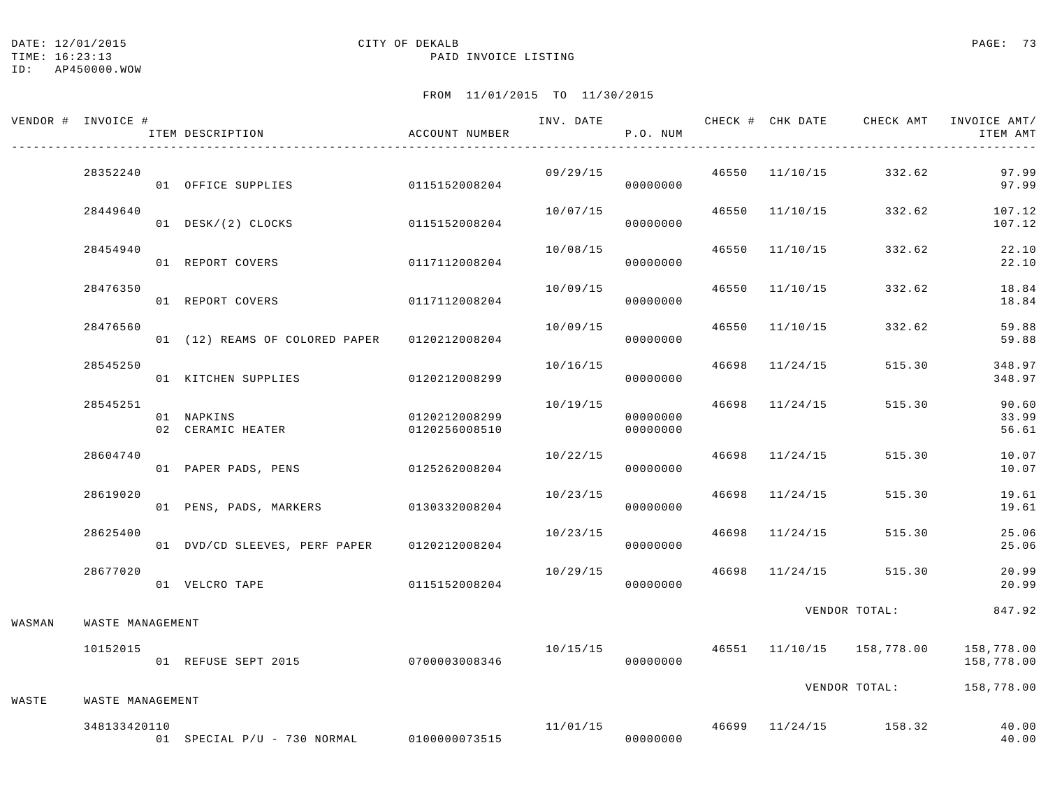DATE: 12/01/2015
TIME: 16:23:13
ID: AP450000.WOW

CITY OF DEKALB
PAID INVOICE LISTING

FROM 11/01/2015 TO 11/30/2015

| VENDOR # | INVOICE # | ITEM DESCRIPTION | ACCOUNT NUMBER | INV. DATE | P.O. NUM | CHECK # | CHK DATE | CHECK AMT | INVOICE AMT/ ITEM AMT |
|---|---|---|---|---|---|---|---|---|---|
| | 28352240 | | | 09/29/15 | | 46550 | 11/10/15 | 332.62 | 97.99 |
| | | 01 OFFICE SUPPLIES | 0115152008204 | | 00000000 | | | | 97.99 |
| | 28449640 | | | 10/07/15 | | 46550 | 11/10/15 | 332.62 | 107.12 |
| | | 01 DESK/(2) CLOCKS | 0115152008204 | | 00000000 | | | | 107.12 |
| | 28454940 | | | 10/08/15 | | 46550 | 11/10/15 | 332.62 | 22.10 |
| | | 01 REPORT COVERS | 0117112008204 | | 00000000 | | | | 22.10 |
| | 28476350 | | | 10/09/15 | | 46550 | 11/10/15 | 332.62 | 18.84 |
| | | 01 REPORT COVERS | 0117112008204 | | 00000000 | | | | 18.84 |
| | 28476560 | | | 10/09/15 | | 46550 | 11/10/15 | 332.62 | 59.88 |
| | | 01 (12) REAMS OF COLORED PAPER | 0120212008204 | | 00000000 | | | | 59.88 |
| | 28545250 | | | 10/16/15 | | 46698 | 11/24/15 | 515.30 | 348.97 |
| | | 01 KITCHEN SUPPLIES | 0120212008299 | | 00000000 | | | | 348.97 |
| | 28545251 | | | 10/19/15 | | 46698 | 11/24/15 | 515.30 | 90.60 |
| | | 01 NAPKINS | 0120212008299 | | 00000000 | | | | 33.99 |
| | | 02 CERAMIC HEATER | 0120256008510 | | 00000000 | | | | 56.61 |
| | 28604740 | | | 10/22/15 | | 46698 | 11/24/15 | 515.30 | 10.07 |
| | | 01 PAPER PADS, PENS | 0125262008204 | | 00000000 | | | | 10.07 |
| | 28619020 | | | 10/23/15 | | 46698 | 11/24/15 | 515.30 | 19.61 |
| | | 01 PENS, PADS, MARKERS | 0130332008204 | | 00000000 | | | | 19.61 |
| | 28625400 | | | 10/23/15 | | 46698 | 11/24/15 | 515.30 | 25.06 |
| | | 01 DVD/CD SLEEVES, PERF PAPER | 0120212008204 | | 00000000 | | | | 25.06 |
| | 28677020 | | | 10/29/15 | | 46698 | 11/24/15 | 515.30 | 20.99 |
| | | 01 VELCRO TAPE | 0115152008204 | | 00000000 | | | | 20.99 |
| | | | | | | | | VENDOR TOTAL: | 847.92 |
| WASMAN | WASTE MANAGEMENT | | | | | | | | |
| | 10152015 | | | 10/15/15 | | 46551 | 11/10/15 | 158,778.00 | 158,778.00 |
| | | 01 REFUSE SEPT 2015 | 0700003008346 | | 00000000 | | | | 158,778.00 |
| | | | | | | | | VENDOR TOTAL: | 158,778.00 |
| WASTE | WASTE MANAGEMENT | | | | | | | | |
| | 348133420110 | | | 11/01/15 | | 46699 | 11/24/15 | 158.32 | 40.00 |
| | | 01 SPECIAL P/U - 730 NORMAL | 0100000073515 | | 00000000 | | | | 40.00 |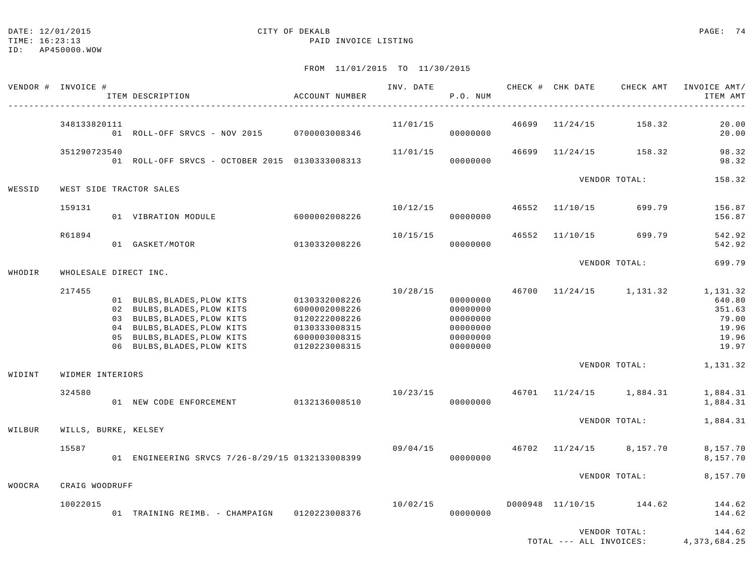CITY OF DEKALB
PAID INVOICE LISTING

DATE: 12/01/2015
TIME: 16:23:13
ID: AP450000.WOW

FROM 11/01/2015 TO 11/30/2015

| VENDOR # | INVOICE # / ITEM DESCRIPTION | ACCOUNT NUMBER | INV. DATE | P.O. NUM | CHECK # | CHK DATE | CHECK AMT | INVOICE AMT/ ITEM AMT |
|---|---|---|---|---|---|---|---|---|
| | 348133820111 | | 11/01/15 | | 46699 | 11/24/15 | 158.32 | 20.00 |
| | 01 ROLL-OFF SRVCS - NOV 2015 | 0700003008346 | | 00000000 | | | | 20.00 |
| | 351290723540 | | 11/01/15 | | 46699 | 11/24/15 | 158.32 | 98.32 |
| | 01 ROLL-OFF SRVCS - OCTOBER 2015 | 0130333008313 | | 00000000 | | | | 98.32 |
| | | | | | | VENDOR TOTAL: | | 158.32 |
| WESSID | WEST SIDE TRACTOR SALES | | | | | | | |
| | 159131 | | 10/12/15 | | 46552 | 11/10/15 | 699.79 | 156.87 |
| | 01 VIBRATION MODULE | 6000002008226 | | 00000000 | | | | 156.87 |
| | R61894 | | 10/15/15 | | 46552 | 11/10/15 | 699.79 | 542.92 |
| | 01 GASKET/MOTOR | 0130332008226 | | 00000000 | | | | 542.92 |
| | | | | | | VENDOR TOTAL: | | 699.79 |
| WHODIR | WHOLESALE DIRECT INC. | | | | | | | |
| | 217455 | | 10/28/15 | | 46700 | 11/24/15 | 1,131.32 | 1,131.32 |
| | 01 BULBS,BLADES,PLOW KITS | 0130332008226 | | 00000000 | | | | 640.80 |
| | 02 BULBS,BLADES,PLOW KITS | 6000002008226 | | 00000000 | | | | 351.63 |
| | 03 BULBS,BLADES,PLOW KITS | 0120222008226 | | 00000000 | | | | 79.00 |
| | 04 BULBS,BLADES,PLOW KITS | 0130333008315 | | 00000000 | | | | 19.96 |
| | 05 BULBS,BLADES,PLOW KITS | 6000003008315 | | 00000000 | | | | 19.96 |
| | 06 BULBS,BLADES,PLOW KITS | 0120223008315 | | 00000000 | | | | 19.97 |
| | | | | | | VENDOR TOTAL: | | 1,131.32 |
| WIDINT | WIDMER INTERIORS | | | | | | | |
| | 324580 | | 10/23/15 | | 46701 | 11/24/15 | 1,884.31 | 1,884.31 |
| | 01 NEW CODE ENFORCEMENT | 0132136008510 | | 00000000 | | | | 1,884.31 |
| | | | | | | VENDOR TOTAL: | | 1,884.31 |
| WILBUR | WILLS, BURKE, KELSEY | | | | | | | |
| | 15587 | | 09/04/15 | | 46702 | 11/24/15 | 8,157.70 | 8,157.70 |
| | 01 ENGINEERING SRVCS 7/26-8/29/15 | 0132133008399 | | 00000000 | | | | 8,157.70 |
| | | | | | | VENDOR TOTAL: | | 8,157.70 |
| WOOCRA | CRAIG WOODRUFF | | | | | | | |
| | 10022015 | | 10/02/15 | | D000948 | 11/10/15 | 144.62 | 144.62 |
| | 01 TRAINING REIMB. - CHAMPAIGN | 0120223008376 | | 00000000 | | | | 144.62 |
| | | | | | | VENDOR TOTAL: | | 144.62 |
| | | | | | | TOTAL --- ALL INVOICES: | | 4,373,684.25 |